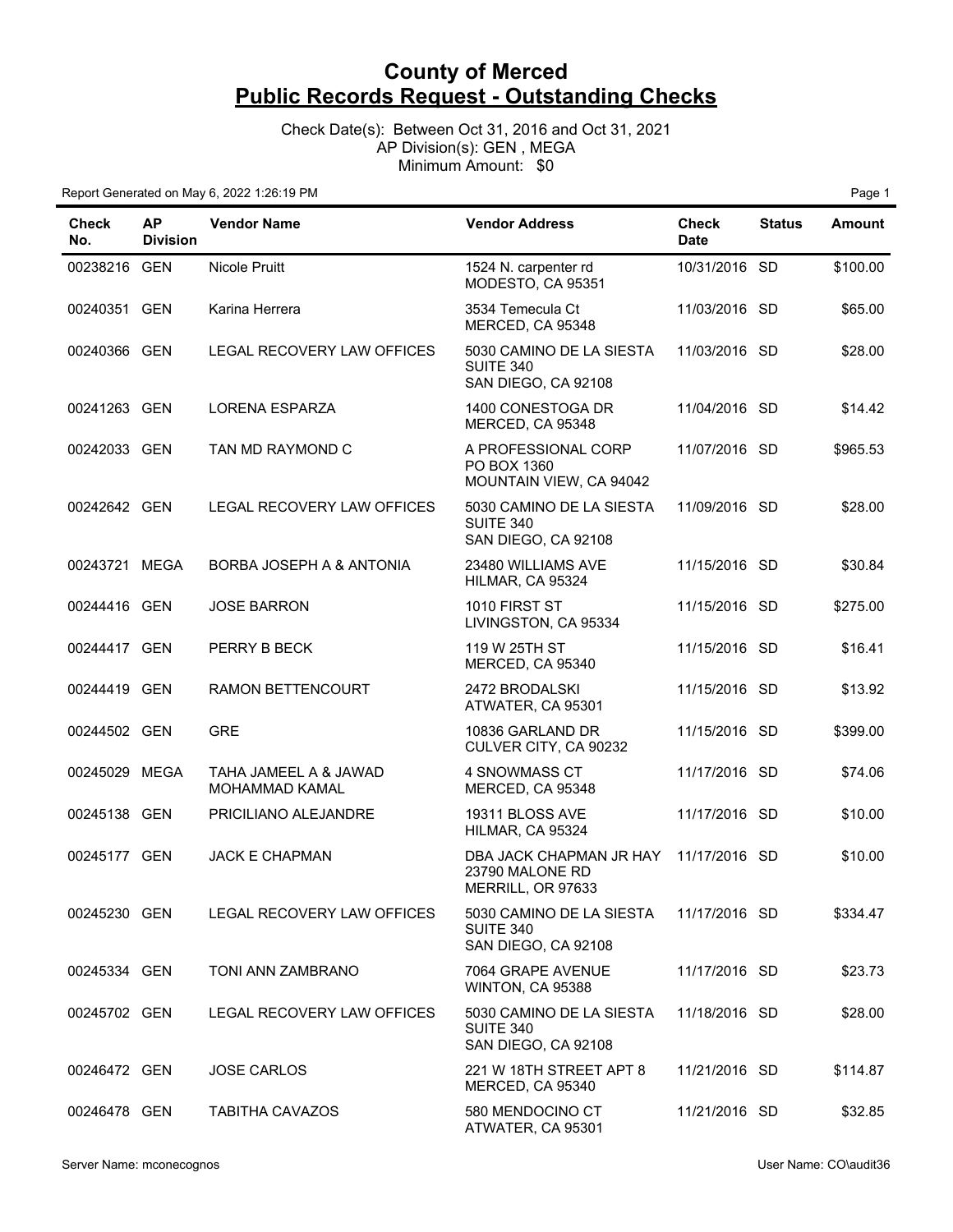# County of Merced
## Public Records Request - Outstanding Checks

Check Date(s): Between Oct 31, 2016 and Oct 31, 2021
AP Division(s): GEN , MEGA
Minimum Amount: $0

Report Generated on May 6, 2022 1:26:19 PM

| Check No. | AP Division | Vendor Name | Vendor Address | Check Date | Status | Amount |
|---|---|---|---|---|---|---|
| 00238216 | GEN | Nicole Pruitt | 1524 N. carpenter rd<br>MODESTO, CA 95351 | 10/31/2016 | SD | $100.00 |
| 00240351 | GEN | Karina Herrera | 3534 Temecula Ct<br>MERCED, CA 95348 | 11/03/2016 | SD | $65.00 |
| 00240366 | GEN | LEGAL RECOVERY LAW OFFICES | 5030 CAMINO DE LA SIESTA<br>SUITE 340<br>SAN DIEGO, CA 92108 | 11/03/2016 | SD | $28.00 |
| 00241263 | GEN | LORENA ESPARZA | 1400 CONESTOGA DR<br>MERCED, CA 95348 | 11/04/2016 | SD | $14.42 |
| 00242033 | GEN | TAN MD RAYMOND C | A PROFESSIONAL CORP<br>PO BOX 1360<br>MOUNTAIN VIEW, CA 94042 | 11/07/2016 | SD | $965.53 |
| 00242642 | GEN | LEGAL RECOVERY LAW OFFICES | 5030 CAMINO DE LA SIESTA<br>SUITE 340<br>SAN DIEGO, CA 92108 | 11/09/2016 | SD | $28.00 |
| 00243721 | MEGA | BORBA JOSEPH A & ANTONIA | 23480 WILLIAMS AVE<br>HILMAR, CA 95324 | 11/15/2016 | SD | $30.84 |
| 00244416 | GEN | JOSE BARRON | 1010 FIRST ST<br>LIVINGSTON, CA 95334 | 11/15/2016 | SD | $275.00 |
| 00244417 | GEN | PERRY B BECK | 119 W 25TH ST<br>MERCED, CA 95340 | 11/15/2016 | SD | $16.41 |
| 00244419 | GEN | RAMON BETTENCOURT | 2472 BRODALSKI<br>ATWATER, CA 95301 | 11/15/2016 | SD | $13.92 |
| 00244502 | GEN | GRE | 10836 GARLAND DR<br>CULVER CITY, CA 90232 | 11/15/2016 | SD | $399.00 |
| 00245029 | MEGA | TAHA JAMEEL A & JAWAD MOHAMMAD KAMAL | 4 SNOWMASS CT<br>MERCED, CA 95348 | 11/17/2016 | SD | $74.06 |
| 00245138 | GEN | PRICILIANO ALEJANDRE | 19311 BLOSS AVE<br>HILMAR, CA 95324 | 11/17/2016 | SD | $10.00 |
| 00245177 | GEN | JACK E CHAPMAN | DBA JACK CHAPMAN JR HAY<br>23790 MALONE RD<br>MERRILL, OR 97633 | 11/17/2016 | SD | $10.00 |
| 00245230 | GEN | LEGAL RECOVERY LAW OFFICES | 5030 CAMINO DE LA SIESTA<br>SUITE 340<br>SAN DIEGO, CA 92108 | 11/17/2016 | SD | $334.47 |
| 00245334 | GEN | TONI ANN ZAMBRANO | 7064 GRAPE AVENUE<br>WINTON, CA 95388 | 11/17/2016 | SD | $23.73 |
| 00245702 | GEN | LEGAL RECOVERY LAW OFFICES | 5030 CAMINO DE LA SIESTA<br>SUITE 340<br>SAN DIEGO, CA 92108 | 11/18/2016 | SD | $28.00 |
| 00246472 | GEN | JOSE CARLOS | 221 W 18TH STREET APT 8<br>MERCED, CA 95340 | 11/21/2016 | SD | $114.87 |
| 00246478 | GEN | TABITHA CAVAZOS | 580 MENDOCINO CT<br>ATWATER, CA 95301 | 11/21/2016 | SD | $32.85 |

Server Name: mconecognos

User Name: CO\audit36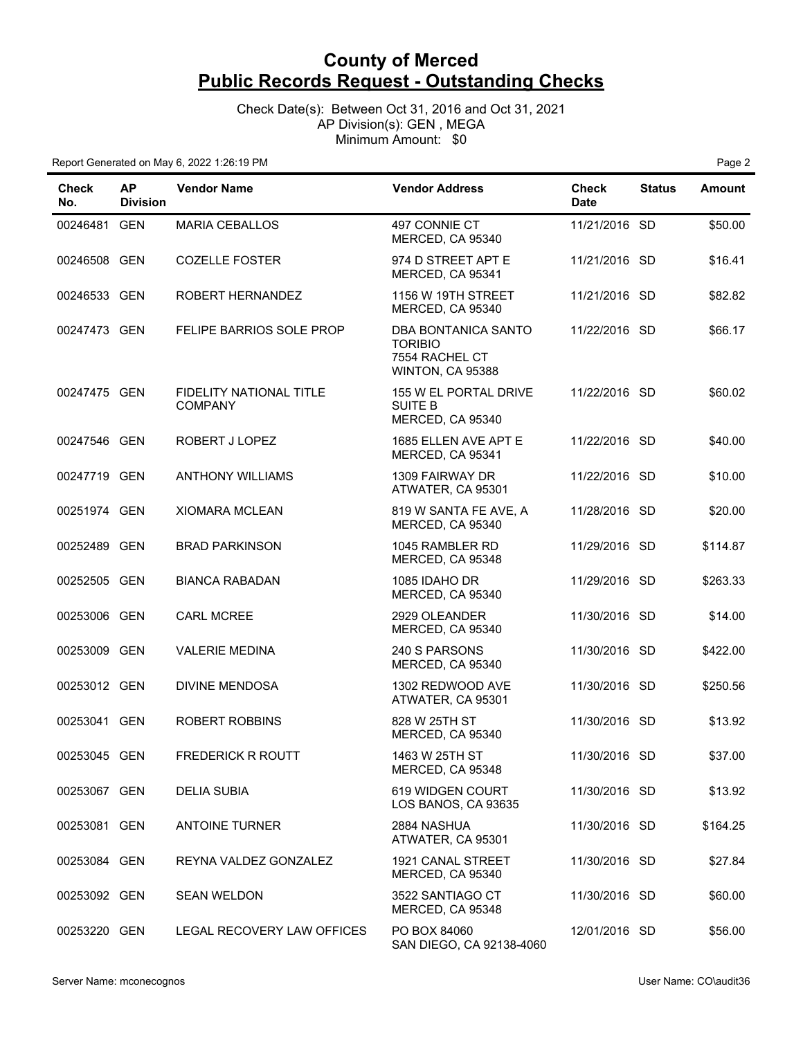# County of Merced
## Public Records Request - Outstanding Checks

Check Date(s): Between Oct 31, 2016 and Oct 31, 2021
AP Division(s): GEN , MEGA
Minimum Amount: $0

Report Generated on May 6, 2022 1:26:19 PM

| Check No. | AP Division | Vendor Name | Vendor Address | Check Date | Status | Amount |
|---|---|---|---|---|---|---|
| 00246481 | GEN | MARIA CEBALLOS | 497 CONNIE CT MERCED, CA 95340 | 11/21/2016 | SD | $50.00 |
| 00246508 | GEN | COZELLE FOSTER | 974 D STREET APT E MERCED, CA 95341 | 11/21/2016 | SD | $16.41 |
| 00246533 | GEN | ROBERT HERNANDEZ | 1156 W 19TH STREET MERCED, CA 95340 | 11/21/2016 | SD | $82.82 |
| 00247473 | GEN | FELIPE BARRIOS SOLE PROP | DBA BONTANICA SANTO TORIBIO 7554 RACHEL CT WINTON, CA 95388 | 11/22/2016 | SD | $66.17 |
| 00247475 | GEN | FIDELITY NATIONAL TITLE COMPANY | 155 W EL PORTAL DRIVE SUITE B MERCED, CA 95340 | 11/22/2016 | SD | $60.02 |
| 00247546 | GEN | ROBERT J LOPEZ | 1685 ELLEN AVE APT E MERCED, CA 95341 | 11/22/2016 | SD | $40.00 |
| 00247719 | GEN | ANTHONY WILLIAMS | 1309 FAIRWAY DR ATWATER, CA 95301 | 11/22/2016 | SD | $10.00 |
| 00251974 | GEN | XIOMARA MCLEAN | 819 W SANTA FE AVE, A MERCED, CA 95340 | 11/28/2016 | SD | $20.00 |
| 00252489 | GEN | BRAD PARKINSON | 1045 RAMBLER RD MERCED, CA 95348 | 11/29/2016 | SD | $114.87 |
| 00252505 | GEN | BIANCA RABADAN | 1085 IDAHO DR MERCED, CA 95340 | 11/29/2016 | SD | $263.33 |
| 00253006 | GEN | CARL MCREE | 2929 OLEANDER MERCED, CA 95340 | 11/30/2016 | SD | $14.00 |
| 00253009 | GEN | VALERIE MEDINA | 240 S PARSONS MERCED, CA 95340 | 11/30/2016 | SD | $422.00 |
| 00253012 | GEN | DIVINE MENDOSA | 1302 REDWOOD AVE ATWATER, CA 95301 | 11/30/2016 | SD | $250.56 |
| 00253041 | GEN | ROBERT ROBBINS | 828 W 25TH ST MERCED, CA 95340 | 11/30/2016 | SD | $13.92 |
| 00253045 | GEN | FREDERICK R ROUTT | 1463 W 25TH ST MERCED, CA 95348 | 11/30/2016 | SD | $37.00 |
| 00253067 | GEN | DELIA SUBIA | 619 WIDGEN COURT LOS BANOS, CA 93635 | 11/30/2016 | SD | $13.92 |
| 00253081 | GEN | ANTOINE TURNER | 2884 NASHUA ATWATER, CA 95301 | 11/30/2016 | SD | $164.25 |
| 00253084 | GEN | REYNA VALDEZ GONZALEZ | 1921 CANAL STREET MERCED, CA 95340 | 11/30/2016 | SD | $27.84 |
| 00253092 | GEN | SEAN WELDON | 3522 SANTIAGO CT MERCED, CA 95348 | 11/30/2016 | SD | $60.00 |
| 00253220 | GEN | LEGAL RECOVERY LAW OFFICES | PO BOX 84060 SAN DIEGO, CA 92138-4060 | 12/01/2016 | SD | $56.00 |

Server Name: mconecognos
User Name: CO\audit36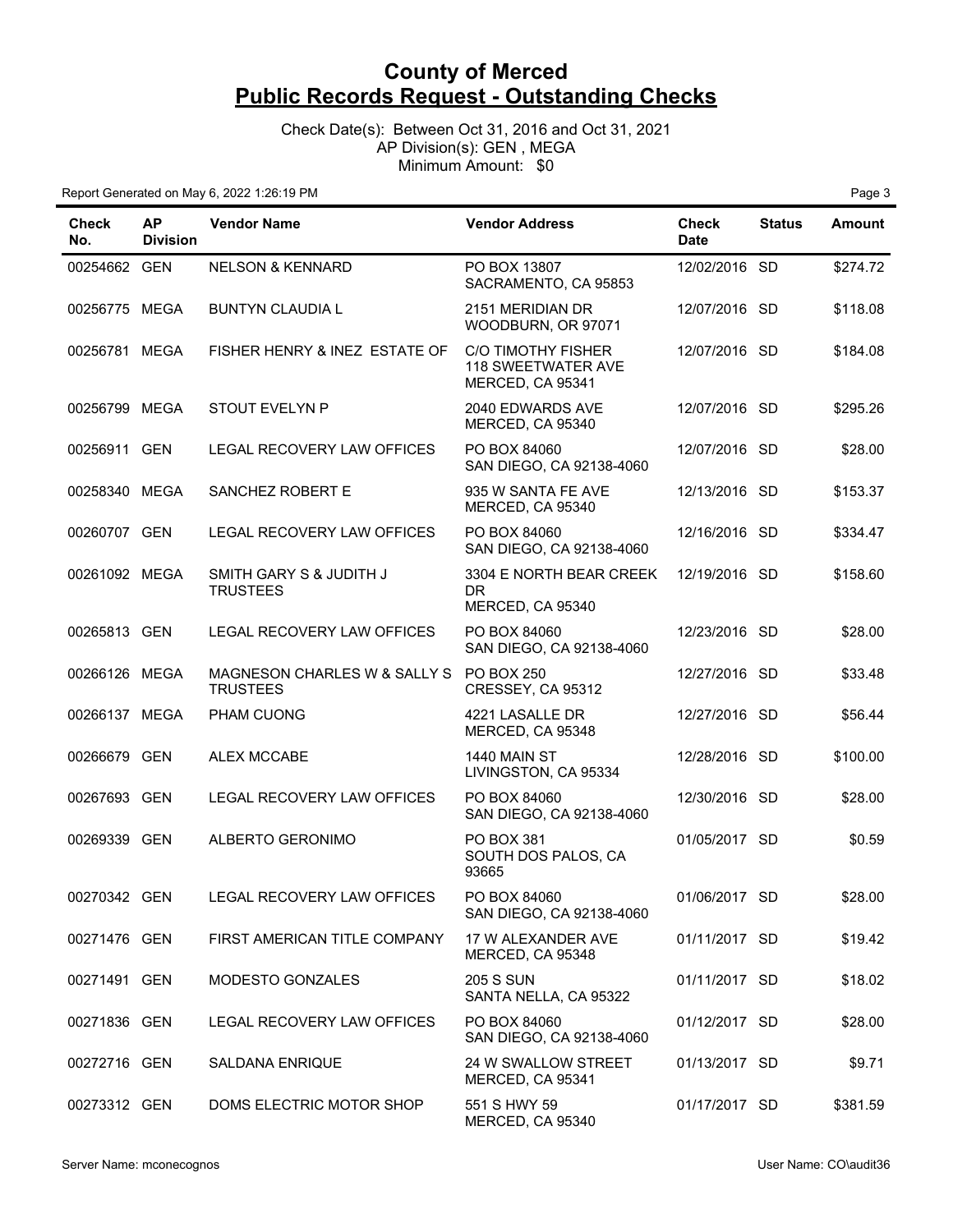# County of Merced
# Public Records Request - Outstanding Checks

Check Date(s): Between Oct 31, 2016 and Oct 31, 2021
AP Division(s): GEN , MEGA
Minimum Amount: $0

Report Generated on May 6, 2022 1:26:19 PM

| Check No. | AP Division | Vendor Name | Vendor Address | Check Date | Status | Amount |
|---|---|---|---|---|---|---|
| 00254662 | GEN | NELSON & KENNARD | PO BOX 13807 SACRAMENTO, CA 95853 | 12/02/2016 | SD | $274.72 |
| 00256775 | MEGA | BUNTYN CLAUDIA L | 2151 MERIDIAN DR WOODBURN, OR 97071 | 12/07/2016 | SD | $118.08 |
| 00256781 | MEGA | FISHER HENRY & INEZ ESTATE OF | C/O TIMOTHY FISHER 118 SWEETWATER AVE MERCED, CA 95341 | 12/07/2016 | SD | $184.08 |
| 00256799 | MEGA | STOUT EVELYN P | 2040 EDWARDS AVE MERCED, CA 95340 | 12/07/2016 | SD | $295.26 |
| 00256911 | GEN | LEGAL RECOVERY LAW OFFICES | PO BOX 84060 SAN DIEGO, CA 92138-4060 | 12/07/2016 | SD | $28.00 |
| 00258340 | MEGA | SANCHEZ ROBERT E | 935 W SANTA FE AVE MERCED, CA 95340 | 12/13/2016 | SD | $153.37 |
| 00260707 | GEN | LEGAL RECOVERY LAW OFFICES | PO BOX 84060 SAN DIEGO, CA 92138-4060 | 12/16/2016 | SD | $334.47 |
| 00261092 | MEGA | SMITH GARY S & JUDITH J TRUSTEES | 3304 E NORTH BEAR CREEK DR MERCED, CA 95340 | 12/19/2016 | SD | $158.60 |
| 00265813 | GEN | LEGAL RECOVERY LAW OFFICES | PO BOX 84060 SAN DIEGO, CA 92138-4060 | 12/23/2016 | SD | $28.00 |
| 00266126 | MEGA | MAGNESON CHARLES W & SALLY S TRUSTEES | PO BOX 250 CRESSEY, CA 95312 | 12/27/2016 | SD | $33.48 |
| 00266137 | MEGA | PHAM CUONG | 4221 LASALLE DR MERCED, CA 95348 | 12/27/2016 | SD | $56.44 |
| 00266679 | GEN | ALEX MCCABE | 1440 MAIN ST LIVINGSTON, CA 95334 | 12/28/2016 | SD | $100.00 |
| 00267693 | GEN | LEGAL RECOVERY LAW OFFICES | PO BOX 84060 SAN DIEGO, CA 92138-4060 | 12/30/2016 | SD | $28.00 |
| 00269339 | GEN | ALBERTO GERONIMO | PO BOX 381 SOUTH DOS PALOS, CA 93665 | 01/05/2017 | SD | $0.59 |
| 00270342 | GEN | LEGAL RECOVERY LAW OFFICES | PO BOX 84060 SAN DIEGO, CA 92138-4060 | 01/06/2017 | SD | $28.00 |
| 00271476 | GEN | FIRST AMERICAN TITLE COMPANY | 17 W ALEXANDER AVE MERCED, CA 95348 | 01/11/2017 | SD | $19.42 |
| 00271491 | GEN | MODESTO GONZALES | 205 S SUN SANTA NELLA, CA 95322 | 01/11/2017 | SD | $18.02 |
| 00271836 | GEN | LEGAL RECOVERY LAW OFFICES | PO BOX 84060 SAN DIEGO, CA 92138-4060 | 01/12/2017 | SD | $28.00 |
| 00272716 | GEN | SALDANA ENRIQUE | 24 W SWALLOW STREET MERCED, CA 95341 | 01/13/2017 | SD | $9.71 |
| 00273312 | GEN | DOMS ELECTRIC MOTOR SHOP | 551 S HWY 59 MERCED, CA 95340 | 01/17/2017 | SD | $381.59 |

Server Name: mconecognos User Name: CO\audit36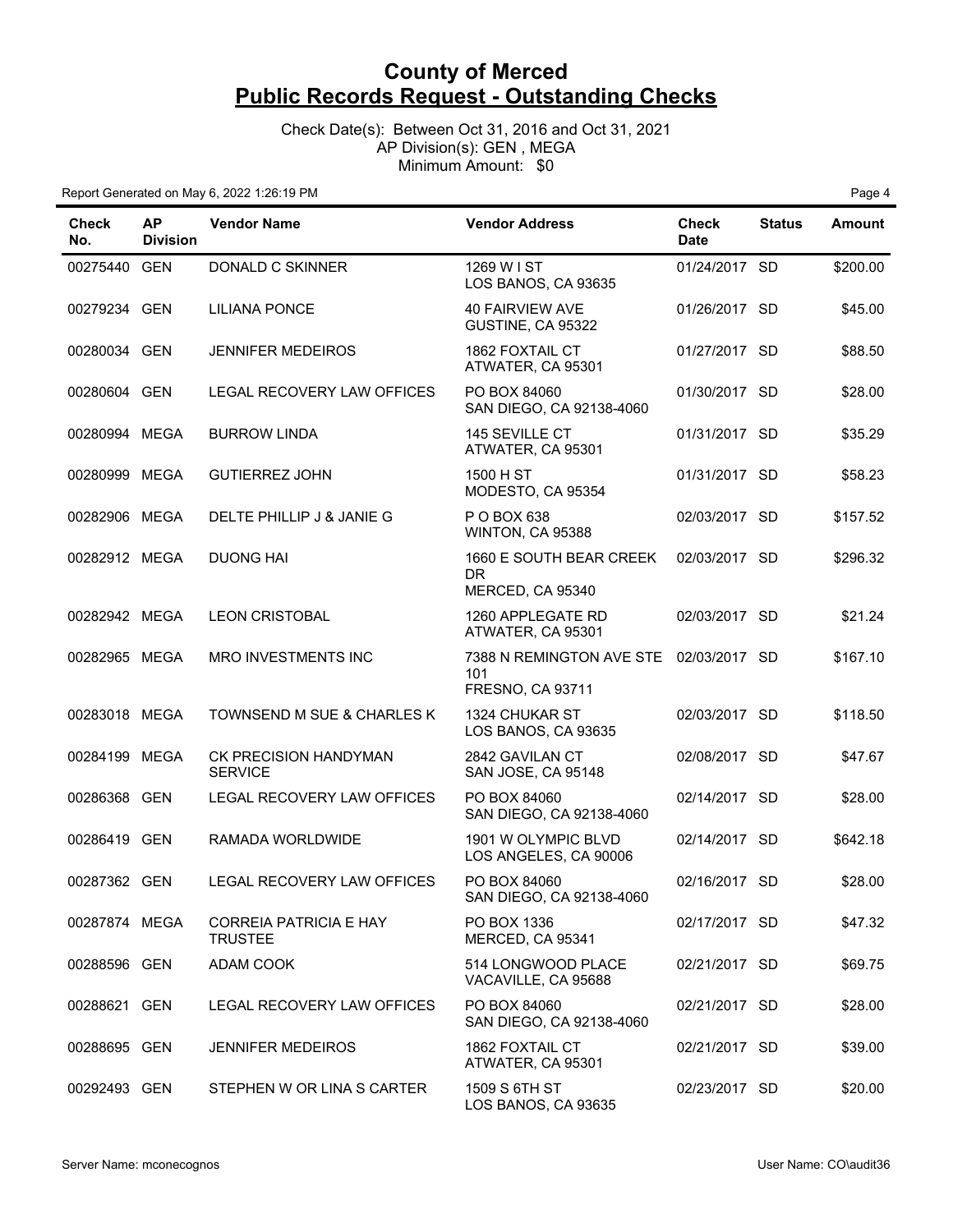# County of Merced
## Public Records Request - Outstanding Checks

Check Date(s): Between Oct 31, 2016 and Oct 31, 2021
AP Division(s): GEN , MEGA
Minimum Amount: $0

Report Generated on May 6, 2022 1:26:19 PM

| Check No. | AP Division | Vendor Name | Vendor Address | Check Date | Status | Amount |
|---|---|---|---|---|---|---|
| 00275440 | GEN | DONALD C SKINNER | 1269 W I ST LOS BANOS, CA 93635 | 01/24/2017 | SD | $200.00 |
| 00279234 | GEN | LILIANA PONCE | 40 FAIRVIEW AVE GUSTINE, CA 95322 | 01/26/2017 | SD | $45.00 |
| 00280034 | GEN | JENNIFER MEDEIROS | 1862 FOXTAIL CT ATWATER, CA 95301 | 01/27/2017 | SD | $88.50 |
| 00280604 | GEN | LEGAL RECOVERY LAW OFFICES | PO BOX 84060 SAN DIEGO, CA 92138-4060 | 01/30/2017 | SD | $28.00 |
| 00280994 | MEGA | BURROW LINDA | 145 SEVILLE CT ATWATER, CA 95301 | 01/31/2017 | SD | $35.29 |
| 00280999 | MEGA | GUTIERREZ JOHN | 1500 H ST MODESTO, CA 95354 | 01/31/2017 | SD | $58.23 |
| 00282906 | MEGA | DELTE PHILLIP J & JANIE G | P O BOX 638 WINTON, CA 95388 | 02/03/2017 | SD | $157.52 |
| 00282912 | MEGA | DUONG HAI | 1660 E SOUTH BEAR CREEK DR MERCED, CA 95340 | 02/03/2017 | SD | $296.32 |
| 00282942 | MEGA | LEON CRISTOBAL | 1260 APPLEGATE RD ATWATER, CA 95301 | 02/03/2017 | SD | $21.24 |
| 00282965 | MEGA | MRO INVESTMENTS INC | 7388 N REMINGTON AVE STE 101 FRESNO, CA 93711 | 02/03/2017 | SD | $167.10 |
| 00283018 | MEGA | TOWNSEND M SUE & CHARLES K | 1324 CHUKAR ST LOS BANOS, CA 93635 | 02/03/2017 | SD | $118.50 |
| 00284199 | MEGA | CK PRECISION HANDYMAN SERVICE | 2842 GAVILAN CT SAN JOSE, CA 95148 | 02/08/2017 | SD | $47.67 |
| 00286368 | GEN | LEGAL RECOVERY LAW OFFICES | PO BOX 84060 SAN DIEGO, CA 92138-4060 | 02/14/2017 | SD | $28.00 |
| 00286419 | GEN | RAMADA WORLDWIDE | 1901 W OLYMPIC BLVD LOS ANGELES, CA 90006 | 02/14/2017 | SD | $642.18 |
| 00287362 | GEN | LEGAL RECOVERY LAW OFFICES | PO BOX 84060 SAN DIEGO, CA 92138-4060 | 02/16/2017 | SD | $28.00 |
| 00287874 | MEGA | CORREIA PATRICIA E HAY TRUSTEE | PO BOX 1336 MERCED, CA 95341 | 02/17/2017 | SD | $47.32 |
| 00288596 | GEN | ADAM COOK | 514 LONGWOOD PLACE VACAVILLE, CA 95688 | 02/21/2017 | SD | $69.75 |
| 00288621 | GEN | LEGAL RECOVERY LAW OFFICES | PO BOX 84060 SAN DIEGO, CA 92138-4060 | 02/21/2017 | SD | $28.00 |
| 00288695 | GEN | JENNIFER MEDEIROS | 1862 FOXTAIL CT ATWATER, CA 95301 | 02/21/2017 | SD | $39.00 |
| 00292493 | GEN | STEPHEN W OR LINA S CARTER | 1509 S 6TH ST LOS BANOS, CA 93635 | 02/23/2017 | SD | $20.00 |

Server Name: mconecognos

User Name: CO\audit36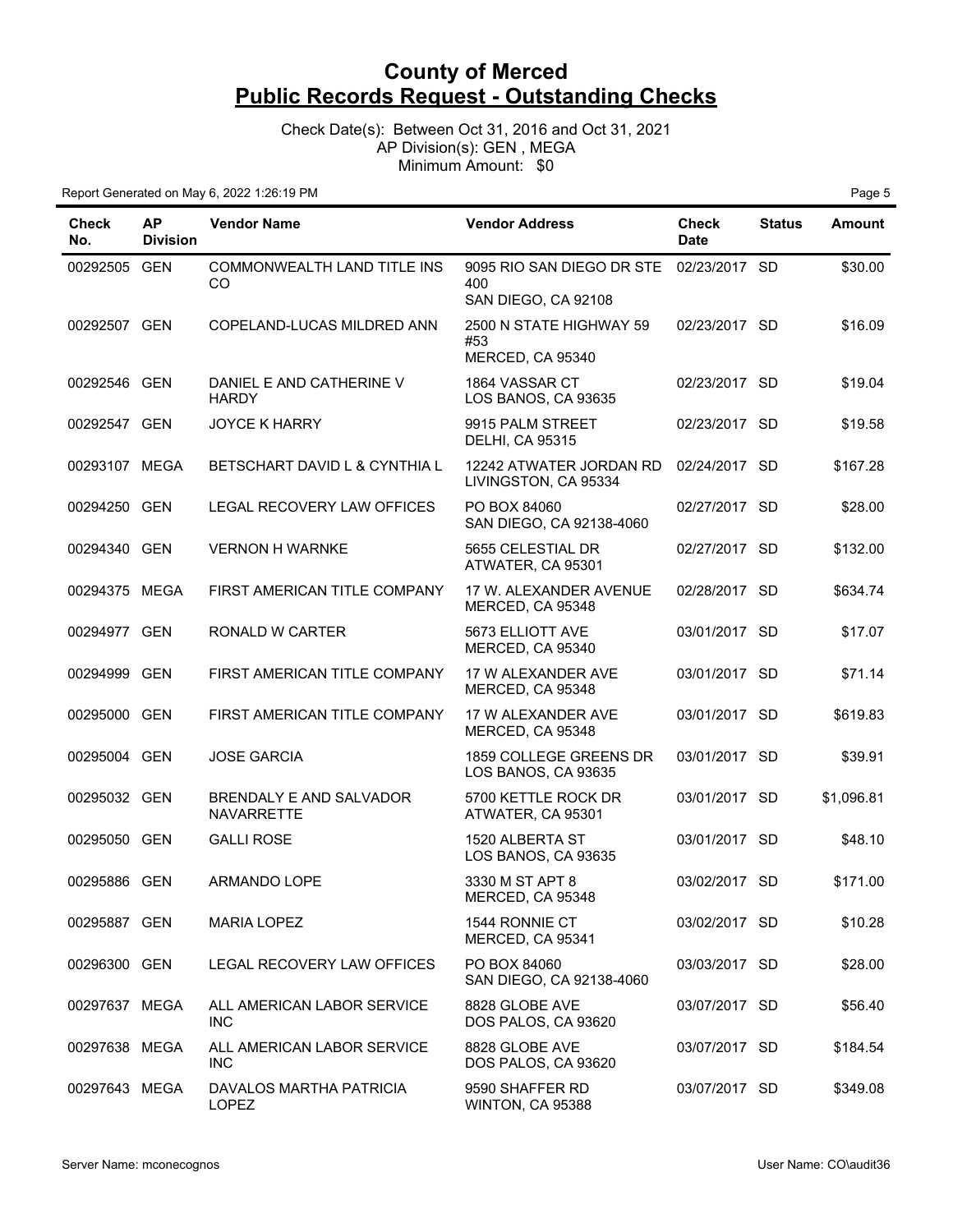# County of Merced
## Public Records Request - Outstanding Checks

Check Date(s): Between Oct 31, 2016 and Oct 31, 2021
AP Division(s): GEN , MEGA
Minimum Amount: $0

Report Generated on May 6, 2022 1:26:19 PM

| Check No. | AP Division | Vendor Name | Vendor Address | Check Date | Status | Amount |
|---|---|---|---|---|---|---|
| 00292505 | GEN | COMMONWEALTH LAND TITLE INS CO | 9095 RIO SAN DIEGO DR STE 400 SAN DIEGO, CA 92108 | 02/23/2017 | SD | $30.00 |
| 00292507 | GEN | COPELAND-LUCAS MILDRED ANN | 2500 N STATE HIGHWAY 59 #53 MERCED, CA 95340 | 02/23/2017 | SD | $16.09 |
| 00292546 | GEN | DANIEL E AND CATHERINE V HARDY | 1864 VASSAR CT LOS BANOS, CA 93635 | 02/23/2017 | SD | $19.04 |
| 00292547 | GEN | JOYCE K HARRY | 9915 PALM STREET DELHI, CA 95315 | 02/23/2017 | SD | $19.58 |
| 00293107 | MEGA | BETSCHART DAVID L & CYNTHIA L | 12242 ATWATER JORDAN RD LIVINGSTON, CA 95334 | 02/24/2017 | SD | $167.28 |
| 00294250 | GEN | LEGAL RECOVERY LAW OFFICES | PO BOX 84060 SAN DIEGO, CA 92138-4060 | 02/27/2017 | SD | $28.00 |
| 00294340 | GEN | VERNON H WARNKE | 5655 CELESTIAL DR ATWATER, CA 95301 | 02/27/2017 | SD | $132.00 |
| 00294375 | MEGA | FIRST AMERICAN TITLE COMPANY | 17 W. ALEXANDER AVENUE MERCED, CA 95348 | 02/28/2017 | SD | $634.74 |
| 00294977 | GEN | RONALD W CARTER | 5673 ELLIOTT AVE MERCED, CA 95340 | 03/01/2017 | SD | $17.07 |
| 00294999 | GEN | FIRST AMERICAN TITLE COMPANY | 17 W ALEXANDER AVE MERCED, CA 95348 | 03/01/2017 | SD | $71.14 |
| 00295000 | GEN | FIRST AMERICAN TITLE COMPANY | 17 W ALEXANDER AVE MERCED, CA 95348 | 03/01/2017 | SD | $619.83 |
| 00295004 | GEN | JOSE GARCIA | 1859 COLLEGE GREENS DR LOS BANOS, CA 93635 | 03/01/2017 | SD | $39.91 |
| 00295032 | GEN | BRENDALY E AND SALVADOR NAVARRETTE | 5700 KETTLE ROCK DR ATWATER, CA 95301 | 03/01/2017 | SD | $1,096.81 |
| 00295050 | GEN | GALLI ROSE | 1520 ALBERTA ST LOS BANOS, CA 93635 | 03/01/2017 | SD | $48.10 |
| 00295886 | GEN | ARMANDO LOPE | 3330 M ST APT 8 MERCED, CA 95348 | 03/02/2017 | SD | $171.00 |
| 00295887 | GEN | MARIA LOPEZ | 1544 RONNIE CT MERCED, CA 95341 | 03/02/2017 | SD | $10.28 |
| 00296300 | GEN | LEGAL RECOVERY LAW OFFICES | PO BOX 84060 SAN DIEGO, CA 92138-4060 | 03/03/2017 | SD | $28.00 |
| 00297637 | MEGA | ALL AMERICAN LABOR SERVICE INC | 8828 GLOBE AVE DOS PALOS, CA 93620 | 03/07/2017 | SD | $56.40 |
| 00297638 | MEGA | ALL AMERICAN LABOR SERVICE INC | 8828 GLOBE AVE DOS PALOS, CA 93620 | 03/07/2017 | SD | $184.54 |
| 00297643 | MEGA | DAVALOS MARTHA PATRICIA LOPEZ | 9590 SHAFFER RD WINTON, CA 95388 | 03/07/2017 | SD | $349.08 |

Server Name: mconecognos

User Name: CO\audit36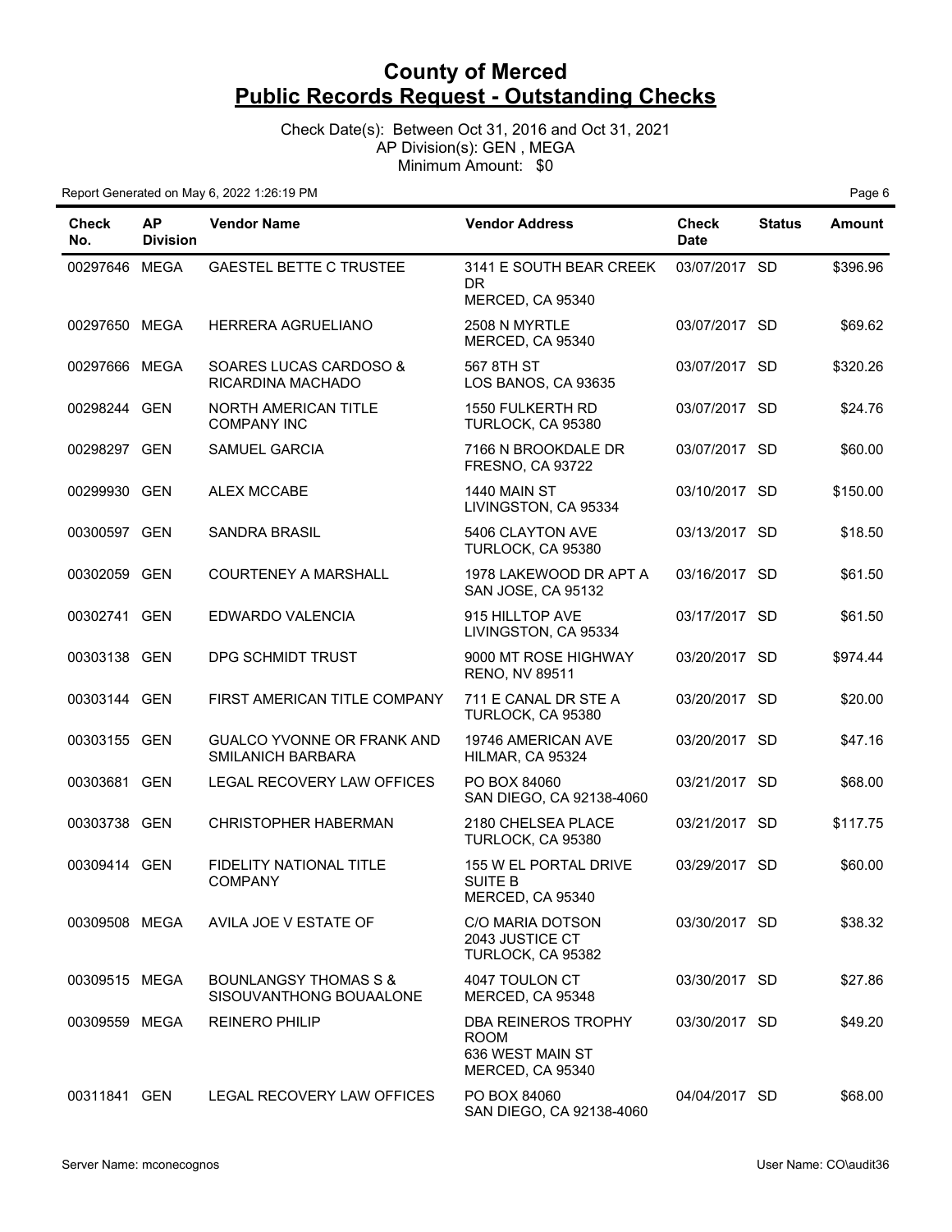# County of Merced
## Public Records Request - Outstanding Checks

Check Date(s): Between Oct 31, 2016 and Oct 31, 2021
AP Division(s): GEN , MEGA
Minimum Amount: $0

Report Generated on May 6, 2022 1:26:19 PM

| Check No. | AP Division | Vendor Name | Vendor Address | Check Date | Status | Amount |
|---|---|---|---|---|---|---|
| 00297646 | MEGA | GAESTEL BETTE C TRUSTEE | 3141 E SOUTH BEAR CREEK DR MERCED, CA 95340 | 03/07/2017 | SD | $396.96 |
| 00297650 | MEGA | HERRERA AGRUELIANO | 2508 N MYRTLE MERCED, CA 95340 | 03/07/2017 | SD | $69.62 |
| 00297666 | MEGA | SOARES LUCAS CARDOSO & RICARDINA MACHADO | 567 8TH ST LOS BANOS, CA 93635 | 03/07/2017 | SD | $320.26 |
| 00298244 | GEN | NORTH AMERICAN TITLE COMPANY INC | 1550 FULKERTH RD TURLOCK, CA 95380 | 03/07/2017 | SD | $24.76 |
| 00298297 | GEN | SAMUEL GARCIA | 7166 N BROOKDALE DR FRESNO, CA 93722 | 03/07/2017 | SD | $60.00 |
| 00299930 | GEN | ALEX MCCABE | 1440 MAIN ST LIVINGSTON, CA 95334 | 03/10/2017 | SD | $150.00 |
| 00300597 | GEN | SANDRA BRASIL | 5406 CLAYTON AVE TURLOCK, CA 95380 | 03/13/2017 | SD | $18.50 |
| 00302059 | GEN | COURTENEY A MARSHALL | 1978 LAKEWOOD DR APT A SAN JOSE, CA 95132 | 03/16/2017 | SD | $61.50 |
| 00302741 | GEN | EDWARDO VALENCIA | 915 HILLTOP AVE LIVINGSTON, CA 95334 | 03/17/2017 | SD | $61.50 |
| 00303138 | GEN | DPG SCHMIDT TRUST | 9000 MT ROSE HIGHWAY RENO, NV 89511 | 03/20/2017 | SD | $974.44 |
| 00303144 | GEN | FIRST AMERICAN TITLE COMPANY | 711 E CANAL DR STE A TURLOCK, CA 95380 | 03/20/2017 | SD | $20.00 |
| 00303155 | GEN | GUALCO YVONNE OR FRANK AND SMILANICH BARBARA | 19746 AMERICAN AVE HILMAR, CA 95324 | 03/20/2017 | SD | $47.16 |
| 00303681 | GEN | LEGAL RECOVERY LAW OFFICES | PO BOX 84060 SAN DIEGO, CA 92138-4060 | 03/21/2017 | SD | $68.00 |
| 00303738 | GEN | CHRISTOPHER HABERMAN | 2180 CHELSEA PLACE TURLOCK, CA 95380 | 03/21/2017 | SD | $117.75 |
| 00309414 | GEN | FIDELITY NATIONAL TITLE COMPANY | 155 W EL PORTAL DRIVE SUITE B MERCED, CA 95340 | 03/29/2017 | SD | $60.00 |
| 00309508 | MEGA | AVILA JOE V ESTATE OF | C/O MARIA DOTSON 2043 JUSTICE CT TURLOCK, CA 95382 | 03/30/2017 | SD | $38.32 |
| 00309515 | MEGA | BOUNLANGSY THOMAS S & SISOUVANTHONG BOUAALONE | 4047 TOULON CT MERCED, CA 95348 | 03/30/2017 | SD | $27.86 |
| 00309559 | MEGA | REINERO PHILIP | DBA REINEROS TROPHY ROOM 636 WEST MAIN ST MERCED, CA 95340 | 03/30/2017 | SD | $49.20 |
| 00311841 | GEN | LEGAL RECOVERY LAW OFFICES | PO BOX 84060 SAN DIEGO, CA 92138-4060 | 04/04/2017 | SD | $68.00 |

Server Name: mconecognos User Name: CO\audit36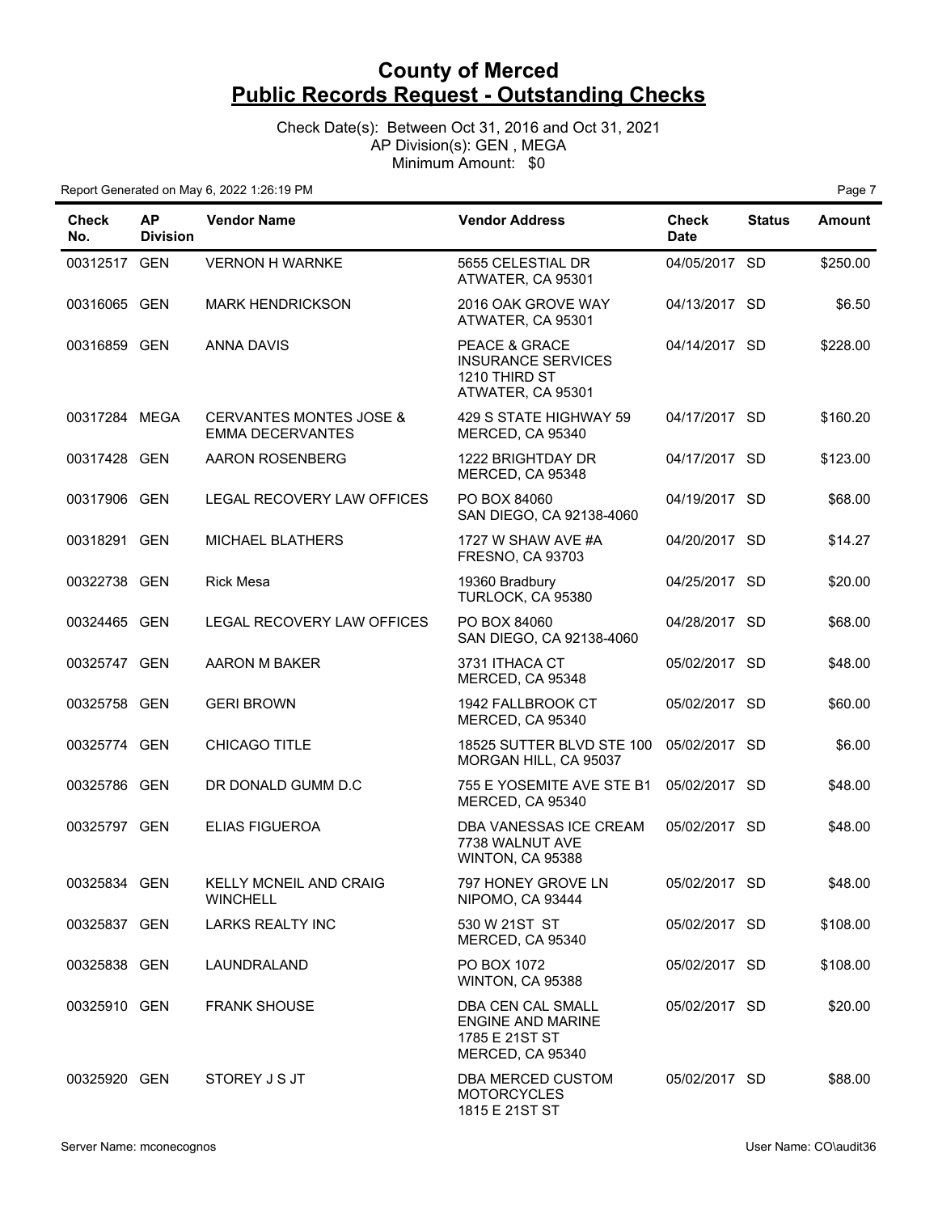# County of Merced
## Public Records Request - Outstanding Checks

Check Date(s): Between Oct 31, 2016 and Oct 31, 2021
AP Division(s): GEN , MEGA
Minimum Amount: $0

Report Generated on May 6, 2022 1:26:19 PM

| Check No. | AP Division | Vendor Name | Vendor Address | Check Date | Status | Amount |
|---|---|---|---|---|---|---|
| 00312517 | GEN | VERNON H WARNKE | 5655 CELESTIAL DR ATWATER, CA 95301 | 04/05/2017 | SD | $250.00 |
| 00316065 | GEN | MARK HENDRICKSON | 2016 OAK GROVE WAY ATWATER, CA 95301 | 04/13/2017 | SD | $6.50 |
| 00316859 | GEN | ANNA DAVIS | PEACE & GRACE INSURANCE SERVICES 1210 THIRD ST ATWATER, CA 95301 | 04/14/2017 | SD | $228.00 |
| 00317284 | MEGA | CERVANTES MONTES JOSE & EMMA DECERVANTES | 429 S STATE HIGHWAY 59 MERCED, CA 95340 | 04/17/2017 | SD | $160.20 |
| 00317428 | GEN | AARON ROSENBERG | 1222 BRIGHTDAY DR MERCED, CA 95348 | 04/17/2017 | SD | $123.00 |
| 00317906 | GEN | LEGAL RECOVERY LAW OFFICES | PO BOX 84060 SAN DIEGO, CA 92138-4060 | 04/19/2017 | SD | $68.00 |
| 00318291 | GEN | MICHAEL BLATHERS | 1727 W SHAW AVE #A FRESNO, CA 93703 | 04/20/2017 | SD | $14.27 |
| 00322738 | GEN | Rick Mesa | 19360 Bradbury TURLOCK, CA 95380 | 04/25/2017 | SD | $20.00 |
| 00324465 | GEN | LEGAL RECOVERY LAW OFFICES | PO BOX 84060 SAN DIEGO, CA 92138-4060 | 04/28/2017 | SD | $68.00 |
| 00325747 | GEN | AARON M BAKER | 3731 ITHACA CT MERCED, CA 95348 | 05/02/2017 | SD | $48.00 |
| 00325758 | GEN | GERI BROWN | 1942 FALLBROOK CT MERCED, CA 95340 | 05/02/2017 | SD | $60.00 |
| 00325774 | GEN | CHICAGO TITLE | 18525 SUTTER BLVD STE 100 MORGAN HILL, CA 95037 | 05/02/2017 | SD | $6.00 |
| 00325786 | GEN | DR DONALD GUMM D.C | 755 E YOSEMITE AVE STE B1 MERCED, CA 95340 | 05/02/2017 | SD | $48.00 |
| 00325797 | GEN | ELIAS FIGUEROA | DBA VANESSAS ICE CREAM 7738 WALNUT AVE WINTON, CA 95388 | 05/02/2017 | SD | $48.00 |
| 00325834 | GEN | KELLY MCNEIL AND CRAIG WINCHELL | 797 HONEY GROVE LN NIPOMO, CA 93444 | 05/02/2017 | SD | $48.00 |
| 00325837 | GEN | LARKS REALTY INC | 530 W 21ST ST MERCED, CA 95340 | 05/02/2017 | SD | $108.00 |
| 00325838 | GEN | LAUNDRALAND | PO BOX 1072 WINTON, CA 95388 | 05/02/2017 | SD | $108.00 |
| 00325910 | GEN | FRANK SHOUSE | DBA CEN CAL SMALL ENGINE AND MARINE 1785 E 21ST ST MERCED, CA 95340 | 05/02/2017 | SD | $20.00 |
| 00325920 | GEN | STOREY J S JT | DBA MERCED CUSTOM MOTORCYCLES 1815 E 21ST ST | 05/02/2017 | SD | $88.00 |

Server Name: mconecognos User Name: CO\audit36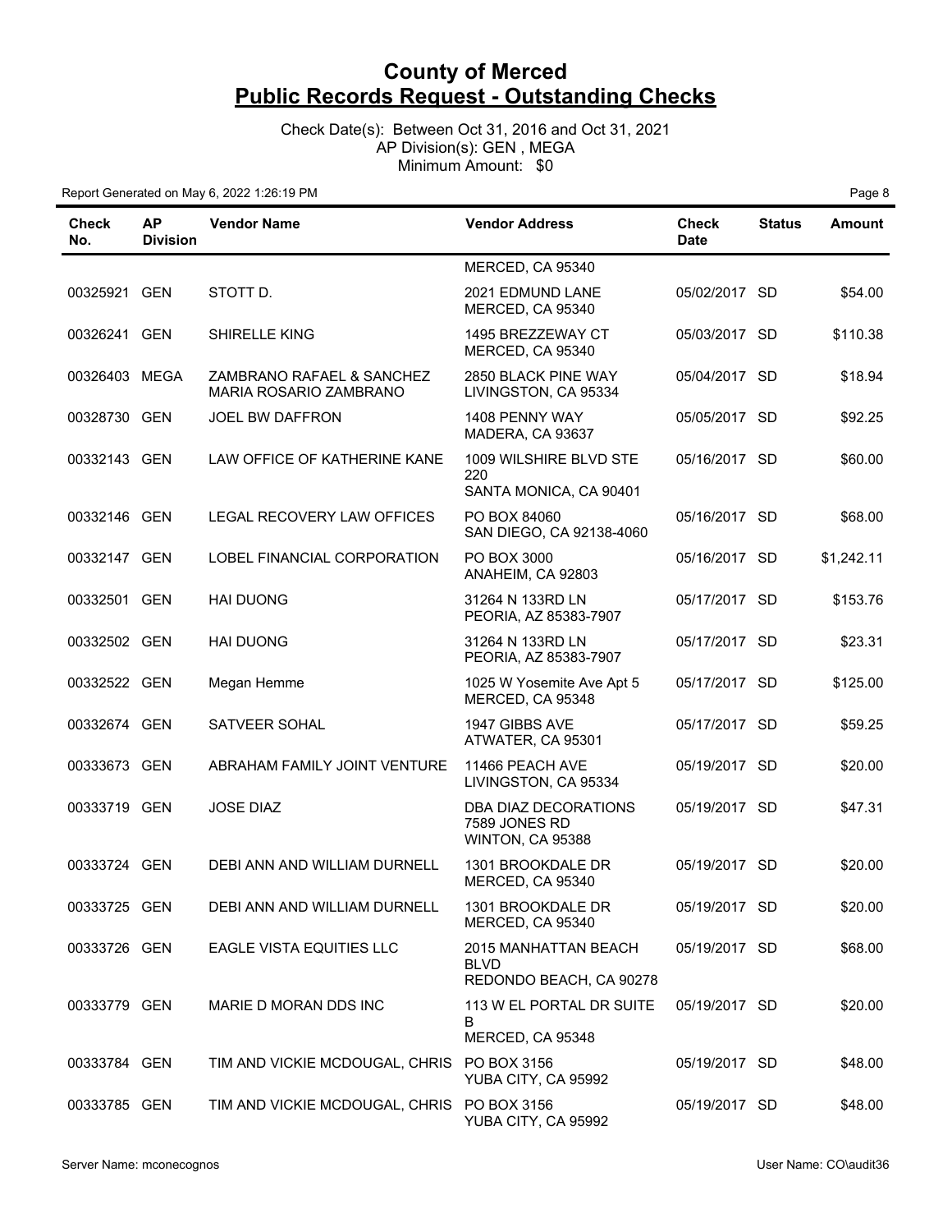# County of Merced
## Public Records Request - Outstanding Checks

Check Date(s): Between Oct 31, 2016 and Oct 31, 2021
AP Division(s): GEN , MEGA
Minimum Amount: $0

Report Generated on May 6, 2022 1:26:19 PM

| Check No. | AP Division | Vendor Name | Vendor Address | Check Date | Status | Amount |
|---|---|---|---|---|---|---|
| | | | MERCED, CA 95340 | | | |
| 00325921 | GEN | STOTT D. | 2021 EDMUND LANE MERCED, CA 95340 | 05/02/2017 | SD | $54.00 |
| 00326241 | GEN | SHIRELLE KING | 1495 BREZZEWAY CT MERCED, CA 95340 | 05/03/2017 | SD | $110.38 |
| 00326403 | MEGA | ZAMBRANO RAFAEL & SANCHEZ MARIA ROSARIO ZAMBRANO | 2850 BLACK PINE WAY LIVINGSTON, CA 95334 | 05/04/2017 | SD | $18.94 |
| 00328730 | GEN | JOEL BW DAFFRON | 1408 PENNY WAY MADERA, CA 93637 | 05/05/2017 | SD | $92.25 |
| 00332143 | GEN | LAW OFFICE OF KATHERINE KANE | 1009 WILSHIRE BLVD STE 220 SANTA MONICA, CA 90401 | 05/16/2017 | SD | $60.00 |
| 00332146 | GEN | LEGAL RECOVERY LAW OFFICES | PO BOX 84060 SAN DIEGO, CA 92138-4060 | 05/16/2017 | SD | $68.00 |
| 00332147 | GEN | LOBEL FINANCIAL CORPORATION | PO BOX 3000 ANAHEIM, CA 92803 | 05/16/2017 | SD | $1,242.11 |
| 00332501 | GEN | HAI DUONG | 31264 N 133RD LN PEORIA, AZ 85383-7907 | 05/17/2017 | SD | $153.76 |
| 00332502 | GEN | HAI DUONG | 31264 N 133RD LN PEORIA, AZ 85383-7907 | 05/17/2017 | SD | $23.31 |
| 00332522 | GEN | Megan Hemme | 1025 W Yosemite Ave Apt 5 MERCED, CA 95348 | 05/17/2017 | SD | $125.00 |
| 00332674 | GEN | SATVEER SOHAL | 1947 GIBBS AVE ATWATER, CA 95301 | 05/17/2017 | SD | $59.25 |
| 00333673 | GEN | ABRAHAM FAMILY JOINT VENTURE | 11466 PEACH AVE LIVINGSTON, CA 95334 | 05/19/2017 | SD | $20.00 |
| 00333719 | GEN | JOSE DIAZ | DBA DIAZ DECORATIONS 7589 JONES RD WINTON, CA 95388 | 05/19/2017 | SD | $47.31 |
| 00333724 | GEN | DEBI ANN AND WILLIAM DURNELL | 1301 BROOKDALE DR MERCED, CA 95340 | 05/19/2017 | SD | $20.00 |
| 00333725 | GEN | DEBI ANN AND WILLIAM DURNELL | 1301 BROOKDALE DR MERCED, CA 95340 | 05/19/2017 | SD | $20.00 |
| 00333726 | GEN | EAGLE VISTA EQUITIES LLC | 2015 MANHATTAN BEACH BLVD REDONDO BEACH, CA 90278 | 05/19/2017 | SD | $68.00 |
| 00333779 | GEN | MARIE D MORAN DDS INC | 113 W EL PORTAL DR SUITE B MERCED, CA 95348 | 05/19/2017 | SD | $20.00 |
| 00333784 | GEN | TIM AND VICKIE MCDOUGAL, CHRIS | PO BOX 3156 YUBA CITY, CA 95992 | 05/19/2017 | SD | $48.00 |
| 00333785 | GEN | TIM AND VICKIE MCDOUGAL, CHRIS | PO BOX 3156 YUBA CITY, CA 95992 | 05/19/2017 | SD | $48.00 |

Server Name: mconecognos

User Name: CO\audit36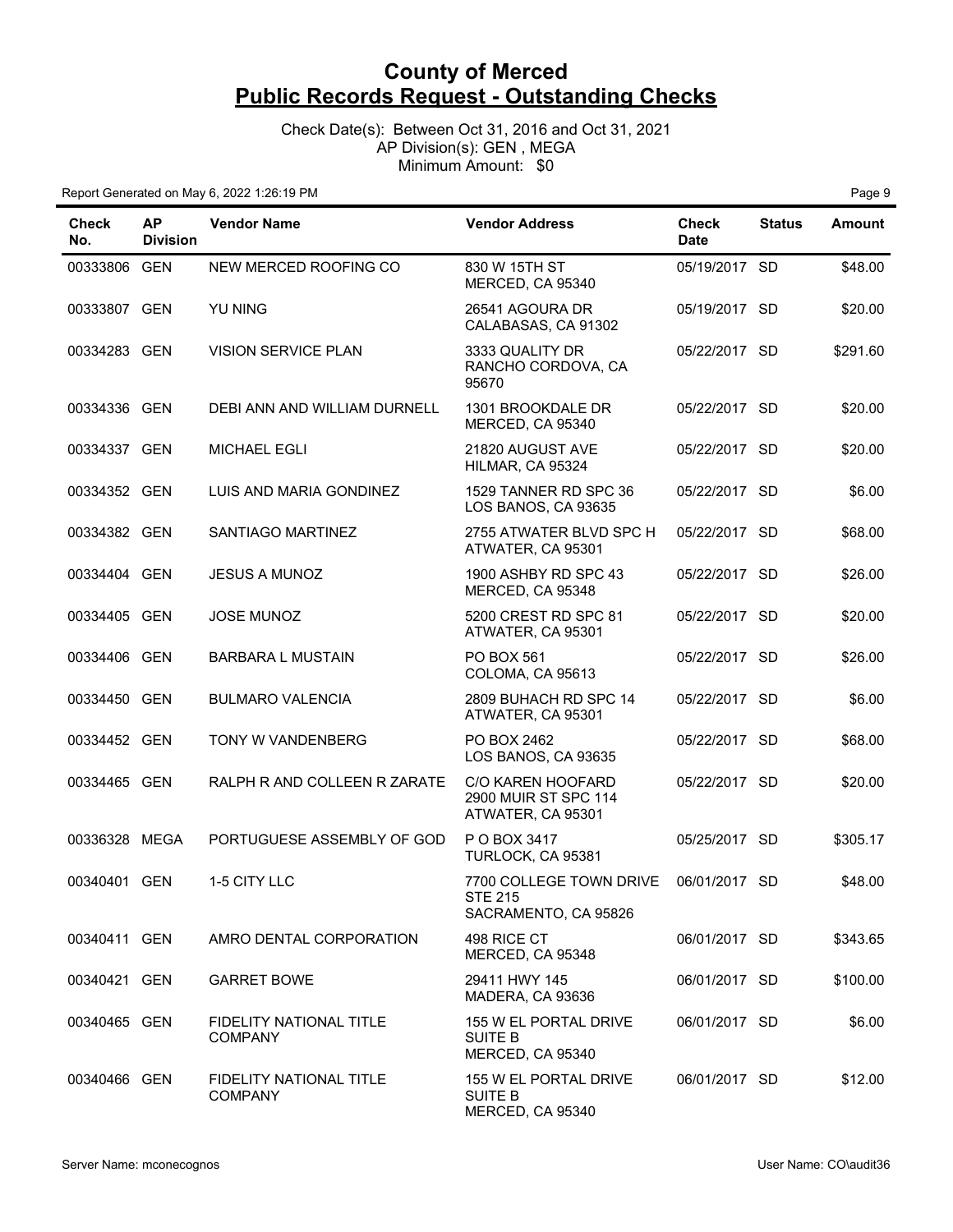# County of Merced
## Public Records Request - Outstanding Checks

Check Date(s): Between Oct 31, 2016 and Oct 31, 2021
AP Division(s): GEN , MEGA
Minimum Amount: $0

Report Generated on May 6, 2022 1:26:19 PM

| Check No. | AP Division | Vendor Name | Vendor Address | Check Date | Status | Amount |
|---|---|---|---|---|---|---|
| 00333806 | GEN | NEW MERCED ROOFING CO | 830 W 15TH ST MERCED, CA 95340 | 05/19/2017 | SD | $48.00 |
| 00333807 | GEN | YU NING | 26541 AGOURA DR CALABASAS, CA 91302 | 05/19/2017 | SD | $20.00 |
| 00334283 | GEN | VISION SERVICE PLAN | 3333 QUALITY DR RANCHO CORDOVA, CA 95670 | 05/22/2017 | SD | $291.60 |
| 00334336 | GEN | DEBI ANN AND WILLIAM DURNELL | 1301 BROOKDALE DR MERCED, CA 95340 | 05/22/2017 | SD | $20.00 |
| 00334337 | GEN | MICHAEL EGLI | 21820 AUGUST AVE HILMAR, CA 95324 | 05/22/2017 | SD | $20.00 |
| 00334352 | GEN | LUIS AND MARIA GONDINEZ | 1529 TANNER RD SPC 36 LOS BANOS, CA 93635 | 05/22/2017 | SD | $6.00 |
| 00334382 | GEN | SANTIAGO MARTINEZ | 2755 ATWATER BLVD SPC H ATWATER, CA 95301 | 05/22/2017 | SD | $68.00 |
| 00334404 | GEN | JESUS A MUNOZ | 1900 ASHBY RD SPC 43 MERCED, CA 95348 | 05/22/2017 | SD | $26.00 |
| 00334405 | GEN | JOSE MUNOZ | 5200 CREST RD SPC 81 ATWATER, CA 95301 | 05/22/2017 | SD | $20.00 |
| 00334406 | GEN | BARBARA L MUSTAIN | PO BOX 561 COLOMA, CA 95613 | 05/22/2017 | SD | $26.00 |
| 00334450 | GEN | BULMARO VALENCIA | 2809 BUHACH RD SPC 14 ATWATER, CA 95301 | 05/22/2017 | SD | $6.00 |
| 00334452 | GEN | TONY W VANDENBERG | PO BOX 2462 LOS BANOS, CA 93635 | 05/22/2017 | SD | $68.00 |
| 00334465 | GEN | RALPH R AND COLLEEN R ZARATE | C/O KAREN HOOFARD 2900 MUIR ST SPC 114 ATWATER, CA 95301 | 05/22/2017 | SD | $20.00 |
| 00336328 | MEGA | PORTUGUESE ASSEMBLY OF GOD | P O BOX 3417 TURLOCK, CA 95381 | 05/25/2017 | SD | $305.17 |
| 00340401 | GEN | 1-5 CITY LLC | 7700 COLLEGE TOWN DRIVE STE 215 SACRAMENTO, CA 95826 | 06/01/2017 | SD | $48.00 |
| 00340411 | GEN | AMRO DENTAL CORPORATION | 498 RICE CT MERCED, CA 95348 | 06/01/2017 | SD | $343.65 |
| 00340421 | GEN | GARRET BOWE | 29411 HWY 145 MADERA, CA 93636 | 06/01/2017 | SD | $100.00 |
| 00340465 | GEN | FIDELITY NATIONAL TITLE COMPANY | 155 W EL PORTAL DRIVE SUITE B MERCED, CA 95340 | 06/01/2017 | SD | $6.00 |
| 00340466 | GEN | FIDELITY NATIONAL TITLE COMPANY | 155 W EL PORTAL DRIVE SUITE B MERCED, CA 95340 | 06/01/2017 | SD | $12.00 |

Server Name: mconecognos

User Name: CO\audit36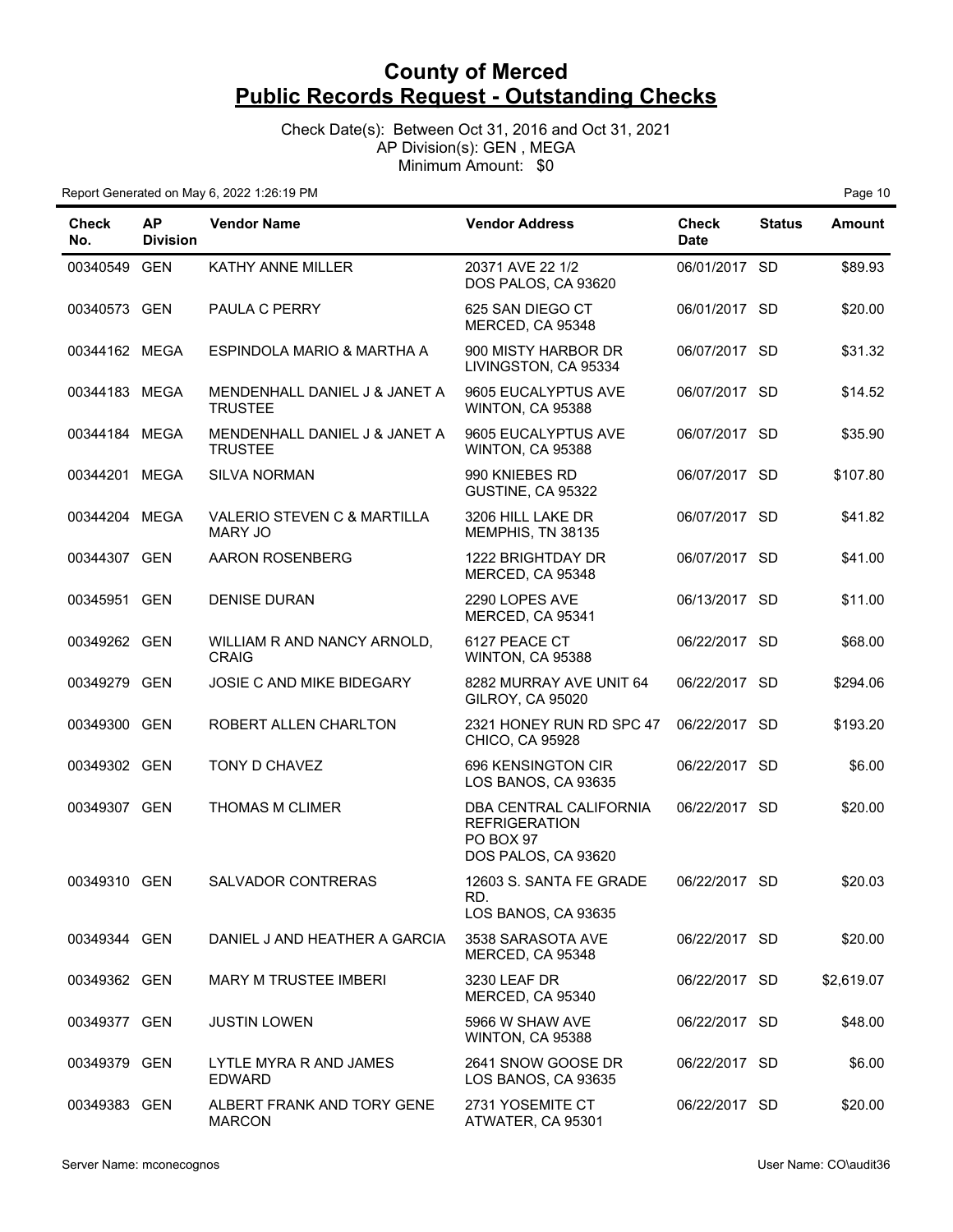# County of Merced
## Public Records Request - Outstanding Checks

Check Date(s): Between Oct 31, 2016 and Oct 31, 2021
AP Division(s): GEN , MEGA
Minimum Amount: $0

Report Generated on May 6, 2022 1:26:19 PM

| Check No. | AP Division | Vendor Name | Vendor Address | Check Date | Status | Amount |
|---|---|---|---|---|---|---|
| 00340549 | GEN | KATHY ANNE MILLER | 20371 AVE 22 1/2 DOS PALOS, CA 93620 | 06/01/2017 | SD | $89.93 |
| 00340573 | GEN | PAULA C PERRY | 625 SAN DIEGO CT MERCED, CA 95348 | 06/01/2017 | SD | $20.00 |
| 00344162 | MEGA | ESPINDOLA MARIO & MARTHA A | 900 MISTY HARBOR DR LIVINGSTON, CA 95334 | 06/07/2017 | SD | $31.32 |
| 00344183 | MEGA | MENDENHALL DANIEL J & JANET A TRUSTEE | 9605 EUCALYPTUS AVE WINTON, CA 95388 | 06/07/2017 | SD | $14.52 |
| 00344184 | MEGA | MENDENHALL DANIEL J & JANET A TRUSTEE | 9605 EUCALYPTUS AVE WINTON, CA 95388 | 06/07/2017 | SD | $35.90 |
| 00344201 | MEGA | SILVA NORMAN | 990 KNIEBES RD GUSTINE, CA 95322 | 06/07/2017 | SD | $107.80 |
| 00344204 | MEGA | VALERIO STEVEN C & MARTILLA MARY JO | 3206 HILL LAKE DR MEMPHIS, TN 38135 | 06/07/2017 | SD | $41.82 |
| 00344307 | GEN | AARON ROSENBERG | 1222 BRIGHTDAY DR MERCED, CA 95348 | 06/07/2017 | SD | $41.00 |
| 00345951 | GEN | DENISE DURAN | 2290 LOPES AVE MERCED, CA 95341 | 06/13/2017 | SD | $11.00 |
| 00349262 | GEN | WILLIAM R AND NANCY ARNOLD, CRAIG | 6127 PEACE CT WINTON, CA 95388 | 06/22/2017 | SD | $68.00 |
| 00349279 | GEN | JOSIE C AND MIKE BIDEGARY | 8282 MURRAY AVE UNIT 64 GILROY, CA 95020 | 06/22/2017 | SD | $294.06 |
| 00349300 | GEN | ROBERT ALLEN CHARLTON | 2321 HONEY RUN RD SPC 47 CHICO, CA 95928 | 06/22/2017 | SD | $193.20 |
| 00349302 | GEN | TONY D CHAVEZ | 696 KENSINGTON CIR LOS BANOS, CA 93635 | 06/22/2017 | SD | $6.00 |
| 00349307 | GEN | THOMAS M CLIMER | DBA CENTRAL CALIFORNIA REFRIGERATION PO BOX 97 DOS PALOS, CA 93620 | 06/22/2017 | SD | $20.00 |
| 00349310 | GEN | SALVADOR CONTRERAS | 12603 S. SANTA FE GRADE RD. LOS BANOS, CA 93635 | 06/22/2017 | SD | $20.03 |
| 00349344 | GEN | DANIEL J AND HEATHER A GARCIA | 3538 SARASOTA AVE MERCED, CA 95348 | 06/22/2017 | SD | $20.00 |
| 00349362 | GEN | MARY M TRUSTEE IMBERI | 3230 LEAF DR MERCED, CA 95340 | 06/22/2017 | SD | $2,619.07 |
| 00349377 | GEN | JUSTIN LOWEN | 5966 W SHAW AVE WINTON, CA 95388 | 06/22/2017 | SD | $48.00 |
| 00349379 | GEN | LYTLE MYRA R AND JAMES EDWARD | 2641 SNOW GOOSE DR LOS BANOS, CA 93635 | 06/22/2017 | SD | $6.00 |
| 00349383 | GEN | ALBERT FRANK AND TORY GENE MARCON | 2731 YOSEMITE CT ATWATER, CA 95301 | 06/22/2017 | SD | $20.00 |

Server Name: mconecognos

User Name: CO\audit36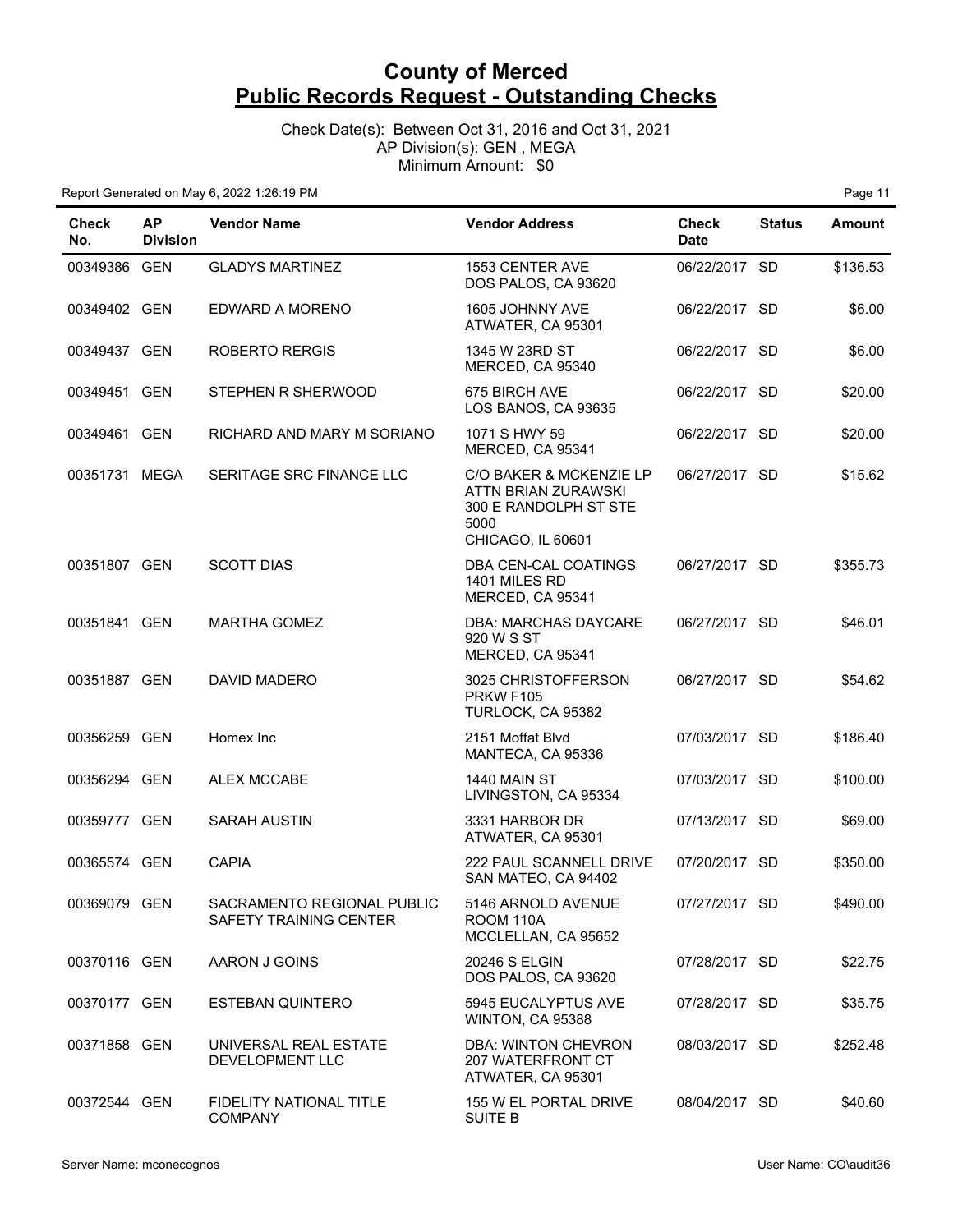# County of Merced
## Public Records Request - Outstanding Checks

Check Date(s): Between Oct 31, 2016 and Oct 31, 2021
AP Division(s): GEN , MEGA
Minimum Amount: $0

Report Generated on May 6, 2022 1:26:19 PM

| Check No. | AP Division | Vendor Name | Vendor Address | Check Date | Status | Amount |
|---|---|---|---|---|---|---|
| 00349386 | GEN | GLADYS MARTINEZ | 1553 CENTER AVE DOS PALOS, CA 93620 | 06/22/2017 | SD | $136.53 |
| 00349402 | GEN | EDWARD A MORENO | 1605 JOHNNY AVE ATWATER, CA 95301 | 06/22/2017 | SD | $6.00 |
| 00349437 | GEN | ROBERTO RERGIS | 1345 W 23RD ST MERCED, CA 95340 | 06/22/2017 | SD | $6.00 |
| 00349451 | GEN | STEPHEN R SHERWOOD | 675 BIRCH AVE LOS BANOS, CA 93635 | 06/22/2017 | SD | $20.00 |
| 00349461 | GEN | RICHARD AND MARY M SORIANO | 1071 S HWY 59 MERCED, CA 95341 | 06/22/2017 | SD | $20.00 |
| 00351731 | MEGA | SERITAGE SRC FINANCE LLC | C/O BAKER & MCKENZIE LP ATTN BRIAN ZURAWSKI 300 E RANDOLPH ST STE 5000 CHICAGO, IL 60601 | 06/27/2017 | SD | $15.62 |
| 00351807 | GEN | SCOTT DIAS | DBA CEN-CAL COATINGS 1401 MILES RD MERCED, CA 95341 | 06/27/2017 | SD | $355.73 |
| 00351841 | GEN | MARTHA GOMEZ | DBA: MARCHAS DAYCARE 920 W S ST MERCED, CA 95341 | 06/27/2017 | SD | $46.01 |
| 00351887 | GEN | DAVID MADERO | 3025 CHRISTOFFERSON PRKW F105 TURLOCK, CA 95382 | 06/27/2017 | SD | $54.62 |
| 00356259 | GEN | Homex Inc | 2151 Moffat Blvd MANTECA, CA 95336 | 07/03/2017 | SD | $186.40 |
| 00356294 | GEN | ALEX MCCABE | 1440 MAIN ST LIVINGSTON, CA 95334 | 07/03/2017 | SD | $100.00 |
| 00359777 | GEN | SARAH AUSTIN | 3331 HARBOR DR ATWATER, CA 95301 | 07/13/2017 | SD | $69.00 |
| 00365574 | GEN | CAPIA | 222 PAUL SCANNELL DRIVE SAN MATEO, CA 94402 | 07/20/2017 | SD | $350.00 |
| 00369079 | GEN | SACRAMENTO REGIONAL PUBLIC SAFETY TRAINING CENTER | 5146 ARNOLD AVENUE ROOM 110A MCCLELLAN, CA 95652 | 07/27/2017 | SD | $490.00 |
| 00370116 | GEN | AARON J GOINS | 20246 S ELGIN DOS PALOS, CA 93620 | 07/28/2017 | SD | $22.75 |
| 00370177 | GEN | ESTEBAN QUINTERO | 5945 EUCALYPTUS AVE WINTON, CA 95388 | 07/28/2017 | SD | $35.75 |
| 00371858 | GEN | UNIVERSAL REAL ESTATE DEVELOPMENT LLC | DBA: WINTON CHEVRON 207 WATERFRONT CT ATWATER, CA 95301 | 08/03/2017 | SD | $252.48 |
| 00372544 | GEN | FIDELITY NATIONAL TITLE COMPANY | 155 W EL PORTAL DRIVE SUITE B | 08/04/2017 | SD | $40.60 |

Server Name: mconecognos

User Name: CO\audit36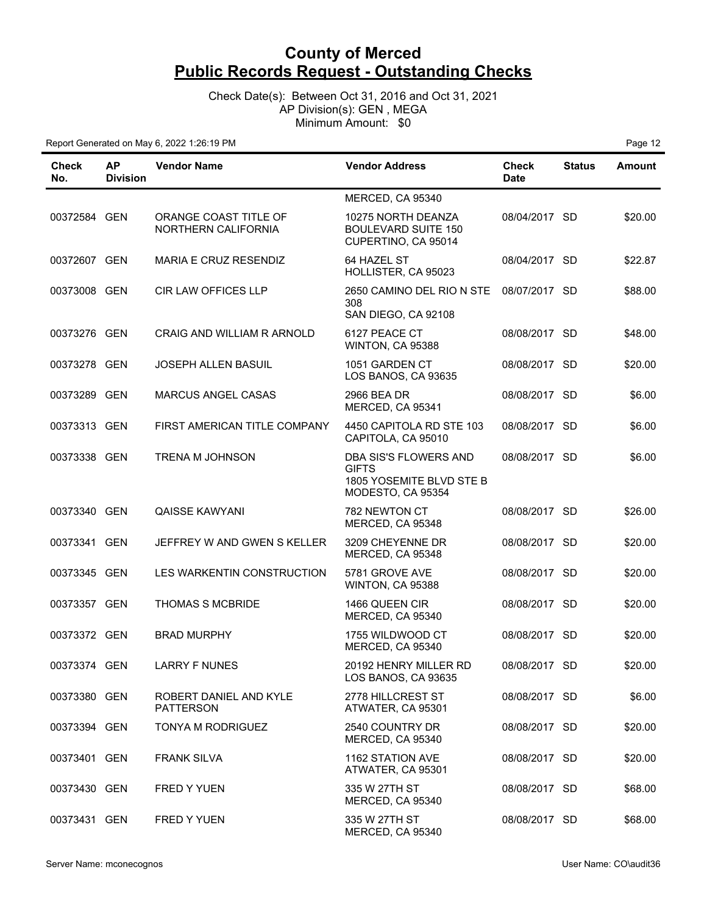# County of Merced
## Public Records Request - Outstanding Checks

Check Date(s): Between Oct 31, 2016 and Oct 31, 2021
AP Division(s): GEN , MEGA
Minimum Amount: $0

Report Generated on May 6, 2022 1:26:19 PM

| Check No. | AP Division | Vendor Name | Vendor Address | Check Date | Status | Amount |
|---|---|---|---|---|---|---|
| | | | MERCED, CA 95340 | | | |
| 00372584 | GEN | ORANGE COAST TITLE OF NORTHERN CALIFORNIA | 10275 NORTH DEANZA BOULEVARD SUITE 150 CUPERTINO, CA 95014 | 08/04/2017 | SD | $20.00 |
| 00372607 | GEN | MARIA E CRUZ RESENDIZ | 64 HAZEL ST HOLLISTER, CA 95023 | 08/04/2017 | SD | $22.87 |
| 00373008 | GEN | CIR LAW OFFICES LLP | 2650 CAMINO DEL RIO N STE 308 SAN DIEGO, CA 92108 | 08/07/2017 | SD | $88.00 |
| 00373276 | GEN | CRAIG AND WILLIAM R ARNOLD | 6127 PEACE CT WINTON, CA 95388 | 08/08/2017 | SD | $48.00 |
| 00373278 | GEN | JOSEPH ALLEN BASUIL | 1051 GARDEN CT LOS BANOS, CA 93635 | 08/08/2017 | SD | $20.00 |
| 00373289 | GEN | MARCUS ANGEL CASAS | 2966 BEA DR MERCED, CA 95341 | 08/08/2017 | SD | $6.00 |
| 00373313 | GEN | FIRST AMERICAN TITLE COMPANY | 4450 CAPITOLA RD STE 103 CAPITOLA, CA 95010 | 08/08/2017 | SD | $6.00 |
| 00373338 | GEN | TRENA M JOHNSON | DBA SIS'S FLOWERS AND GIFTS 1805 YOSEMITE BLVD STE B MODESTO, CA 95354 | 08/08/2017 | SD | $6.00 |
| 00373340 | GEN | QAISSE KAWYANI | 782 NEWTON CT MERCED, CA 95348 | 08/08/2017 | SD | $26.00 |
| 00373341 | GEN | JEFFREY W AND GWEN S KELLER | 3209 CHEYENNE DR MERCED, CA 95348 | 08/08/2017 | SD | $20.00 |
| 00373345 | GEN | LES WARKENTIN CONSTRUCTION | 5781 GROVE AVE WINTON, CA 95388 | 08/08/2017 | SD | $20.00 |
| 00373357 | GEN | THOMAS S MCBRIDE | 1466 QUEEN CIR MERCED, CA 95340 | 08/08/2017 | SD | $20.00 |
| 00373372 | GEN | BRAD MURPHY | 1755 WILDWOOD CT MERCED, CA 95340 | 08/08/2017 | SD | $20.00 |
| 00373374 | GEN | LARRY F NUNES | 20192 HENRY MILLER RD LOS BANOS, CA 93635 | 08/08/2017 | SD | $20.00 |
| 00373380 | GEN | ROBERT DANIEL AND KYLE PATTERSON | 2778 HILLCREST ST ATWATER, CA 95301 | 08/08/2017 | SD | $6.00 |
| 00373394 | GEN | TONYA M RODRIGUEZ | 2540 COUNTRY DR MERCED, CA 95340 | 08/08/2017 | SD | $20.00 |
| 00373401 | GEN | FRANK SILVA | 1162 STATION AVE ATWATER, CA 95301 | 08/08/2017 | SD | $20.00 |
| 00373430 | GEN | FRED Y YUEN | 335 W 27TH ST MERCED, CA 95340 | 08/08/2017 | SD | $68.00 |
| 00373431 | GEN | FRED Y YUEN | 335 W 27TH ST MERCED, CA 95340 | 08/08/2017 | SD | $68.00 |

Server Name: mconecognos User Name: CO\audit36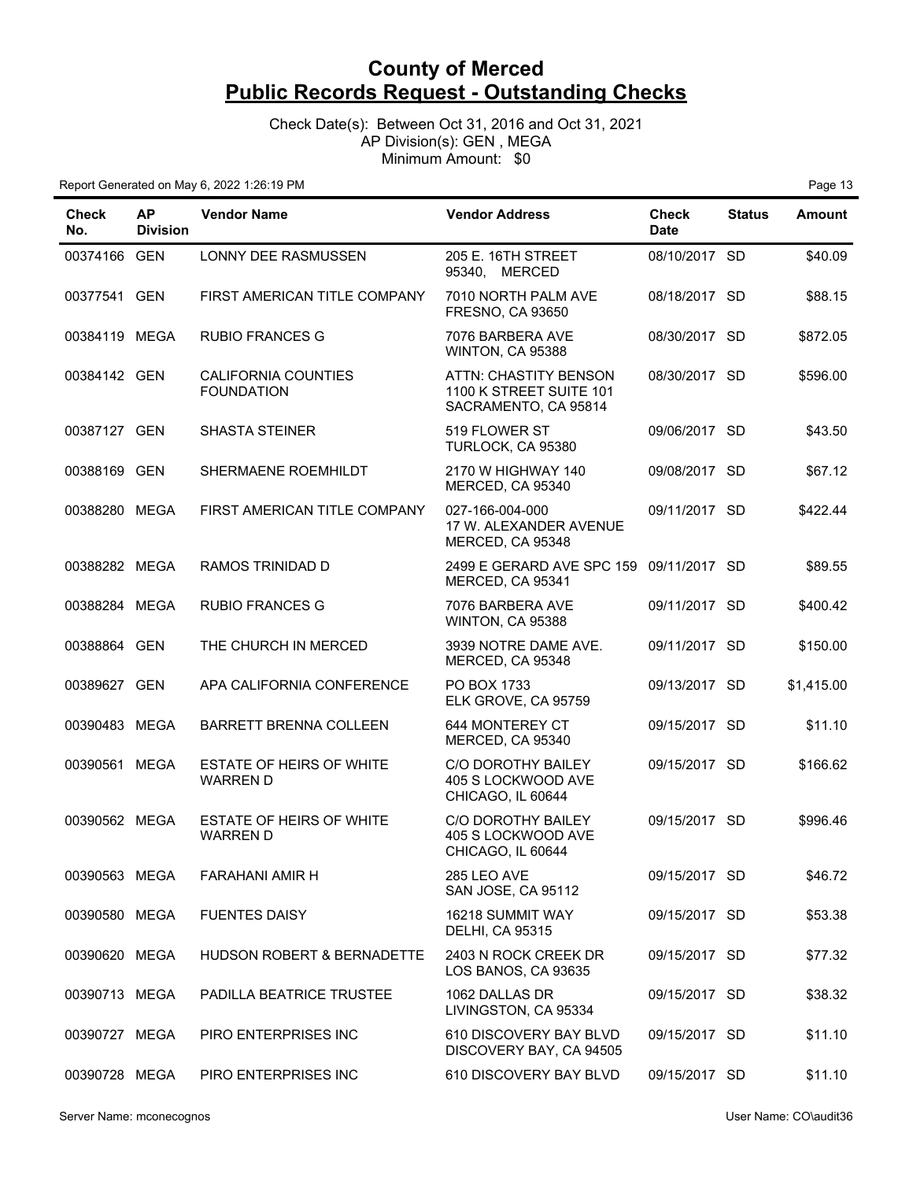# County of Merced

## Public Records Request - Outstanding Checks

Check Date(s): Between Oct 31, 2016 and Oct 31, 2021
AP Division(s): GEN , MEGA
Minimum Amount: $0

Report Generated on May 6, 2022 1:26:19 PM

| Check No. | AP Division | Vendor Name | Vendor Address | Check Date | Status | Amount |
|---|---|---|---|---|---|---|
| 00374166 | GEN | LONNY DEE RASMUSSEN | 205 E. 16TH STREET 95340, MERCED | 08/10/2017 | SD | $40.09 |
| 00377541 | GEN | FIRST AMERICAN TITLE COMPANY | 7010 NORTH PALM AVE FRESNO, CA 93650 | 08/18/2017 | SD | $88.15 |
| 00384119 | MEGA | RUBIO FRANCES G | 7076 BARBERA AVE WINTON, CA 95388 | 08/30/2017 | SD | $872.05 |
| 00384142 | GEN | CALIFORNIA COUNTIES FOUNDATION | ATTN: CHASTITY BENSON 1100 K STREET SUITE 101 SACRAMENTO, CA 95814 | 08/30/2017 | SD | $596.00 |
| 00387127 | GEN | SHASTA STEINER | 519 FLOWER ST TURLOCK, CA 95380 | 09/06/2017 | SD | $43.50 |
| 00388169 | GEN | SHERMAENE ROEMHILDT | 2170 W HIGHWAY 140 MERCED, CA 95340 | 09/08/2017 | SD | $67.12 |
| 00388280 | MEGA | FIRST AMERICAN TITLE COMPANY | 027-166-004-000 17 W. ALEXANDER AVENUE MERCED, CA 95348 | 09/11/2017 | SD | $422.44 |
| 00388282 | MEGA | RAMOS TRINIDAD D | 2499 E GERARD AVE SPC 159 MERCED, CA 95341 | 09/11/2017 | SD | $89.55 |
| 00388284 | MEGA | RUBIO FRANCES G | 7076 BARBERA AVE WINTON, CA 95388 | 09/11/2017 | SD | $400.42 |
| 00388864 | GEN | THE CHURCH IN MERCED | 3939 NOTRE DAME AVE. MERCED, CA 95348 | 09/11/2017 | SD | $150.00 |
| 00389627 | GEN | APA CALIFORNIA CONFERENCE | PO BOX 1733 ELK GROVE, CA 95759 | 09/13/2017 | SD | $1,415.00 |
| 00390483 | MEGA | BARRETT BRENNA COLLEEN | 644 MONTEREY CT MERCED, CA 95340 | 09/15/2017 | SD | $11.10 |
| 00390561 | MEGA | ESTATE OF HEIRS OF WHITE WARREN D | C/O DOROTHY BAILEY 405 S LOCKWOOD AVE CHICAGO, IL 60644 | 09/15/2017 | SD | $166.62 |
| 00390562 | MEGA | ESTATE OF HEIRS OF WHITE WARREN D | C/O DOROTHY BAILEY 405 S LOCKWOOD AVE CHICAGO, IL 60644 | 09/15/2017 | SD | $996.46 |
| 00390563 | MEGA | FARAHANI AMIR H | 285 LEO AVE SAN JOSE, CA 95112 | 09/15/2017 | SD | $46.72 |
| 00390580 | MEGA | FUENTES DAISY | 16218 SUMMIT WAY DELHI, CA 95315 | 09/15/2017 | SD | $53.38 |
| 00390620 | MEGA | HUDSON ROBERT & BERNADETTE | 2403 N ROCK CREEK DR LOS BANOS, CA 93635 | 09/15/2017 | SD | $77.32 |
| 00390713 | MEGA | PADILLA BEATRICE TRUSTEE | 1062 DALLAS DR LIVINGSTON, CA 95334 | 09/15/2017 | SD | $38.32 |
| 00390727 | MEGA | PIRO ENTERPRISES INC | 610 DISCOVERY BAY BLVD DISCOVERY BAY, CA 94505 | 09/15/2017 | SD | $11.10 |
| 00390728 | MEGA | PIRO ENTERPRISES INC | 610 DISCOVERY BAY BLVD | 09/15/2017 | SD | $11.10 |

Server Name: mconecognos

User Name: CO\audit36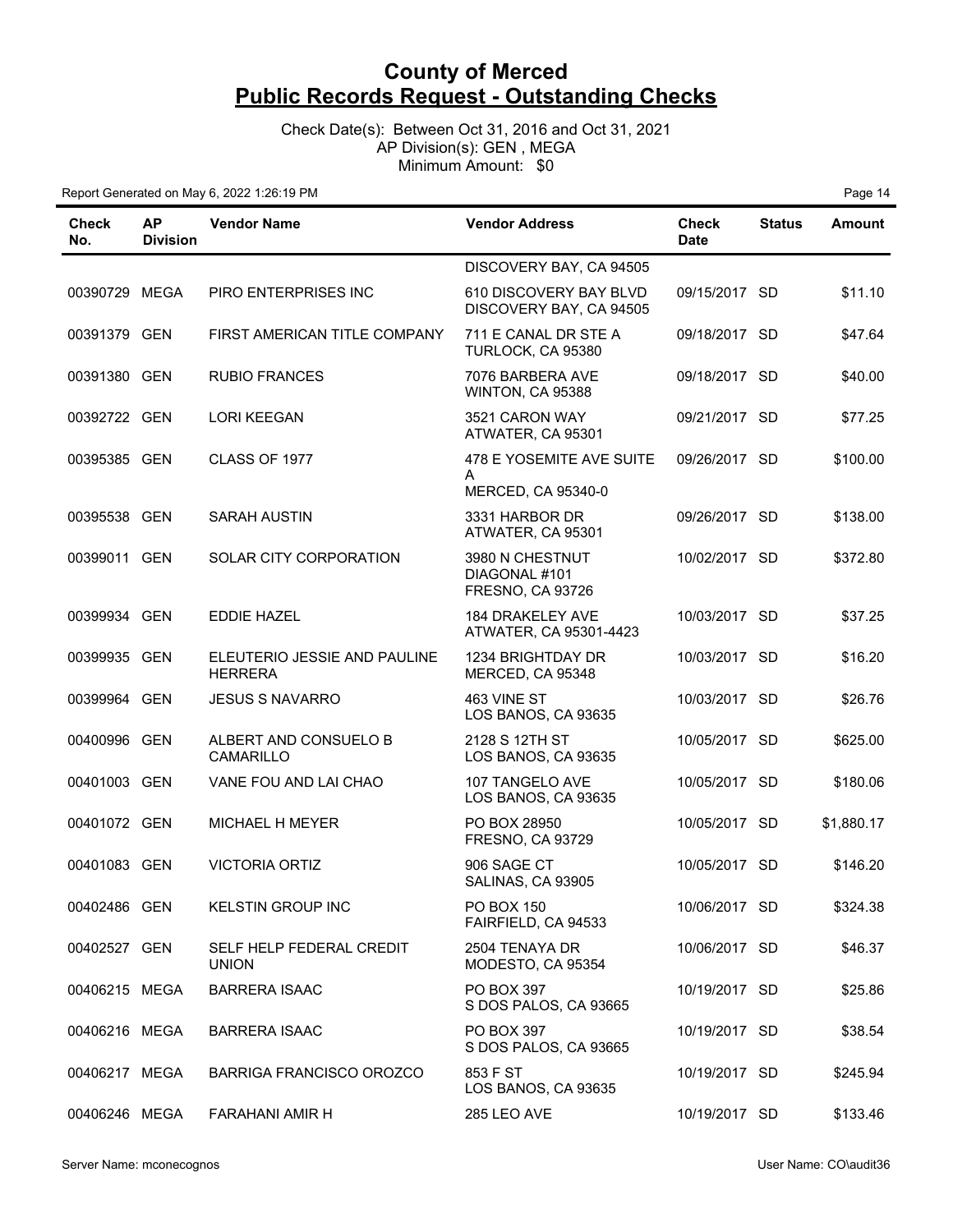# County of Merced
## Public Records Request - Outstanding Checks

Check Date(s): Between Oct 31, 2016 and Oct 31, 2021
AP Division(s): GEN , MEGA
Minimum Amount: $0

Report Generated on May 6, 2022 1:26:19 PM

| Check No. | AP Division | Vendor Name | Vendor Address | Check Date | Status | Amount |
|---|---|---|---|---|---|---|
| | | | DISCOVERY BAY, CA 94505 | | | |
| 00390729 | MEGA | PIRO ENTERPRISES INC | 610 DISCOVERY BAY BLVD DISCOVERY BAY, CA 94505 | 09/15/2017 | SD | $11.10 |
| 00391379 | GEN | FIRST AMERICAN TITLE COMPANY | 711 E CANAL DR STE A TURLOCK, CA 95380 | 09/18/2017 | SD | $47.64 |
| 00391380 | GEN | RUBIO FRANCES | 7076 BARBERA AVE WINTON, CA 95388 | 09/18/2017 | SD | $40.00 |
| 00392722 | GEN | LORI KEEGAN | 3521 CARON WAY ATWATER, CA 95301 | 09/21/2017 | SD | $77.25 |
| 00395385 | GEN | CLASS OF 1977 | 478 E YOSEMITE AVE SUITE A MERCED, CA 95340-0 | 09/26/2017 | SD | $100.00 |
| 00395538 | GEN | SARAH AUSTIN | 3331 HARBOR DR ATWATER, CA 95301 | 09/26/2017 | SD | $138.00 |
| 00399011 | GEN | SOLAR CITY CORPORATION | 3980 N CHESTNUT DIAGONAL #101 FRESNO, CA 93726 | 10/02/2017 | SD | $372.80 |
| 00399934 | GEN | EDDIE HAZEL | 184 DRAKELEY AVE ATWATER, CA 95301-4423 | 10/03/2017 | SD | $37.25 |
| 00399935 | GEN | ELEUTERIO JESSIE AND PAULINE HERRERA | 1234 BRIGHTDAY DR MERCED, CA 95348 | 10/03/2017 | SD | $16.20 |
| 00399964 | GEN | JESUS S NAVARRO | 463 VINE ST LOS BANOS, CA 93635 | 10/03/2017 | SD | $26.76 |
| 00400996 | GEN | ALBERT AND CONSUELO B CAMARILLO | 2128 S 12TH ST LOS BANOS, CA 93635 | 10/05/2017 | SD | $625.00 |
| 00401003 | GEN | VANE FOU AND LAI CHAO | 107 TANGELO AVE LOS BANOS, CA 93635 | 10/05/2017 | SD | $180.06 |
| 00401072 | GEN | MICHAEL H MEYER | PO BOX 28950 FRESNO, CA 93729 | 10/05/2017 | SD | $1,880.17 |
| 00401083 | GEN | VICTORIA ORTIZ | 906 SAGE CT SALINAS, CA 93905 | 10/05/2017 | SD | $146.20 |
| 00402486 | GEN | KELSTIN GROUP INC | PO BOX 150 FAIRFIELD, CA 94533 | 10/06/2017 | SD | $324.38 |
| 00402527 | GEN | SELF HELP FEDERAL CREDIT UNION | 2504 TENAYA DR MODESTO, CA 95354 | 10/06/2017 | SD | $46.37 |
| 00406215 | MEGA | BARRERA ISAAC | PO BOX 397 S DOS PALOS, CA 93665 | 10/19/2017 | SD | $25.86 |
| 00406216 | MEGA | BARRERA ISAAC | PO BOX 397 S DOS PALOS, CA 93665 | 10/19/2017 | SD | $38.54 |
| 00406217 | MEGA | BARRIGA FRANCISCO OROZCO | 853 F ST LOS BANOS, CA 93635 | 10/19/2017 | SD | $245.94 |
| 00406246 | MEGA | FARAHANI AMIR H | 285 LEO AVE | 10/19/2017 | SD | $133.46 |

Server Name: mconecognos    User Name: CO\audit36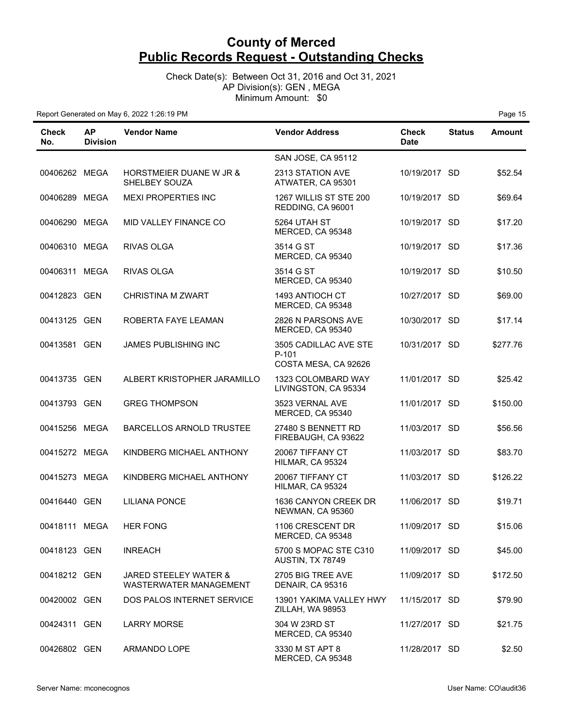# County of Merced
## Public Records Request - Outstanding Checks

Check Date(s): Between Oct 31, 2016 and Oct 31, 2021
AP Division(s): GEN , MEGA
Minimum Amount: $0

Report Generated on May 6, 2022 1:26:19 PM

| Check No. | AP Division | Vendor Name | Vendor Address | Check Date | Status | Amount |
|---|---|---|---|---|---|---|
| | | | SAN JOSE, CA 95112 | | | |
| 00406262 | MEGA | HORSTMEIER DUANE W JR & SHELBEY SOUZA | 2313 STATION AVE ATWATER, CA 95301 | 10/19/2017 | SD | $52.54 |
| 00406289 | MEGA | MEXI PROPERTIES INC | 1267 WILLIS ST STE 200 REDDING, CA 96001 | 10/19/2017 | SD | $69.64 |
| 00406290 | MEGA | MID VALLEY FINANCE CO | 5264 UTAH ST MERCED, CA 95348 | 10/19/2017 | SD | $17.20 |
| 00406310 | MEGA | RIVAS OLGA | 3514 G ST MERCED, CA 95340 | 10/19/2017 | SD | $17.36 |
| 00406311 | MEGA | RIVAS OLGA | 3514 G ST MERCED, CA 95340 | 10/19/2017 | SD | $10.50 |
| 00412823 | GEN | CHRISTINA M ZWART | 1493 ANTIOCH CT MERCED, CA 95348 | 10/27/2017 | SD | $69.00 |
| 00413125 | GEN | ROBERTA FAYE LEAMAN | 2826 N PARSONS AVE MERCED, CA 95340 | 10/30/2017 | SD | $17.14 |
| 00413581 | GEN | JAMES PUBLISHING INC | 3505 CADILLAC AVE STE P-101 COSTA MESA, CA 92626 | 10/31/2017 | SD | $277.76 |
| 00413735 | GEN | ALBERT KRISTOPHER JARAMILLO | 1323 COLOMBARD WAY LIVINGSTON, CA 95334 | 11/01/2017 | SD | $25.42 |
| 00413793 | GEN | GREG THOMPSON | 3523 VERNAL AVE MERCED, CA 95340 | 11/01/2017 | SD | $150.00 |
| 00415256 | MEGA | BARCELLOS ARNOLD TRUSTEE | 27480 S BENNETT RD FIREBAUGH, CA 93622 | 11/03/2017 | SD | $56.56 |
| 00415272 | MEGA | KINDBERG MICHAEL ANTHONY | 20067 TIFFANY CT HILMAR, CA 95324 | 11/03/2017 | SD | $83.70 |
| 00415273 | MEGA | KINDBERG MICHAEL ANTHONY | 20067 TIFFANY CT HILMAR, CA 95324 | 11/03/2017 | SD | $126.22 |
| 00416440 | GEN | LILIANA PONCE | 1636 CANYON CREEK DR NEWMAN, CA 95360 | 11/06/2017 | SD | $19.71 |
| 00418111 | MEGA | HER FONG | 1106 CRESCENT DR MERCED, CA 95348 | 11/09/2017 | SD | $15.06 |
| 00418123 | GEN | INREACH | 5700 S MOPAC STE C310 AUSTIN, TX 78749 | 11/09/2017 | SD | $45.00 |
| 00418212 | GEN | JARED STEELEY WATER & WASTERWATER MANAGEMENT | 2705 BIG TREE AVE DENAIR, CA 95316 | 11/09/2017 | SD | $172.50 |
| 00420002 | GEN | DOS PALOS INTERNET SERVICE | 13901 YAKIMA VALLEY HWY ZILLAH, WA 98953 | 11/15/2017 | SD | $79.90 |
| 00424311 | GEN | LARRY MORSE | 304 W 23RD ST MERCED, CA 95340 | 11/27/2017 | SD | $21.75 |
| 00426802 | GEN | ARMANDO LOPE | 3330 M ST APT 8 MERCED, CA 95348 | 11/28/2017 | SD | $2.50 |

Server Name: mconecognos User Name: CO\audit36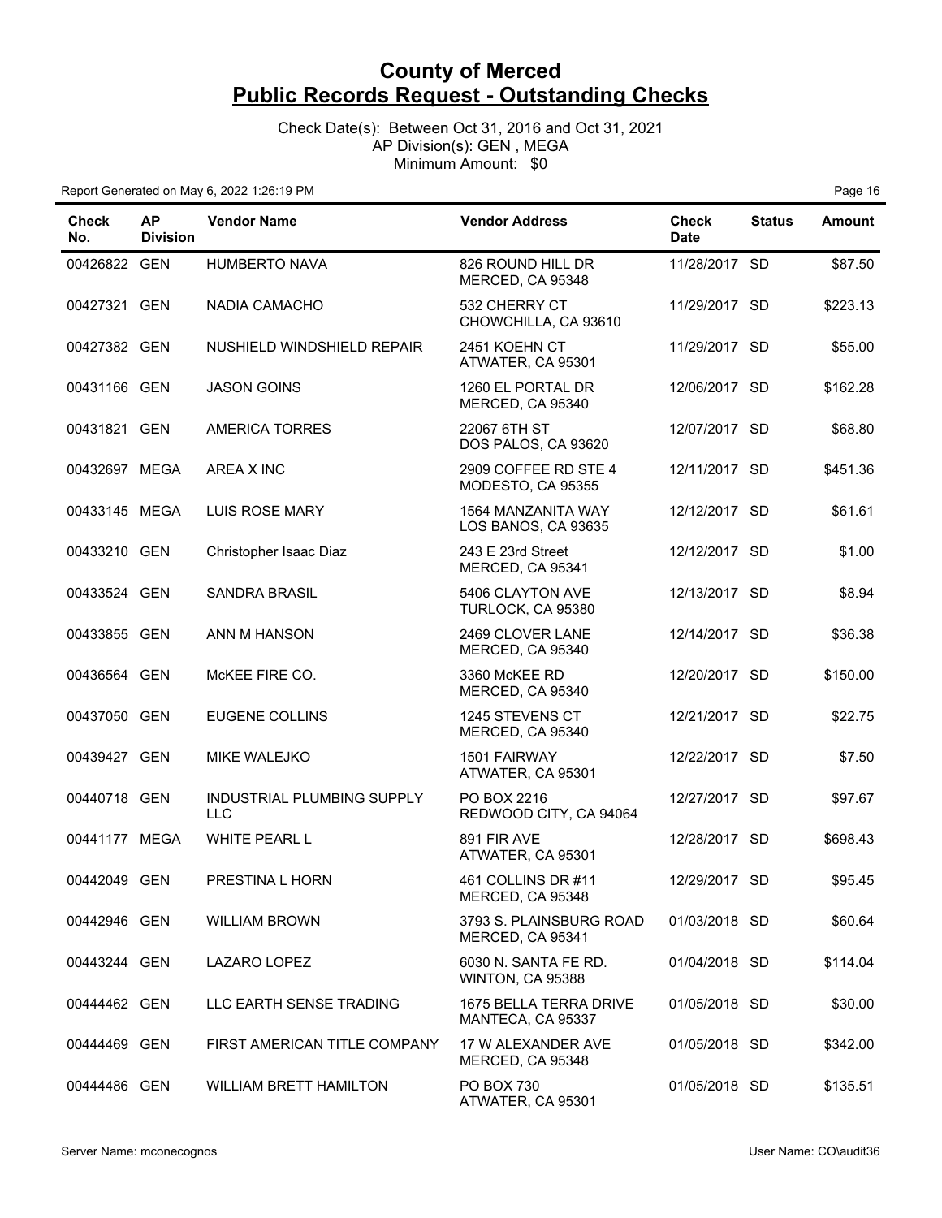# County of Merced
## Public Records Request - Outstanding Checks

Check Date(s): Between Oct 31, 2016 and Oct 31, 2021
AP Division(s): GEN , MEGA
Minimum Amount: $0

Report Generated on May 6, 2022 1:26:19 PM

| Check No. | AP Division | Vendor Name | Vendor Address | Check Date | Status | Amount |
|---|---|---|---|---|---|---|
| 00426822 | GEN | HUMBERTO NAVA | 826 ROUND HILL DR MERCED, CA 95348 | 11/28/2017 | SD | $87.50 |
| 00427321 | GEN | NADIA CAMACHO | 532 CHERRY CT CHOWCHILLA, CA 93610 | 11/29/2017 | SD | $223.13 |
| 00427382 | GEN | NUSHIELD WINDSHIELD REPAIR | 2451 KOEHN CT ATWATER, CA 95301 | 11/29/2017 | SD | $55.00 |
| 00431166 | GEN | JASON GOINS | 1260 EL PORTAL DR MERCED, CA 95340 | 12/06/2017 | SD | $162.28 |
| 00431821 | GEN | AMERICA TORRES | 22067 6TH ST DOS PALOS, CA 93620 | 12/07/2017 | SD | $68.80 |
| 00432697 | MEGA | AREA X INC | 2909 COFFEE RD STE 4 MODESTO, CA 95355 | 12/11/2017 | SD | $451.36 |
| 00433145 | MEGA | LUIS ROSE MARY | 1564 MANZANITA WAY LOS BANOS, CA 93635 | 12/12/2017 | SD | $61.61 |
| 00433210 | GEN | Christopher Isaac Diaz | 243 E 23rd Street MERCED, CA 95341 | 12/12/2017 | SD | $1.00 |
| 00433524 | GEN | SANDRA BRASIL | 5406 CLAYTON AVE TURLOCK, CA 95380 | 12/13/2017 | SD | $8.94 |
| 00433855 | GEN | ANN M HANSON | 2469 CLOVER LANE MERCED, CA 95340 | 12/14/2017 | SD | $36.38 |
| 00436564 | GEN | McKEE FIRE CO. | 3360 McKEE RD MERCED, CA 95340 | 12/20/2017 | SD | $150.00 |
| 00437050 | GEN | EUGENE COLLINS | 1245 STEVENS CT MERCED, CA 95340 | 12/21/2017 | SD | $22.75 |
| 00439427 | GEN | MIKE WALEJKO | 1501 FAIRWAY ATWATER, CA 95301 | 12/22/2017 | SD | $7.50 |
| 00440718 | GEN | INDUSTRIAL PLUMBING SUPPLY LLC | PO BOX 2216 REDWOOD CITY, CA 94064 | 12/27/2017 | SD | $97.67 |
| 00441177 | MEGA | WHITE PEARL L | 891 FIR AVE ATWATER, CA 95301 | 12/28/2017 | SD | $698.43 |
| 00442049 | GEN | PRESTINA L HORN | 461 COLLINS DR #11 MERCED, CA 95348 | 12/29/2017 | SD | $95.45 |
| 00442946 | GEN | WILLIAM BROWN | 3793 S. PLAINSBURG ROAD MERCED, CA 95341 | 01/03/2018 | SD | $60.64 |
| 00443244 | GEN | LAZARO LOPEZ | 6030 N. SANTA FE RD. WINTON, CA 95388 | 01/04/2018 | SD | $114.04 |
| 00444462 | GEN | LLC EARTH SENSE TRADING | 1675 BELLA TERRA DRIVE MANTECA, CA 95337 | 01/05/2018 | SD | $30.00 |
| 00444469 | GEN | FIRST AMERICAN TITLE COMPANY | 17 W ALEXANDER AVE MERCED, CA 95348 | 01/05/2018 | SD | $342.00 |
| 00444486 | GEN | WILLIAM BRETT HAMILTON | PO BOX 730 ATWATER, CA 95301 | 01/05/2018 | SD | $135.51 |

Server Name: mconecognos　　　　User Name: CO\audit36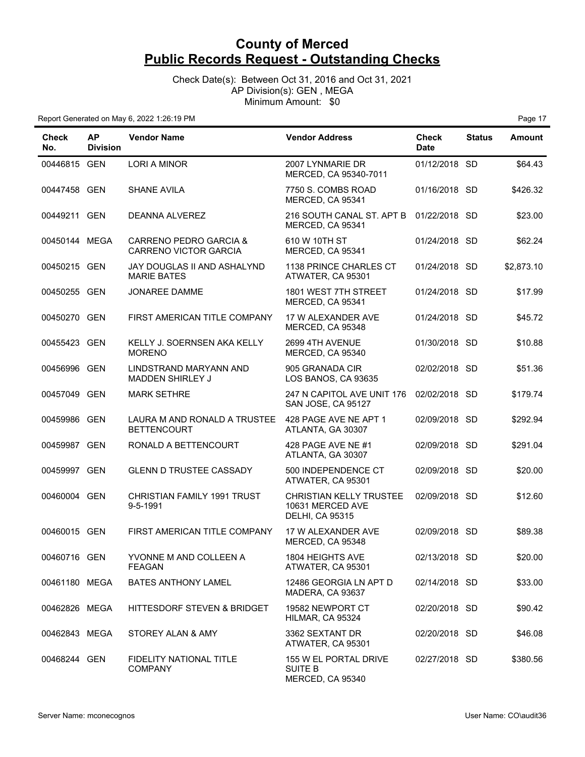# County of Merced
# Public Records Request - Outstanding Checks

Check Date(s): Between Oct 31, 2016 and Oct 31, 2021
AP Division(s): GEN , MEGA
Minimum Amount: $0

Report Generated on May 6, 2022 1:26:19 PM

| Check No. | AP Division | Vendor Name | Vendor Address | Check Date | Status | Amount |
|---|---|---|---|---|---|---|
| 00446815 | GEN | LORI A MINOR | 2007 LYNMARIE DR MERCED, CA 95340-7011 | 01/12/2018 | SD | $64.43 |
| 00447458 | GEN | SHANE AVILA | 7750 S. COMBS ROAD MERCED, CA 95341 | 01/16/2018 | SD | $426.32 |
| 00449211 | GEN | DEANNA ALVEREZ | 216 SOUTH CANAL ST. APT B MERCED, CA 95341 | 01/22/2018 | SD | $23.00 |
| 00450144 | MEGA | CARRENO PEDRO GARCIA & CARRENO VICTOR GARCIA | 610 W 10TH ST MERCED, CA 95341 | 01/24/2018 | SD | $62.24 |
| 00450215 | GEN | JAY DOUGLAS II AND ASHALYND MARIE BATES | 1138 PRINCE CHARLES CT ATWATER, CA 95301 | 01/24/2018 | SD | $2,873.10 |
| 00450255 | GEN | JONAREE DAMME | 1801 WEST 7TH STREET MERCED, CA 95341 | 01/24/2018 | SD | $17.99 |
| 00450270 | GEN | FIRST AMERICAN TITLE COMPANY | 17 W ALEXANDER AVE MERCED, CA 95348 | 01/24/2018 | SD | $45.72 |
| 00455423 | GEN | KELLY J. SOERNSEN AKA KELLY MORENO | 2699 4TH AVENUE MERCED, CA 95340 | 01/30/2018 | SD | $10.88 |
| 00456996 | GEN | LINDSTRAND MARYANN AND MADDEN SHIRLEY J | 905 GRANADA CIR LOS BANOS, CA 93635 | 02/02/2018 | SD | $51.36 |
| 00457049 | GEN | MARK SETHRE | 247 N CAPITOL AVE UNIT 176 SAN JOSE, CA 95127 | 02/02/2018 | SD | $179.74 |
| 00459986 | GEN | LAURA M AND RONALD A TRUSTEE BETTENCOURT | 428 PAGE AVE NE APT 1 ATLANTA, GA 30307 | 02/09/2018 | SD | $292.94 |
| 00459987 | GEN | RONALD A BETTENCOURT | 428 PAGE AVE NE #1 ATLANTA, GA 30307 | 02/09/2018 | SD | $291.04 |
| 00459997 | GEN | GLENN D TRUSTEE CASSADY | 500 INDEPENDENCE CT ATWATER, CA 95301 | 02/09/2018 | SD | $20.00 |
| 00460004 | GEN | CHRISTIAN FAMILY 1991 TRUST 9-5-1991 | CHRISTIAN KELLY TRUSTEE 10631 MERCED AVE DELHI, CA 95315 | 02/09/2018 | SD | $12.60 |
| 00460015 | GEN | FIRST AMERICAN TITLE COMPANY | 17 W ALEXANDER AVE MERCED, CA 95348 | 02/09/2018 | SD | $89.38 |
| 00460716 | GEN | YVONNE M AND COLLEEN A FEAGAN | 1804 HEIGHTS AVE ATWATER, CA 95301 | 02/13/2018 | SD | $20.00 |
| 00461180 | MEGA | BATES ANTHONY LAMEL | 12486 GEORGIA LN APT D MADERA, CA 93637 | 02/14/2018 | SD | $33.00 |
| 00462826 | MEGA | HITTESDORF STEVEN & BRIDGET | 19582 NEWPORT CT HILMAR, CA 95324 | 02/20/2018 | SD | $90.42 |
| 00462843 | MEGA | STOREY ALAN & AMY | 3362 SEXTANT DR ATWATER, CA 95301 | 02/20/2018 | SD | $46.08 |
| 00468244 | GEN | FIDELITY NATIONAL TITLE COMPANY | 155 W EL PORTAL DRIVE SUITE B MERCED, CA 95340 | 02/27/2018 | SD | $380.56 |

Server Name: mconecognos

User Name: CO\audit36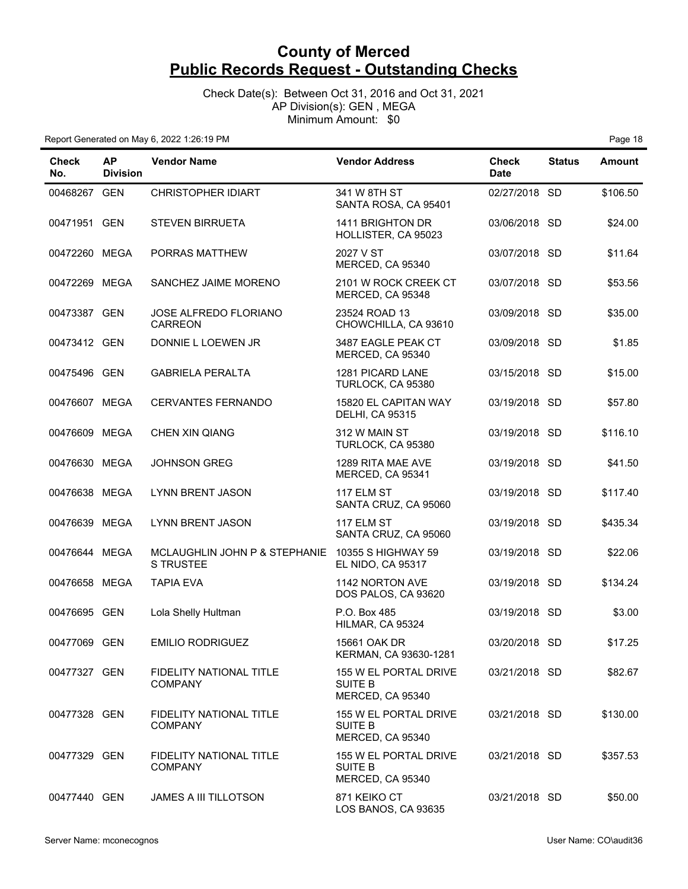# County of Merced

## Public Records Request - Outstanding Checks

Check Date(s): Between Oct 31, 2016 and Oct 31, 2021
AP Division(s): GEN , MEGA
Minimum Amount: $0

Report Generated on May 6, 2022 1:26:19 PM

| Check No. | AP Division | Vendor Name | Vendor Address | Check Date | Status | Amount |
|---|---|---|---|---|---|---|
| 00468267 | GEN | CHRISTOPHER IDIART | 341 W 8TH ST SANTA ROSA, CA 95401 | 02/27/2018 | SD | $106.50 |
| 00471951 | GEN | STEVEN BIRRUETA | 1411 BRIGHTON DR HOLLISTER, CA 95023 | 03/06/2018 | SD | $24.00 |
| 00472260 | MEGA | PORRAS MATTHEW | 2027 V ST MERCED, CA 95340 | 03/07/2018 | SD | $11.64 |
| 00472269 | MEGA | SANCHEZ JAIME MORENO | 2101 W ROCK CREEK CT MERCED, CA 95348 | 03/07/2018 | SD | $53.56 |
| 00473387 | GEN | JOSE ALFREDO FLORIANO CARREON | 23524 ROAD 13 CHOWCHILLA, CA 93610 | 03/09/2018 | SD | $35.00 |
| 00473412 | GEN | DONNIE L LOEWEN JR | 3487 EAGLE PEAK CT MERCED, CA 95340 | 03/09/2018 | SD | $1.85 |
| 00475496 | GEN | GABRIELA PERALTA | 1281 PICARD LANE TURLOCK, CA 95380 | 03/15/2018 | SD | $15.00 |
| 00476607 | MEGA | CERVANTES FERNANDO | 15820 EL CAPITAN WAY DELHI, CA 95315 | 03/19/2018 | SD | $57.80 |
| 00476609 | MEGA | CHEN XIN QIANG | 312 W MAIN ST TURLOCK, CA 95380 | 03/19/2018 | SD | $116.10 |
| 00476630 | MEGA | JOHNSON GREG | 1289 RITA MAE AVE MERCED, CA 95341 | 03/19/2018 | SD | $41.50 |
| 00476638 | MEGA | LYNN BRENT JASON | 117 ELM ST SANTA CRUZ, CA 95060 | 03/19/2018 | SD | $117.40 |
| 00476639 | MEGA | LYNN BRENT JASON | 117 ELM ST SANTA CRUZ, CA 95060 | 03/19/2018 | SD | $435.34 |
| 00476644 | MEGA | MCLAUGHLIN JOHN P & STEPHANIE S TRUSTEE | 10355 S HIGHWAY 59 EL NIDO, CA 95317 | 03/19/2018 | SD | $22.06 |
| 00476658 | MEGA | TAPIA EVA | 1142 NORTON AVE DOS PALOS, CA 93620 | 03/19/2018 | SD | $134.24 |
| 00476695 | GEN | Lola Shelly Hultman | P.O. Box 485 HILMAR, CA 95324 | 03/19/2018 | SD | $3.00 |
| 00477069 | GEN | EMILIO RODRIGUEZ | 15661 OAK DR KERMAN, CA 93630-1281 | 03/20/2018 | SD | $17.25 |
| 00477327 | GEN | FIDELITY NATIONAL TITLE COMPANY | 155 W EL PORTAL DRIVE SUITE B MERCED, CA 95340 | 03/21/2018 | SD | $82.67 |
| 00477328 | GEN | FIDELITY NATIONAL TITLE COMPANY | 155 W EL PORTAL DRIVE SUITE B MERCED, CA 95340 | 03/21/2018 | SD | $130.00 |
| 00477329 | GEN | FIDELITY NATIONAL TITLE COMPANY | 155 W EL PORTAL DRIVE SUITE B MERCED, CA 95340 | 03/21/2018 | SD | $357.53 |
| 00477440 | GEN | JAMES A III TILLOTSON | 871 KEIKO CT LOS BANOS, CA 93635 | 03/21/2018 | SD | $50.00 |

Server Name: mconecognos

User Name: CO\audit36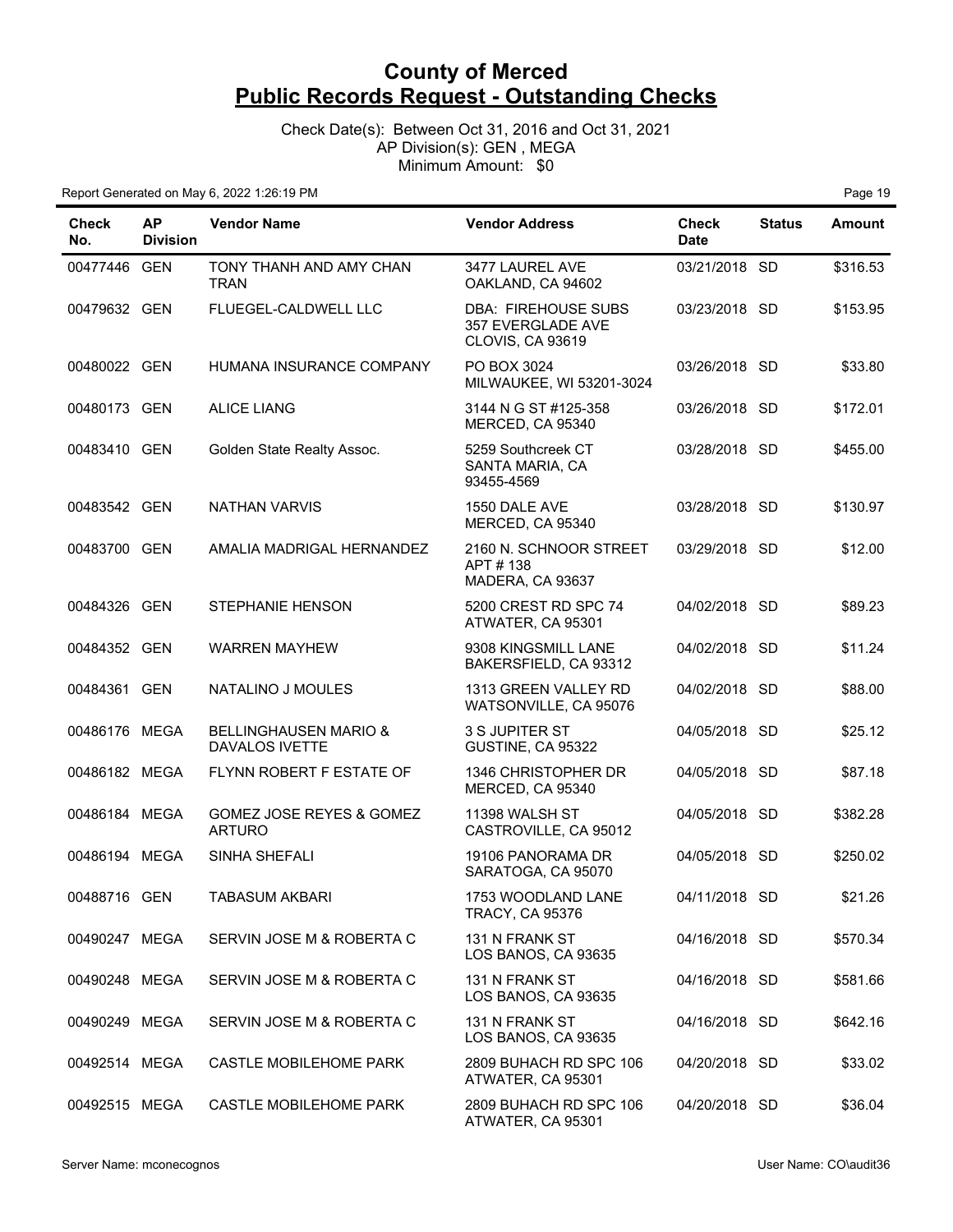# County of Merced
## Public Records Request - Outstanding Checks

Check Date(s): Between Oct 31, 2016 and Oct 31, 2021
AP Division(s): GEN , MEGA
Minimum Amount: $0

Report Generated on May 6, 2022 1:26:19 PM

| Check No. | AP Division | Vendor Name | Vendor Address | Check Date | Status | Amount |
|---|---|---|---|---|---|---|
| 00477446 | GEN | TONY THANH AND AMY CHAN TRAN | 3477 LAUREL AVE OAKLAND, CA 94602 | 03/21/2018 | SD | $316.53 |
| 00479632 | GEN | FLUEGEL-CALDWELL LLC | DBA: FIREHOUSE SUBS 357 EVERGLADE AVE CLOVIS, CA 93619 | 03/23/2018 | SD | $153.95 |
| 00480022 | GEN | HUMANA INSURANCE COMPANY | PO BOX 3024 MILWAUKEE, WI 53201-3024 | 03/26/2018 | SD | $33.80 |
| 00480173 | GEN | ALICE LIANG | 3144 N G ST #125-358 MERCED, CA 95340 | 03/26/2018 | SD | $172.01 |
| 00483410 | GEN | Golden State Realty Assoc. | 5259 Southcreek CT SANTA MARIA, CA 93455-4569 | 03/28/2018 | SD | $455.00 |
| 00483542 | GEN | NATHAN VARVIS | 1550 DALE AVE MERCED, CA 95340 | 03/28/2018 | SD | $130.97 |
| 00483700 | GEN | AMALIA MADRIGAL HERNANDEZ | 2160 N. SCHNOOR STREET APT # 138 MADERA, CA 93637 | 03/29/2018 | SD | $12.00 |
| 00484326 | GEN | STEPHANIE HENSON | 5200 CREST RD SPC 74 ATWATER, CA 95301 | 04/02/2018 | SD | $89.23 |
| 00484352 | GEN | WARREN MAYHEW | 9308 KINGSMILL LANE BAKERSFIELD, CA 93312 | 04/02/2018 | SD | $11.24 |
| 00484361 | GEN | NATALINO J MOULES | 1313 GREEN VALLEY RD WATSONVILLE, CA 95076 | 04/02/2018 | SD | $88.00 |
| 00486176 | MEGA | BELLINGHAUSEN MARIO & DAVALOS IVETTE | 3 S JUPITER ST GUSTINE, CA 95322 | 04/05/2018 | SD | $25.12 |
| 00486182 | MEGA | FLYNN ROBERT F ESTATE OF | 1346 CHRISTOPHER DR MERCED, CA 95340 | 04/05/2018 | SD | $87.18 |
| 00486184 | MEGA | GOMEZ JOSE REYES & GOMEZ ARTURO | 11398 WALSH ST CASTROVILLE, CA 95012 | 04/05/2018 | SD | $382.28 |
| 00486194 | MEGA | SINHA SHEFALI | 19106 PANORAMA DR SARATOGA, CA 95070 | 04/05/2018 | SD | $250.02 |
| 00488716 | GEN | TABASUM AKBARI | 1753 WOODLAND LANE TRACY, CA 95376 | 04/11/2018 | SD | $21.26 |
| 00490247 | MEGA | SERVIN JOSE M & ROBERTA C | 131 N FRANK ST LOS BANOS, CA 93635 | 04/16/2018 | SD | $570.34 |
| 00490248 | MEGA | SERVIN JOSE M & ROBERTA C | 131 N FRANK ST LOS BANOS, CA 93635 | 04/16/2018 | SD | $581.66 |
| 00490249 | MEGA | SERVIN JOSE M & ROBERTA C | 131 N FRANK ST LOS BANOS, CA 93635 | 04/16/2018 | SD | $642.16 |
| 00492514 | MEGA | CASTLE MOBILEHOME PARK | 2809 BUHACH RD SPC 106 ATWATER, CA 95301 | 04/20/2018 | SD | $33.02 |
| 00492515 | MEGA | CASTLE MOBILEHOME PARK | 2809 BUHACH RD SPC 106 ATWATER, CA 95301 | 04/20/2018 | SD | $36.04 |

Server Name: mconecognos

User Name: CO\audit36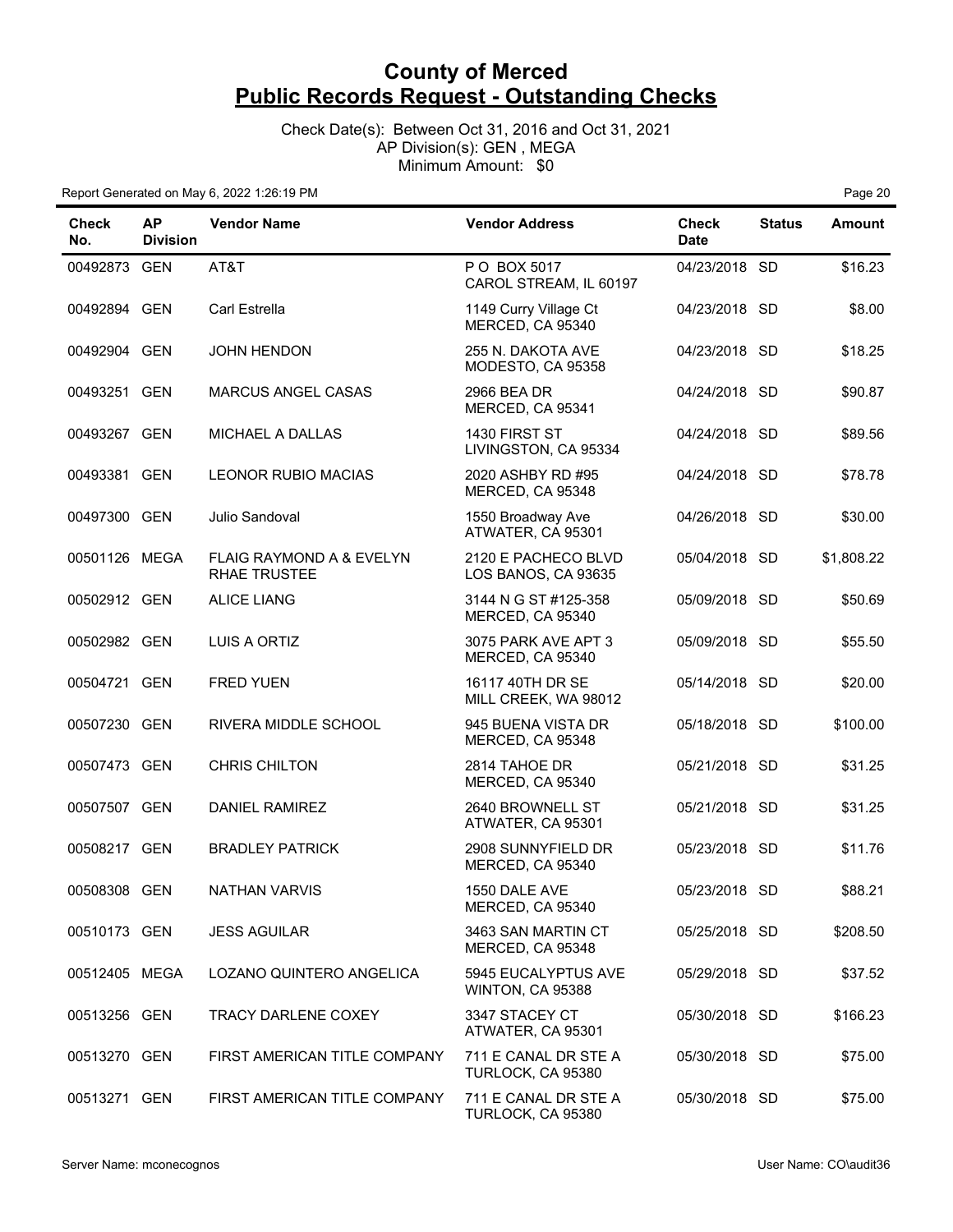# County of Merced
## Public Records Request - Outstanding Checks

Check Date(s): Between Oct 31, 2016 and Oct 31, 2021
AP Division(s): GEN , MEGA
Minimum Amount: $0

Report Generated on May 6, 2022 1:26:19 PM

| Check No. | AP Division | Vendor Name | Vendor Address | Check Date | Status | Amount |
|---|---|---|---|---|---|---|
| 00492873 | GEN | AT&T | P O BOX 5017 CAROL STREAM, IL 60197 | 04/23/2018 | SD | $16.23 |
| 00492894 | GEN | Carl Estrella | 1149 Curry Village Ct MERCED, CA 95340 | 04/23/2018 | SD | $8.00 |
| 00492904 | GEN | JOHN HENDON | 255 N. DAKOTA AVE MODESTO, CA 95358 | 04/23/2018 | SD | $18.25 |
| 00493251 | GEN | MARCUS ANGEL CASAS | 2966 BEA DR MERCED, CA 95341 | 04/24/2018 | SD | $90.87 |
| 00493267 | GEN | MICHAEL A DALLAS | 1430 FIRST ST LIVINGSTON, CA 95334 | 04/24/2018 | SD | $89.56 |
| 00493381 | GEN | LEONOR RUBIO MACIAS | 2020 ASHBY RD #95 MERCED, CA 95348 | 04/24/2018 | SD | $78.78 |
| 00497300 | GEN | Julio Sandoval | 1550 Broadway Ave ATWATER, CA 95301 | 04/26/2018 | SD | $30.00 |
| 00501126 | MEGA | FLAIG RAYMOND A & EVELYN RHAE TRUSTEE | 2120 E PACHECO BLVD LOS BANOS, CA 93635 | 05/04/2018 | SD | $1,808.22 |
| 00502912 | GEN | ALICE LIANG | 3144 N G ST #125-358 MERCED, CA 95340 | 05/09/2018 | SD | $50.69 |
| 00502982 | GEN | LUIS A ORTIZ | 3075 PARK AVE APT 3 MERCED, CA 95340 | 05/09/2018 | SD | $55.50 |
| 00504721 | GEN | FRED YUEN | 16117 40TH DR SE MILL CREEK, WA 98012 | 05/14/2018 | SD | $20.00 |
| 00507230 | GEN | RIVERA MIDDLE SCHOOL | 945 BUENA VISTA DR MERCED, CA 95348 | 05/18/2018 | SD | $100.00 |
| 00507473 | GEN | CHRIS CHILTON | 2814 TAHOE DR MERCED, CA 95340 | 05/21/2018 | SD | $31.25 |
| 00507507 | GEN | DANIEL RAMIREZ | 2640 BROWNELL ST ATWATER, CA 95301 | 05/21/2018 | SD | $31.25 |
| 00508217 | GEN | BRADLEY PATRICK | 2908 SUNNYFIELD DR MERCED, CA 95340 | 05/23/2018 | SD | $11.76 |
| 00508308 | GEN | NATHAN VARVIS | 1550 DALE AVE MERCED, CA 95340 | 05/23/2018 | SD | $88.21 |
| 00510173 | GEN | JESS AGUILAR | 3463 SAN MARTIN CT MERCED, CA 95348 | 05/25/2018 | SD | $208.50 |
| 00512405 | MEGA | LOZANO QUINTERO ANGELICA | 5945 EUCALYPTUS AVE WINTON, CA 95388 | 05/29/2018 | SD | $37.52 |
| 00513256 | GEN | TRACY DARLENE COXEY | 3347 STACEY CT ATWATER, CA 95301 | 05/30/2018 | SD | $166.23 |
| 00513270 | GEN | FIRST AMERICAN TITLE COMPANY | 711 E CANAL DR STE A TURLOCK, CA 95380 | 05/30/2018 | SD | $75.00 |
| 00513271 | GEN | FIRST AMERICAN TITLE COMPANY | 711 E CANAL DR STE A TURLOCK, CA 95380 | 05/30/2018 | SD | $75.00 |

Server Name: mconecognos

User Name: CO\audit36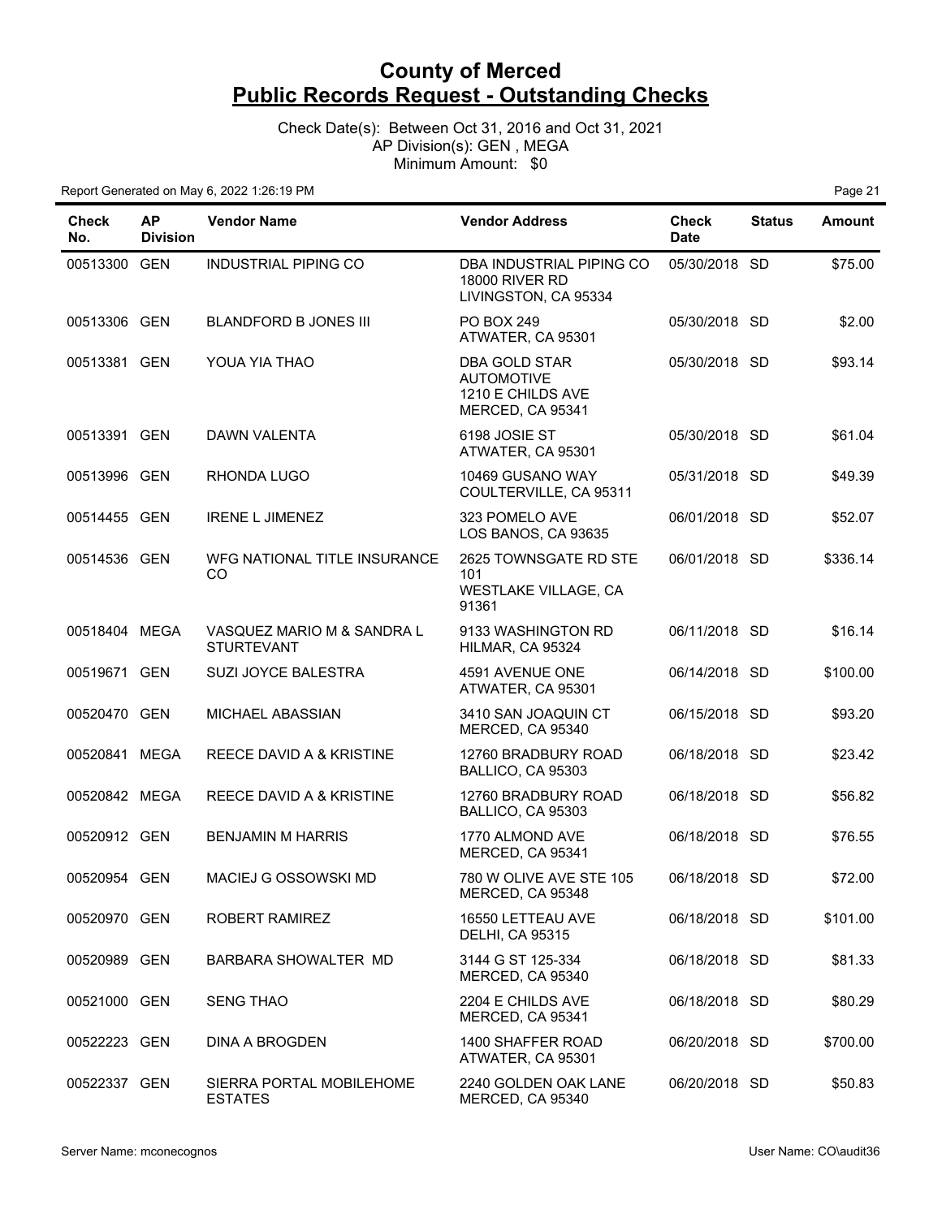# County of Merced
# Public Records Request - Outstanding Checks

Check Date(s): Between Oct 31, 2016 and Oct 31, 2021
AP Division(s): GEN , MEGA
Minimum Amount: $0

Report Generated on May 6, 2022 1:26:19 PM

| Check No. | AP Division | Vendor Name | Vendor Address | Check Date | Status | Amount |
|---|---|---|---|---|---|---|
| 00513300 | GEN | INDUSTRIAL PIPING CO | DBA INDUSTRIAL PIPING CO 18000 RIVER RD LIVINGSTON, CA 95334 | 05/30/2018 | SD | $75.00 |
| 00513306 | GEN | BLANDFORD B JONES III | PO BOX 249 ATWATER, CA 95301 | 05/30/2018 | SD | $2.00 |
| 00513381 | GEN | YOUA YIA THAO | DBA GOLD STAR AUTOMOTIVE 1210 E CHILDS AVE MERCED, CA 95341 | 05/30/2018 | SD | $93.14 |
| 00513391 | GEN | DAWN VALENTA | 6198 JOSIE ST ATWATER, CA 95301 | 05/30/2018 | SD | $61.04 |
| 00513996 | GEN | RHONDA LUGO | 10469 GUSANO WAY COULTERVILLE, CA 95311 | 05/31/2018 | SD | $49.39 |
| 00514455 | GEN | IRENE L JIMENEZ | 323 POMELO AVE LOS BANOS, CA 93635 | 06/01/2018 | SD | $52.07 |
| 00514536 | GEN | WFG NATIONAL TITLE INSURANCE CO | 2625 TOWNSGATE RD STE 101 WESTLAKE VILLAGE, CA 91361 | 06/01/2018 | SD | $336.14 |
| 00518404 | MEGA | VASQUEZ MARIO M & SANDRA L STURTEVANT | 9133 WASHINGTON RD HILMAR, CA 95324 | 06/11/2018 | SD | $16.14 |
| 00519671 | GEN | SUZI JOYCE BALESTRA | 4591 AVENUE ONE ATWATER, CA 95301 | 06/14/2018 | SD | $100.00 |
| 00520470 | GEN | MICHAEL ABASSIAN | 3410 SAN JOAQUIN CT MERCED, CA 95340 | 06/15/2018 | SD | $93.20 |
| 00520841 | MEGA | REECE DAVID A & KRISTINE | 12760 BRADBURY ROAD BALLICO, CA 95303 | 06/18/2018 | SD | $23.42 |
| 00520842 | MEGA | REECE DAVID A & KRISTINE | 12760 BRADBURY ROAD BALLICO, CA 95303 | 06/18/2018 | SD | $56.82 |
| 00520912 | GEN | BENJAMIN M HARRIS | 1770 ALMOND AVE MERCED, CA 95341 | 06/18/2018 | SD | $76.55 |
| 00520954 | GEN | MACIEJ G OSSOWSKI MD | 780 W OLIVE AVE STE 105 MERCED, CA 95348 | 06/18/2018 | SD | $72.00 |
| 00520970 | GEN | ROBERT RAMIREZ | 16550 LETTEAU AVE DELHI, CA 95315 | 06/18/2018 | SD | $101.00 |
| 00520989 | GEN | BARBARA SHOWALTER MD | 3144 G ST 125-334 MERCED, CA 95340 | 06/18/2018 | SD | $81.33 |
| 00521000 | GEN | SENG THAO | 2204 E CHILDS AVE MERCED, CA 95341 | 06/18/2018 | SD | $80.29 |
| 00522223 | GEN | DINA A BROGDEN | 1400 SHAFFER ROAD ATWATER, CA 95301 | 06/20/2018 | SD | $700.00 |
| 00522337 | GEN | SIERRA PORTAL MOBILEHOME ESTATES | 2240 GOLDEN OAK LANE MERCED, CA 95340 | 06/20/2018 | SD | $50.83 |

Server Name: mconecognos

User Name: CO\audit36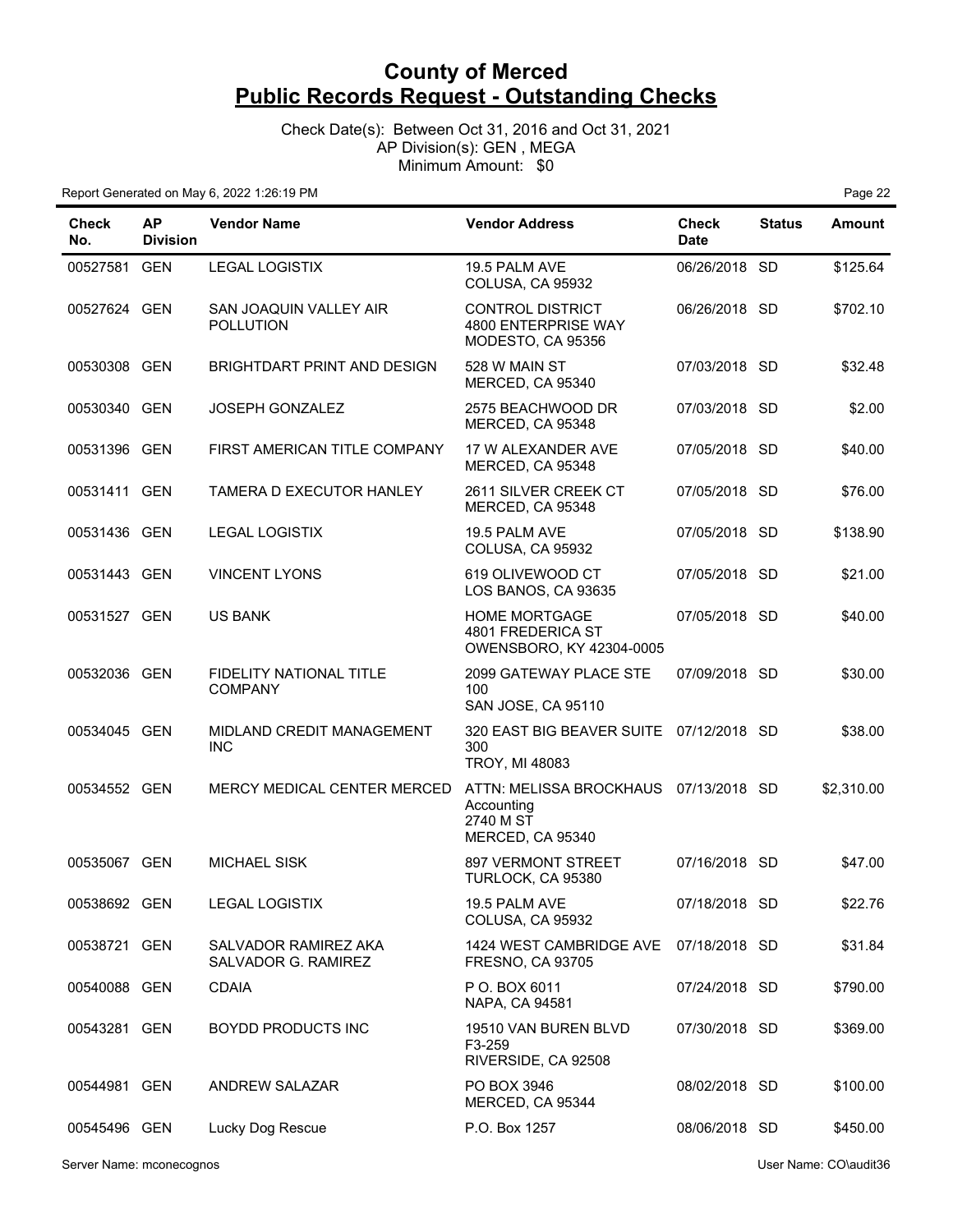# County of Merced
## Public Records Request - Outstanding Checks

Check Date(s): Between Oct 31, 2016 and Oct 31, 2021
AP Division(s): GEN , MEGA
Minimum Amount: $0

Report Generated on May 6, 2022 1:26:19 PM

| Check No. | AP Division | Vendor Name | Vendor Address | Check Date | Status | Amount |
|---|---|---|---|---|---|---|
| 00527581 | GEN | LEGAL LOGISTIX | 19.5 PALM AVE COLUSA, CA 95932 | 06/26/2018 | SD | $125.64 |
| 00527624 | GEN | SAN JOAQUIN VALLEY AIR POLLUTION | CONTROL DISTRICT 4800 ENTERPRISE WAY MODESTO, CA 95356 | 06/26/2018 | SD | $702.10 |
| 00530308 | GEN | BRIGHTDART PRINT AND DESIGN | 528 W MAIN ST MERCED, CA 95340 | 07/03/2018 | SD | $32.48 |
| 00530340 | GEN | JOSEPH GONZALEZ | 2575 BEACHWOOD DR MERCED, CA 95348 | 07/03/2018 | SD | $2.00 |
| 00531396 | GEN | FIRST AMERICAN TITLE COMPANY | 17 W ALEXANDER AVE MERCED, CA 95348 | 07/05/2018 | SD | $40.00 |
| 00531411 | GEN | TAMERA D EXECUTOR HANLEY | 2611 SILVER CREEK CT MERCED, CA 95348 | 07/05/2018 | SD | $76.00 |
| 00531436 | GEN | LEGAL LOGISTIX | 19.5 PALM AVE COLUSA, CA 95932 | 07/05/2018 | SD | $138.90 |
| 00531443 | GEN | VINCENT LYONS | 619 OLIVEWOOD CT LOS BANOS, CA 93635 | 07/05/2018 | SD | $21.00 |
| 00531527 | GEN | US BANK | HOME MORTGAGE 4801 FREDERICA ST OWENSBORO, KY 42304-0005 | 07/05/2018 | SD | $40.00 |
| 00532036 | GEN | FIDELITY NATIONAL TITLE COMPANY | 2099 GATEWAY PLACE STE 100 SAN JOSE, CA 95110 | 07/09/2018 | SD | $30.00 |
| 00534045 | GEN | MIDLAND CREDIT MANAGEMENT INC | 320 EAST BIG BEAVER SUITE 300 TROY, MI 48083 | 07/12/2018 | SD | $38.00 |
| 00534552 | GEN | MERCY MEDICAL CENTER MERCED | ATTN: MELISSA BROCKHAUS Accounting 2740 M ST MERCED, CA 95340 | 07/13/2018 | SD | $2,310.00 |
| 00535067 | GEN | MICHAEL SISK | 897 VERMONT STREET TURLOCK, CA 95380 | 07/16/2018 | SD | $47.00 |
| 00538692 | GEN | LEGAL LOGISTIX | 19.5 PALM AVE COLUSA, CA 95932 | 07/18/2018 | SD | $22.76 |
| 00538721 | GEN | SALVADOR RAMIREZ AKA SALVADOR G. RAMIREZ | 1424 WEST CAMBRIDGE AVE FRESNO, CA 93705 | 07/18/2018 | SD | $31.84 |
| 00540088 | GEN | CDAIA | P O. BOX 6011 NAPA, CA 94581 | 07/24/2018 | SD | $790.00 |
| 00543281 | GEN | BOYDD PRODUCTS INC | 19510 VAN BUREN BLVD F3-259 RIVERSIDE, CA 92508 | 07/30/2018 | SD | $369.00 |
| 00544981 | GEN | ANDREW SALAZAR | PO BOX 3946 MERCED, CA 95344 | 08/02/2018 | SD | $100.00 |
| 00545496 | GEN | Lucky Dog Rescue | P.O. Box 1257 | 08/06/2018 | SD | $450.00 |

Server Name: mconecognos User Name: CO\audit36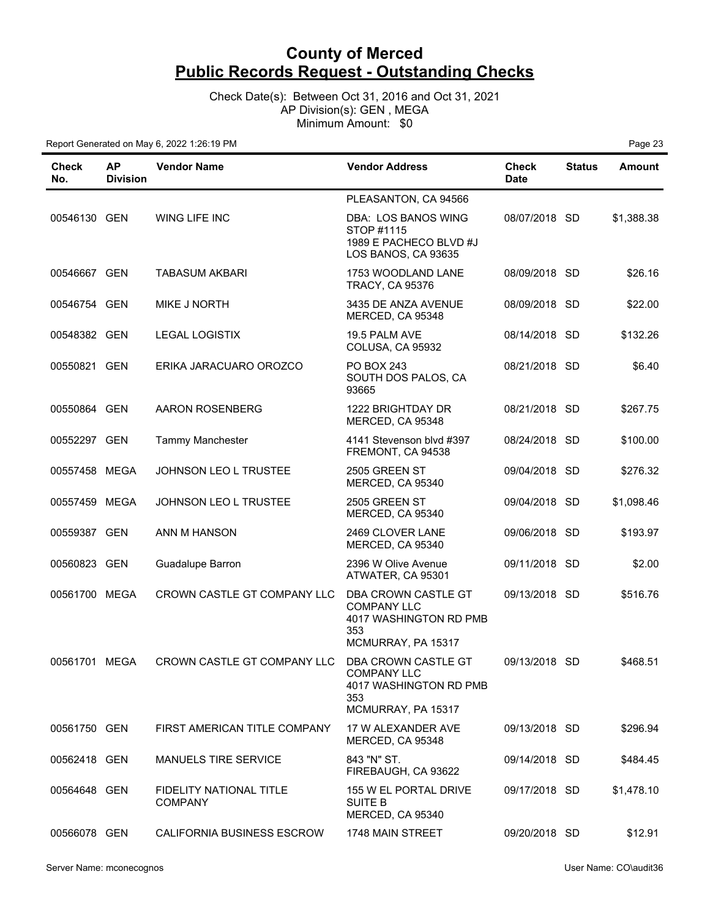# County of Merced
# Public Records Request - Outstanding Checks

Check Date(s): Between Oct 31, 2016 and Oct 31, 2021
AP Division(s): GEN , MEGA
Minimum Amount: $0

Report Generated on May 6, 2022 1:26:19 PM

| Check No. | AP Division | Vendor Name | Vendor Address | Check Date | Status | Amount |
|---|---|---|---|---|---|---|
| | | | PLEASANTON, CA 94566 | | | |
| 00546130 | GEN | WING LIFE INC | DBA: LOS BANOS WING STOP #1115 1989 E PACHECO BLVD #J LOS BANOS, CA 93635 | 08/07/2018 | SD | $1,388.38 |
| 00546667 | GEN | TABASUM AKBARI | 1753 WOODLAND LANE TRACY, CA 95376 | 08/09/2018 | SD | $26.16 |
| 00546754 | GEN | MIKE J NORTH | 3435 DE ANZA AVENUE MERCED, CA 95348 | 08/09/2018 | SD | $22.00 |
| 00548382 | GEN | LEGAL LOGISTIX | 19.5 PALM AVE COLUSA, CA 95932 | 08/14/2018 | SD | $132.26 |
| 00550821 | GEN | ERIKA JARACUARO OROZCO | PO BOX 243 SOUTH DOS PALOS, CA 93665 | 08/21/2018 | SD | $6.40 |
| 00550864 | GEN | AARON ROSENBERG | 1222 BRIGHTDAY DR MERCED, CA 95348 | 08/21/2018 | SD | $267.75 |
| 00552297 | GEN | Tammy Manchester | 4141 Stevenson blvd #397 FREMONT, CA 94538 | 08/24/2018 | SD | $100.00 |
| 00557458 | MEGA | JOHNSON LEO L TRUSTEE | 2505 GREEN ST MERCED, CA 95340 | 09/04/2018 | SD | $276.32 |
| 00557459 | MEGA | JOHNSON LEO L TRUSTEE | 2505 GREEN ST MERCED, CA 95340 | 09/04/2018 | SD | $1,098.46 |
| 00559387 | GEN | ANN M HANSON | 2469 CLOVER LANE MERCED, CA 95340 | 09/06/2018 | SD | $193.97 |
| 00560823 | GEN | Guadalupe Barron | 2396 W Olive Avenue ATWATER, CA 95301 | 09/11/2018 | SD | $2.00 |
| 00561700 | MEGA | CROWN CASTLE GT COMPANY LLC | DBA CROWN CASTLE GT COMPANY LLC 4017 WASHINGTON RD PMB 353 MCMURRAY, PA 15317 | 09/13/2018 | SD | $516.76 |
| 00561701 | MEGA | CROWN CASTLE GT COMPANY LLC | DBA CROWN CASTLE GT COMPANY LLC 4017 WASHINGTON RD PMB 353 MCMURRAY, PA 15317 | 09/13/2018 | SD | $468.51 |
| 00561750 | GEN | FIRST AMERICAN TITLE COMPANY | 17 W ALEXANDER AVE MERCED, CA 95348 | 09/13/2018 | SD | $296.94 |
| 00562418 | GEN | MANUELS TIRE SERVICE | 843 "N" ST. FIREBAUGH, CA 93622 | 09/14/2018 | SD | $484.45 |
| 00564648 | GEN | FIDELITY NATIONAL TITLE COMPANY | 155 W EL PORTAL DRIVE SUITE B MERCED, CA 95340 | 09/17/2018 | SD | $1,478.10 |
| 00566078 | GEN | CALIFORNIA BUSINESS ESCROW | 1748 MAIN STREET | 09/20/2018 | SD | $12.91 |

Server Name: mconecognos

User Name: CO\audit36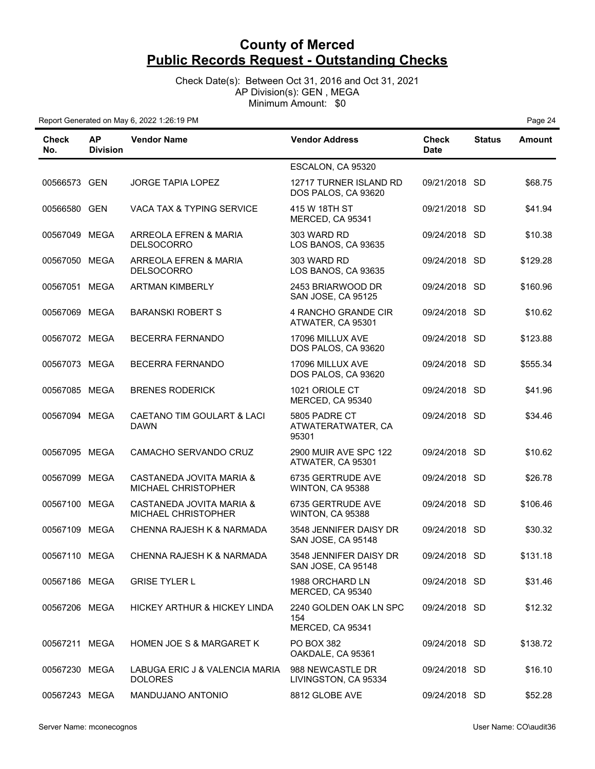# County of Merced
# Public Records Request - Outstanding Checks

Check Date(s): Between Oct 31, 2016 and Oct 31, 2021
AP Division(s): GEN , MEGA
Minimum Amount: $0

Report Generated on May 6, 2022 1:26:19 PM

| Check No. | AP Division | Vendor Name | Vendor Address | Check Date | Status | Amount |
|---|---|---|---|---|---|---|
| | | | ESCALON, CA 95320 | | | |
| 00566573 | GEN | JORGE TAPIA LOPEZ | 12717 TURNER ISLAND RD DOS PALOS, CA 93620 | 09/21/2018 | SD | $68.75 |
| 00566580 | GEN | VACA TAX & TYPING SERVICE | 415 W 18TH ST MERCED, CA 95341 | 09/21/2018 | SD | $41.94 |
| 00567049 | MEGA | ARREOLA EFREN & MARIA DELSOCORRO | 303 WARD RD LOS BANOS, CA 93635 | 09/24/2018 | SD | $10.38 |
| 00567050 | MEGA | ARREOLA EFREN & MARIA DELSOCORRO | 303 WARD RD LOS BANOS, CA 93635 | 09/24/2018 | SD | $129.28 |
| 00567051 | MEGA | ARTMAN KIMBERLY | 2453 BRIARWOOD DR SAN JOSE, CA 95125 | 09/24/2018 | SD | $160.96 |
| 00567069 | MEGA | BARANSKI ROBERT S | 4 RANCHO GRANDE CIR ATWATER, CA 95301 | 09/24/2018 | SD | $10.62 |
| 00567072 | MEGA | BECERRA FERNANDO | 17096 MILLUX AVE DOS PALOS, CA 93620 | 09/24/2018 | SD | $123.88 |
| 00567073 | MEGA | BECERRA FERNANDO | 17096 MILLUX AVE DOS PALOS, CA 93620 | 09/24/2018 | SD | $555.34 |
| 00567085 | MEGA | BRENES RODERICK | 1021 ORIOLE CT MERCED, CA 95340 | 09/24/2018 | SD | $41.96 |
| 00567094 | MEGA | CAETANO TIM GOULART & LACI DAWN | 5805 PADRE CT ATWATERATWATER, CA 95301 | 09/24/2018 | SD | $34.46 |
| 00567095 | MEGA | CAMACHO SERVANDO CRUZ | 2900 MUIR AVE SPC 122 ATWATER, CA 95301 | 09/24/2018 | SD | $10.62 |
| 00567099 | MEGA | CASTANEDA JOVITA MARIA & MICHAEL CHRISTOPHER | 6735 GERTRUDE AVE WINTON, CA 95388 | 09/24/2018 | SD | $26.78 |
| 00567100 | MEGA | CASTANEDA JOVITA MARIA & MICHAEL CHRISTOPHER | 6735 GERTRUDE AVE WINTON, CA 95388 | 09/24/2018 | SD | $106.46 |
| 00567109 | MEGA | CHENNA RAJESH K & NARMADA | 3548 JENNIFER DAISY DR SAN JOSE, CA 95148 | 09/24/2018 | SD | $30.32 |
| 00567110 | MEGA | CHENNA RAJESH K & NARMADA | 3548 JENNIFER DAISY DR SAN JOSE, CA 95148 | 09/24/2018 | SD | $131.18 |
| 00567186 | MEGA | GRISE TYLER L | 1988 ORCHARD LN MERCED, CA 95340 | 09/24/2018 | SD | $31.46 |
| 00567206 | MEGA | HICKEY ARTHUR & HICKEY LINDA | 2240 GOLDEN OAK LN SPC 154 MERCED, CA 95341 | 09/24/2018 | SD | $12.32 |
| 00567211 | MEGA | HOMEN JOE S & MARGARET K | PO BOX 382 OAKDALE, CA 95361 | 09/24/2018 | SD | $138.72 |
| 00567230 | MEGA | LABUGA ERIC J & VALENCIA MARIA DOLORES | 988 NEWCASTLE DR LIVINGSTON, CA 95334 | 09/24/2018 | SD | $16.10 |
| 00567243 | MEGA | MANDUJANO ANTONIO | 8812 GLOBE AVE | 09/24/2018 | SD | $52.28 |

Server Name: mconecognos User Name: CO\audit36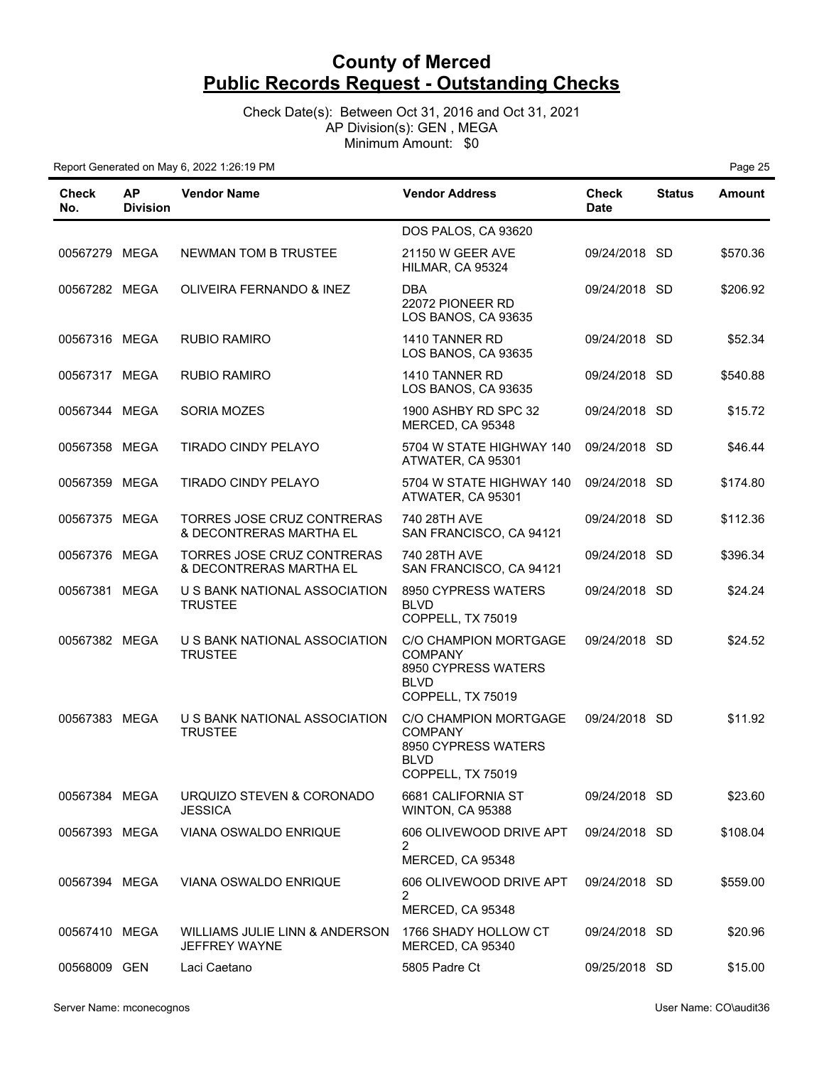# County of Merced
# Public Records Request - Outstanding Checks

Check Date(s): Between Oct 31, 2016 and Oct 31, 2021
AP Division(s): GEN , MEGA
Minimum Amount: $0

Report Generated on May 6, 2022 1:26:19 PM

| Check No. | AP Division | Vendor Name | Vendor Address | Check Date | Status | Amount |
|---|---|---|---|---|---|---|
| | | | DOS PALOS, CA 93620 | | | |
| 00567279 | MEGA | NEWMAN TOM B TRUSTEE | 21150 W GEER AVE HILMAR, CA 95324 | 09/24/2018 | SD | $570.36 |
| 00567282 | MEGA | OLIVEIRA FERNANDO & INEZ | DBA 22072 PIONEER RD LOS BANOS, CA 93635 | 09/24/2018 | SD | $206.92 |
| 00567316 | MEGA | RUBIO RAMIRO | 1410 TANNER RD LOS BANOS, CA 93635 | 09/24/2018 | SD | $52.34 |
| 00567317 | MEGA | RUBIO RAMIRO | 1410 TANNER RD LOS BANOS, CA 93635 | 09/24/2018 | SD | $540.88 |
| 00567344 | MEGA | SORIA MOZES | 1900 ASHBY RD SPC 32 MERCED, CA 95348 | 09/24/2018 | SD | $15.72 |
| 00567358 | MEGA | TIRADO CINDY PELAYO | 5704 W STATE HIGHWAY 140 ATWATER, CA 95301 | 09/24/2018 | SD | $46.44 |
| 00567359 | MEGA | TIRADO CINDY PELAYO | 5704 W STATE HIGHWAY 140 ATWATER, CA 95301 | 09/24/2018 | SD | $174.80 |
| 00567375 | MEGA | TORRES JOSE CRUZ CONTRERAS & DECONTRERAS MARTHA EL | 740 28TH AVE SAN FRANCISCO, CA 94121 | 09/24/2018 | SD | $112.36 |
| 00567376 | MEGA | TORRES JOSE CRUZ CONTRERAS & DECONTRERAS MARTHA EL | 740 28TH AVE SAN FRANCISCO, CA 94121 | 09/24/2018 | SD | $396.34 |
| 00567381 | MEGA | U S BANK NATIONAL ASSOCIATION TRUSTEE | 8950 CYPRESS WATERS BLVD COPPELL, TX 75019 | 09/24/2018 | SD | $24.24 |
| 00567382 | MEGA | U S BANK NATIONAL ASSOCIATION TRUSTEE | C/O CHAMPION MORTGAGE COMPANY 8950 CYPRESS WATERS BLVD COPPELL, TX 75019 | 09/24/2018 | SD | $24.52 |
| 00567383 | MEGA | U S BANK NATIONAL ASSOCIATION TRUSTEE | C/O CHAMPION MORTGAGE COMPANY 8950 CYPRESS WATERS BLVD COPPELL, TX 75019 | 09/24/2018 | SD | $11.92 |
| 00567384 | MEGA | URQUIZO STEVEN & CORONADO JESSICA | 6681 CALIFORNIA ST WINTON, CA 95388 | 09/24/2018 | SD | $23.60 |
| 00567393 | MEGA | VIANA OSWALDO ENRIQUE | 606 OLIVEWOOD DRIVE APT 2 MERCED, CA 95348 | 09/24/2018 | SD | $108.04 |
| 00567394 | MEGA | VIANA OSWALDO ENRIQUE | 606 OLIVEWOOD DRIVE APT 2 MERCED, CA 95348 | 09/24/2018 | SD | $559.00 |
| 00567410 | MEGA | WILLIAMS JULIE LINN & ANDERSON JEFFREY WAYNE | 1766 SHADY HOLLOW CT MERCED, CA 95340 | 09/24/2018 | SD | $20.96 |
| 00568009 | GEN | Laci Caetano | 5805 Padre Ct | 09/25/2018 | SD | $15.00 |

Server Name: mconecognos User Name: CO\audit36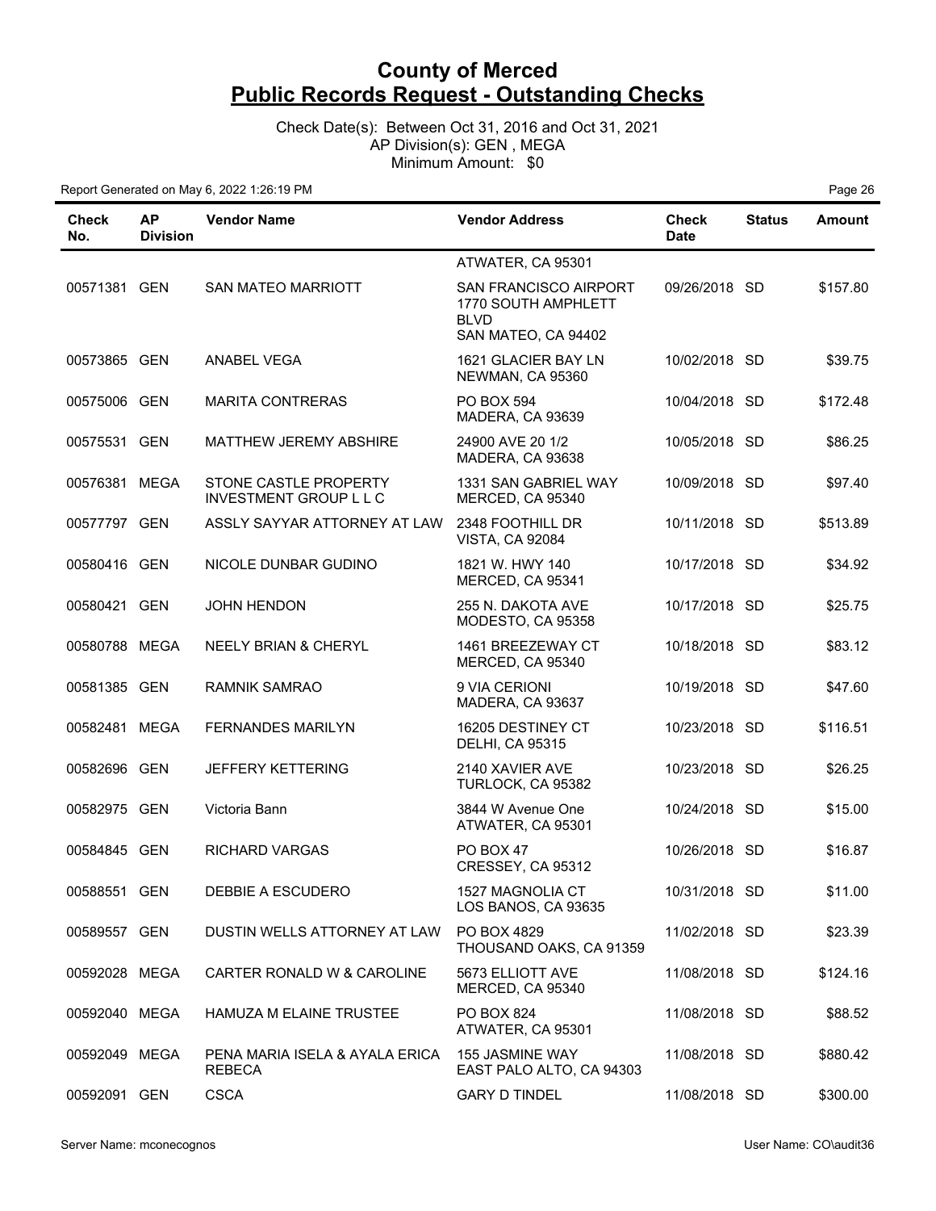# County of Merced
## Public Records Request - Outstanding Checks

Check Date(s): Between Oct 31, 2016 and Oct 31, 2021
AP Division(s): GEN , MEGA
Minimum Amount: $0

Report Generated on May 6, 2022 1:26:19 PM

| Check No. | AP Division | Vendor Name | Vendor Address | Check Date | Status | Amount |
|---|---|---|---|---|---|---|
| | | | ATWATER, CA 95301 | | | |
| 00571381 | GEN | SAN MATEO MARRIOTT | SAN FRANCISCO AIRPORT 1770 SOUTH AMPHLETT BLVD SAN MATEO, CA 94402 | 09/26/2018 | SD | $157.80 |
| 00573865 | GEN | ANABEL VEGA | 1621 GLACIER BAY LN NEWMAN, CA 95360 | 10/02/2018 | SD | $39.75 |
| 00575006 | GEN | MARITA CONTRERAS | PO BOX 594 MADERA, CA 93639 | 10/04/2018 | SD | $172.48 |
| 00575531 | GEN | MATTHEW JEREMY ABSHIRE | 24900 AVE 20 1/2 MADERA, CA 93638 | 10/05/2018 | SD | $86.25 |
| 00576381 | MEGA | STONE CASTLE PROPERTY INVESTMENT GROUP L L C | 1331 SAN GABRIEL WAY MERCED, CA 95340 | 10/09/2018 | SD | $97.40 |
| 00577797 | GEN | ASSLY SAYYAR ATTORNEY AT LAW | 2348 FOOTHILL DR VISTA, CA 92084 | 10/11/2018 | SD | $513.89 |
| 00580416 | GEN | NICOLE DUNBAR GUDINO | 1821 W. HWY 140 MERCED, CA 95341 | 10/17/2018 | SD | $34.92 |
| 00580421 | GEN | JOHN HENDON | 255 N. DAKOTA AVE MODESTO, CA 95358 | 10/17/2018 | SD | $25.75 |
| 00580788 | MEGA | NEELY BRIAN & CHERYL | 1461 BREEZEWAY CT MERCED, CA 95340 | 10/18/2018 | SD | $83.12 |
| 00581385 | GEN | RAMNIK SAMRAO | 9 VIA CERIONI MADERA, CA 93637 | 10/19/2018 | SD | $47.60 |
| 00582481 | MEGA | FERNANDES MARILYN | 16205 DESTINEY CT DELHI, CA 95315 | 10/23/2018 | SD | $116.51 |
| 00582696 | GEN | JEFFERY KETTERING | 2140 XAVIER AVE TURLOCK, CA 95382 | 10/23/2018 | SD | $26.25 |
| 00582975 | GEN | Victoria Bann | 3844 W Avenue One ATWATER, CA 95301 | 10/24/2018 | SD | $15.00 |
| 00584845 | GEN | RICHARD VARGAS | PO BOX 47 CRESSEY, CA 95312 | 10/26/2018 | SD | $16.87 |
| 00588551 | GEN | DEBBIE A ESCUDERO | 1527 MAGNOLIA CT LOS BANOS, CA 93635 | 10/31/2018 | SD | $11.00 |
| 00589557 | GEN | DUSTIN WELLS ATTORNEY AT LAW | PO BOX 4829 THOUSAND OAKS, CA 91359 | 11/02/2018 | SD | $23.39 |
| 00592028 | MEGA | CARTER RONALD W & CAROLINE | 5673 ELLIOTT AVE MERCED, CA 95340 | 11/08/2018 | SD | $124.16 |
| 00592040 | MEGA | HAMUZA M ELAINE TRUSTEE | PO BOX 824 ATWATER, CA 95301 | 11/08/2018 | SD | $88.52 |
| 00592049 | MEGA | PENA MARIA ISELA & AYALA ERICA REBECA | 155 JASMINE WAY EAST PALO ALTO, CA 94303 | 11/08/2018 | SD | $880.42 |
| 00592091 | GEN | CSCA | GARY D TINDEL | 11/08/2018 | SD | $300.00 |

Server Name: mconecognos

User Name: CO\audit36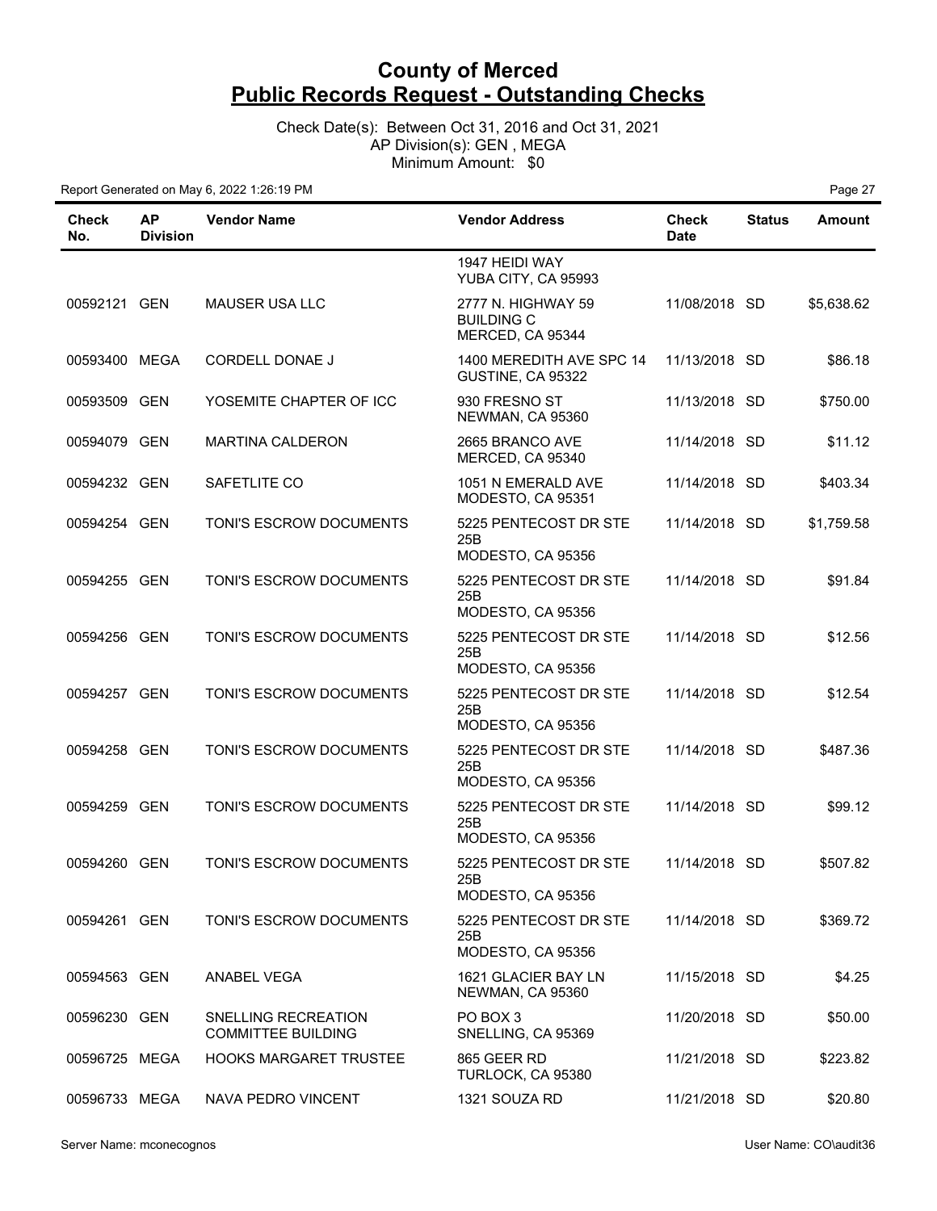# County of Merced
## Public Records Request - Outstanding Checks

Check Date(s): Between Oct 31, 2016 and Oct 31, 2021
AP Division(s): GEN , MEGA
Minimum Amount: $0

Report Generated on May 6, 2022 1:26:19 PM

| Check No. | AP Division | Vendor Name | Vendor Address | Check Date | Status | Amount |
|---|---|---|---|---|---|---|
| | | | 1947 HEIDI WAY YUBA CITY, CA 95993 | | | |
| 00592121 | GEN | MAUSER USA LLC | 2777 N. HIGHWAY 59 BUILDING C MERCED, CA 95344 | 11/08/2018 | SD | $5,638.62 |
| 00593400 | MEGA | CORDELL DONAE J | 1400 MEREDITH AVE SPC 14 GUSTINE, CA 95322 | 11/13/2018 | SD | $86.18 |
| 00593509 | GEN | YOSEMITE CHAPTER OF ICC | 930 FRESNO ST NEWMAN, CA 95360 | 11/13/2018 | SD | $750.00 |
| 00594079 | GEN | MARTINA CALDERON | 2665 BRANCO AVE MERCED, CA 95340 | 11/14/2018 | SD | $11.12 |
| 00594232 | GEN | SAFETLITE CO | 1051 N EMERALD AVE MODESTO, CA 95351 | 11/14/2018 | SD | $403.34 |
| 00594254 | GEN | TONI'S ESCROW DOCUMENTS | 5225 PENTECOST DR STE 25B MODESTO, CA 95356 | 11/14/2018 | SD | $1,759.58 |
| 00594255 | GEN | TONI'S ESCROW DOCUMENTS | 5225 PENTECOST DR STE 25B MODESTO, CA 95356 | 11/14/2018 | SD | $91.84 |
| 00594256 | GEN | TONI'S ESCROW DOCUMENTS | 5225 PENTECOST DR STE 25B MODESTO, CA 95356 | 11/14/2018 | SD | $12.56 |
| 00594257 | GEN | TONI'S ESCROW DOCUMENTS | 5225 PENTECOST DR STE 25B MODESTO, CA 95356 | 11/14/2018 | SD | $12.54 |
| 00594258 | GEN | TONI'S ESCROW DOCUMENTS | 5225 PENTECOST DR STE 25B MODESTO, CA 95356 | 11/14/2018 | SD | $487.36 |
| 00594259 | GEN | TONI'S ESCROW DOCUMENTS | 5225 PENTECOST DR STE 25B MODESTO, CA 95356 | 11/14/2018 | SD | $99.12 |
| 00594260 | GEN | TONI'S ESCROW DOCUMENTS | 5225 PENTECOST DR STE 25B MODESTO, CA 95356 | 11/14/2018 | SD | $507.82 |
| 00594261 | GEN | TONI'S ESCROW DOCUMENTS | 5225 PENTECOST DR STE 25B MODESTO, CA 95356 | 11/14/2018 | SD | $369.72 |
| 00594563 | GEN | ANABEL VEGA | 1621 GLACIER BAY LN NEWMAN, CA 95360 | 11/15/2018 | SD | $4.25 |
| 00596230 | GEN | SNELLING RECREATION COMMITTEE BUILDING | PO BOX 3 SNELLING, CA 95369 | 11/20/2018 | SD | $50.00 |
| 00596725 | MEGA | HOOKS MARGARET TRUSTEE | 865 GEER RD TURLOCK, CA 95380 | 11/21/2018 | SD | $223.82 |
| 00596733 | MEGA | NAVA PEDRO VINCENT | 1321 SOUZA RD | 11/21/2018 | SD | $20.80 |

Server Name: mconecognos User Name: CO\audit36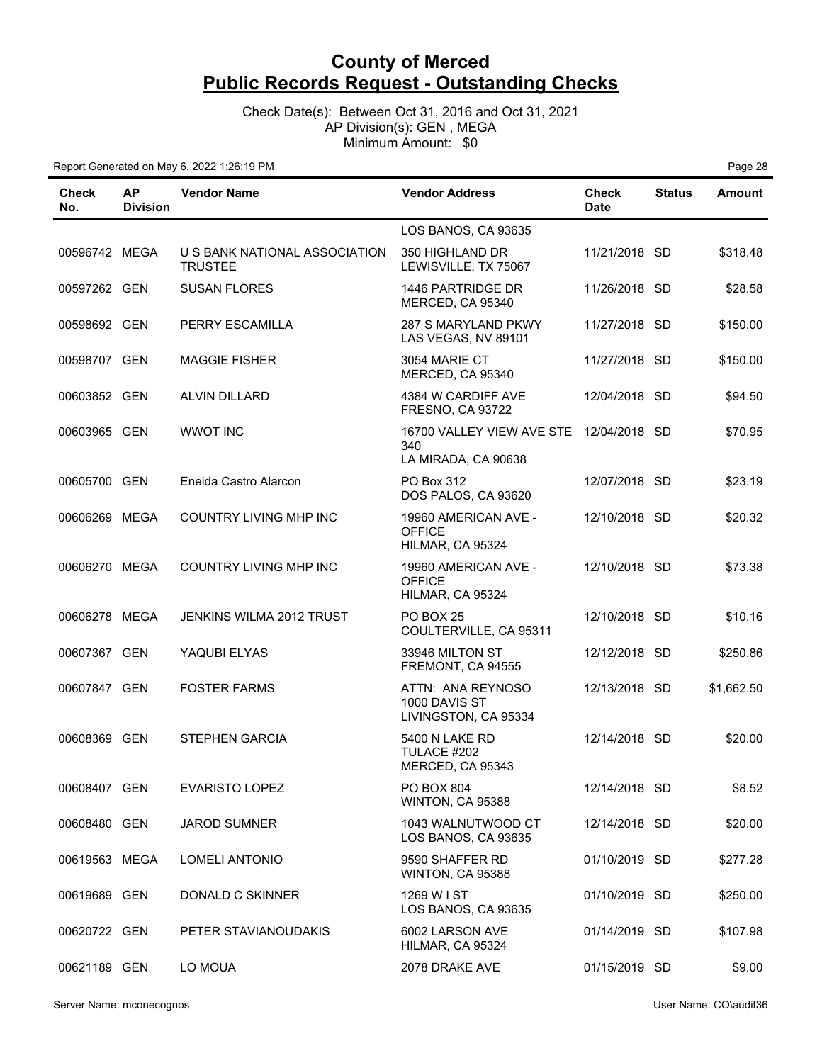# County of Merced
## Public Records Request - Outstanding Checks

Check Date(s): Between Oct 31, 2016 and Oct 31, 2021
AP Division(s): GEN , MEGA
Minimum Amount: $0

Report Generated on May 6, 2022 1:26:19 PM

| Check No. | AP Division | Vendor Name | Vendor Address | Check Date | Status | Amount |
|---|---|---|---|---|---|---|
| | | | LOS BANOS, CA 93635 | | | |
| 00596742 | MEGA | U S BANK NATIONAL ASSOCIATION TRUSTEE | 350 HIGHLAND DR LEWISVILLE, TX 75067 | 11/21/2018 | SD | $318.48 |
| 00597262 | GEN | SUSAN FLORES | 1446 PARTRIDGE DR MERCED, CA 95340 | 11/26/2018 | SD | $28.58 |
| 00598692 | GEN | PERRY ESCAMILLA | 287 S MARYLAND PKWY LAS VEGAS, NV 89101 | 11/27/2018 | SD | $150.00 |
| 00598707 | GEN | MAGGIE FISHER | 3054 MARIE CT MERCED, CA 95340 | 11/27/2018 | SD | $150.00 |
| 00603852 | GEN | ALVIN DILLARD | 4384 W CARDIFF AVE FRESNO, CA 93722 | 12/04/2018 | SD | $94.50 |
| 00603965 | GEN | WWOT INC | 16700 VALLEY VIEW AVE STE 340 LA MIRADA, CA 90638 | 12/04/2018 | SD | $70.95 |
| 00605700 | GEN | Eneida Castro Alarcon | PO Box 312 DOS PALOS, CA 93620 | 12/07/2018 | SD | $23.19 |
| 00606269 | MEGA | COUNTRY LIVING MHP INC | 19960 AMERICAN AVE - OFFICE HILMAR, CA 95324 | 12/10/2018 | SD | $20.32 |
| 00606270 | MEGA | COUNTRY LIVING MHP INC | 19960 AMERICAN AVE - OFFICE HILMAR, CA 95324 | 12/10/2018 | SD | $73.38 |
| 00606278 | MEGA | JENKINS WILMA 2012 TRUST | PO BOX 25 COULTERVILLE, CA 95311 | 12/10/2018 | SD | $10.16 |
| 00607367 | GEN | YAQUBI ELYAS | 33946 MILTON ST FREMONT, CA 94555 | 12/12/2018 | SD | $250.86 |
| 00607847 | GEN | FOSTER FARMS | ATTN: ANA REYNOSO 1000 DAVIS ST LIVINGSTON, CA 95334 | 12/13/2018 | SD | $1,662.50 |
| 00608369 | GEN | STEPHEN GARCIA | 5400 N LAKE RD TULACE #202 MERCED, CA 95343 | 12/14/2018 | SD | $20.00 |
| 00608407 | GEN | EVARISTO LOPEZ | PO BOX 804 WINTON, CA 95388 | 12/14/2018 | SD | $8.52 |
| 00608480 | GEN | JAROD SUMNER | 1043 WALNUTWOOD CT LOS BANOS, CA 93635 | 12/14/2018 | SD | $20.00 |
| 00619563 | MEGA | LOMELI ANTONIO | 9590 SHAFFER RD WINTON, CA 95388 | 01/10/2019 | SD | $277.28 |
| 00619689 | GEN | DONALD C SKINNER | 1269 W I ST LOS BANOS, CA 93635 | 01/10/2019 | SD | $250.00 |
| 00620722 | GEN | PETER STAVIANOUDAKIS | 6002 LARSON AVE HILMAR, CA 95324 | 01/14/2019 | SD | $107.98 |
| 00621189 | GEN | LO MOUA | 2078 DRAKE AVE | 01/15/2019 | SD | $9.00 |

Server Name: mconecognos | User Name: CO\audit36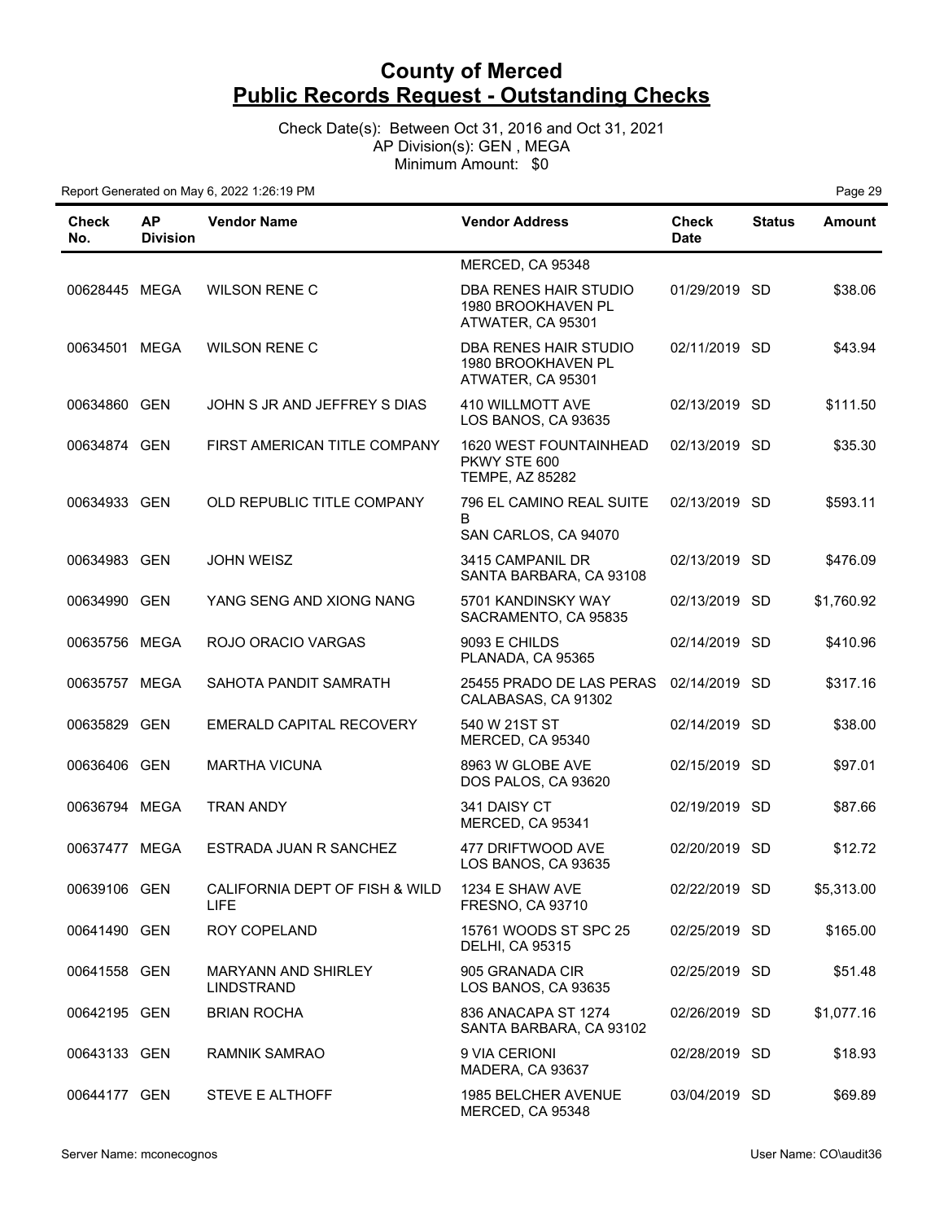# County of Merced
# Public Records Request - Outstanding Checks

Check Date(s): Between Oct 31, 2016 and Oct 31, 2021
AP Division(s): GEN , MEGA
Minimum Amount: $0

Report Generated on May 6, 2022 1:26:19 PM

| Check No. | AP Division | Vendor Name | Vendor Address | Check Date | Status | Amount |
|---|---|---|---|---|---|---|
| | | | MERCED, CA 95348 | | | |
| 00628445 | MEGA | WILSON RENE C | DBA RENES HAIR STUDIO 1980 BROOKHAVEN PL ATWATER, CA 95301 | 01/29/2019 | SD | $38.06 |
| 00634501 | MEGA | WILSON RENE C | DBA RENES HAIR STUDIO 1980 BROOKHAVEN PL ATWATER, CA 95301 | 02/11/2019 | SD | $43.94 |
| 00634860 | GEN | JOHN S JR AND JEFFREY S DIAS | 410 WILLMOTT AVE LOS BANOS, CA 93635 | 02/13/2019 | SD | $111.50 |
| 00634874 | GEN | FIRST AMERICAN TITLE COMPANY | 1620 WEST FOUNTAINHEAD PKWY STE 600 TEMPE, AZ 85282 | 02/13/2019 | SD | $35.30 |
| 00634933 | GEN | OLD REPUBLIC TITLE COMPANY | 796 EL CAMINO REAL SUITE B SAN CARLOS, CA 94070 | 02/13/2019 | SD | $593.11 |
| 00634983 | GEN | JOHN WEISZ | 3415 CAMPANIL DR SANTA BARBARA, CA 93108 | 02/13/2019 | SD | $476.09 |
| 00634990 | GEN | YANG SENG AND XIONG NANG | 5701 KANDINSKY WAY SACRAMENTO, CA 95835 | 02/13/2019 | SD | $1,760.92 |
| 00635756 | MEGA | ROJO ORACIO VARGAS | 9093 E CHILDS PLANADA, CA 95365 | 02/14/2019 | SD | $410.96 |
| 00635757 | MEGA | SAHOTA PANDIT SAMRATH | 25455 PRADO DE LAS PERAS CALABASAS, CA 91302 | 02/14/2019 | SD | $317.16 |
| 00635829 | GEN | EMERALD CAPITAL RECOVERY | 540 W 21ST ST MERCED, CA 95340 | 02/14/2019 | SD | $38.00 |
| 00636406 | GEN | MARTHA VICUNA | 8963 W GLOBE AVE DOS PALOS, CA 93620 | 02/15/2019 | SD | $97.01 |
| 00636794 | MEGA | TRAN ANDY | 341 DAISY CT MERCED, CA 95341 | 02/19/2019 | SD | $87.66 |
| 00637477 | MEGA | ESTRADA JUAN R SANCHEZ | 477 DRIFTWOOD AVE LOS BANOS, CA 93635 | 02/20/2019 | SD | $12.72 |
| 00639106 | GEN | CALIFORNIA DEPT OF FISH & WILD LIFE | 1234 E SHAW AVE FRESNO, CA 93710 | 02/22/2019 | SD | $5,313.00 |
| 00641490 | GEN | ROY COPELAND | 15761 WOODS ST SPC 25 DELHI, CA 95315 | 02/25/2019 | SD | $165.00 |
| 00641558 | GEN | MARYANN AND SHIRLEY LINDSTRAND | 905 GRANADA CIR LOS BANOS, CA 93635 | 02/25/2019 | SD | $51.48 |
| 00642195 | GEN | BRIAN ROCHA | 836 ANACAPA ST 1274 SANTA BARBARA, CA 93102 | 02/26/2019 | SD | $1,077.16 |
| 00643133 | GEN | RAMNIK SAMRAO | 9 VIA CERIONI MADERA, CA 93637 | 02/28/2019 | SD | $18.93 |
| 00644177 | GEN | STEVE E ALTHOFF | 1985 BELCHER AVENUE MERCED, CA 95348 | 03/04/2019 | SD | $69.89 |

Server Name: mconecognos

User Name: CO\audit36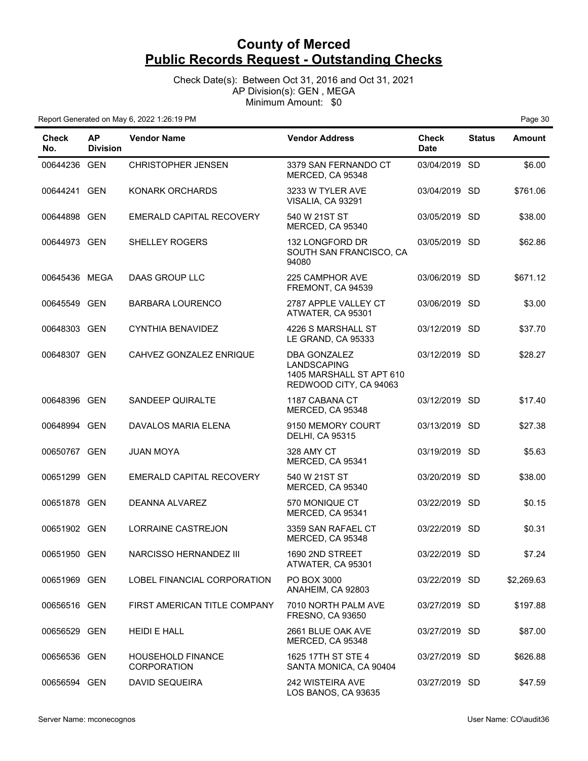# County of Merced
## Public Records Request - Outstanding Checks

Check Date(s): Between Oct 31, 2016 and Oct 31, 2021
AP Division(s): GEN , MEGA
Minimum Amount: $0

Report Generated on May 6, 2022 1:26:19 PM

| Check No. | AP Division | Vendor Name | Vendor Address | Check Date | Status | Amount |
|---|---|---|---|---|---|---|
| 00644236 | GEN | CHRISTOPHER JENSEN | 3379 SAN FERNANDO CT MERCED, CA 95348 | 03/04/2019 | SD | $6.00 |
| 00644241 | GEN | KONARK ORCHARDS | 3233 W TYLER AVE VISALIA, CA 93291 | 03/04/2019 | SD | $761.06 |
| 00644898 | GEN | EMERALD CAPITAL RECOVERY | 540 W 21ST ST MERCED, CA 95340 | 03/05/2019 | SD | $38.00 |
| 00644973 | GEN | SHELLEY ROGERS | 132 LONGFORD DR SOUTH SAN FRANCISCO, CA 94080 | 03/05/2019 | SD | $62.86 |
| 00645436 | MEGA | DAAS GROUP LLC | 225 CAMPHOR AVE FREMONT, CA 94539 | 03/06/2019 | SD | $671.12 |
| 00645549 | GEN | BARBARA LOURENCO | 2787 APPLE VALLEY CT ATWATER, CA 95301 | 03/06/2019 | SD | $3.00 |
| 00648303 | GEN | CYNTHIA BENAVIDEZ | 4226 S MARSHALL ST LE GRAND, CA 95333 | 03/12/2019 | SD | $37.70 |
| 00648307 | GEN | CAHVEZ GONZALEZ ENRIQUE | DBA GONZALEZ LANDSCAPING 1405 MARSHALL ST APT 610 REDWOOD CITY, CA 94063 | 03/12/2019 | SD | $28.27 |
| 00648396 | GEN | SANDEEP QUIRALTE | 1187 CABANA CT MERCED, CA 95348 | 03/12/2019 | SD | $17.40 |
| 00648994 | GEN | DAVALOS MARIA ELENA | 9150 MEMORY COURT DELHI, CA 95315 | 03/13/2019 | SD | $27.38 |
| 00650767 | GEN | JUAN MOYA | 328 AMY CT MERCED, CA 95341 | 03/19/2019 | SD | $5.63 |
| 00651299 | GEN | EMERALD CAPITAL RECOVERY | 540 W 21ST ST MERCED, CA 95340 | 03/20/2019 | SD | $38.00 |
| 00651878 | GEN | DEANNA ALVAREZ | 570 MONIQUE CT MERCED, CA 95341 | 03/22/2019 | SD | $0.15 |
| 00651902 | GEN | LORRAINE CASTREJON | 3359 SAN RAFAEL CT MERCED, CA 95348 | 03/22/2019 | SD | $0.31 |
| 00651950 | GEN | NARCISSO HERNANDEZ III | 1690 2ND STREET ATWATER, CA 95301 | 03/22/2019 | SD | $7.24 |
| 00651969 | GEN | LOBEL FINANCIAL CORPORATION | PO BOX 3000 ANAHEIM, CA 92803 | 03/22/2019 | SD | $2,269.63 |
| 00656516 | GEN | FIRST AMERICAN TITLE COMPANY | 7010 NORTH PALM AVE FRESNO, CA 93650 | 03/27/2019 | SD | $197.88 |
| 00656529 | GEN | HEIDI E HALL | 2661 BLUE OAK AVE MERCED, CA 95348 | 03/27/2019 | SD | $87.00 |
| 00656536 | GEN | HOUSEHOLD FINANCE CORPORATION | 1625 17TH ST STE 4 SANTA MONICA, CA 90404 | 03/27/2019 | SD | $626.88 |
| 00656594 | GEN | DAVID SEQUEIRA | 242 WISTEIRA AVE LOS BANOS, CA 93635 | 03/27/2019 | SD | $47.59 |

Server Name: mconecognos

User Name: CO\audit36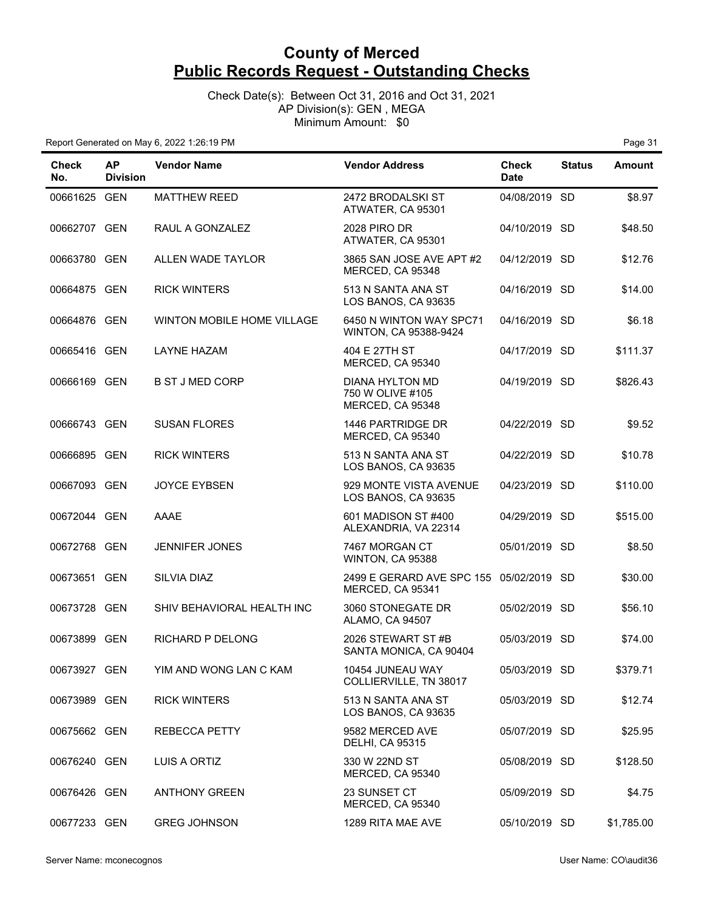# County of Merced
## Public Records Request - Outstanding Checks

Check Date(s): Between Oct 31, 2016 and Oct 31, 2021
AP Division(s): GEN , MEGA
Minimum Amount: $0

Report Generated on May 6, 2022 1:26:19 PM

| Check No. | AP Division | Vendor Name | Vendor Address | Check Date | Status | Amount |
|---|---|---|---|---|---|---|
| 00661625 | GEN | MATTHEW REED | 2472 BRODALSKI ST ATWATER, CA 95301 | 04/08/2019 | SD | $8.97 |
| 00662707 | GEN | RAUL A GONZALEZ | 2028 PIRO DR ATWATER, CA 95301 | 04/10/2019 | SD | $48.50 |
| 00663780 | GEN | ALLEN WADE TAYLOR | 3865 SAN JOSE AVE APT #2 MERCED, CA 95348 | 04/12/2019 | SD | $12.76 |
| 00664875 | GEN | RICK WINTERS | 513 N SANTA ANA ST LOS BANOS, CA 93635 | 04/16/2019 | SD | $14.00 |
| 00664876 | GEN | WINTON MOBILE HOME VILLAGE | 6450 N WINTON WAY SPC71 WINTON, CA 95388-9424 | 04/16/2019 | SD | $6.18 |
| 00665416 | GEN | LAYNE HAZAM | 404 E 27TH ST MERCED, CA 95340 | 04/17/2019 | SD | $111.37 |
| 00666169 | GEN | B ST J MED CORP | DIANA HYLTON MD 750 W OLIVE #105 MERCED, CA 95348 | 04/19/2019 | SD | $826.43 |
| 00666743 | GEN | SUSAN FLORES | 1446 PARTRIDGE DR MERCED, CA 95340 | 04/22/2019 | SD | $9.52 |
| 00666895 | GEN | RICK WINTERS | 513 N SANTA ANA ST LOS BANOS, CA 93635 | 04/22/2019 | SD | $10.78 |
| 00667093 | GEN | JOYCE EYBSEN | 929 MONTE VISTA AVENUE LOS BANOS, CA 93635 | 04/23/2019 | SD | $110.00 |
| 00672044 | GEN | AAAE | 601 MADISON ST #400 ALEXANDRIA, VA 22314 | 04/29/2019 | SD | $515.00 |
| 00672768 | GEN | JENNIFER JONES | 7467 MORGAN CT WINTON, CA 95388 | 05/01/2019 | SD | $8.50 |
| 00673651 | GEN | SILVIA DIAZ | 2499 E GERARD AVE SPC 155 MERCED, CA 95341 | 05/02/2019 | SD | $30.00 |
| 00673728 | GEN | SHIV BEHAVIORAL HEALTH INC | 3060 STONEGATE DR ALAMO, CA 94507 | 05/02/2019 | SD | $56.10 |
| 00673899 | GEN | RICHARD P DELONG | 2026 STEWART ST #B SANTA MONICA, CA 90404 | 05/03/2019 | SD | $74.00 |
| 00673927 | GEN | YIM AND WONG LAN C KAM | 10454 JUNEAU WAY COLLIERVILLE, TN 38017 | 05/03/2019 | SD | $379.71 |
| 00673989 | GEN | RICK WINTERS | 513 N SANTA ANA ST LOS BANOS, CA 93635 | 05/03/2019 | SD | $12.74 |
| 00675662 | GEN | REBECCA PETTY | 9582 MERCED AVE DELHI, CA 95315 | 05/07/2019 | SD | $25.95 |
| 00676240 | GEN | LUIS A ORTIZ | 330 W 22ND ST MERCED, CA 95340 | 05/08/2019 | SD | $128.50 |
| 00676426 | GEN | ANTHONY GREEN | 23 SUNSET CT MERCED, CA 95340 | 05/09/2019 | SD | $4.75 |
| 00677233 | GEN | GREG JOHNSON | 1289 RITA MAE AVE | 05/10/2019 | SD | $1,785.00 |

Server Name: mconecognos
User Name: CO\audit36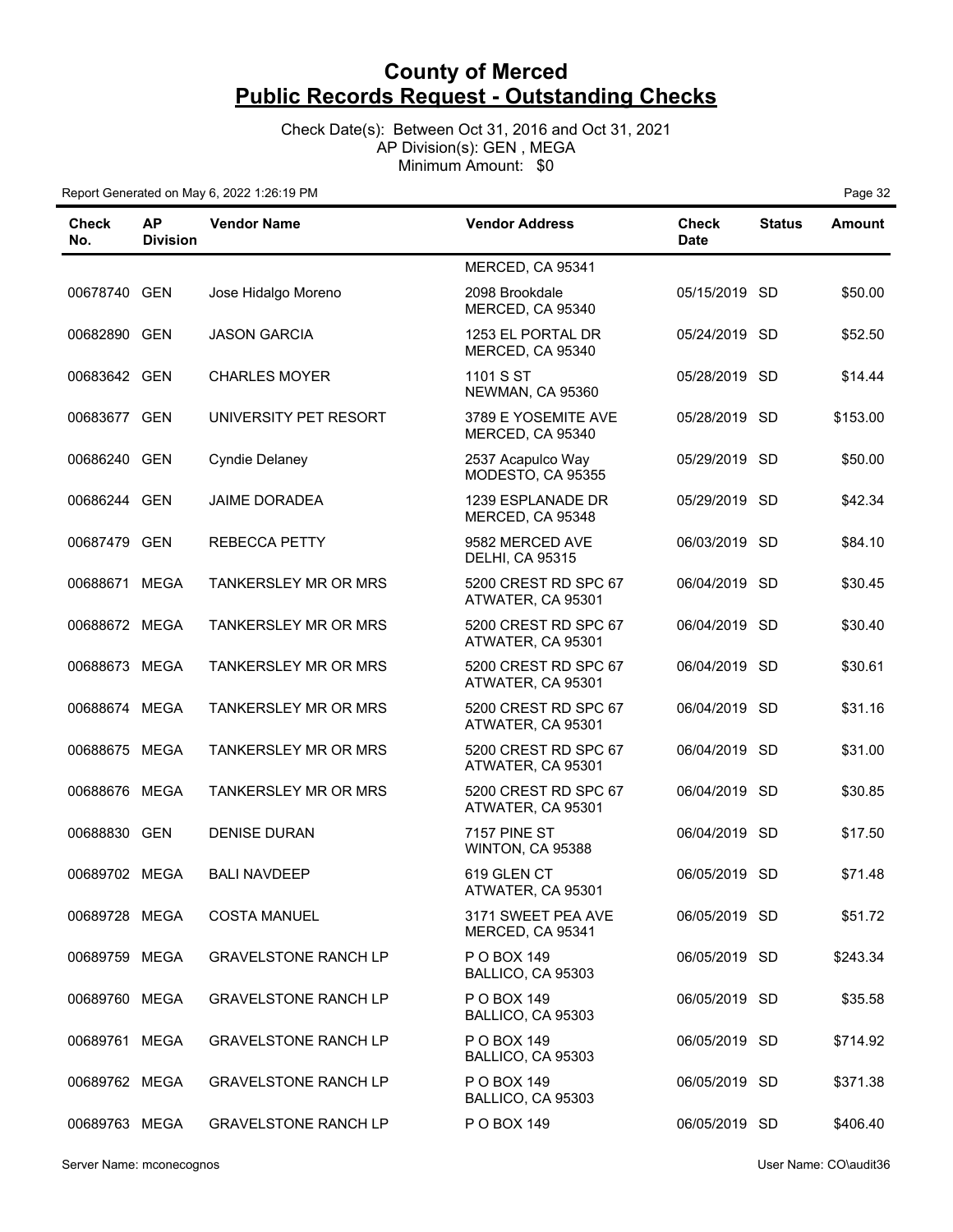# County of Merced

## Public Records Request - Outstanding Checks

Check Date(s): Between Oct 31, 2016 and Oct 31, 2021
AP Division(s): GEN , MEGA
Minimum Amount: $0

Report Generated on May 6, 2022 1:26:19 PM

| Check No. | AP Division | Vendor Name | Vendor Address | Check Date | Status | Amount |
|---|---|---|---|---|---|---|
| | | | MERCED, CA 95341 | | | |
| 00678740 | GEN | Jose Hidalgo Moreno | 2098 Brookdale MERCED, CA 95340 | 05/15/2019 | SD | $50.00 |
| 00682890 | GEN | JASON GARCIA | 1253 EL PORTAL DR MERCED, CA 95340 | 05/24/2019 | SD | $52.50 |
| 00683642 | GEN | CHARLES MOYER | 1101 S ST NEWMAN, CA 95360 | 05/28/2019 | SD | $14.44 |
| 00683677 | GEN | UNIVERSITY PET RESORT | 3789 E YOSEMITE AVE MERCED, CA 95340 | 05/28/2019 | SD | $153.00 |
| 00686240 | GEN | Cyndie Delaney | 2537 Acapulco Way MODESTO, CA 95355 | 05/29/2019 | SD | $50.00 |
| 00686244 | GEN | JAIME DORADEA | 1239 ESPLANADE DR MERCED, CA 95348 | 05/29/2019 | SD | $42.34 |
| 00687479 | GEN | REBECCA PETTY | 9582 MERCED AVE DELHI, CA 95315 | 06/03/2019 | SD | $84.10 |
| 00688671 | MEGA | TANKERSLEY MR OR MRS | 5200 CREST RD SPC 67 ATWATER, CA 95301 | 06/04/2019 | SD | $30.45 |
| 00688672 | MEGA | TANKERSLEY MR OR MRS | 5200 CREST RD SPC 67 ATWATER, CA 95301 | 06/04/2019 | SD | $30.40 |
| 00688673 | MEGA | TANKERSLEY MR OR MRS | 5200 CREST RD SPC 67 ATWATER, CA 95301 | 06/04/2019 | SD | $30.61 |
| 00688674 | MEGA | TANKERSLEY MR OR MRS | 5200 CREST RD SPC 67 ATWATER, CA 95301 | 06/04/2019 | SD | $31.16 |
| 00688675 | MEGA | TANKERSLEY MR OR MRS | 5200 CREST RD SPC 67 ATWATER, CA 95301 | 06/04/2019 | SD | $31.00 |
| 00688676 | MEGA | TANKERSLEY MR OR MRS | 5200 CREST RD SPC 67 ATWATER, CA 95301 | 06/04/2019 | SD | $30.85 |
| 00688830 | GEN | DENISE DURAN | 7157 PINE ST WINTON, CA 95388 | 06/04/2019 | SD | $17.50 |
| 00689702 | MEGA | BALI NAVDEEP | 619 GLEN CT ATWATER, CA 95301 | 06/05/2019 | SD | $71.48 |
| 00689728 | MEGA | COSTA MANUEL | 3171 SWEET PEA AVE MERCED, CA 95341 | 06/05/2019 | SD | $51.72 |
| 00689759 | MEGA | GRAVELSTONE RANCH LP | P O BOX 149 BALLICO, CA 95303 | 06/05/2019 | SD | $243.34 |
| 00689760 | MEGA | GRAVELSTONE RANCH LP | P O BOX 149 BALLICO, CA 95303 | 06/05/2019 | SD | $35.58 |
| 00689761 | MEGA | GRAVELSTONE RANCH LP | P O BOX 149 BALLICO, CA 95303 | 06/05/2019 | SD | $714.92 |
| 00689762 | MEGA | GRAVELSTONE RANCH LP | P O BOX 149 BALLICO, CA 95303 | 06/05/2019 | SD | $371.38 |
| 00689763 | MEGA | GRAVELSTONE RANCH LP | P O BOX 149 | 06/05/2019 | SD | $406.40 |

Server Name: mconecognos

User Name: CO\audit36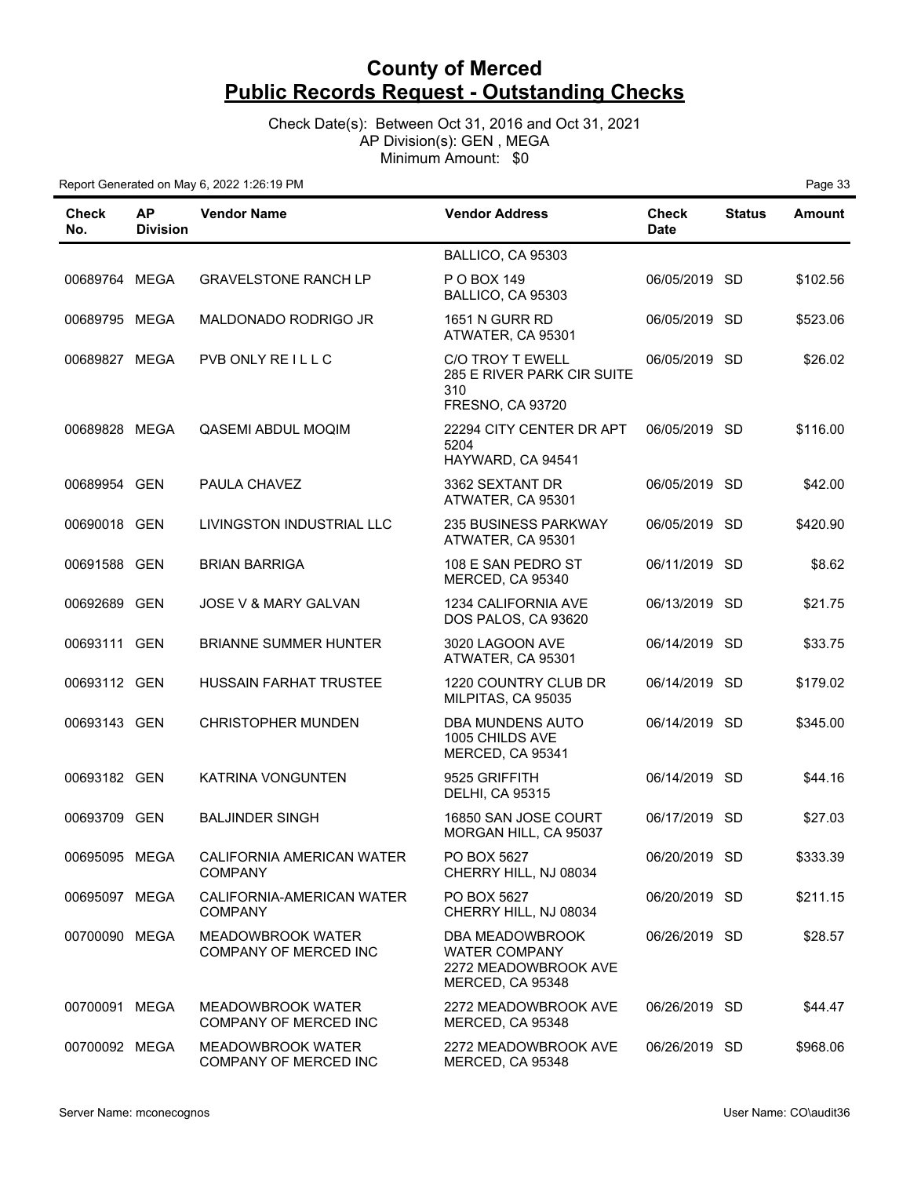# County of Merced
# Public Records Request - Outstanding Checks

Check Date(s): Between Oct 31, 2016 and Oct 31, 2021
AP Division(s): GEN , MEGA
Minimum Amount: $0

Report Generated on May 6, 2022 1:26:19 PM

| Check No. | AP Division | Vendor Name | Vendor Address | Check Date | Status | Amount |
|---|---|---|---|---|---|---|
| | | | BALLICO, CA 95303 | | | |
| 00689764 | MEGA | GRAVELSTONE RANCH LP | P O BOX 149 BALLICO, CA 95303 | 06/05/2019 | SD | $102.56 |
| 00689795 | MEGA | MALDONADO RODRIGO JR | 1651 N GURR RD ATWATER, CA 95301 | 06/05/2019 | SD | $523.06 |
| 00689827 | MEGA | PVB ONLY RE I L L C | C/O TROY T EWELL 285 E RIVER PARK CIR SUITE 310 FRESNO, CA 93720 | 06/05/2019 | SD | $26.02 |
| 00689828 | MEGA | QASEMI ABDUL MOQIM | 22294 CITY CENTER DR APT 5204 HAYWARD, CA 94541 | 06/05/2019 | SD | $116.00 |
| 00689954 | GEN | PAULA CHAVEZ | 3362 SEXTANT DR ATWATER, CA 95301 | 06/05/2019 | SD | $42.00 |
| 00690018 | GEN | LIVINGSTON INDUSTRIAL LLC | 235 BUSINESS PARKWAY ATWATER, CA 95301 | 06/05/2019 | SD | $420.90 |
| 00691588 | GEN | BRIAN BARRIGA | 108 E SAN PEDRO ST MERCED, CA 95340 | 06/11/2019 | SD | $8.62 |
| 00692689 | GEN | JOSE V & MARY GALVAN | 1234 CALIFORNIA AVE DOS PALOS, CA 93620 | 06/13/2019 | SD | $21.75 |
| 00693111 | GEN | BRIANNE SUMMER HUNTER | 3020 LAGOON AVE ATWATER, CA 95301 | 06/14/2019 | SD | $33.75 |
| 00693112 | GEN | HUSSAIN FARHAT TRUSTEE | 1220 COUNTRY CLUB DR MILPITAS, CA 95035 | 06/14/2019 | SD | $179.02 |
| 00693143 | GEN | CHRISTOPHER MUNDEN | DBA MUNDENS AUTO 1005 CHILDS AVE MERCED, CA 95341 | 06/14/2019 | SD | $345.00 |
| 00693182 | GEN | KATRINA VONGUNTEN | 9525 GRIFFITH DELHI, CA 95315 | 06/14/2019 | SD | $44.16 |
| 00693709 | GEN | BALJINDER SINGH | 16850 SAN JOSE COURT MORGAN HILL, CA 95037 | 06/17/2019 | SD | $27.03 |
| 00695095 | MEGA | CALIFORNIA AMERICAN WATER COMPANY | PO BOX 5627 CHERRY HILL, NJ 08034 | 06/20/2019 | SD | $333.39 |
| 00695097 | MEGA | CALIFORNIA-AMERICAN WATER COMPANY | PO BOX 5627 CHERRY HILL, NJ 08034 | 06/20/2019 | SD | $211.15 |
| 00700090 | MEGA | MEADOWBROOK WATER COMPANY OF MERCED INC | DBA MEADOWBROOK WATER COMPANY 2272 MEADOWBROOK AVE MERCED, CA 95348 | 06/26/2019 | SD | $28.57 |
| 00700091 | MEGA | MEADOWBROOK WATER COMPANY OF MERCED INC | 2272 MEADOWBROOK AVE MERCED, CA 95348 | 06/26/2019 | SD | $44.47 |
| 00700092 | MEGA | MEADOWBROOK WATER COMPANY OF MERCED INC | 2272 MEADOWBROOK AVE MERCED, CA 95348 | 06/26/2019 | SD | $968.06 |

Server Name: mconecognos

User Name: CO\audit36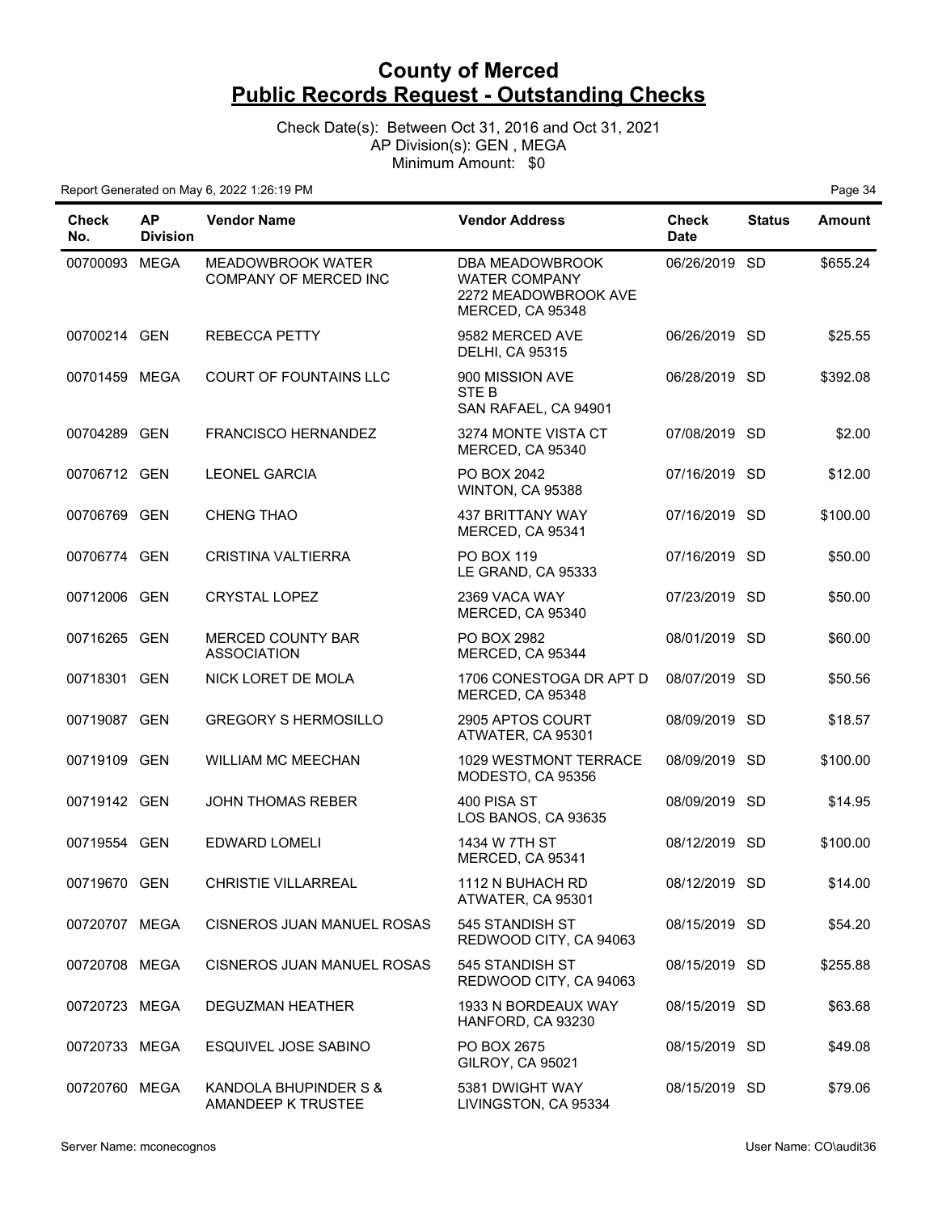# County of Merced
## Public Records Request - Outstanding Checks

Check Date(s): Between Oct 31, 2016 and Oct 31, 2021
AP Division(s): GEN , MEGA
Minimum Amount: $0

Report Generated on May 6, 2022 1:26:19 PM

| Check No. | AP Division | Vendor Name | Vendor Address | Check Date | Status | Amount |
|---|---|---|---|---|---|---|
| 00700093 | MEGA | MEADOWBROOK WATER COMPANY OF MERCED INC | DBA MEADOWBROOK WATER COMPANY 2272 MEADOWBROOK AVE MERCED, CA 95348 | 06/26/2019 | SD | $655.24 |
| 00700214 | GEN | REBECCA PETTY | 9582 MERCED AVE DELHI, CA 95315 | 06/26/2019 | SD | $25.55 |
| 00701459 | MEGA | COURT OF FOUNTAINS LLC | 900 MISSION AVE STE B SAN RAFAEL, CA 94901 | 06/28/2019 | SD | $392.08 |
| 00704289 | GEN | FRANCISCO HERNANDEZ | 3274 MONTE VISTA CT MERCED, CA 95340 | 07/08/2019 | SD | $2.00 |
| 00706712 | GEN | LEONEL GARCIA | PO BOX 2042 WINTON, CA 95388 | 07/16/2019 | SD | $12.00 |
| 00706769 | GEN | CHENG THAO | 437 BRITTANY WAY MERCED, CA 95341 | 07/16/2019 | SD | $100.00 |
| 00706774 | GEN | CRISTINA VALTIERRA | PO BOX 119 LE GRAND, CA 95333 | 07/16/2019 | SD | $50.00 |
| 00712006 | GEN | CRYSTAL LOPEZ | 2369 VACA WAY MERCED, CA 95340 | 07/23/2019 | SD | $50.00 |
| 00716265 | GEN | MERCED COUNTY BAR ASSOCIATION | PO BOX 2982 MERCED, CA 95344 | 08/01/2019 | SD | $60.00 |
| 00718301 | GEN | NICK LORET DE MOLA | 1706 CONESTOGA DR APT D MERCED, CA 95348 | 08/07/2019 | SD | $50.56 |
| 00719087 | GEN | GREGORY S HERMOSILLO | 2905 APTOS COURT ATWATER, CA 95301 | 08/09/2019 | SD | $18.57 |
| 00719109 | GEN | WILLIAM MC MEECHAN | 1029 WESTMONT TERRACE MODESTO, CA 95356 | 08/09/2019 | SD | $100.00 |
| 00719142 | GEN | JOHN THOMAS REBER | 400 PISA ST LOS BANOS, CA 93635 | 08/09/2019 | SD | $14.95 |
| 00719554 | GEN | EDWARD LOMELI | 1434 W 7TH ST MERCED, CA 95341 | 08/12/2019 | SD | $100.00 |
| 00719670 | GEN | CHRISTIE VILLARREAL | 1112 N BUHACH RD ATWATER, CA 95301 | 08/12/2019 | SD | $14.00 |
| 00720707 | MEGA | CISNEROS JUAN MANUEL ROSAS | 545 STANDISH ST REDWOOD CITY, CA 94063 | 08/15/2019 | SD | $54.20 |
| 00720708 | MEGA | CISNEROS JUAN MANUEL ROSAS | 545 STANDISH ST REDWOOD CITY, CA 94063 | 08/15/2019 | SD | $255.88 |
| 00720723 | MEGA | DEGUZMAN HEATHER | 1933 N BORDEAUX WAY HANFORD, CA 93230 | 08/15/2019 | SD | $63.68 |
| 00720733 | MEGA | ESQUIVEL JOSE SABINO | PO BOX 2675 GILROY, CA 95021 | 08/15/2019 | SD | $49.08 |
| 00720760 | MEGA | KANDOLA BHUPINDER S & AMANDEEP K TRUSTEE | 5381 DWIGHT WAY LIVINGSTON, CA 95334 | 08/15/2019 | SD | $79.06 |

Server Name: mconecognos

User Name: CO\audit36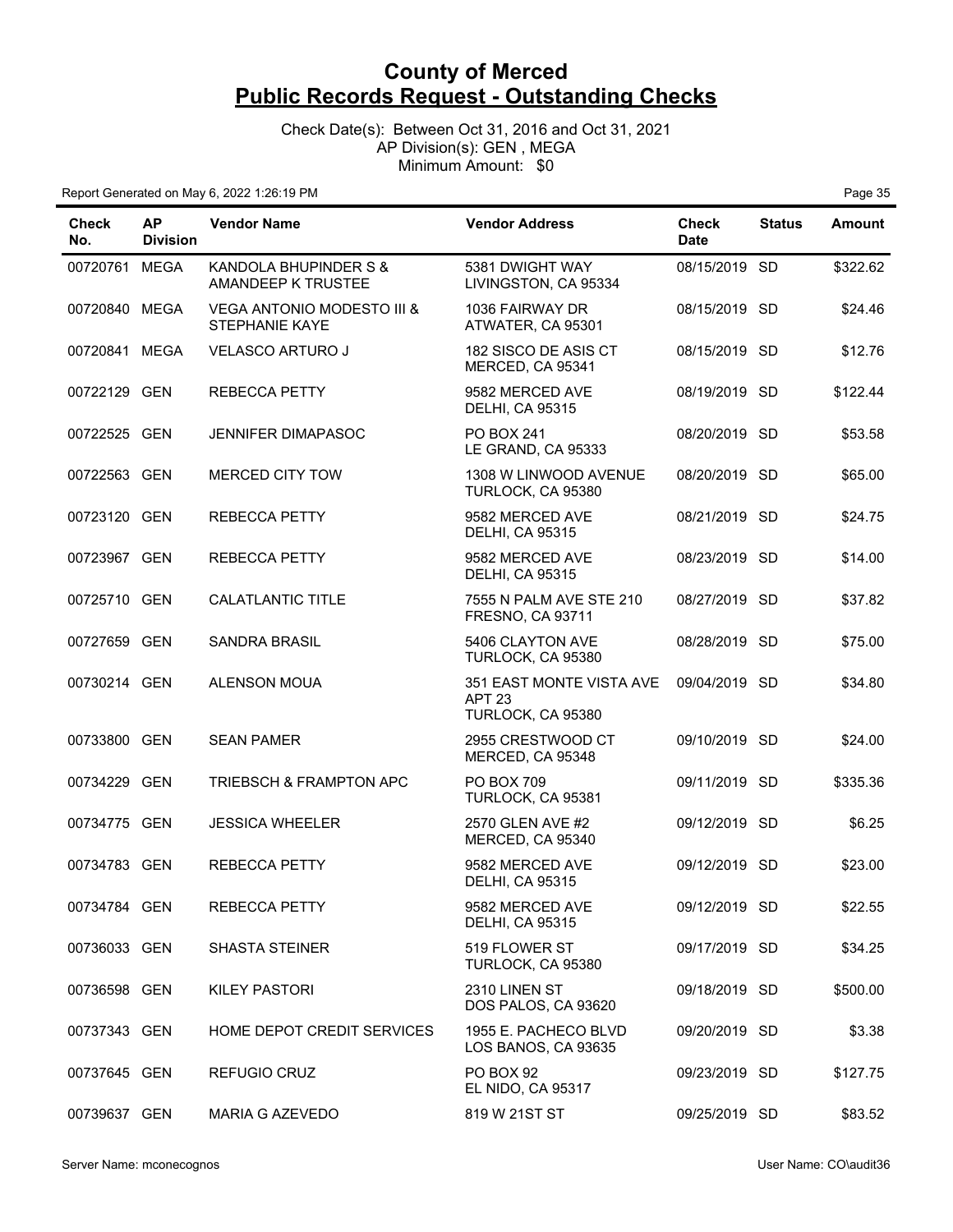# County of Merced
## Public Records Request - Outstanding Checks

Check Date(s): Between Oct 31, 2016 and Oct 31, 2021
AP Division(s): GEN , MEGA
Minimum Amount: $0

Report Generated on May 6, 2022 1:26:19 PM

| Check No. | AP Division | Vendor Name | Vendor Address | Check Date | Status | Amount |
|---|---|---|---|---|---|---|
| 00720761 | MEGA | KANDOLA BHUPINDER S & AMANDEEP K TRUSTEE | 5381 DWIGHT WAY LIVINGSTON, CA 95334 | 08/15/2019 | SD | $322.62 |
| 00720840 | MEGA | VEGA ANTONIO MODESTO III & STEPHANIE KAYE | 1036 FAIRWAY DR ATWATER, CA 95301 | 08/15/2019 | SD | $24.46 |
| 00720841 | MEGA | VELASCO ARTURO J | 182 SISCO DE ASIS CT MERCED, CA 95341 | 08/15/2019 | SD | $12.76 |
| 00722129 | GEN | REBECCA PETTY | 9582 MERCED AVE DELHI, CA 95315 | 08/19/2019 | SD | $122.44 |
| 00722525 | GEN | JENNIFER DIMAPASOC | PO BOX 241 LE GRAND, CA 95333 | 08/20/2019 | SD | $53.58 |
| 00722563 | GEN | MERCED CITY TOW | 1308 W LINWOOD AVENUE TURLOCK, CA 95380 | 08/20/2019 | SD | $65.00 |
| 00723120 | GEN | REBECCA PETTY | 9582 MERCED AVE DELHI, CA 95315 | 08/21/2019 | SD | $24.75 |
| 00723967 | GEN | REBECCA PETTY | 9582 MERCED AVE DELHI, CA 95315 | 08/23/2019 | SD | $14.00 |
| 00725710 | GEN | CALATLANTIC TITLE | 7555 N PALM AVE STE 210 FRESNO, CA 93711 | 08/27/2019 | SD | $37.82 |
| 00727659 | GEN | SANDRA BRASIL | 5406 CLAYTON AVE TURLOCK, CA 95380 | 08/28/2019 | SD | $75.00 |
| 00730214 | GEN | ALENSON MOUA | 351 EAST MONTE VISTA AVE APT 23 TURLOCK, CA 95380 | 09/04/2019 | SD | $34.80 |
| 00733800 | GEN | SEAN PAMER | 2955 CRESTWOOD CT MERCED, CA 95348 | 09/10/2019 | SD | $24.00 |
| 00734229 | GEN | TRIEBSCH & FRAMPTON APC | PO BOX 709 TURLOCK, CA 95381 | 09/11/2019 | SD | $335.36 |
| 00734775 | GEN | JESSICA WHEELER | 2570 GLEN AVE #2 MERCED, CA 95340 | 09/12/2019 | SD | $6.25 |
| 00734783 | GEN | REBECCA PETTY | 9582 MERCED AVE DELHI, CA 95315 | 09/12/2019 | SD | $23.00 |
| 00734784 | GEN | REBECCA PETTY | 9582 MERCED AVE DELHI, CA 95315 | 09/12/2019 | SD | $22.55 |
| 00736033 | GEN | SHASTA STEINER | 519 FLOWER ST TURLOCK, CA 95380 | 09/17/2019 | SD | $34.25 |
| 00736598 | GEN | KILEY PASTORI | 2310 LINEN ST DOS PALOS, CA 93620 | 09/18/2019 | SD | $500.00 |
| 00737343 | GEN | HOME DEPOT CREDIT SERVICES | 1955 E. PACHECO BLVD LOS BANOS, CA 93635 | 09/20/2019 | SD | $3.38 |
| 00737645 | GEN | REFUGIO CRUZ | PO BOX 92 EL NIDO, CA 95317 | 09/23/2019 | SD | $127.75 |
| 00739637 | GEN | MARIA G AZEVEDO | 819 W 21ST ST | 09/25/2019 | SD | $83.52 |

Server Name: mconecognos

User Name: CO\audit36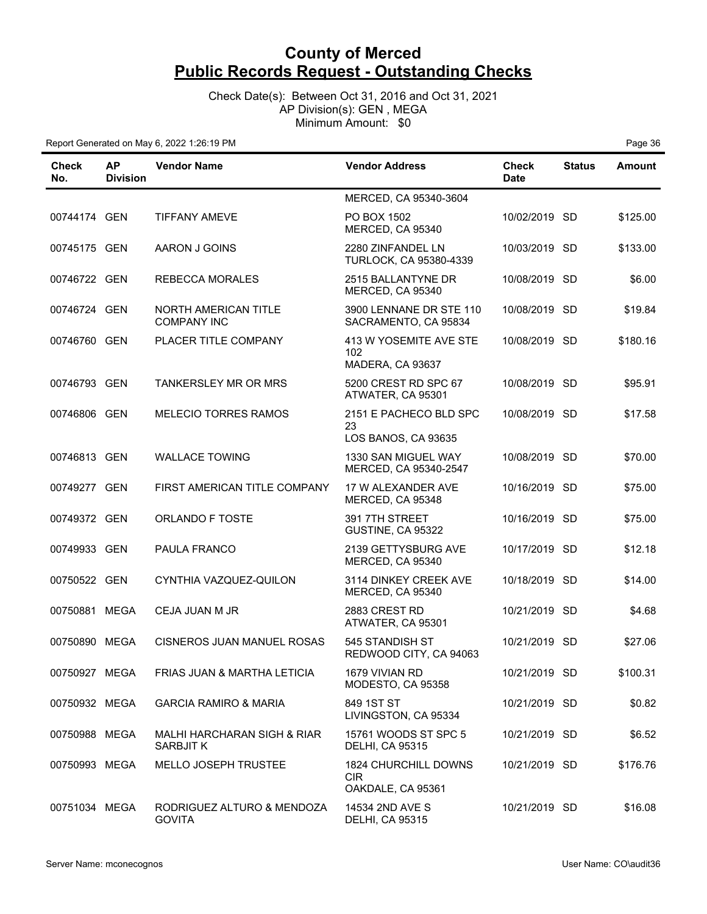# County of Merced
## Public Records Request - Outstanding Checks

Check Date(s): Between Oct 31, 2016 and Oct 31, 2021
AP Division(s): GEN , MEGA
Minimum Amount: $0

Report Generated on May 6, 2022 1:26:19 PM

| Check No. | AP Division | Vendor Name | Vendor Address | Check Date | Status | Amount |
|---|---|---|---|---|---|---|
| | | | MERCED, CA 95340-3604 | | | |
| 00744174 | GEN | TIFFANY AMEVE | PO BOX 1502 MERCED, CA 95340 | 10/02/2019 | SD | $125.00 |
| 00745175 | GEN | AARON J GOINS | 2280 ZINFANDEL LN TURLOCK, CA 95380-4339 | 10/03/2019 | SD | $133.00 |
| 00746722 | GEN | REBECCA MORALES | 2515 BALLANTYNE DR MERCED, CA 95340 | 10/08/2019 | SD | $6.00 |
| 00746724 | GEN | NORTH AMERICAN TITLE COMPANY INC | 3900 LENNANE DR STE 110 SACRAMENTO, CA 95834 | 10/08/2019 | SD | $19.84 |
| 00746760 | GEN | PLACER TITLE COMPANY | 413 W YOSEMITE AVE STE 102 MADERA, CA 93637 | 10/08/2019 | SD | $180.16 |
| 00746793 | GEN | TANKERSLEY MR OR MRS | 5200 CREST RD SPC 67 ATWATER, CA 95301 | 10/08/2019 | SD | $95.91 |
| 00746806 | GEN | MELECIO TORRES RAMOS | 2151 E PACHECO BLD SPC 23 LOS BANOS, CA 93635 | 10/08/2019 | SD | $17.58 |
| 00746813 | GEN | WALLACE TOWING | 1330 SAN MIGUEL WAY MERCED, CA 95340-2547 | 10/08/2019 | SD | $70.00 |
| 00749277 | GEN | FIRST AMERICAN TITLE COMPANY | 17 W ALEXANDER AVE MERCED, CA 95348 | 10/16/2019 | SD | $75.00 |
| 00749372 | GEN | ORLANDO F TOSTE | 391 7TH STREET GUSTINE, CA 95322 | 10/16/2019 | SD | $75.00 |
| 00749933 | GEN | PAULA FRANCO | 2139 GETTYSBURG AVE MERCED, CA 95340 | 10/17/2019 | SD | $12.18 |
| 00750522 | GEN | CYNTHIA VAZQUEZ-QUILON | 3114 DINKEY CREEK AVE MERCED, CA 95340 | 10/18/2019 | SD | $14.00 |
| 00750881 | MEGA | CEJA JUAN M JR | 2883 CREST RD ATWATER, CA 95301 | 10/21/2019 | SD | $4.68 |
| 00750890 | MEGA | CISNEROS JUAN MANUEL ROSAS | 545 STANDISH ST REDWOOD CITY, CA 94063 | 10/21/2019 | SD | $27.06 |
| 00750927 | MEGA | FRIAS JUAN & MARTHA LETICIA | 1679 VIVIAN RD MODESTO, CA 95358 | 10/21/2019 | SD | $100.31 |
| 00750932 | MEGA | GARCIA RAMIRO & MARIA | 849 1ST ST LIVINGSTON, CA 95334 | 10/21/2019 | SD | $0.82 |
| 00750988 | MEGA | MALHI HARCHARAN SIGH & RIAR SARBJIT K | 15761 WOODS ST SPC 5 DELHI, CA 95315 | 10/21/2019 | SD | $6.52 |
| 00750993 | MEGA | MELLO JOSEPH TRUSTEE | 1824 CHURCHILL DOWNS CIR OAKDALE, CA 95361 | 10/21/2019 | SD | $176.76 |
| 00751034 | MEGA | RODRIGUEZ ALTURO & MENDOZA GOVITA | 14534 2ND AVE S DELHI, CA 95315 | 10/21/2019 | SD | $16.08 |

Server Name: mconecognos User Name: CO\audit36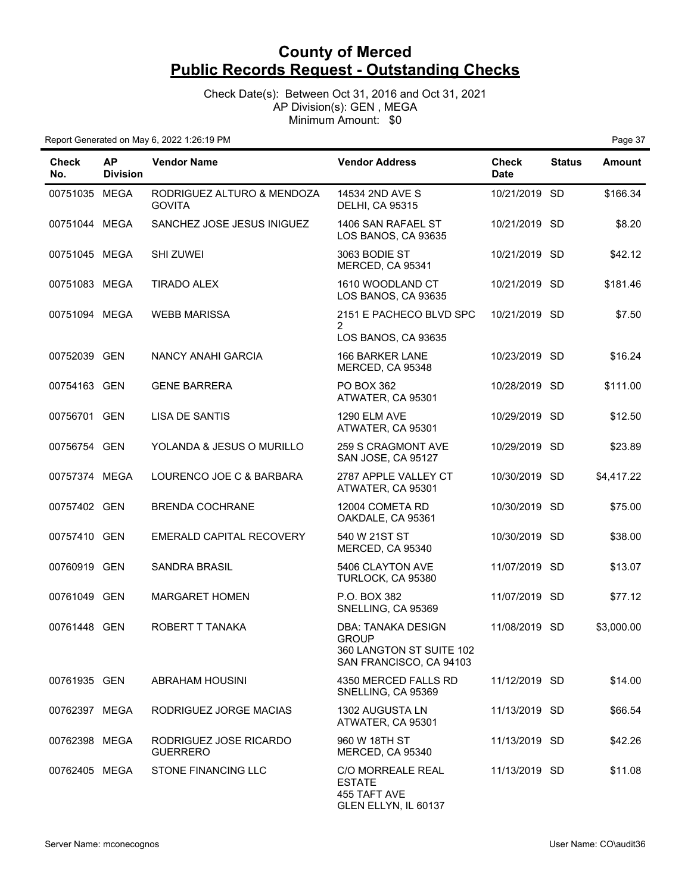# County of Merced
## Public Records Request - Outstanding Checks

Check Date(s): Between Oct 31, 2016 and Oct 31, 2021
AP Division(s): GEN , MEGA
Minimum Amount: $0

Report Generated on May 6, 2022 1:26:19 PM

| Check No. | AP Division | Vendor Name | Vendor Address | Check Date | Status | Amount |
|---|---|---|---|---|---|---|
| 00751035 | MEGA | RODRIGUEZ ALTURO & MENDOZA GOVITA | 14534 2ND AVE S DELHI, CA 95315 | 10/21/2019 | SD | $166.34 |
| 00751044 | MEGA | SANCHEZ JOSE JESUS INIGUEZ | 1406 SAN RAFAEL ST LOS BANOS, CA 93635 | 10/21/2019 | SD | $8.20 |
| 00751045 | MEGA | SHI ZUWEI | 3063 BODIE ST MERCED, CA 95341 | 10/21/2019 | SD | $42.12 |
| 00751083 | MEGA | TIRADO ALEX | 1610 WOODLAND CT LOS BANOS, CA 93635 | 10/21/2019 | SD | $181.46 |
| 00751094 | MEGA | WEBB MARISSA | 2151 E PACHECO BLVD SPC 2 LOS BANOS, CA 93635 | 10/21/2019 | SD | $7.50 |
| 00752039 | GEN | NANCY ANAHI GARCIA | 166 BARKER LANE MERCED, CA 95348 | 10/23/2019 | SD | $16.24 |
| 00754163 | GEN | GENE BARRERA | PO BOX 362 ATWATER, CA 95301 | 10/28/2019 | SD | $111.00 |
| 00756701 | GEN | LISA DE SANTIS | 1290 ELM AVE ATWATER, CA 95301 | 10/29/2019 | SD | $12.50 |
| 00756754 | GEN | YOLANDA & JESUS O MURILLO | 259 S CRAGMONT AVE SAN JOSE, CA 95127 | 10/29/2019 | SD | $23.89 |
| 00757374 | MEGA | LOURENCO JOE C & BARBARA | 2787 APPLE VALLEY CT ATWATER, CA 95301 | 10/30/2019 | SD | $4,417.22 |
| 00757402 | GEN | BRENDA COCHRANE | 12004 COMETA RD OAKDALE, CA 95361 | 10/30/2019 | SD | $75.00 |
| 00757410 | GEN | EMERALD CAPITAL RECOVERY | 540 W 21ST ST MERCED, CA 95340 | 10/30/2019 | SD | $38.00 |
| 00760919 | GEN | SANDRA BRASIL | 5406 CLAYTON AVE TURLOCK, CA 95380 | 11/07/2019 | SD | $13.07 |
| 00761049 | GEN | MARGARET HOMEN | P.O. BOX 382 SNELLING, CA 95369 | 11/07/2019 | SD | $77.12 |
| 00761448 | GEN | ROBERT T TANAKA | DBA: TANAKA DESIGN GROUP 360 LANGTON ST SUITE 102 SAN FRANCISCO, CA 94103 | 11/08/2019 | SD | $3,000.00 |
| 00761935 | GEN | ABRAHAM HOUSINI | 4350 MERCED FALLS RD SNELLING, CA 95369 | 11/12/2019 | SD | $14.00 |
| 00762397 | MEGA | RODRIGUEZ JORGE MACIAS | 1302 AUGUSTA LN ATWATER, CA 95301 | 11/13/2019 | SD | $66.54 |
| 00762398 | MEGA | RODRIGUEZ JOSE RICARDO GUERRERO | 960 W 18TH ST MERCED, CA 95340 | 11/13/2019 | SD | $42.26 |
| 00762405 | MEGA | STONE FINANCING LLC | C/O MORREALE REAL ESTATE 455 TAFT AVE GLEN ELLYN, IL 60137 | 11/13/2019 | SD | $11.08 |

Server Name: mconecognos — User Name: CO\audit36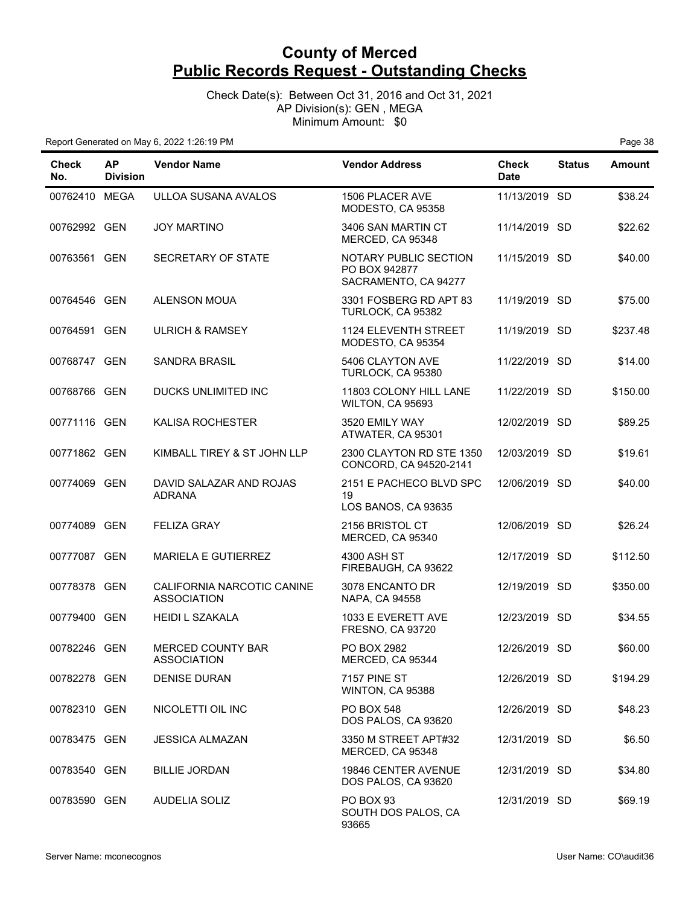# County of Merced
## Public Records Request - Outstanding Checks

Check Date(s): Between Oct 31, 2016 and Oct 31, 2021
AP Division(s): GEN , MEGA
Minimum Amount: $0

Report Generated on May 6, 2022 1:26:19 PM

| Check No. | AP Division | Vendor Name | Vendor Address | Check Date | Status | Amount |
|---|---|---|---|---|---|---|
| 00762410 | MEGA | ULLOA SUSANA AVALOS | 1506 PLACER AVE MODESTO, CA 95358 | 11/13/2019 | SD | $38.24 |
| 00762992 | GEN | JOY MARTINO | 3406 SAN MARTIN CT MERCED, CA 95348 | 11/14/2019 | SD | $22.62 |
| 00763561 | GEN | SECRETARY OF STATE | NOTARY PUBLIC SECTION PO BOX 942877 SACRAMENTO, CA 94277 | 11/15/2019 | SD | $40.00 |
| 00764546 | GEN | ALENSON MOUA | 3301 FOSBERG RD APT 83 TURLOCK, CA 95382 | 11/19/2019 | SD | $75.00 |
| 00764591 | GEN | ULRICH & RAMSEY | 1124 ELEVENTH STREET MODESTO, CA 95354 | 11/19/2019 | SD | $237.48 |
| 00768747 | GEN | SANDRA BRASIL | 5406 CLAYTON AVE TURLOCK, CA 95380 | 11/22/2019 | SD | $14.00 |
| 00768766 | GEN | DUCKS UNLIMITED INC | 11803 COLONY HILL LANE WILTON, CA 95693 | 11/22/2019 | SD | $150.00 |
| 00771116 | GEN | KALISA ROCHESTER | 3520 EMILY WAY ATWATER, CA 95301 | 12/02/2019 | SD | $89.25 |
| 00771862 | GEN | KIMBALL TIREY & ST JOHN LLP | 2300 CLAYTON RD STE 1350 CONCORD, CA 94520-2141 | 12/03/2019 | SD | $19.61 |
| 00774069 | GEN | DAVID SALAZAR AND ROJAS ADRANA | 2151 E PACHECO BLVD SPC 19 LOS BANOS, CA 93635 | 12/06/2019 | SD | $40.00 |
| 00774089 | GEN | FELIZA GRAY | 2156 BRISTOL CT MERCED, CA 95340 | 12/06/2019 | SD | $26.24 |
| 00777087 | GEN | MARIELA E GUTIERREZ | 4300 ASH ST FIREBAUGH, CA 93622 | 12/17/2019 | SD | $112.50 |
| 00778378 | GEN | CALIFORNIA NARCOTIC CANINE ASSOCIATION | 3078 ENCANTO DR NAPA, CA 94558 | 12/19/2019 | SD | $350.00 |
| 00779400 | GEN | HEIDI L SZAKALA | 1033 E EVERETT AVE FRESNO, CA 93720 | 12/23/2019 | SD | $34.55 |
| 00782246 | GEN | MERCED COUNTY BAR ASSOCIATION | PO BOX 2982 MERCED, CA 95344 | 12/26/2019 | SD | $60.00 |
| 00782278 | GEN | DENISE DURAN | 7157 PINE ST WINTON, CA 95388 | 12/26/2019 | SD | $194.29 |
| 00782310 | GEN | NICOLETTI OIL INC | PO BOX 548 DOS PALOS, CA 93620 | 12/26/2019 | SD | $48.23 |
| 00783475 | GEN | JESSICA ALMAZAN | 3350 M STREET APT#32 MERCED, CA 95348 | 12/31/2019 | SD | $6.50 |
| 00783540 | GEN | BILLIE JORDAN | 19846 CENTER AVENUE DOS PALOS, CA 93620 | 12/31/2019 | SD | $34.80 |
| 00783590 | GEN | AUDELIA SOLIZ | PO BOX 93 SOUTH DOS PALOS, CA 93665 | 12/31/2019 | SD | $69.19 |

Server Name: mconecognos | User Name: CO\audit36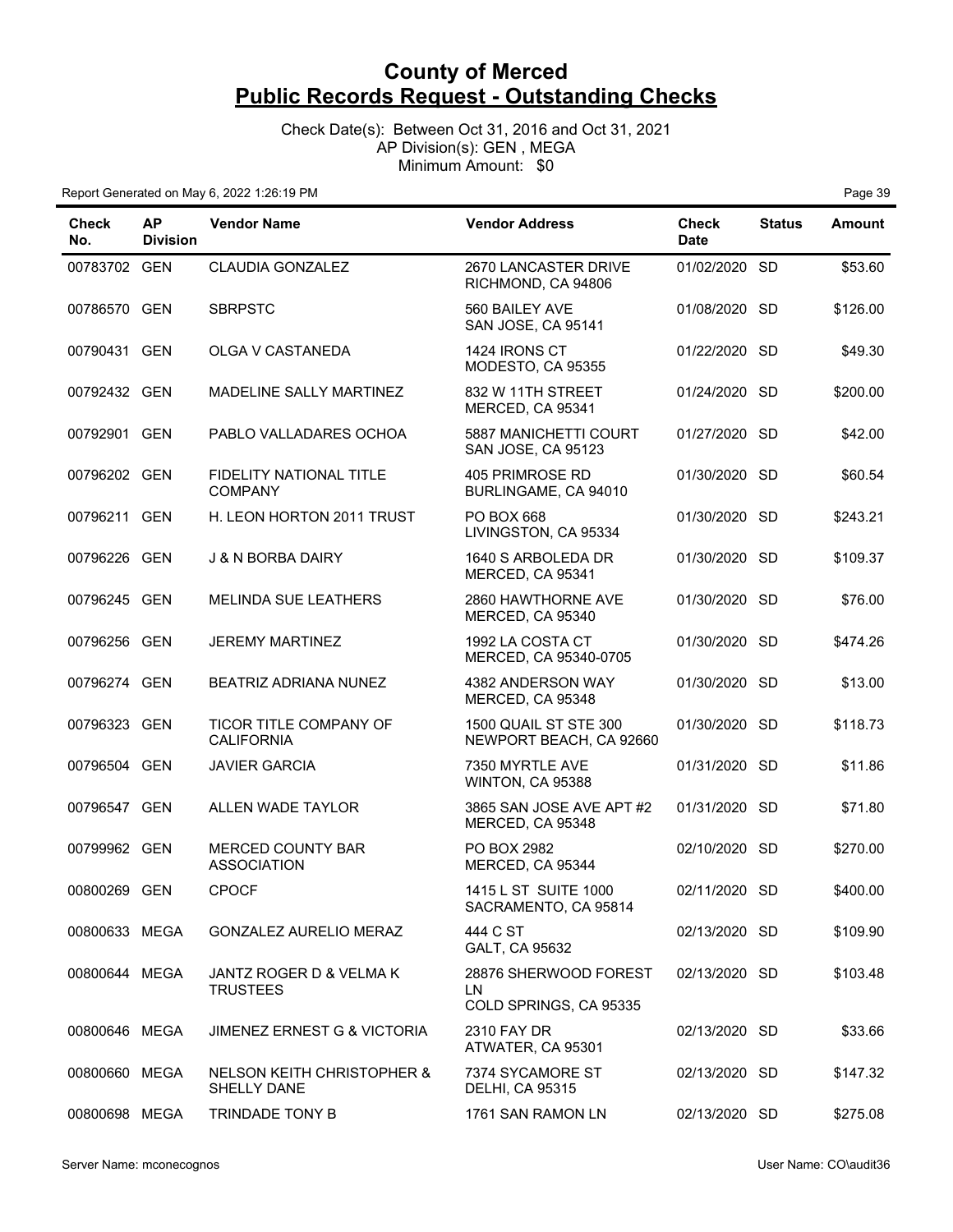# County of Merced
## Public Records Request - Outstanding Checks

Check Date(s): Between Oct 31, 2016 and Oct 31, 2021
AP Division(s): GEN , MEGA
Minimum Amount: $0

Report Generated on May 6, 2022 1:26:19 PM

| Check No. | AP Division | Vendor Name | Vendor Address | Check Date | Status | Amount |
|---|---|---|---|---|---|---|
| 00783702 | GEN | CLAUDIA GONZALEZ | 2670 LANCASTER DRIVE RICHMOND, CA 94806 | 01/02/2020 | SD | $53.60 |
| 00786570 | GEN | SBRPSTC | 560 BAILEY AVE SAN JOSE, CA 95141 | 01/08/2020 | SD | $126.00 |
| 00790431 | GEN | OLGA V CASTANEDA | 1424 IRONS CT MODESTO, CA 95355 | 01/22/2020 | SD | $49.30 |
| 00792432 | GEN | MADELINE SALLY MARTINEZ | 832 W 11TH STREET MERCED, CA 95341 | 01/24/2020 | SD | $200.00 |
| 00792901 | GEN | PABLO VALLADARES OCHOA | 5887 MANICHETTI COURT SAN JOSE, CA 95123 | 01/27/2020 | SD | $42.00 |
| 00796202 | GEN | FIDELITY NATIONAL TITLE COMPANY | 405 PRIMROSE RD BURLINGAME, CA 94010 | 01/30/2020 | SD | $60.54 |
| 00796211 | GEN | H. LEON HORTON 2011 TRUST | PO BOX 668 LIVINGSTON, CA 95334 | 01/30/2020 | SD | $243.21 |
| 00796226 | GEN | J & N BORBA DAIRY | 1640 S ARBOLEDA DR MERCED, CA 95341 | 01/30/2020 | SD | $109.37 |
| 00796245 | GEN | MELINDA SUE LEATHERS | 2860 HAWTHORNE AVE MERCED, CA 95340 | 01/30/2020 | SD | $76.00 |
| 00796256 | GEN | JEREMY MARTINEZ | 1992 LA COSTA CT MERCED, CA 95340-0705 | 01/30/2020 | SD | $474.26 |
| 00796274 | GEN | BEATRIZ ADRIANA NUNEZ | 4382 ANDERSON WAY MERCED, CA 95348 | 01/30/2020 | SD | $13.00 |
| 00796323 | GEN | TICOR TITLE COMPANY OF CALIFORNIA | 1500 QUAIL ST STE 300 NEWPORT BEACH, CA 92660 | 01/30/2020 | SD | $118.73 |
| 00796504 | GEN | JAVIER GARCIA | 7350 MYRTLE AVE WINTON, CA 95388 | 01/31/2020 | SD | $11.86 |
| 00796547 | GEN | ALLEN WADE TAYLOR | 3865 SAN JOSE AVE APT #2 MERCED, CA 95348 | 01/31/2020 | SD | $71.80 |
| 00799962 | GEN | MERCED COUNTY BAR ASSOCIATION | PO BOX 2982 MERCED, CA 95344 | 02/10/2020 | SD | $270.00 |
| 00800269 | GEN | CPOCF | 1415 L ST SUITE 1000 SACRAMENTO, CA 95814 | 02/11/2020 | SD | $400.00 |
| 00800633 | MEGA | GONZALEZ AURELIO MERAZ | 444 C ST GALT, CA 95632 | 02/13/2020 | SD | $109.90 |
| 00800644 | MEGA | JANTZ ROGER D & VELMA K TRUSTEES | 28876 SHERWOOD FOREST LN COLD SPRINGS, CA 95335 | 02/13/2020 | SD | $103.48 |
| 00800646 | MEGA | JIMENEZ ERNEST G & VICTORIA | 2310 FAY DR ATWATER, CA 95301 | 02/13/2020 | SD | $33.66 |
| 00800660 | MEGA | NELSON KEITH CHRISTOPHER & SHELLY DANE | 7374 SYCAMORE ST DELHI, CA 95315 | 02/13/2020 | SD | $147.32 |
| 00800698 | MEGA | TRINDADE TONY B | 1761 SAN RAMON LN | 02/13/2020 | SD | $275.08 |

Server Name: mconecognos

User Name: CO\audit36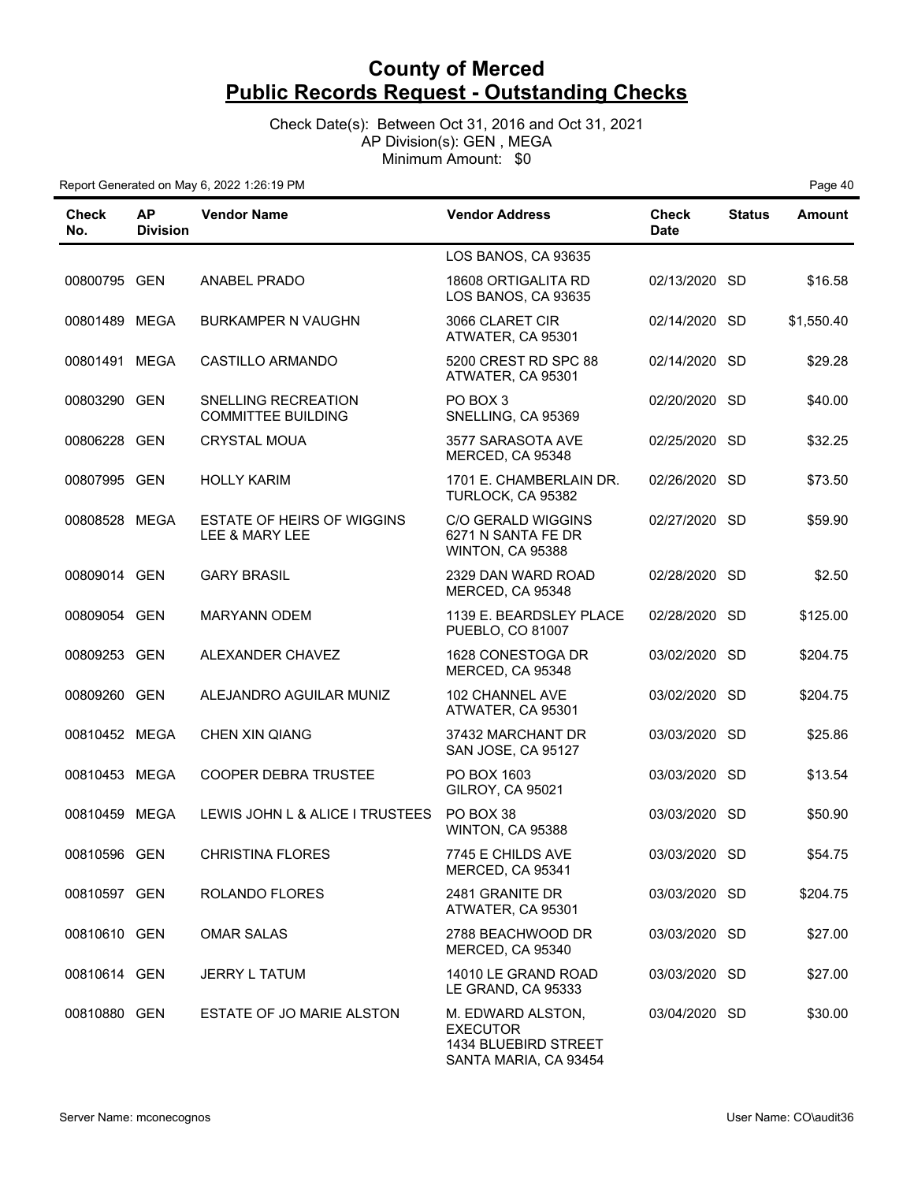# County of Merced
## Public Records Request - Outstanding Checks

Check Date(s): Between Oct 31, 2016 and Oct 31, 2021
AP Division(s): GEN , MEGA
Minimum Amount: $0

Report Generated on May 6, 2022 1:26:19 PM

| Check No. | AP Division | Vendor Name | Vendor Address | Check Date | Status | Amount |
|---|---|---|---|---|---|---|
| | | | LOS BANOS, CA 93635 | | | |
| 00800795 | GEN | ANABEL PRADO | 18608 ORTIGALITA RD LOS BANOS, CA 93635 | 02/13/2020 | SD | $16.58 |
| 00801489 | MEGA | BURKAMPER N VAUGHN | 3066 CLARET CIR ATWATER, CA 95301 | 02/14/2020 | SD | $1,550.40 |
| 00801491 | MEGA | CASTILLO ARMANDO | 5200 CREST RD SPC 88 ATWATER, CA 95301 | 02/14/2020 | SD | $29.28 |
| 00803290 | GEN | SNELLING RECREATION COMMITTEE BUILDING | PO BOX 3 SNELLING, CA 95369 | 02/20/2020 | SD | $40.00 |
| 00806228 | GEN | CRYSTAL MOUA | 3577 SARASOTA AVE MERCED, CA 95348 | 02/25/2020 | SD | $32.25 |
| 00807995 | GEN | HOLLY KARIM | 1701 E. CHAMBERLAIN DR. TURLOCK, CA 95382 | 02/26/2020 | SD | $73.50 |
| 00808528 | MEGA | ESTATE OF HEIRS OF WIGGINS LEE & MARY LEE | C/O GERALD WIGGINS 6271 N SANTA FE DR WINTON, CA 95388 | 02/27/2020 | SD | $59.90 |
| 00809014 | GEN | GARY BRASIL | 2329 DAN WARD ROAD MERCED, CA 95348 | 02/28/2020 | SD | $2.50 |
| 00809054 | GEN | MARYANN ODEM | 1139 E. BEARDSLEY PLACE PUEBLO, CO 81007 | 02/28/2020 | SD | $125.00 |
| 00809253 | GEN | ALEXANDER CHAVEZ | 1628 CONESTOGA DR MERCED, CA 95348 | 03/02/2020 | SD | $204.75 |
| 00809260 | GEN | ALEJANDRO AGUILAR MUNIZ | 102 CHANNEL AVE ATWATER, CA 95301 | 03/02/2020 | SD | $204.75 |
| 00810452 | MEGA | CHEN XIN QIANG | 37432 MARCHANT DR SAN JOSE, CA 95127 | 03/03/2020 | SD | $25.86 |
| 00810453 | MEGA | COOPER DEBRA TRUSTEE | PO BOX 1603 GILROY, CA 95021 | 03/03/2020 | SD | $13.54 |
| 00810459 | MEGA | LEWIS JOHN L & ALICE I TRUSTEES | PO BOX 38 WINTON, CA 95388 | 03/03/2020 | SD | $50.90 |
| 00810596 | GEN | CHRISTINA FLORES | 7745 E CHILDS AVE MERCED, CA 95341 | 03/03/2020 | SD | $54.75 |
| 00810597 | GEN | ROLANDO FLORES | 2481 GRANITE DR ATWATER, CA 95301 | 03/03/2020 | SD | $204.75 |
| 00810610 | GEN | OMAR SALAS | 2788 BEACHWOOD DR MERCED, CA 95340 | 03/03/2020 | SD | $27.00 |
| 00810614 | GEN | JERRY L TATUM | 14010 LE GRAND ROAD LE GRAND, CA 95333 | 03/03/2020 | SD | $27.00 |
| 00810880 | GEN | ESTATE OF JO MARIE ALSTON | M. EDWARD ALSTON, EXECUTOR 1434 BLUEBIRD STREET SANTA MARIA, CA 93454 | 03/04/2020 | SD | $30.00 |

Server Name: mconecognos User Name: CO\audit36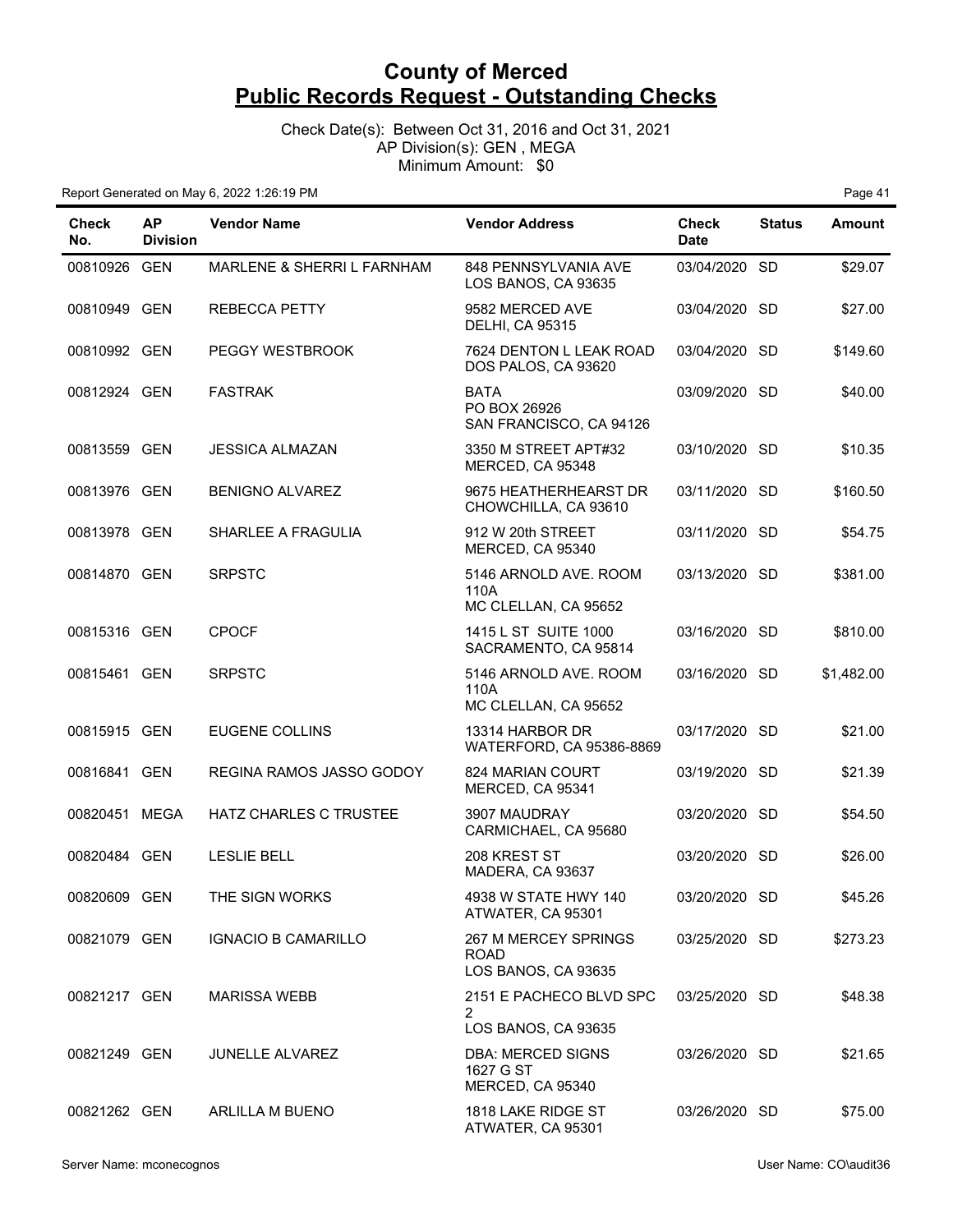# County of Merced
## Public Records Request - Outstanding Checks

Check Date(s): Between Oct 31, 2016 and Oct 31, 2021
AP Division(s): GEN , MEGA
Minimum Amount: $0

Report Generated on May 6, 2022 1:26:19 PM

| Check No. | AP Division | Vendor Name | Vendor Address | Check Date | Status | Amount |
|---|---|---|---|---|---|---|
| 00810926 | GEN | MARLENE & SHERRI L FARNHAM | 848 PENNSYLVANIA AVE LOS BANOS, CA 93635 | 03/04/2020 | SD | $29.07 |
| 00810949 | GEN | REBECCA PETTY | 9582 MERCED AVE DELHI, CA 95315 | 03/04/2020 | SD | $27.00 |
| 00810992 | GEN | PEGGY WESTBROOK | 7624 DENTON L LEAK ROAD DOS PALOS, CA 93620 | 03/04/2020 | SD | $149.60 |
| 00812924 | GEN | FASTRAK | BATA PO BOX 26926 SAN FRANCISCO, CA 94126 | 03/09/2020 | SD | $40.00 |
| 00813559 | GEN | JESSICA ALMAZAN | 3350 M STREET APT#32 MERCED, CA 95348 | 03/10/2020 | SD | $10.35 |
| 00813976 | GEN | BENIGNO ALVAREZ | 9675 HEATHERHEARST DR CHOWCHILLA, CA 93610 | 03/11/2020 | SD | $160.50 |
| 00813978 | GEN | SHARLEE A FRAGULIA | 912 W 20th STREET MERCED, CA 95340 | 03/11/2020 | SD | $54.75 |
| 00814870 | GEN | SRPSTC | 5146 ARNOLD AVE. ROOM 110A MC CLELLAN, CA 95652 | 03/13/2020 | SD | $381.00 |
| 00815316 | GEN | CPOCF | 1415 L ST SUITE 1000 SACRAMENTO, CA 95814 | 03/16/2020 | SD | $810.00 |
| 00815461 | GEN | SRPSTC | 5146 ARNOLD AVE. ROOM 110A MC CLELLAN, CA 95652 | 03/16/2020 | SD | $1,482.00 |
| 00815915 | GEN | EUGENE COLLINS | 13314 HARBOR DR WATERFORD, CA 95386-8869 | 03/17/2020 | SD | $21.00 |
| 00816841 | GEN | REGINA RAMOS JASSO GODOY | 824 MARIAN COURT MERCED, CA 95341 | 03/19/2020 | SD | $21.39 |
| 00820451 | MEGA | HATZ CHARLES C TRUSTEE | 3907 MAUDRAY CARMICHAEL, CA 95680 | 03/20/2020 | SD | $54.50 |
| 00820484 | GEN | LESLIE BELL | 208 KREST ST MADERA, CA 93637 | 03/20/2020 | SD | $26.00 |
| 00820609 | GEN | THE SIGN WORKS | 4938 W STATE HWY 140 ATWATER, CA 95301 | 03/20/2020 | SD | $45.26 |
| 00821079 | GEN | IGNACIO B CAMARILLO | 267 M MERCEY SPRINGS ROAD LOS BANOS, CA 93635 | 03/25/2020 | SD | $273.23 |
| 00821217 | GEN | MARISSA WEBB | 2151 E PACHECO BLVD SPC 2 LOS BANOS, CA 93635 | 03/25/2020 | SD | $48.38 |
| 00821249 | GEN | JUNELLE ALVAREZ | DBA: MERCED SIGNS 1627 G ST MERCED, CA 95340 | 03/26/2020 | SD | $21.65 |
| 00821262 | GEN | ARLILLA M BUENO | 1818 LAKE RIDGE ST ATWATER, CA 95301 | 03/26/2020 | SD | $75.00 |

Server Name: mconecognos

User Name: CO\audit36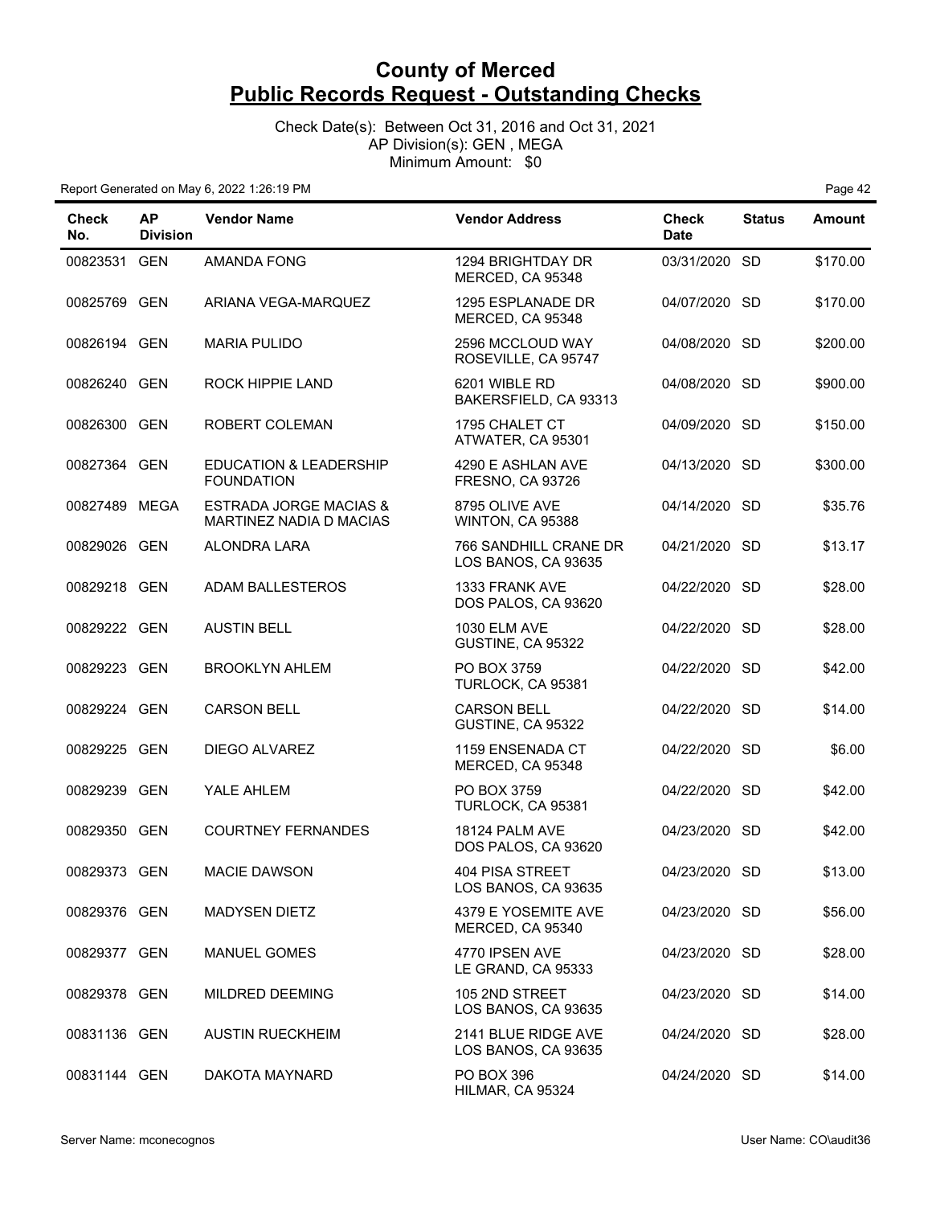# County of Merced

## Public Records Request - Outstanding Checks

Check Date(s): Between Oct 31, 2016 and Oct 31, 2021
AP Division(s): GEN , MEGA
Minimum Amount: $0

Report Generated on May 6, 2022 1:26:19 PM

| Check No. | AP Division | Vendor Name | Vendor Address | Check Date | Status | Amount |
|---|---|---|---|---|---|---|
| 00823531 | GEN | AMANDA FONG | 1294 BRIGHTDAY DR MERCED, CA 95348 | 03/31/2020 | SD | $170.00 |
| 00825769 | GEN | ARIANA VEGA-MARQUEZ | 1295 ESPLANADE DR MERCED, CA 95348 | 04/07/2020 | SD | $170.00 |
| 00826194 | GEN | MARIA PULIDO | 2596 MCCLOUD WAY ROSEVILLE, CA 95747 | 04/08/2020 | SD | $200.00 |
| 00826240 | GEN | ROCK HIPPIE LAND | 6201 WIBLE RD BAKERSFIELD, CA 93313 | 04/08/2020 | SD | $900.00 |
| 00826300 | GEN | ROBERT COLEMAN | 1795 CHALET CT ATWATER, CA 95301 | 04/09/2020 | SD | $150.00 |
| 00827364 | GEN | EDUCATION & LEADERSHIP FOUNDATION | 4290 E ASHLAN AVE FRESNO, CA 93726 | 04/13/2020 | SD | $300.00 |
| 00827489 | MEGA | ESTRADA JORGE MACIAS & MARTINEZ NADIA D MACIAS | 8795 OLIVE AVE WINTON, CA 95388 | 04/14/2020 | SD | $35.76 |
| 00829026 | GEN | ALONDRA LARA | 766 SANDHILL CRANE DR LOS BANOS, CA 93635 | 04/21/2020 | SD | $13.17 |
| 00829218 | GEN | ADAM BALLESTEROS | 1333 FRANK AVE DOS PALOS, CA 93620 | 04/22/2020 | SD | $28.00 |
| 00829222 | GEN | AUSTIN BELL | 1030 ELM AVE GUSTINE, CA 95322 | 04/22/2020 | SD | $28.00 |
| 00829223 | GEN | BROOKLYN AHLEM | PO BOX 3759 TURLOCK, CA 95381 | 04/22/2020 | SD | $42.00 |
| 00829224 | GEN | CARSON BELL | CARSON BELL GUSTINE, CA 95322 | 04/22/2020 | SD | $14.00 |
| 00829225 | GEN | DIEGO ALVAREZ | 1159 ENSENADA CT MERCED, CA 95348 | 04/22/2020 | SD | $6.00 |
| 00829239 | GEN | YALE AHLEM | PO BOX 3759 TURLOCK, CA 95381 | 04/22/2020 | SD | $42.00 |
| 00829350 | GEN | COURTNEY FERNANDES | 18124 PALM AVE DOS PALOS, CA 93620 | 04/23/2020 | SD | $42.00 |
| 00829373 | GEN | MACIE DAWSON | 404 PISA STREET LOS BANOS, CA 93635 | 04/23/2020 | SD | $13.00 |
| 00829376 | GEN | MADYSEN DIETZ | 4379 E YOSEMITE AVE MERCED, CA 95340 | 04/23/2020 | SD | $56.00 |
| 00829377 | GEN | MANUEL GOMES | 4770 IPSEN AVE LE GRAND, CA 95333 | 04/23/2020 | SD | $28.00 |
| 00829378 | GEN | MILDRED DEEMING | 105 2ND STREET LOS BANOS, CA 93635 | 04/23/2020 | SD | $14.00 |
| 00831136 | GEN | AUSTIN RUECKHEIM | 2141 BLUE RIDGE AVE LOS BANOS, CA 93635 | 04/24/2020 | SD | $28.00 |
| 00831144 | GEN | DAKOTA MAYNARD | PO BOX 396 HILMAR, CA 95324 | 04/24/2020 | SD | $14.00 |

Server Name: mconecognos

User Name: CO\audit36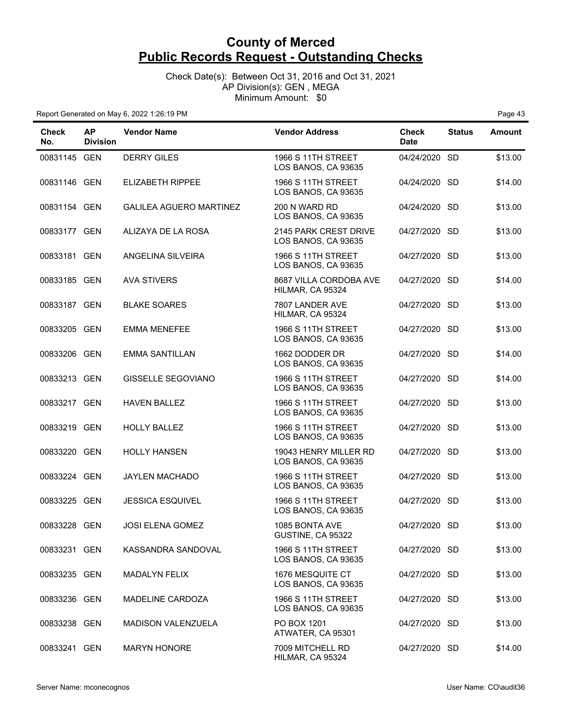# County of Merced
# Public Records Request - Outstanding Checks

Check Date(s): Between Oct 31, 2016 and Oct 31, 2021
AP Division(s): GEN , MEGA
Minimum Amount: $0

Report Generated on May 6, 2022 1:26:19 PM

| Check No. | AP Division | Vendor Name | Vendor Address | Check Date | Status | Amount |
|---|---|---|---|---|---|---|
| 00831145 | GEN | DERRY GILES | 1966 S 11TH STREET LOS BANOS, CA 93635 | 04/24/2020 | SD | $13.00 |
| 00831146 | GEN | ELIZABETH RIPPEE | 1966 S 11TH STREET LOS BANOS, CA 93635 | 04/24/2020 | SD | $14.00 |
| 00831154 | GEN | GALILEA AGUERO MARTINEZ | 200 N WARD RD LOS BANOS, CA 93635 | 04/24/2020 | SD | $13.00 |
| 00833177 | GEN | ALIZAYA DE LA ROSA | 2145 PARK CREST DRIVE LOS BANOS, CA 93635 | 04/27/2020 | SD | $13.00 |
| 00833181 | GEN | ANGELINA SILVEIRA | 1966 S 11TH STREET LOS BANOS, CA 93635 | 04/27/2020 | SD | $13.00 |
| 00833185 | GEN | AVA STIVERS | 8687 VILLA CORDOBA AVE HILMAR, CA 95324 | 04/27/2020 | SD | $14.00 |
| 00833187 | GEN | BLAKE SOARES | 7807 LANDER AVE HILMAR, CA 95324 | 04/27/2020 | SD | $13.00 |
| 00833205 | GEN | EMMA MENEFEE | 1966 S 11TH STREET LOS BANOS, CA 93635 | 04/27/2020 | SD | $13.00 |
| 00833206 | GEN | EMMA SANTILLAN | 1662 DODDER DR LOS BANOS, CA 93635 | 04/27/2020 | SD | $14.00 |
| 00833213 | GEN | GISSELLE SEGOVIANO | 1966 S 11TH STREET LOS BANOS, CA 93635 | 04/27/2020 | SD | $14.00 |
| 00833217 | GEN | HAVEN BALLEZ | 1966 S 11TH STREET LOS BANOS, CA 93635 | 04/27/2020 | SD | $13.00 |
| 00833219 | GEN | HOLLY BALLEZ | 1966 S 11TH STREET LOS BANOS, CA 93635 | 04/27/2020 | SD | $13.00 |
| 00833220 | GEN | HOLLY HANSEN | 19043 HENRY MILLER RD LOS BANOS, CA 93635 | 04/27/2020 | SD | $13.00 |
| 00833224 | GEN | JAYLEN MACHADO | 1966 S 11TH STREET LOS BANOS, CA 93635 | 04/27/2020 | SD | $13.00 |
| 00833225 | GEN | JESSICA ESQUIVEL | 1966 S 11TH STREET LOS BANOS, CA 93635 | 04/27/2020 | SD | $13.00 |
| 00833228 | GEN | JOSI ELENA GOMEZ | 1085 BONTA AVE GUSTINE, CA 95322 | 04/27/2020 | SD | $13.00 |
| 00833231 | GEN | KASSANDRA SANDOVAL | 1966 S 11TH STREET LOS BANOS, CA 93635 | 04/27/2020 | SD | $13.00 |
| 00833235 | GEN | MADALYN FELIX | 1676 MESQUITE CT LOS BANOS, CA 93635 | 04/27/2020 | SD | $13.00 |
| 00833236 | GEN | MADELINE CARDOZA | 1966 S 11TH STREET LOS BANOS, CA 93635 | 04/27/2020 | SD | $13.00 |
| 00833238 | GEN | MADISON VALENZUELA | PO BOX 1201 ATWATER, CA 95301 | 04/27/2020 | SD | $13.00 |
| 00833241 | GEN | MARYN HONORE | 7009 MITCHELL RD HILMAR, CA 95324 | 04/27/2020 | SD | $14.00 |

Server Name: mconecognos

User Name: CO\audit36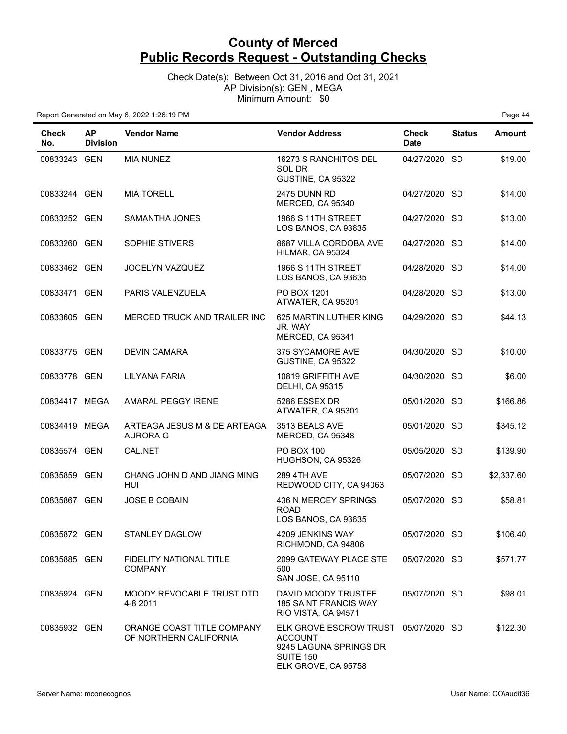# County of Merced
## Public Records Request - Outstanding Checks

Check Date(s): Between Oct 31, 2016 and Oct 31, 2021
AP Division(s): GEN , MEGA
Minimum Amount: $0

Report Generated on May 6, 2022 1:26:19 PM

| Check No. | AP Division | Vendor Name | Vendor Address | Check Date | Status | Amount |
|---|---|---|---|---|---|---|
| 00833243 | GEN | MIA NUNEZ | 16273 S RANCHITOS DEL SOL DR GUSTINE, CA 95322 | 04/27/2020 | SD | $19.00 |
| 00833244 | GEN | MIA TORELL | 2475 DUNN RD MERCED, CA 95340 | 04/27/2020 | SD | $14.00 |
| 00833252 | GEN | SAMANTHA JONES | 1966 S 11TH STREET LOS BANOS, CA 93635 | 04/27/2020 | SD | $13.00 |
| 00833260 | GEN | SOPHIE STIVERS | 8687 VILLA CORDOBA AVE HILMAR, CA 95324 | 04/27/2020 | SD | $14.00 |
| 00833462 | GEN | JOCELYN VAZQUEZ | 1966 S 11TH STREET LOS BANOS, CA 93635 | 04/28/2020 | SD | $14.00 |
| 00833471 | GEN | PARIS VALENZUELA | PO BOX 1201 ATWATER, CA 95301 | 04/28/2020 | SD | $13.00 |
| 00833605 | GEN | MERCED TRUCK AND TRAILER INC | 625 MARTIN LUTHER KING JR. WAY MERCED, CA 95341 | 04/29/2020 | SD | $44.13 |
| 00833775 | GEN | DEVIN CAMARA | 375 SYCAMORE AVE GUSTINE, CA 95322 | 04/30/2020 | SD | $10.00 |
| 00833778 | GEN | LILYANA FARIA | 10819 GRIFFITH AVE DELHI, CA 95315 | 04/30/2020 | SD | $6.00 |
| 00834417 | MEGA | AMARAL PEGGY IRENE | 5286 ESSEX DR ATWATER, CA 95301 | 05/01/2020 | SD | $166.86 |
| 00834419 | MEGA | ARTEAGA JESUS M & DE ARTEAGA AURORA G | 3513 BEALS AVE MERCED, CA 95348 | 05/01/2020 | SD | $345.12 |
| 00835574 | GEN | CAL.NET | PO BOX 100 HUGHSON, CA 95326 | 05/05/2020 | SD | $139.90 |
| 00835859 | GEN | CHANG JOHN D AND JIANG MING HUI | 289 4TH AVE REDWOOD CITY, CA 94063 | 05/07/2020 | SD | $2,337.60 |
| 00835867 | GEN | JOSE B COBAIN | 436 N MERCEY SPRINGS ROAD LOS BANOS, CA 93635 | 05/07/2020 | SD | $58.81 |
| 00835872 | GEN | STANLEY DAGLOW | 4209 JENKINS WAY RICHMOND, CA 94806 | 05/07/2020 | SD | $106.40 |
| 00835885 | GEN | FIDELITY NATIONAL TITLE COMPANY | 2099 GATEWAY PLACE STE 500 SAN JOSE, CA 95110 | 05/07/2020 | SD | $571.77 |
| 00835924 | GEN | MOODY REVOCABLE TRUST DTD 4-8 2011 | DAVID MOODY TRUSTEE 185 SAINT FRANCIS WAY RIO VISTA, CA 94571 | 05/07/2020 | SD | $98.01 |
| 00835932 | GEN | ORANGE COAST TITLE COMPANY OF NORTHERN CALIFORNIA | ELK GROVE ESCROW TRUST ACCOUNT 9245 LAGUNA SPRINGS DR SUITE 150 ELK GROVE, CA 95758 | 05/07/2020 | SD | $122.30 |

Server Name: mconecognos

User Name: CO\audit36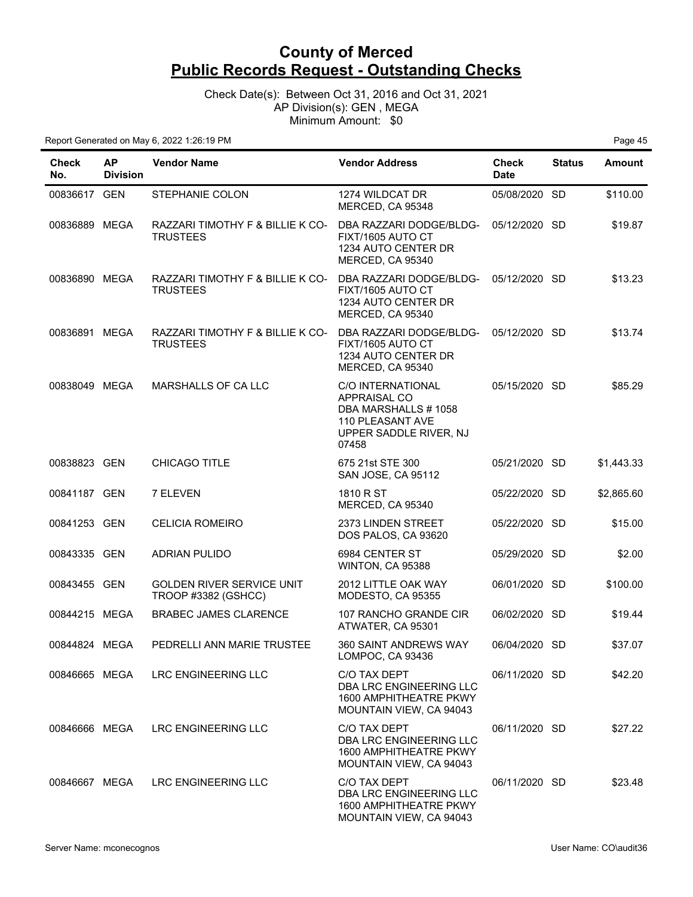# County of Merced
## Public Records Request - Outstanding Checks

Check Date(s): Between Oct 31, 2016 and Oct 31, 2021
AP Division(s): GEN , MEGA
Minimum Amount: $0

Report Generated on May 6, 2022 1:26:19 PM

| Check No. | AP Division | Vendor Name | Vendor Address | Check Date | Status | Amount |
|---|---|---|---|---|---|---|
| 00836617 | GEN | STEPHANIE COLON | 1274 WILDCAT DR MERCED, CA 95348 | 05/08/2020 | SD | $110.00 |
| 00836889 | MEGA | RAZZARI TIMOTHY F & BILLIE K CO-TRUSTEES | DBA RAZZARI DODGE/BLDG-FIXT/1605 AUTO CT 1234 AUTO CENTER DR MERCED, CA 95340 | 05/12/2020 | SD | $19.87 |
| 00836890 | MEGA | RAZZARI TIMOTHY F & BILLIE K CO-TRUSTEES | DBA RAZZARI DODGE/BLDG-FIXT/1605 AUTO CT 1234 AUTO CENTER DR MERCED, CA 95340 | 05/12/2020 | SD | $13.23 |
| 00836891 | MEGA | RAZZARI TIMOTHY F & BILLIE K CO-TRUSTEES | DBA RAZZARI DODGE/BLDG-FIXT/1605 AUTO CT 1234 AUTO CENTER DR MERCED, CA 95340 | 05/12/2020 | SD | $13.74 |
| 00838049 | MEGA | MARSHALLS OF CA LLC | C/O INTERNATIONAL APPRAISAL CO DBA MARSHALLS # 1058 110 PLEASANT AVE UPPER SADDLE RIVER, NJ 07458 | 05/15/2020 | SD | $85.29 |
| 00838823 | GEN | CHICAGO TITLE | 675 21st STE 300 SAN JOSE, CA 95112 | 05/21/2020 | SD | $1,443.33 |
| 00841187 | GEN | 7 ELEVEN | 1810 R ST MERCED, CA 95340 | 05/22/2020 | SD | $2,865.60 |
| 00841253 | GEN | CELICIA ROMEIRO | 2373 LINDEN STREET DOS PALOS, CA 93620 | 05/22/2020 | SD | $15.00 |
| 00843335 | GEN | ADRIAN PULIDO | 6984 CENTER ST WINTON, CA 95388 | 05/29/2020 | SD | $2.00 |
| 00843455 | GEN | GOLDEN RIVER SERVICE UNIT TROOP #3382 (GSHCC) | 2012 LITTLE OAK WAY MODESTO, CA 95355 | 06/01/2020 | SD | $100.00 |
| 00844215 | MEGA | BRABEC JAMES CLARENCE | 107 RANCHO GRANDE CIR ATWATER, CA 95301 | 06/02/2020 | SD | $19.44 |
| 00844824 | MEGA | PEDRELLI ANN MARIE TRUSTEE | 360 SAINT ANDREWS WAY LOMPOC, CA 93436 | 06/04/2020 | SD | $37.07 |
| 00846665 | MEGA | LRC ENGINEERING LLC | C/O TAX DEPT DBA LRC ENGINEERING LLC 1600 AMPHITHEATRE PKWY MOUNTAIN VIEW, CA 94043 | 06/11/2020 | SD | $42.20 |
| 00846666 | MEGA | LRC ENGINEERING LLC | C/O TAX DEPT DBA LRC ENGINEERING LLC 1600 AMPHITHEATRE PKWY MOUNTAIN VIEW, CA 94043 | 06/11/2020 | SD | $27.22 |
| 00846667 | MEGA | LRC ENGINEERING LLC | C/O TAX DEPT DBA LRC ENGINEERING LLC 1600 AMPHITHEATRE PKWY MOUNTAIN VIEW, CA 94043 | 06/11/2020 | SD | $23.48 |

Server Name: mconecognos　　User Name: CO\audit36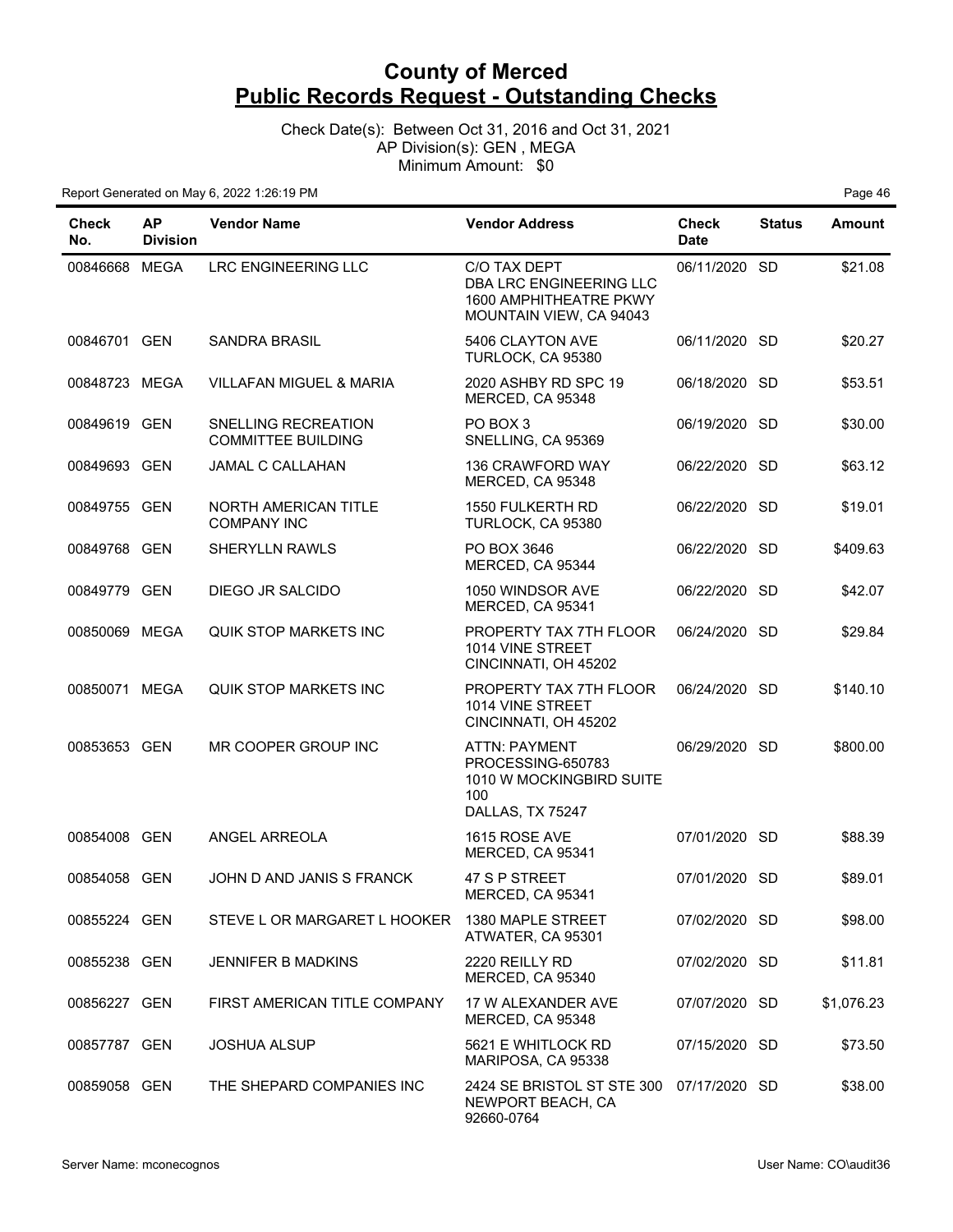# County of Merced
## Public Records Request - Outstanding Checks

Check Date(s): Between Oct 31, 2016 and Oct 31, 2021
AP Division(s): GEN , MEGA
Minimum Amount: $0

Report Generated on May 6, 2022 1:26:19 PM

| Check No. | AP Division | Vendor Name | Vendor Address | Check Date | Status | Amount |
|---|---|---|---|---|---|---|
| 00846668 | MEGA | LRC ENGINEERING LLC | C/O TAX DEPT DBA LRC ENGINEERING LLC 1600 AMPHITHEATRE PKWY MOUNTAIN VIEW, CA 94043 | 06/11/2020 | SD | $21.08 |
| 00846701 | GEN | SANDRA BRASIL | 5406 CLAYTON AVE TURLOCK, CA 95380 | 06/11/2020 | SD | $20.27 |
| 00848723 | MEGA | VILLAFAN MIGUEL & MARIA | 2020 ASHBY RD SPC 19 MERCED, CA 95348 | 06/18/2020 | SD | $53.51 |
| 00849619 | GEN | SNELLING RECREATION COMMITTEE BUILDING | PO BOX 3 SNELLING, CA 95369 | 06/19/2020 | SD | $30.00 |
| 00849693 | GEN | JAMAL C CALLAHAN | 136 CRAWFORD WAY MERCED, CA 95348 | 06/22/2020 | SD | $63.12 |
| 00849755 | GEN | NORTH AMERICAN TITLE COMPANY INC | 1550 FULKERTH RD TURLOCK, CA 95380 | 06/22/2020 | SD | $19.01 |
| 00849768 | GEN | SHERYLLN RAWLS | PO BOX 3646 MERCED, CA 95344 | 06/22/2020 | SD | $409.63 |
| 00849779 | GEN | DIEGO JR SALCIDO | 1050 WINDSOR AVE MERCED, CA 95341 | 06/22/2020 | SD | $42.07 |
| 00850069 | MEGA | QUIK STOP MARKETS INC | PROPERTY TAX 7TH FLOOR 1014 VINE STREET CINCINNATI, OH 45202 | 06/24/2020 | SD | $29.84 |
| 00850071 | MEGA | QUIK STOP MARKETS INC | PROPERTY TAX 7TH FLOOR 1014 VINE STREET CINCINNATI, OH 45202 | 06/24/2020 | SD | $140.10 |
| 00853653 | GEN | MR COOPER GROUP INC | ATTN: PAYMENT PROCESSING-650783 1010 W MOCKINGBIRD SUITE 100 DALLAS, TX 75247 | 06/29/2020 | SD | $800.00 |
| 00854008 | GEN | ANGEL ARREOLA | 1615 ROSE AVE MERCED, CA 95341 | 07/01/2020 | SD | $88.39 |
| 00854058 | GEN | JOHN D AND JANIS S FRANCK | 47 S P STREET MERCED, CA 95341 | 07/01/2020 | SD | $89.01 |
| 00855224 | GEN | STEVE L OR MARGARET L HOOKER | 1380 MAPLE STREET ATWATER, CA 95301 | 07/02/2020 | SD | $98.00 |
| 00855238 | GEN | JENNIFER B MADKINS | 2220 REILLY RD MERCED, CA 95340 | 07/02/2020 | SD | $11.81 |
| 00856227 | GEN | FIRST AMERICAN TITLE COMPANY | 17 W ALEXANDER AVE MERCED, CA 95348 | 07/07/2020 | SD | $1,076.23 |
| 00857787 | GEN | JOSHUA ALSUP | 5621 E WHITLOCK RD MARIPOSA, CA 95338 | 07/15/2020 | SD | $73.50 |
| 00859058 | GEN | THE SHEPARD COMPANIES INC | 2424 SE BRISTOL ST STE 300 NEWPORT BEACH, CA 92660-0764 | 07/17/2020 | SD | $38.00 |

Server Name: mconecognos

User Name: CO\audit36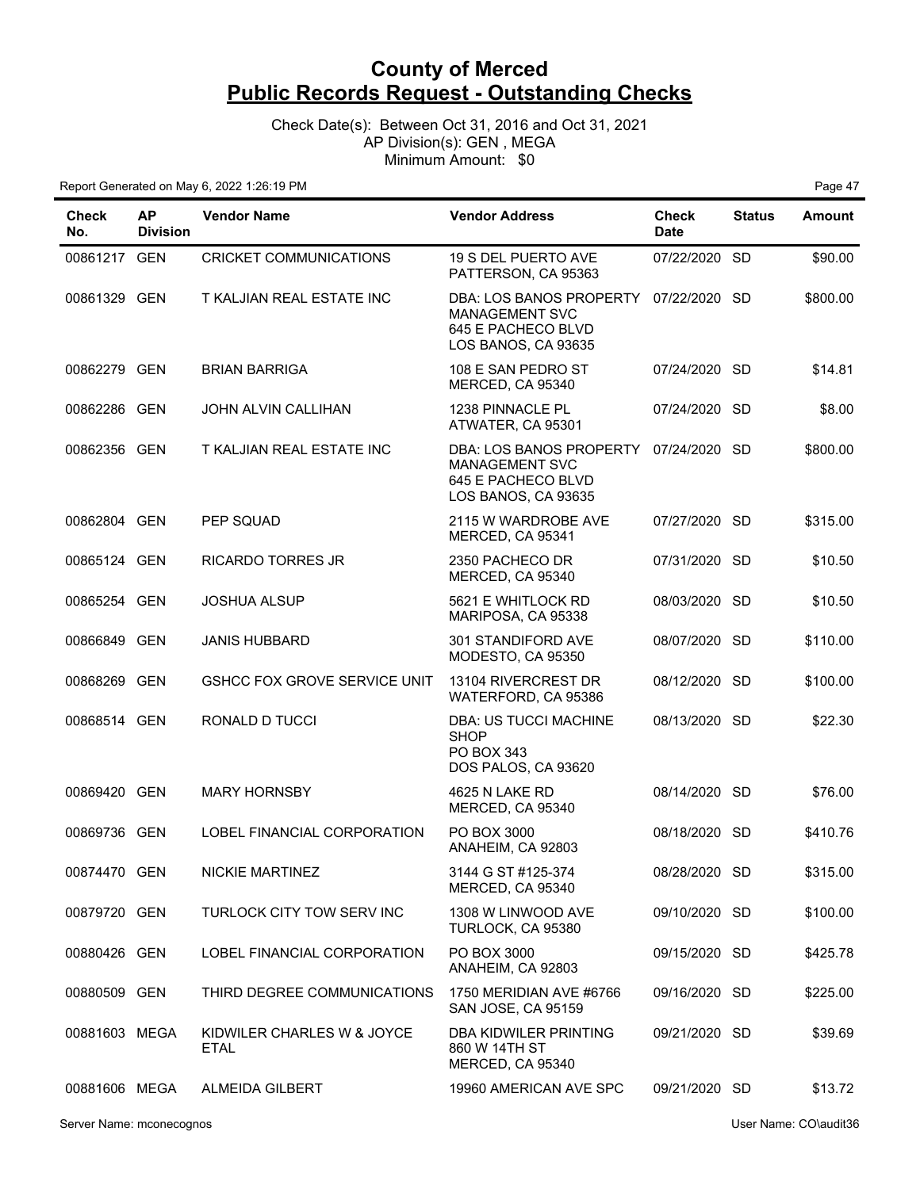# County of Merced
## Public Records Request - Outstanding Checks

Check Date(s): Between Oct 31, 2016 and Oct 31, 2021
AP Division(s): GEN , MEGA
Minimum Amount: $0

Report Generated on May 6, 2022 1:26:19 PM

| Check No. | AP Division | Vendor Name | Vendor Address | Check Date | Status | Amount |
|---|---|---|---|---|---|---|
| 00861217 | GEN | CRICKET COMMUNICATIONS | 19 S DEL PUERTO AVE PATTERSON, CA 95363 | 07/22/2020 | SD | $90.00 |
| 00861329 | GEN | T KALJIAN REAL ESTATE INC | DBA: LOS BANOS PROPERTY MANAGEMENT SVC 645 E PACHECO BLVD LOS BANOS, CA 93635 | 07/22/2020 | SD | $800.00 |
| 00862279 | GEN | BRIAN BARRIGA | 108 E SAN PEDRO ST MERCED, CA 95340 | 07/24/2020 | SD | $14.81 |
| 00862286 | GEN | JOHN ALVIN CALLIHAN | 1238 PINNACLE PL ATWATER, CA 95301 | 07/24/2020 | SD | $8.00 |
| 00862356 | GEN | T KALJIAN REAL ESTATE INC | DBA: LOS BANOS PROPERTY MANAGEMENT SVC 645 E PACHECO BLVD LOS BANOS, CA 93635 | 07/24/2020 | SD | $800.00 |
| 00862804 | GEN | PEP SQUAD | 2115 W WARDROBE AVE MERCED, CA 95341 | 07/27/2020 | SD | $315.00 |
| 00865124 | GEN | RICARDO TORRES JR | 2350 PACHECO DR MERCED, CA 95340 | 07/31/2020 | SD | $10.50 |
| 00865254 | GEN | JOSHUA ALSUP | 5621 E WHITLOCK RD MARIPOSA, CA 95338 | 08/03/2020 | SD | $10.50 |
| 00866849 | GEN | JANIS HUBBARD | 301 STANDIFORD AVE MODESTO, CA 95350 | 08/07/2020 | SD | $110.00 |
| 00868269 | GEN | GSHCC FOX GROVE SERVICE UNIT | 13104 RIVERCREST DR WATERFORD, CA 95386 | 08/12/2020 | SD | $100.00 |
| 00868514 | GEN | RONALD D TUCCI | DBA: US TUCCI MACHINE SHOP PO BOX 343 DOS PALOS, CA 93620 | 08/13/2020 | SD | $22.30 |
| 00869420 | GEN | MARY HORNSBY | 4625 N LAKE RD MERCED, CA 95340 | 08/14/2020 | SD | $76.00 |
| 00869736 | GEN | LOBEL FINANCIAL CORPORATION | PO BOX 3000 ANAHEIM, CA 92803 | 08/18/2020 | SD | $410.76 |
| 00874470 | GEN | NICKIE MARTINEZ | 3144 G ST #125-374 MERCED, CA 95340 | 08/28/2020 | SD | $315.00 |
| 00879720 | GEN | TURLOCK CITY TOW SERV INC | 1308 W LINWOOD AVE TURLOCK, CA 95380 | 09/10/2020 | SD | $100.00 |
| 00880426 | GEN | LOBEL FINANCIAL CORPORATION | PO BOX 3000 ANAHEIM, CA 92803 | 09/15/2020 | SD | $425.78 |
| 00880509 | GEN | THIRD DEGREE COMMUNICATIONS | 1750 MERIDIAN AVE #6766 SAN JOSE, CA 95159 | 09/16/2020 | SD | $225.00 |
| 00881603 | MEGA | KIDWILER CHARLES W & JOYCE ETAL | DBA KIDWILER PRINTING 860 W 14TH ST MERCED, CA 95340 | 09/21/2020 | SD | $39.69 |
| 00881606 | MEGA | ALMEIDA GILBERT | 19960 AMERICAN AVE SPC | 09/21/2020 | SD | $13.72 |

Server Name: mconecognos

User Name: CO\audit36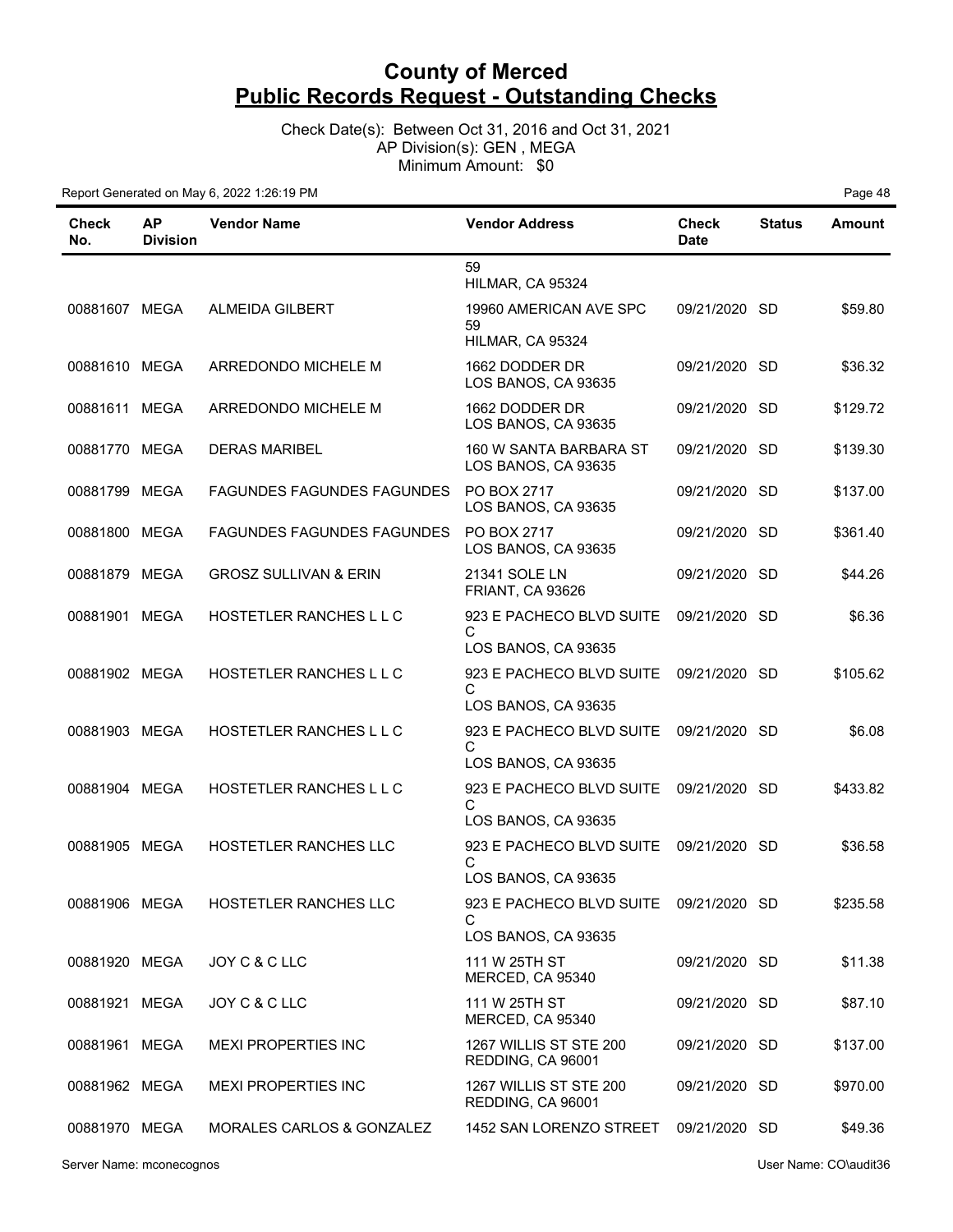# County of Merced
## Public Records Request - Outstanding Checks

Check Date(s): Between Oct 31, 2016 and Oct 31, 2021
AP Division(s): GEN , MEGA
Minimum Amount: $0

Report Generated on May 6, 2022 1:26:19 PM

| Check No. | AP Division | Vendor Name | Vendor Address | Check Date | Status | Amount |
|---|---|---|---|---|---|---|
| | | | 59 HILMAR, CA 95324 | | | |
| 00881607 | MEGA | ALMEIDA GILBERT | 19960 AMERICAN AVE SPC 59 HILMAR, CA 95324 | 09/21/2020 | SD | $59.80 |
| 00881610 | MEGA | ARREDONDO MICHELE M | 1662 DODDER DR LOS BANOS, CA 93635 | 09/21/2020 | SD | $36.32 |
| 00881611 | MEGA | ARREDONDO MICHELE M | 1662 DODDER DR LOS BANOS, CA 93635 | 09/21/2020 | SD | $129.72 |
| 00881770 | MEGA | DERAS MARIBEL | 160 W SANTA BARBARA ST LOS BANOS, CA 93635 | 09/21/2020 | SD | $139.30 |
| 00881799 | MEGA | FAGUNDES FAGUNDES FAGUNDES | PO BOX 2717 LOS BANOS, CA 93635 | 09/21/2020 | SD | $137.00 |
| 00881800 | MEGA | FAGUNDES FAGUNDES FAGUNDES | PO BOX 2717 LOS BANOS, CA 93635 | 09/21/2020 | SD | $361.40 |
| 00881879 | MEGA | GROSZ SULLIVAN & ERIN | 21341 SOLE LN FRIANT, CA 93626 | 09/21/2020 | SD | $44.26 |
| 00881901 | MEGA | HOSTETLER RANCHES L L C | 923 E PACHECO BLVD SUITE C LOS BANOS, CA 93635 | 09/21/2020 | SD | $6.36 |
| 00881902 | MEGA | HOSTETLER RANCHES L L C | 923 E PACHECO BLVD SUITE C LOS BANOS, CA 93635 | 09/21/2020 | SD | $105.62 |
| 00881903 | MEGA | HOSTETLER RANCHES L L C | 923 E PACHECO BLVD SUITE C LOS BANOS, CA 93635 | 09/21/2020 | SD | $6.08 |
| 00881904 | MEGA | HOSTETLER RANCHES L L C | 923 E PACHECO BLVD SUITE C LOS BANOS, CA 93635 | 09/21/2020 | SD | $433.82 |
| 00881905 | MEGA | HOSTETLER RANCHES LLC | 923 E PACHECO BLVD SUITE C LOS BANOS, CA 93635 | 09/21/2020 | SD | $36.58 |
| 00881906 | MEGA | HOSTETLER RANCHES LLC | 923 E PACHECO BLVD SUITE C LOS BANOS, CA 93635 | 09/21/2020 | SD | $235.58 |
| 00881920 | MEGA | JOY C & C LLC | 111 W 25TH ST MERCED, CA 95340 | 09/21/2020 | SD | $11.38 |
| 00881921 | MEGA | JOY C & C LLC | 111 W 25TH ST MERCED, CA 95340 | 09/21/2020 | SD | $87.10 |
| 00881961 | MEGA | MEXI PROPERTIES INC | 1267 WILLIS ST STE 200 REDDING, CA 96001 | 09/21/2020 | SD | $137.00 |
| 00881962 | MEGA | MEXI PROPERTIES INC | 1267 WILLIS ST STE 200 REDDING, CA 96001 | 09/21/2020 | SD | $970.00 |
| 00881970 | MEGA | MORALES CARLOS & GONZALEZ | 1452 SAN LORENZO STREET | 09/21/2020 | SD | $49.36 |

Server Name: mconecognos

User Name: CO\audit36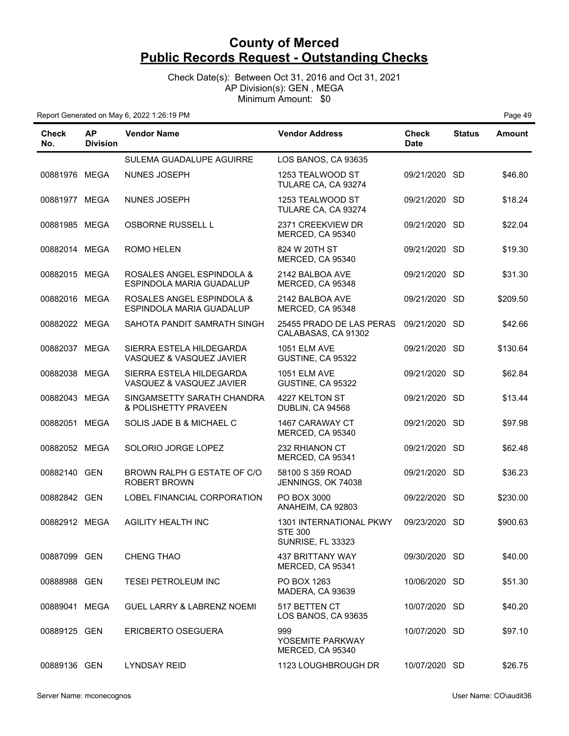# County of Merced
## Public Records Request - Outstanding Checks

Check Date(s): Between Oct 31, 2016 and Oct 31, 2021
AP Division(s): GEN , MEGA
Minimum Amount: $0

Report Generated on May 6, 2022 1:26:19 PM

| Check No. | AP Division | Vendor Name | Vendor Address | Check Date | Status | Amount |
|---|---|---|---|---|---|---|
| | | SULEMA GUADALUPE AGUIRRE | LOS BANOS, CA 93635 | | | |
| 00881976 | MEGA | NUNES JOSEPH | 1253 TEALWOOD ST TULARE CA, CA 93274 | 09/21/2020 | SD | $46.80 |
| 00881977 | MEGA | NUNES JOSEPH | 1253 TEALWOOD ST TULARE CA, CA 93274 | 09/21/2020 | SD | $18.24 |
| 00881985 | MEGA | OSBORNE RUSSELL L | 2371 CREEKVIEW DR MERCED, CA 95340 | 09/21/2020 | SD | $22.04 |
| 00882014 | MEGA | ROMO HELEN | 824 W 20TH ST MERCED, CA 95340 | 09/21/2020 | SD | $19.30 |
| 00882015 | MEGA | ROSALES ANGEL ESPINDOLA & ESPINDOLA MARIA GUADALUP | 2142 BALBOA AVE MERCED, CA 95348 | 09/21/2020 | SD | $31.30 |
| 00882016 | MEGA | ROSALES ANGEL ESPINDOLA & ESPINDOLA MARIA GUADALUP | 2142 BALBOA AVE MERCED, CA 95348 | 09/21/2020 | SD | $209.50 |
| 00882022 | MEGA | SAHOTA PANDIT SAMRATH SINGH | 25455 PRADO DE LAS PERAS CALABASAS, CA 91302 | 09/21/2020 | SD | $42.66 |
| 00882037 | MEGA | SIERRA ESTELA HILDEGARDA VASQUEZ & VASQUEZ JAVIER | 1051 ELM AVE GUSTINE, CA 95322 | 09/21/2020 | SD | $130.64 |
| 00882038 | MEGA | SIERRA ESTELA HILDEGARDA VASQUEZ & VASQUEZ JAVIER | 1051 ELM AVE GUSTINE, CA 95322 | 09/21/2020 | SD | $62.84 |
| 00882043 | MEGA | SINGAMSETTY SARATH CHANDRA & POLISHETTY PRAVEEN | 4227 KELTON ST DUBLIN, CA 94568 | 09/21/2020 | SD | $13.44 |
| 00882051 | MEGA | SOLIS JADE B & MICHAEL C | 1467 CARAWAY CT MERCED, CA 95340 | 09/21/2020 | SD | $97.98 |
| 00882052 | MEGA | SOLORIO JORGE LOPEZ | 232 RHIANON CT MERCED, CA 95341 | 09/21/2020 | SD | $62.48 |
| 00882140 | GEN | BROWN RALPH G ESTATE OF C/O ROBERT BROWN | 58100 S 359 ROAD JENNINGS, OK 74038 | 09/21/2020 | SD | $36.23 |
| 00882842 | GEN | LOBEL FINANCIAL CORPORATION | PO BOX 3000 ANAHEIM, CA 92803 | 09/22/2020 | SD | $230.00 |
| 00882912 | MEGA | AGILITY HEALTH INC | 1301 INTERNATIONAL PKWY STE 300 SUNRISE, FL 33323 | 09/23/2020 | SD | $900.63 |
| 00887099 | GEN | CHENG THAO | 437 BRITTANY WAY MERCED, CA 95341 | 09/30/2020 | SD | $40.00 |
| 00888988 | GEN | TESEI PETROLEUM INC | PO BOX 1263 MADERA, CA 93639 | 10/06/2020 | SD | $51.30 |
| 00889041 | MEGA | GUEL LARRY & LABRENZ NOEMI | 517 BETTEN CT LOS BANOS, CA 93635 | 10/07/2020 | SD | $40.20 |
| 00889125 | GEN | ERICBERTO OSEGUERA | 999 YOSEMITE PARKWAY MERCED, CA 95340 | 10/07/2020 | SD | $97.10 |
| 00889136 | GEN | LYNDSAY REID | 1123 LOUGHBROUGH DR | 10/07/2020 | SD | $26.75 |

Server Name: mconecognos | User Name: CO\audit36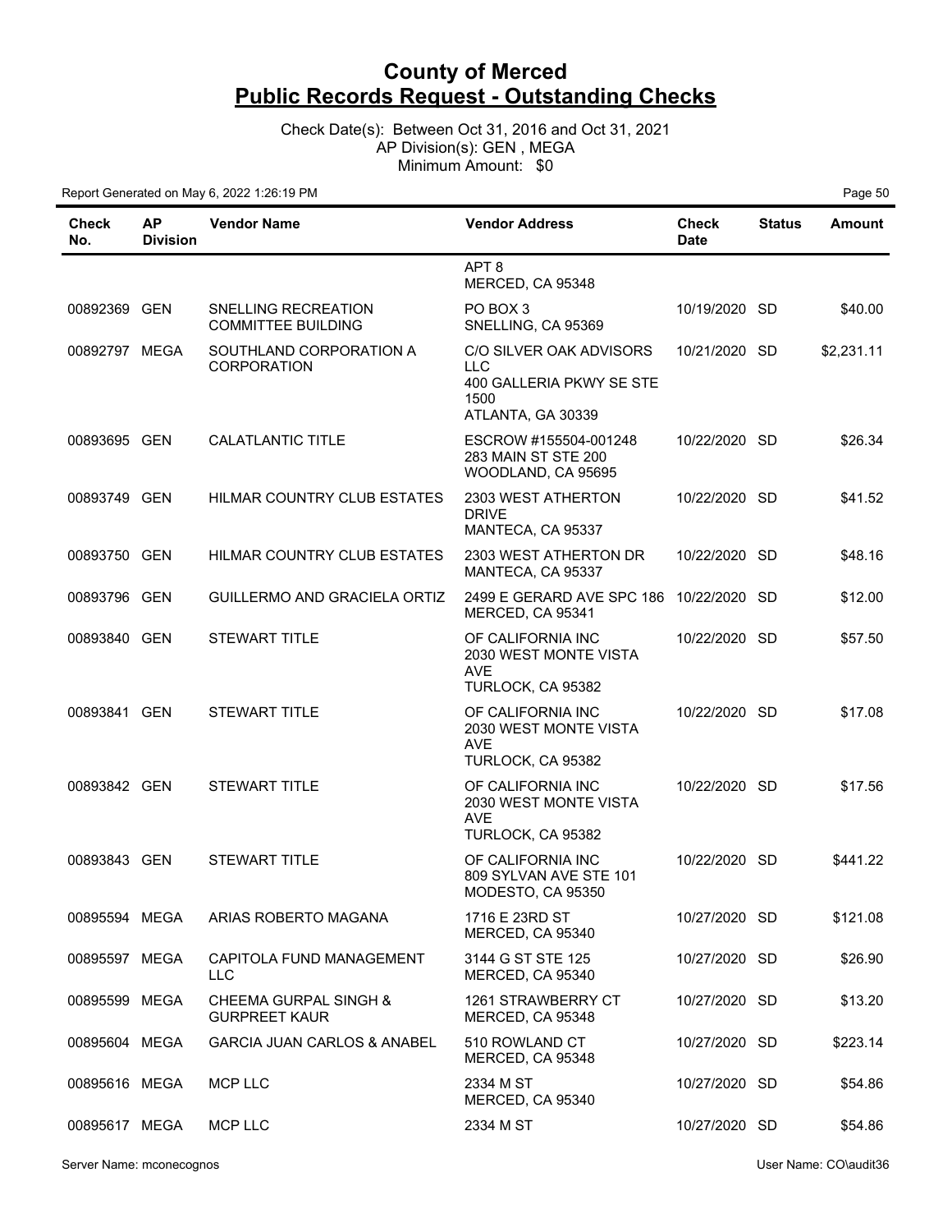# County of Merced
## Public Records Request - Outstanding Checks

Check Date(s): Between Oct 31, 2016 and Oct 31, 2021
AP Division(s): GEN , MEGA
Minimum Amount: $0

Report Generated on May 6, 2022 1:26:19 PM

| Check No. | AP Division | Vendor Name | Vendor Address | Check Date | Status | Amount |
|---|---|---|---|---|---|---|
| | | | APT 8<br>MERCED, CA 95348 | | | |
| 00892369 | GEN | SNELLING RECREATION COMMITTEE BUILDING | PO BOX 3<br>SNELLING, CA 95369 | 10/19/2020 | SD | $40.00 |
| 00892797 | MEGA | SOUTHLAND CORPORATION A CORPORATION | C/O SILVER OAK ADVISORS LLC<br>400 GALLERIA PKWY SE STE 1500<br>ATLANTA, GA 30339 | 10/21/2020 | SD | $2,231.11 |
| 00893695 | GEN | CALATLANTIC TITLE | ESCROW #155504-001248<br>283 MAIN ST STE 200<br>WOODLAND, CA 95695 | 10/22/2020 | SD | $26.34 |
| 00893749 | GEN | HILMAR COUNTRY CLUB ESTATES | 2303 WEST ATHERTON DRIVE<br>MANTECA, CA 95337 | 10/22/2020 | SD | $41.52 |
| 00893750 | GEN | HILMAR COUNTRY CLUB ESTATES | 2303 WEST ATHERTON DR<br>MANTECA, CA 95337 | 10/22/2020 | SD | $48.16 |
| 00893796 | GEN | GUILLERMO AND GRACIELA ORTIZ | 2499 E GERARD AVE SPC 186<br>MERCED, CA 95341 | 10/22/2020 | SD | $12.00 |
| 00893840 | GEN | STEWART TITLE | OF CALIFORNIA INC<br>2030 WEST MONTE VISTA AVE<br>TURLOCK, CA 95382 | 10/22/2020 | SD | $57.50 |
| 00893841 | GEN | STEWART TITLE | OF CALIFORNIA INC<br>2030 WEST MONTE VISTA AVE<br>TURLOCK, CA 95382 | 10/22/2020 | SD | $17.08 |
| 00893842 | GEN | STEWART TITLE | OF CALIFORNIA INC<br>2030 WEST MONTE VISTA AVE<br>TURLOCK, CA 95382 | 10/22/2020 | SD | $17.56 |
| 00893843 | GEN | STEWART TITLE | OF CALIFORNIA INC<br>809 SYLVAN AVE STE 101<br>MODESTO, CA 95350 | 10/22/2020 | SD | $441.22 |
| 00895594 | MEGA | ARIAS ROBERTO MAGANA | 1716 E 23RD ST<br>MERCED, CA 95340 | 10/27/2020 | SD | $121.08 |
| 00895597 | MEGA | CAPITOLA FUND MANAGEMENT LLC | 3144 G ST STE 125<br>MERCED, CA 95340 | 10/27/2020 | SD | $26.90 |
| 00895599 | MEGA | CHEEMA GURPAL SINGH & GURPREET KAUR | 1261 STRAWBERRY CT<br>MERCED, CA 95348 | 10/27/2020 | SD | $13.20 |
| 00895604 | MEGA | GARCIA JUAN CARLOS & ANABEL | 510 ROWLAND CT<br>MERCED, CA 95348 | 10/27/2020 | SD | $223.14 |
| 00895616 | MEGA | MCP LLC | 2334 M ST<br>MERCED, CA 95340 | 10/27/2020 | SD | $54.86 |
| 00895617 | MEGA | MCP LLC | 2334 M ST | 10/27/2020 | SD | $54.86 |

Server Name: mconecognos

User Name: CO\audit36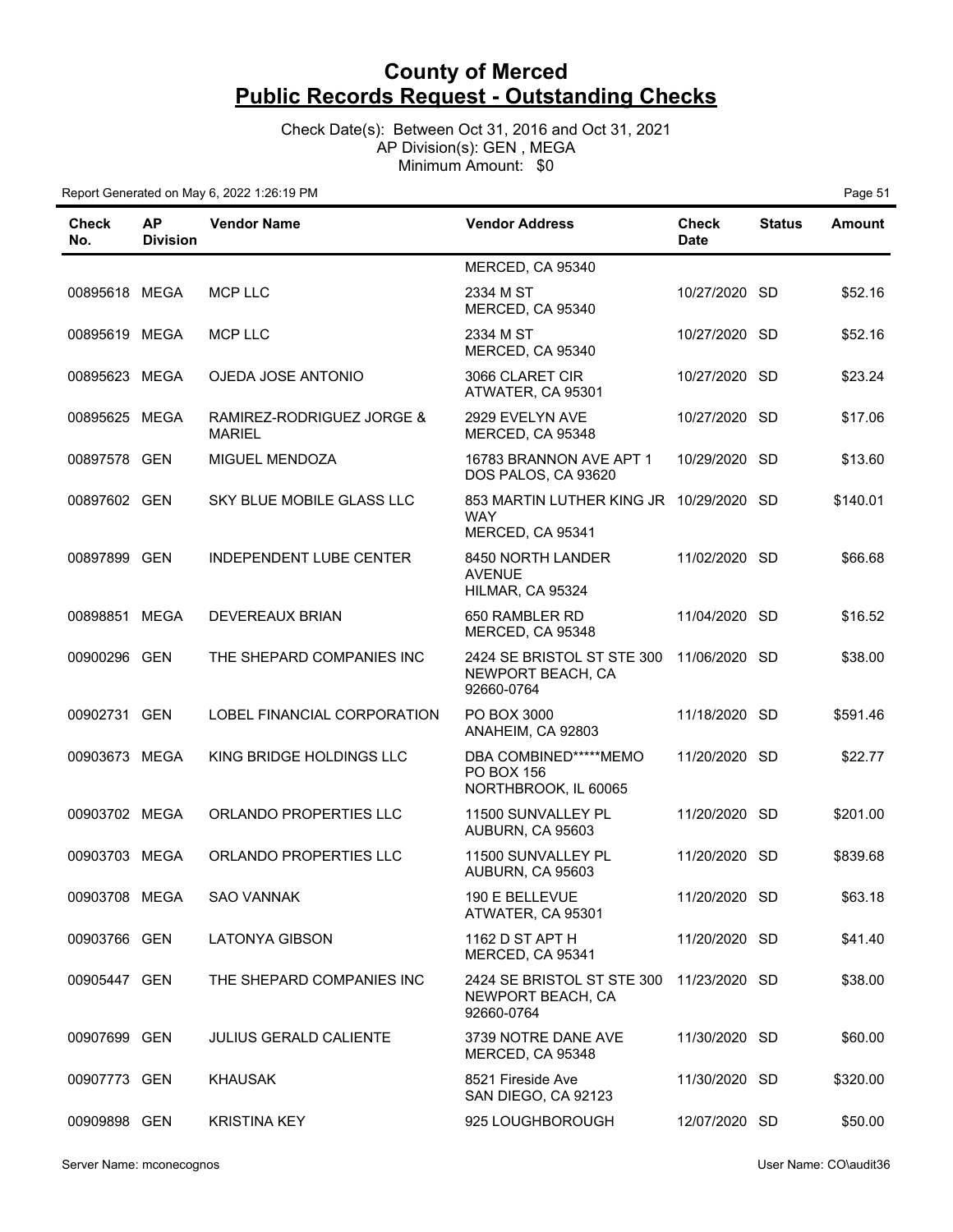# County of Merced
## Public Records Request - Outstanding Checks

Check Date(s): Between Oct 31, 2016 and Oct 31, 2021
AP Division(s): GEN , MEGA
Minimum Amount: $0

Report Generated on May 6, 2022 1:26:19 PM

| Check No. | AP Division | Vendor Name | Vendor Address | Check Date | Status | Amount |
|---|---|---|---|---|---|---|
| | | | MERCED, CA 95340 | | | |
| 00895618 | MEGA | MCP LLC | 2334 M ST MERCED, CA 95340 | 10/27/2020 | SD | $52.16 |
| 00895619 | MEGA | MCP LLC | 2334 M ST MERCED, CA 95340 | 10/27/2020 | SD | $52.16 |
| 00895623 | MEGA | OJEDA JOSE ANTONIO | 3066 CLARET CIR ATWATER, CA 95301 | 10/27/2020 | SD | $23.24 |
| 00895625 | MEGA | RAMIREZ-RODRIGUEZ JORGE & MARIEL | 2929 EVELYN AVE MERCED, CA 95348 | 10/27/2020 | SD | $17.06 |
| 00897578 | GEN | MIGUEL MENDOZA | 16783 BRANNON AVE APT 1 DOS PALOS, CA 93620 | 10/29/2020 | SD | $13.60 |
| 00897602 | GEN | SKY BLUE MOBILE GLASS LLC | 853 MARTIN LUTHER KING JR WAY MERCED, CA 95341 | 10/29/2020 | SD | $140.01 |
| 00897899 | GEN | INDEPENDENT LUBE CENTER | 8450 NORTH LANDER AVENUE HILMAR, CA 95324 | 11/02/2020 | SD | $66.68 |
| 00898851 | MEGA | DEVEREAUX BRIAN | 650 RAMBLER RD MERCED, CA 95348 | 11/04/2020 | SD | $16.52 |
| 00900296 | GEN | THE SHEPARD COMPANIES INC | 2424 SE BRISTOL ST STE 300 NEWPORT BEACH, CA 92660-0764 | 11/06/2020 | SD | $38.00 |
| 00902731 | GEN | LOBEL FINANCIAL CORPORATION | PO BOX 3000 ANAHEIM, CA 92803 | 11/18/2020 | SD | $591.46 |
| 00903673 | MEGA | KING BRIDGE HOLDINGS LLC | DBA COMBINED*****MEMO PO BOX 156 NORTHBROOK, IL 60065 | 11/20/2020 | SD | $22.77 |
| 00903702 | MEGA | ORLANDO PROPERTIES LLC | 11500 SUNVALLEY PL AUBURN, CA 95603 | 11/20/2020 | SD | $201.00 |
| 00903703 | MEGA | ORLANDO PROPERTIES LLC | 11500 SUNVALLEY PL AUBURN, CA 95603 | 11/20/2020 | SD | $839.68 |
| 00903708 | MEGA | SAO VANNAK | 190 E BELLEVUE ATWATER, CA 95301 | 11/20/2020 | SD | $63.18 |
| 00903766 | GEN | LATONYA GIBSON | 1162 D ST APT H MERCED, CA 95341 | 11/20/2020 | SD | $41.40 |
| 00905447 | GEN | THE SHEPARD COMPANIES INC | 2424 SE BRISTOL ST STE 300 NEWPORT BEACH, CA 92660-0764 | 11/23/2020 | SD | $38.00 |
| 00907699 | GEN | JULIUS GERALD CALIENTE | 3739 NOTRE DANE AVE MERCED, CA 95348 | 11/30/2020 | SD | $60.00 |
| 00907773 | GEN | KHAUSAK | 8521 Fireside Ave SAN DIEGO, CA 92123 | 11/30/2020 | SD | $320.00 |
| 00909898 | GEN | KRISTINA KEY | 925 LOUGHBOROUGH | 12/07/2020 | SD | $50.00 |

Server Name: mconecognos

User Name: CO\audit36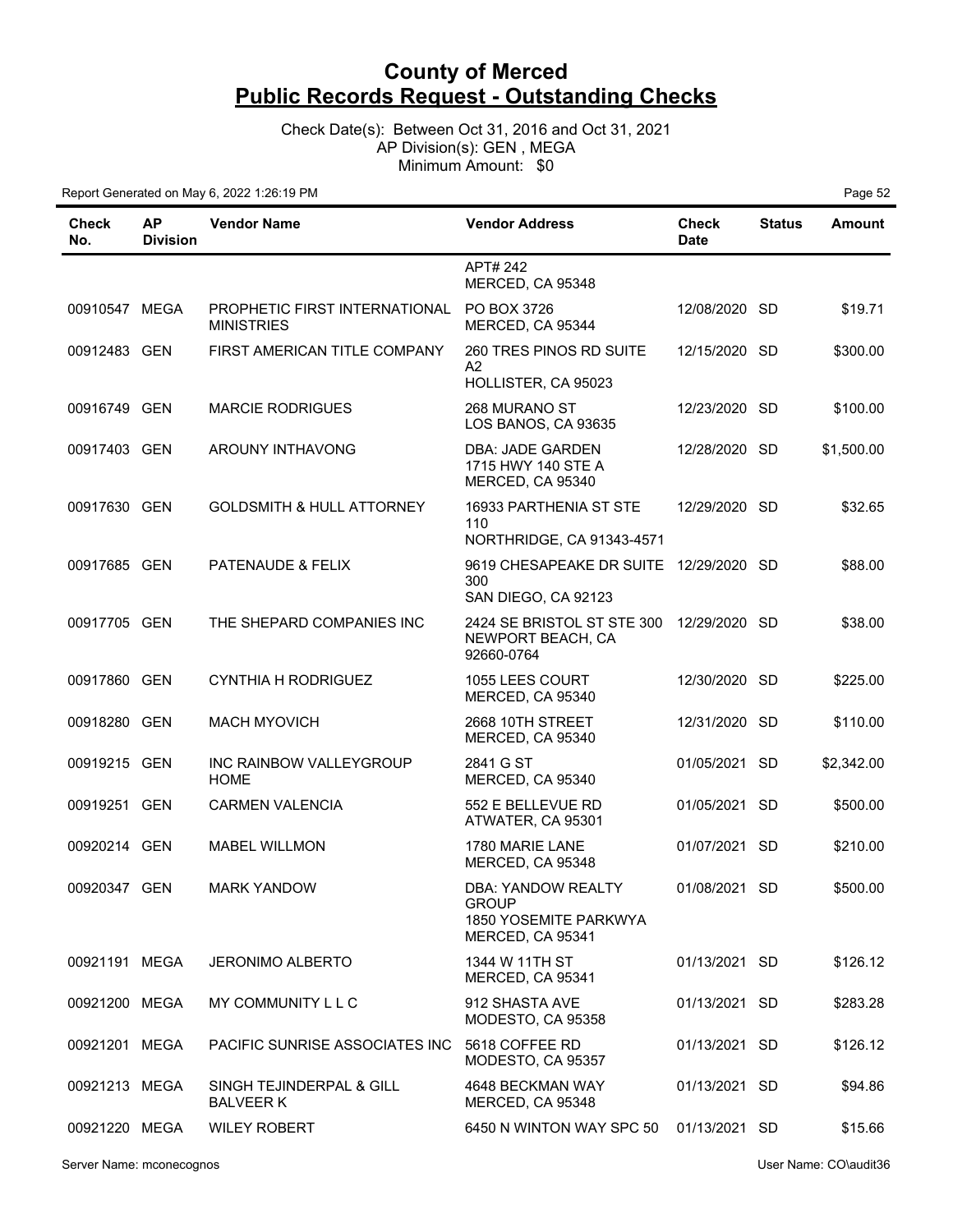# County of Merced
## Public Records Request - Outstanding Checks

Check Date(s): Between Oct 31, 2016 and Oct 31, 2021
AP Division(s): GEN , MEGA
Minimum Amount: $0

Report Generated on May 6, 2022 1:26:19 PM

| Check No. | AP Division | Vendor Name | Vendor Address | Check Date | Status | Amount |
|---|---|---|---|---|---|---|
| | | | APT# 242 MERCED, CA 95348 | | | |
| 00910547 | MEGA | PROPHETIC FIRST INTERNATIONAL MINISTRIES | PO BOX 3726 MERCED, CA 95344 | 12/08/2020 | SD | $19.71 |
| 00912483 | GEN | FIRST AMERICAN TITLE COMPANY | 260 TRES PINOS RD SUITE A2 HOLLISTER, CA 95023 | 12/15/2020 | SD | $300.00 |
| 00916749 | GEN | MARCIE RODRIGUES | 268 MURANO ST LOS BANOS, CA 93635 | 12/23/2020 | SD | $100.00 |
| 00917403 | GEN | AROUNY INTHAVONG | DBA: JADE GARDEN 1715 HWY 140 STE A MERCED, CA 95340 | 12/28/2020 | SD | $1,500.00 |
| 00917630 | GEN | GOLDSMITH & HULL ATTORNEY | 16933 PARTHENIA ST STE 110 NORTHRIDGE, CA 91343-4571 | 12/29/2020 | SD | $32.65 |
| 00917685 | GEN | PATENAUDE & FELIX | 9619 CHESAPEAKE DR SUITE 300 SAN DIEGO, CA 92123 | 12/29/2020 | SD | $88.00 |
| 00917705 | GEN | THE SHEPARD COMPANIES INC | 2424 SE BRISTOL ST STE 300 NEWPORT BEACH, CA 92660-0764 | 12/29/2020 | SD | $38.00 |
| 00917860 | GEN | CYNTHIA H RODRIGUEZ | 1055 LEES COURT MERCED, CA 95340 | 12/30/2020 | SD | $225.00 |
| 00918280 | GEN | MACH MYOVICH | 2668 10TH STREET MERCED, CA 95340 | 12/31/2020 | SD | $110.00 |
| 00919215 | GEN | INC RAINBOW VALLEYGROUP HOME | 2841 G ST MERCED, CA 95340 | 01/05/2021 | SD | $2,342.00 |
| 00919251 | GEN | CARMEN VALENCIA | 552 E BELLEVUE RD ATWATER, CA 95301 | 01/05/2021 | SD | $500.00 |
| 00920214 | GEN | MABEL WILLMON | 1780 MARIE LANE MERCED, CA 95348 | 01/07/2021 | SD | $210.00 |
| 00920347 | GEN | MARK YANDOW | DBA: YANDOW REALTY GROUP 1850 YOSEMITE PARKWYA MERCED, CA 95341 | 01/08/2021 | SD | $500.00 |
| 00921191 | MEGA | JERONIMO ALBERTO | 1344 W 11TH ST MERCED, CA 95341 | 01/13/2021 | SD | $126.12 |
| 00921200 | MEGA | MY COMMUNITY L L C | 912 SHASTA AVE MODESTO, CA 95358 | 01/13/2021 | SD | $283.28 |
| 00921201 | MEGA | PACIFIC SUNRISE ASSOCIATES INC | 5618 COFFEE RD MODESTO, CA 95357 | 01/13/2021 | SD | $126.12 |
| 00921213 | MEGA | SINGH TEJINDERPAL & GILL BALVEER K | 4648 BECKMAN WAY MERCED, CA 95348 | 01/13/2021 | SD | $94.86 |
| 00921220 | MEGA | WILEY ROBERT | 6450 N WINTON WAY SPC 50 | 01/13/2021 | SD | $15.66 |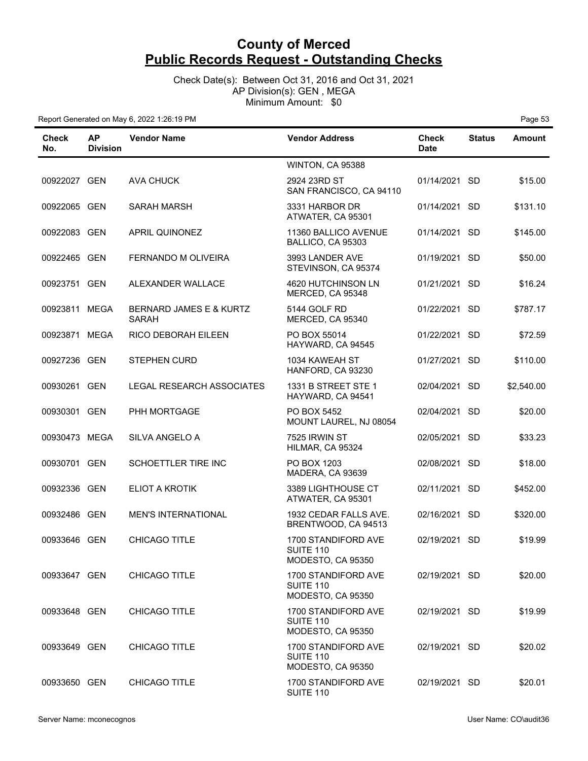# County of Merced
# Public Records Request - Outstanding Checks

Check Date(s): Between Oct 31, 2016 and Oct 31, 2021
AP Division(s): GEN , MEGA
Minimum Amount: $0

Report Generated on May 6, 2022 1:26:19 PM

| Check No. | AP Division | Vendor Name | Vendor Address | Check Date | Status | Amount |
|---|---|---|---|---|---|---|
| | | | WINTON, CA 95388 | | | |
| 00922027 | GEN | AVA CHUCK | 2924 23RD ST SAN FRANCISCO, CA 94110 | 01/14/2021 | SD | $15.00 |
| 00922065 | GEN | SARAH MARSH | 3331 HARBOR DR ATWATER, CA 95301 | 01/14/2021 | SD | $131.10 |
| 00922083 | GEN | APRIL QUINONEZ | 11360 BALLICO AVENUE BALLICO, CA 95303 | 01/14/2021 | SD | $145.00 |
| 00922465 | GEN | FERNANDO M OLIVEIRA | 3993 LANDER AVE STEVINSON, CA 95374 | 01/19/2021 | SD | $50.00 |
| 00923751 | GEN | ALEXANDER WALLACE | 4620 HUTCHINSON LN MERCED, CA 95348 | 01/21/2021 | SD | $16.24 |
| 00923811 | MEGA | BERNARD JAMES E & KURTZ SARAH | 5144 GOLF RD MERCED, CA 95340 | 01/22/2021 | SD | $787.17 |
| 00923871 | MEGA | RICO DEBORAH EILEEN | PO BOX 55014 HAYWARD, CA 94545 | 01/22/2021 | SD | $72.59 |
| 00927236 | GEN | STEPHEN CURD | 1034 KAWEAH ST HANFORD, CA 93230 | 01/27/2021 | SD | $110.00 |
| 00930261 | GEN | LEGAL RESEARCH ASSOCIATES | 1331 B STREET STE 1 HAYWARD, CA 94541 | 02/04/2021 | SD | $2,540.00 |
| 00930301 | GEN | PHH MORTGAGE | PO BOX 5452 MOUNT LAUREL, NJ 08054 | 02/04/2021 | SD | $20.00 |
| 00930473 | MEGA | SILVA ANGELO A | 7525 IRWIN ST HILMAR, CA 95324 | 02/05/2021 | SD | $33.23 |
| 00930701 | GEN | SCHOETTLER TIRE INC | PO BOX 1203 MADERA, CA 93639 | 02/08/2021 | SD | $18.00 |
| 00932336 | GEN | ELIOT A KROTIK | 3389 LIGHTHOUSE CT ATWATER, CA 95301 | 02/11/2021 | SD | $452.00 |
| 00932486 | GEN | MEN'S INTERNATIONAL | 1932 CEDAR FALLS AVE. BRENTWOOD, CA 94513 | 02/16/2021 | SD | $320.00 |
| 00933646 | GEN | CHICAGO TITLE | 1700 STANDIFORD AVE SUITE 110 MODESTO, CA 95350 | 02/19/2021 | SD | $19.99 |
| 00933647 | GEN | CHICAGO TITLE | 1700 STANDIFORD AVE SUITE 110 MODESTO, CA 95350 | 02/19/2021 | SD | $20.00 |
| 00933648 | GEN | CHICAGO TITLE | 1700 STANDIFORD AVE SUITE 110 MODESTO, CA 95350 | 02/19/2021 | SD | $19.99 |
| 00933649 | GEN | CHICAGO TITLE | 1700 STANDIFORD AVE SUITE 110 MODESTO, CA 95350 | 02/19/2021 | SD | $20.02 |
| 00933650 | GEN | CHICAGO TITLE | 1700 STANDIFORD AVE SUITE 110 | 02/19/2021 | SD | $20.01 |

Server Name: mconecognos User Name: CO\audit36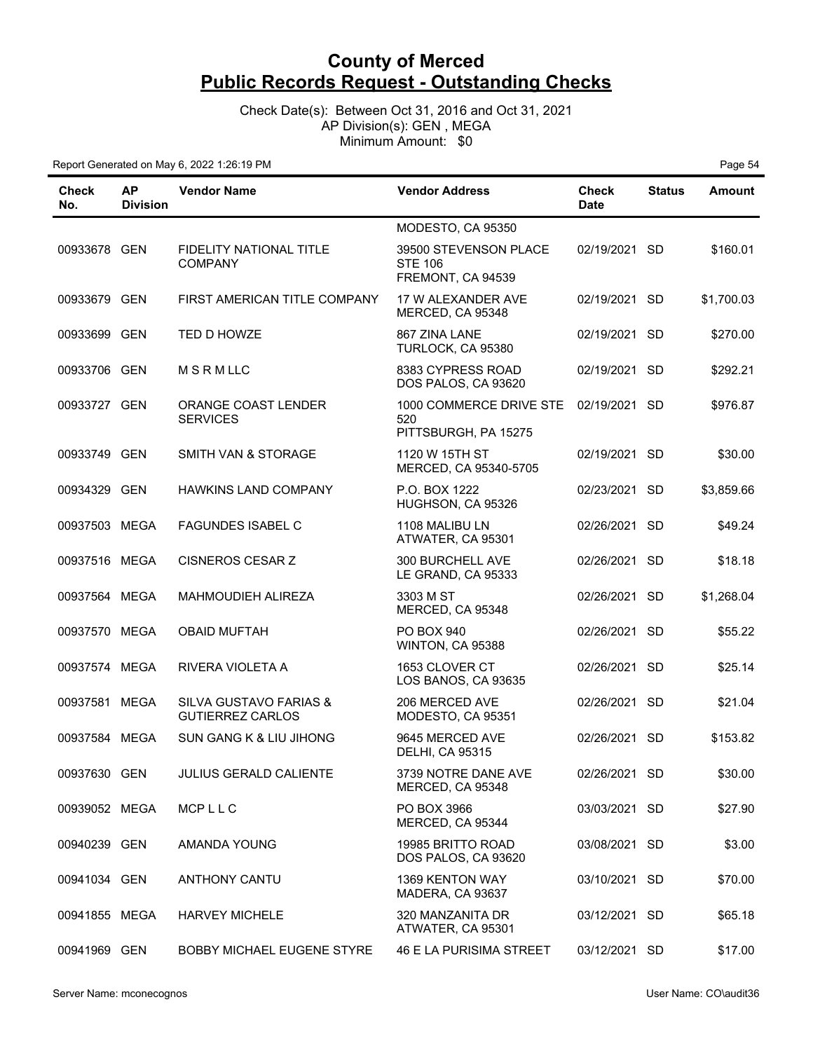# County of Merced
## Public Records Request - Outstanding Checks

Check Date(s): Between Oct 31, 2016 and Oct 31, 2021
AP Division(s): GEN , MEGA
Minimum Amount: $0

Report Generated on May 6, 2022 1:26:19 PM

| Check No. | AP Division | Vendor Name | Vendor Address | Check Date | Status | Amount |
|---|---|---|---|---|---|---|
| | | | MODESTO, CA 95350 | | | |
| 00933678 | GEN | FIDELITY NATIONAL TITLE COMPANY | 39500 STEVENSON PLACE STE 106 FREMONT, CA 94539 | 02/19/2021 | SD | $160.01 |
| 00933679 | GEN | FIRST AMERICAN TITLE COMPANY | 17 W ALEXANDER AVE MERCED, CA 95348 | 02/19/2021 | SD | $1,700.03 |
| 00933699 | GEN | TED D HOWZE | 867 ZINA LANE TURLOCK, CA 95380 | 02/19/2021 | SD | $270.00 |
| 00933706 | GEN | M S R M LLC | 8383 CYPRESS ROAD DOS PALOS, CA 93620 | 02/19/2021 | SD | $292.21 |
| 00933727 | GEN | ORANGE COAST LENDER SERVICES | 1000 COMMERCE DRIVE STE 520 PITTSBURGH, PA 15275 | 02/19/2021 | SD | $976.87 |
| 00933749 | GEN | SMITH VAN & STORAGE | 1120 W 15TH ST MERCED, CA 95340-5705 | 02/19/2021 | SD | $30.00 |
| 00934329 | GEN | HAWKINS LAND COMPANY | P.O. BOX 1222 HUGHSON, CA 95326 | 02/23/2021 | SD | $3,859.66 |
| 00937503 | MEGA | FAGUNDES ISABEL C | 1108 MALIBU LN ATWATER, CA 95301 | 02/26/2021 | SD | $49.24 |
| 00937516 | MEGA | CISNEROS CESAR Z | 300 BURCHELL AVE LE GRAND, CA 95333 | 02/26/2021 | SD | $18.18 |
| 00937564 | MEGA | MAHMOUDIEH ALIREZA | 3303 M ST MERCED, CA 95348 | 02/26/2021 | SD | $1,268.04 |
| 00937570 | MEGA | OBAID MUFTAH | PO BOX 940 WINTON, CA 95388 | 02/26/2021 | SD | $55.22 |
| 00937574 | MEGA | RIVERA VIOLETA A | 1653 CLOVER CT LOS BANOS, CA 93635 | 02/26/2021 | SD | $25.14 |
| 00937581 | MEGA | SILVA GUSTAVO FARIAS & GUTIERREZ CARLOS | 206 MERCED AVE MODESTO, CA 95351 | 02/26/2021 | SD | $21.04 |
| 00937584 | MEGA | SUN GANG K & LIU JIHONG | 9645 MERCED AVE DELHI, CA 95315 | 02/26/2021 | SD | $153.82 |
| 00937630 | GEN | JULIUS GERALD CALIENTE | 3739 NOTRE DANE AVE MERCED, CA 95348 | 02/26/2021 | SD | $30.00 |
| 00939052 | MEGA | MCP L L C | PO BOX 3966 MERCED, CA 95344 | 03/03/2021 | SD | $27.90 |
| 00940239 | GEN | AMANDA YOUNG | 19985 BRITTO ROAD DOS PALOS, CA 93620 | 03/08/2021 | SD | $3.00 |
| 00941034 | GEN | ANTHONY CANTU | 1369 KENTON WAY MADERA, CA 93637 | 03/10/2021 | SD | $70.00 |
| 00941855 | MEGA | HARVEY MICHELE | 320 MANZANITA DR ATWATER, CA 95301 | 03/12/2021 | SD | $65.18 |
| 00941969 | GEN | BOBBY MICHAEL EUGENE STYRE | 46 E LA PURISIMA STREET | 03/12/2021 | SD | $17.00 |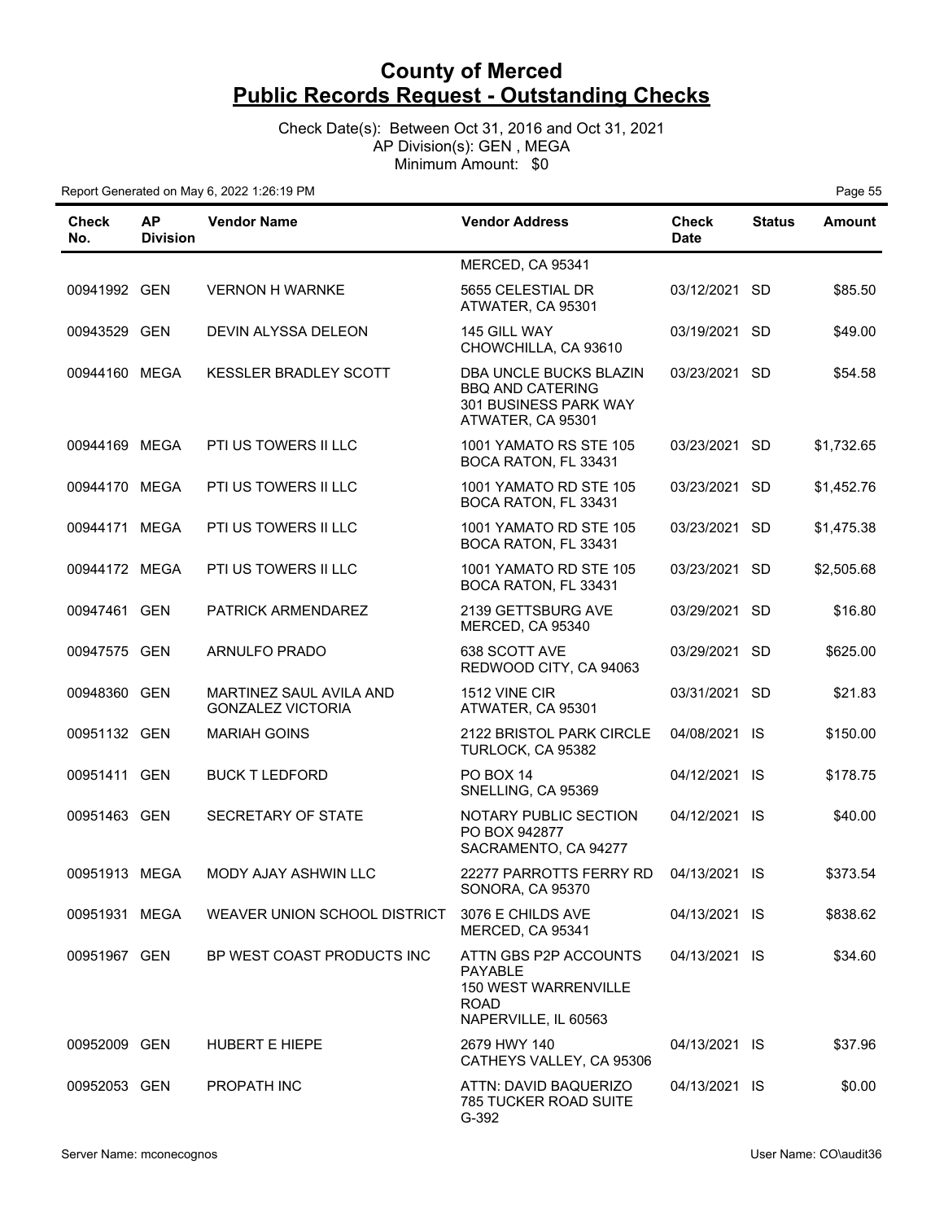# County of Merced
# Public Records Request - Outstanding Checks

Check Date(s): Between Oct 31, 2016 and Oct 31, 2021
AP Division(s): GEN , MEGA
Minimum Amount: $0

Report Generated on May 6, 2022 1:26:19 PM

| Check No. | AP Division | Vendor Name | Vendor Address | Check Date | Status | Amount |
|---|---|---|---|---|---|---|
| | | | MERCED, CA 95341 | | | |
| 00941992 | GEN | VERNON H WARNKE | 5655 CELESTIAL DR ATWATER, CA 95301 | 03/12/2021 | SD | $85.50 |
| 00943529 | GEN | DEVIN ALYSSA DELEON | 145 GILL WAY CHOWCHILLA, CA 93610 | 03/19/2021 | SD | $49.00 |
| 00944160 | MEGA | KESSLER BRADLEY SCOTT | DBA UNCLE BUCKS BLAZIN BBQ AND CATERING 301 BUSINESS PARK WAY ATWATER, CA 95301 | 03/23/2021 | SD | $54.58 |
| 00944169 | MEGA | PTI US TOWERS II LLC | 1001 YAMATO RS STE 105 BOCA RATON, FL 33431 | 03/23/2021 | SD | $1,732.65 |
| 00944170 | MEGA | PTI US TOWERS II LLC | 1001 YAMATO RD STE 105 BOCA RATON, FL 33431 | 03/23/2021 | SD | $1,452.76 |
| 00944171 | MEGA | PTI US TOWERS II LLC | 1001 YAMATO RD STE 105 BOCA RATON, FL 33431 | 03/23/2021 | SD | $1,475.38 |
| 00944172 | MEGA | PTI US TOWERS II LLC | 1001 YAMATO RD STE 105 BOCA RATON, FL 33431 | 03/23/2021 | SD | $2,505.68 |
| 00947461 | GEN | PATRICK ARMENDAREZ | 2139 GETTSBURG AVE MERCED, CA 95340 | 03/29/2021 | SD | $16.80 |
| 00947575 | GEN | ARNULFO PRADO | 638 SCOTT AVE REDWOOD CITY, CA 94063 | 03/29/2021 | SD | $625.00 |
| 00948360 | GEN | MARTINEZ SAUL AVILA AND GONZALEZ VICTORIA | 1512 VINE CIR ATWATER, CA 95301 | 03/31/2021 | SD | $21.83 |
| 00951132 | GEN | MARIAH GOINS | 2122 BRISTOL PARK CIRCLE TURLOCK, CA 95382 | 04/08/2021 | IS | $150.00 |
| 00951411 | GEN | BUCK T LEDFORD | PO BOX 14 SNELLING, CA 95369 | 04/12/2021 | IS | $178.75 |
| 00951463 | GEN | SECRETARY OF STATE | NOTARY PUBLIC SECTION PO BOX 942877 SACRAMENTO, CA 94277 | 04/12/2021 | IS | $40.00 |
| 00951913 | MEGA | MODY AJAY ASHWIN LLC | 22277 PARROTTS FERRY RD SONORA, CA 95370 | 04/13/2021 | IS | $373.54 |
| 00951931 | MEGA | WEAVER UNION SCHOOL DISTRICT | 3076 E CHILDS AVE MERCED, CA 95341 | 04/13/2021 | IS | $838.62 |
| 00951967 | GEN | BP WEST COAST PRODUCTS INC | ATTN GBS P2P ACCOUNTS PAYABLE 150 WEST WARRENVILLE ROAD NAPERVILLE, IL 60563 | 04/13/2021 | IS | $34.60 |
| 00952009 | GEN | HUBERT E HIEPE | 2679 HWY 140 CATHEYS VALLEY, CA 95306 | 04/13/2021 | IS | $37.96 |
| 00952053 | GEN | PROPATH INC | ATTN: DAVID BAQUERIZO 785 TUCKER ROAD SUITE G-392 | 04/13/2021 | IS | $0.00 |

Server Name: mconecognos

User Name: CO\audit36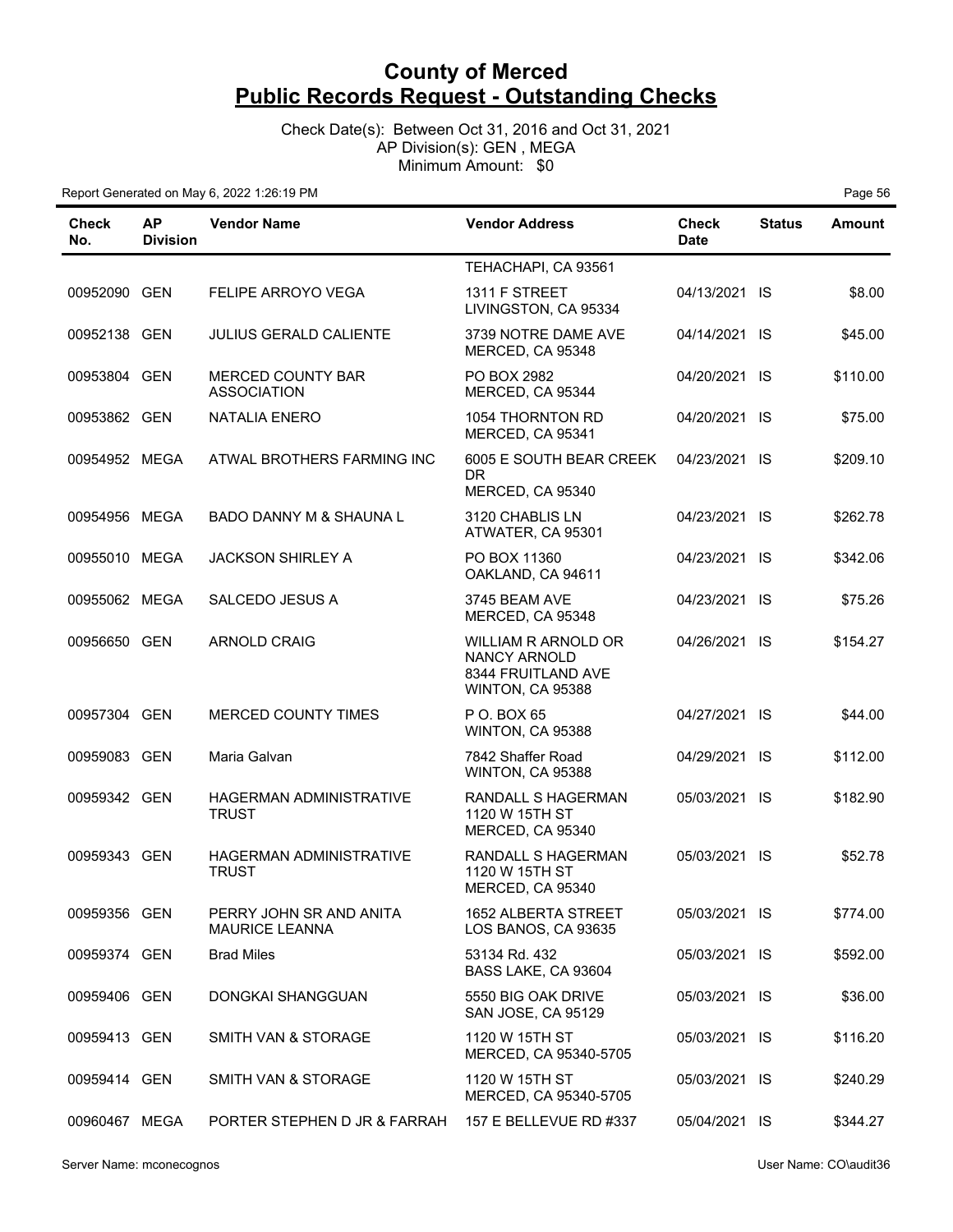# County of Merced
## Public Records Request - Outstanding Checks

Check Date(s): Between Oct 31, 2016 and Oct 31, 2021
AP Division(s): GEN , MEGA
Minimum Amount: $0

Report Generated on May 6, 2022 1:26:19 PM

| Check No. | AP Division | Vendor Name | Vendor Address | Check Date | Status | Amount |
|---|---|---|---|---|---|---|
| | | | TEHACHAPI, CA 93561 | | | |
| 00952090 | GEN | FELIPE ARROYO VEGA | 1311 F STREET LIVINGSTON, CA 95334 | 04/13/2021 | IS | $8.00 |
| 00952138 | GEN | JULIUS GERALD CALIENTE | 3739 NOTRE DAME AVE MERCED, CA 95348 | 04/14/2021 | IS | $45.00 |
| 00953804 | GEN | MERCED COUNTY BAR ASSOCIATION | PO BOX 2982 MERCED, CA 95344 | 04/20/2021 | IS | $110.00 |
| 00953862 | GEN | NATALIA ENERO | 1054 THORNTON RD MERCED, CA 95341 | 04/20/2021 | IS | $75.00 |
| 00954952 | MEGA | ATWAL BROTHERS FARMING INC | 6005 E SOUTH BEAR CREEK DR MERCED, CA 95340 | 04/23/2021 | IS | $209.10 |
| 00954956 | MEGA | BADO DANNY M & SHAUNA L | 3120 CHABLIS LN ATWATER, CA 95301 | 04/23/2021 | IS | $262.78 |
| 00955010 | MEGA | JACKSON SHIRLEY A | PO BOX 11360 OAKLAND, CA 94611 | 04/23/2021 | IS | $342.06 |
| 00955062 | MEGA | SALCEDO JESUS A | 3745 BEAM AVE MERCED, CA 95348 | 04/23/2021 | IS | $75.26 |
| 00956650 | GEN | ARNOLD CRAIG | WILLIAM R ARNOLD OR NANCY ARNOLD 8344 FRUITLAND AVE WINTON, CA 95388 | 04/26/2021 | IS | $154.27 |
| 00957304 | GEN | MERCED COUNTY TIMES | P O. BOX 65 WINTON, CA 95388 | 04/27/2021 | IS | $44.00 |
| 00959083 | GEN | Maria Galvan | 7842 Shaffer Road WINTON, CA 95388 | 04/29/2021 | IS | $112.00 |
| 00959342 | GEN | HAGERMAN ADMINISTRATIVE TRUST | RANDALL S HAGERMAN 1120 W 15TH ST MERCED, CA 95340 | 05/03/2021 | IS | $182.90 |
| 00959343 | GEN | HAGERMAN ADMINISTRATIVE TRUST | RANDALL S HAGERMAN 1120 W 15TH ST MERCED, CA 95340 | 05/03/2021 | IS | $52.78 |
| 00959356 | GEN | PERRY JOHN SR AND ANITA MAURICE LEANNA | 1652 ALBERTA STREET LOS BANOS, CA 93635 | 05/03/2021 | IS | $774.00 |
| 00959374 | GEN | Brad Miles | 53134 Rd. 432 BASS LAKE, CA 93604 | 05/03/2021 | IS | $592.00 |
| 00959406 | GEN | DONGKAI SHANGGUAN | 5550 BIG OAK DRIVE SAN JOSE, CA 95129 | 05/03/2021 | IS | $36.00 |
| 00959413 | GEN | SMITH VAN & STORAGE | 1120 W 15TH ST MERCED, CA 95340-5705 | 05/03/2021 | IS | $116.20 |
| 00959414 | GEN | SMITH VAN & STORAGE | 1120 W 15TH ST MERCED, CA 95340-5705 | 05/03/2021 | IS | $240.29 |
| 00960467 | MEGA | PORTER STEPHEN D JR & FARRAH | 157 E BELLEVUE RD #337 | 05/04/2021 | IS | $344.27 |

Server Name: mconecognos
User Name: CO\audit36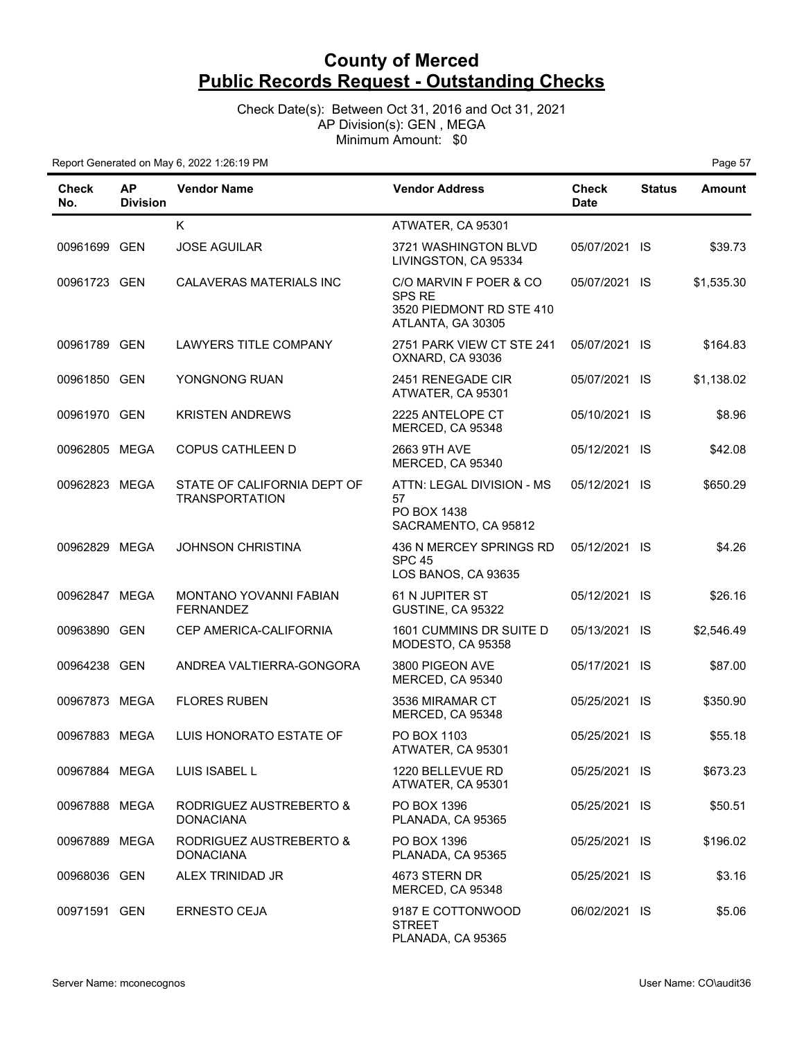# County of Merced
# Public Records Request - Outstanding Checks

Check Date(s): Between Oct 31, 2016 and Oct 31, 2021
AP Division(s): GEN , MEGA
Minimum Amount: $0

Report Generated on May 6, 2022 1:26:19 PM

| Check No. | AP Division | Vendor Name | Vendor Address | Check Date | Status | Amount |
|---|---|---|---|---|---|---|
| | | K | ATWATER, CA 95301 | | | |
| 00961699 | GEN | JOSE AGUILAR | 3721 WASHINGTON BLVD LIVINGSTON, CA 95334 | 05/07/2021 | IS | $39.73 |
| 00961723 | GEN | CALAVERAS MATERIALS INC | C/O MARVIN F POER & CO SPS RE 3520 PIEDMONT RD STE 410 ATLANTA, GA 30305 | 05/07/2021 | IS | $1,535.30 |
| 00961789 | GEN | LAWYERS TITLE COMPANY | 2751 PARK VIEW CT STE 241 OXNARD, CA 93036 | 05/07/2021 | IS | $164.83 |
| 00961850 | GEN | YONGNONG RUAN | 2451 RENEGADE CIR ATWATER, CA 95301 | 05/07/2021 | IS | $1,138.02 |
| 00961970 | GEN | KRISTEN ANDREWS | 2225 ANTELOPE CT MERCED, CA 95348 | 05/10/2021 | IS | $8.96 |
| 00962805 | MEGA | COPUS CATHLEEN D | 2663 9TH AVE MERCED, CA 95340 | 05/12/2021 | IS | $42.08 |
| 00962823 | MEGA | STATE OF CALIFORNIA DEPT OF TRANSPORTATION | ATTN: LEGAL DIVISION - MS 57 PO BOX 1438 SACRAMENTO, CA 95812 | 05/12/2021 | IS | $650.29 |
| 00962829 | MEGA | JOHNSON CHRISTINA | 436 N MERCEY SPRINGS RD SPC 45 LOS BANOS, CA 93635 | 05/12/2021 | IS | $4.26 |
| 00962847 | MEGA | MONTANO YOVANNI FABIAN FERNANDEZ | 61 N JUPITER ST GUSTINE, CA 95322 | 05/12/2021 | IS | $26.16 |
| 00963890 | GEN | CEP AMERICA-CALIFORNIA | 1601 CUMMINS DR SUITE D MODESTO, CA 95358 | 05/13/2021 | IS | $2,546.49 |
| 00964238 | GEN | ANDREA VALTIERRA-GONGORA | 3800 PIGEON AVE MERCED, CA 95340 | 05/17/2021 | IS | $87.00 |
| 00967873 | MEGA | FLORES RUBEN | 3536 MIRAMAR CT MERCED, CA 95348 | 05/25/2021 | IS | $350.90 |
| 00967883 | MEGA | LUIS HONORATO ESTATE OF | PO BOX 1103 ATWATER, CA 95301 | 05/25/2021 | IS | $55.18 |
| 00967884 | MEGA | LUIS ISABEL L | 1220 BELLEVUE RD ATWATER, CA 95301 | 05/25/2021 | IS | $673.23 |
| 00967888 | MEGA | RODRIGUEZ AUSTREBERTO & DONACIANA | PO BOX 1396 PLANADA, CA 95365 | 05/25/2021 | IS | $50.51 |
| 00967889 | MEGA | RODRIGUEZ AUSTREBERTO & DONACIANA | PO BOX 1396 PLANADA, CA 95365 | 05/25/2021 | IS | $196.02 |
| 00968036 | GEN | ALEX TRINIDAD JR | 4673 STERN DR MERCED, CA 95348 | 05/25/2021 | IS | $3.16 |
| 00971591 | GEN | ERNESTO CEJA | 9187 E COTTONWOOD STREET PLANADA, CA 95365 | 06/02/2021 | IS | $5.06 |

Server Name: mconecognos

User Name: CO\audit36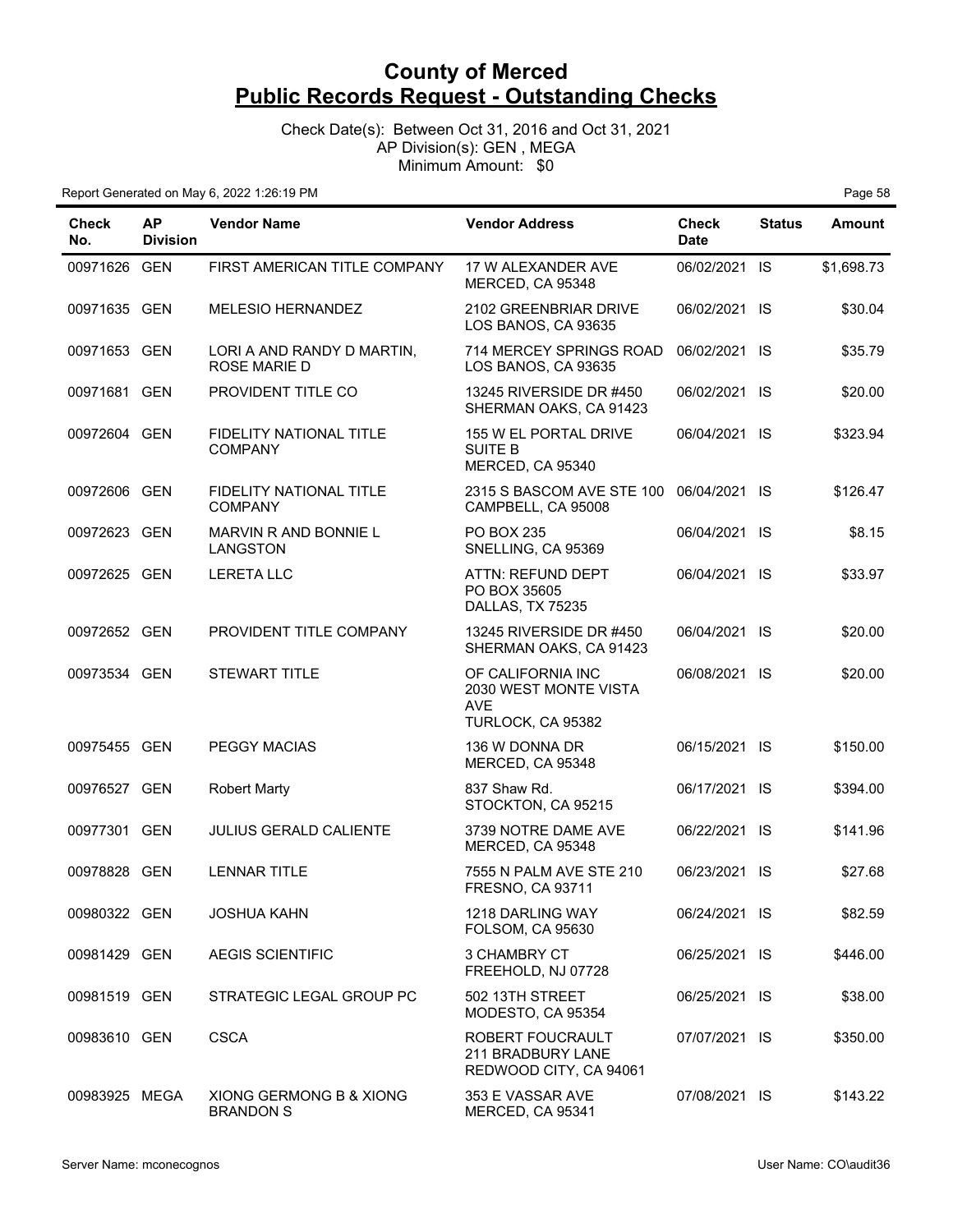# County of Merced
# Public Records Request - Outstanding Checks

Check Date(s): Between Oct 31, 2016 and Oct 31, 2021
AP Division(s): GEN , MEGA
Minimum Amount: $0

Report Generated on May 6, 2022 1:26:19 PM

| Check No. | AP Division | Vendor Name | Vendor Address | Check Date | Status | Amount |
|---|---|---|---|---|---|---|
| 00971626 | GEN | FIRST AMERICAN TITLE COMPANY | 17 W ALEXANDER AVE MERCED, CA 95348 | 06/02/2021 | IS | $1,698.73 |
| 00971635 | GEN | MELESIO HERNANDEZ | 2102 GREENBRIAR DRIVE LOS BANOS, CA 93635 | 06/02/2021 | IS | $30.04 |
| 00971653 | GEN | LORI A AND RANDY D MARTIN, ROSE MARIE D | 714 MERCEY SPRINGS ROAD LOS BANOS, CA 93635 | 06/02/2021 | IS | $35.79 |
| 00971681 | GEN | PROVIDENT TITLE CO | 13245 RIVERSIDE DR #450 SHERMAN OAKS, CA 91423 | 06/02/2021 | IS | $20.00 |
| 00972604 | GEN | FIDELITY NATIONAL TITLE COMPANY | 155 W EL PORTAL DRIVE SUITE B MERCED, CA 95340 | 06/04/2021 | IS | $323.94 |
| 00972606 | GEN | FIDELITY NATIONAL TITLE COMPANY | 2315 S BASCOM AVE STE 100 CAMPBELL, CA 95008 | 06/04/2021 | IS | $126.47 |
| 00972623 | GEN | MARVIN R AND BONNIE L LANGSTON | PO BOX 235 SNELLING, CA 95369 | 06/04/2021 | IS | $8.15 |
| 00972625 | GEN | LERETA LLC | ATTN: REFUND DEPT PO BOX 35605 DALLAS, TX 75235 | 06/04/2021 | IS | $33.97 |
| 00972652 | GEN | PROVIDENT TITLE COMPANY | 13245 RIVERSIDE DR #450 SHERMAN OAKS, CA 91423 | 06/04/2021 | IS | $20.00 |
| 00973534 | GEN | STEWART TITLE | OF CALIFORNIA INC 2030 WEST MONTE VISTA AVE TURLOCK, CA 95382 | 06/08/2021 | IS | $20.00 |
| 00975455 | GEN | PEGGY MACIAS | 136 W DONNA DR MERCED, CA 95348 | 06/15/2021 | IS | $150.00 |
| 00976527 | GEN | Robert Marty | 837 Shaw Rd. STOCKTON, CA 95215 | 06/17/2021 | IS | $394.00 |
| 00977301 | GEN | JULIUS GERALD CALIENTE | 3739 NOTRE DAME AVE MERCED, CA 95348 | 06/22/2021 | IS | $141.96 |
| 00978828 | GEN | LENNAR TITLE | 7555 N PALM AVE STE 210 FRESNO, CA 93711 | 06/23/2021 | IS | $27.68 |
| 00980322 | GEN | JOSHUA KAHN | 1218 DARLING WAY FOLSOM, CA 95630 | 06/24/2021 | IS | $82.59 |
| 00981429 | GEN | AEGIS SCIENTIFIC | 3 CHAMBRY CT FREEHOLD, NJ 07728 | 06/25/2021 | IS | $446.00 |
| 00981519 | GEN | STRATEGIC LEGAL GROUP PC | 502 13TH STREET MODESTO, CA 95354 | 06/25/2021 | IS | $38.00 |
| 00983610 | GEN | CSCA | ROBERT FOUCRAULT 211 BRADBURY LANE REDWOOD CITY, CA 94061 | 07/07/2021 | IS | $350.00 |
| 00983925 | MEGA | XIONG GERMONG B & XIONG BRANDON S | 353 E VASSAR AVE MERCED, CA 95341 | 07/08/2021 | IS | $143.22 |

Server Name: mconecognos

User Name: CO\audit36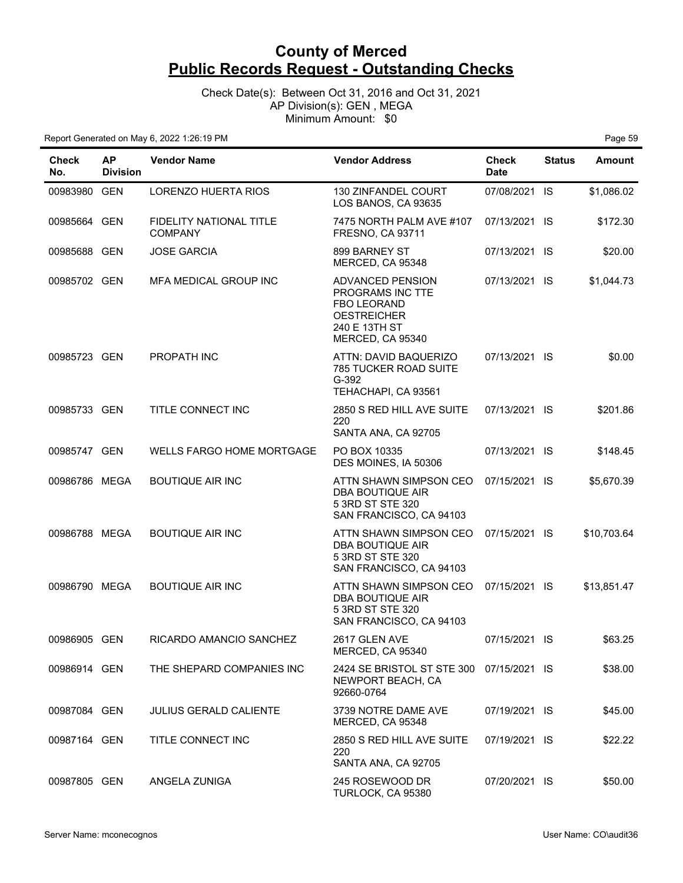# County of Merced
## Public Records Request - Outstanding Checks

Check Date(s): Between Oct 31, 2016 and Oct 31, 2021
AP Division(s): GEN , MEGA
Minimum Amount: $0

Report Generated on May 6, 2022 1:26:19 PM

| Check No. | AP Division | Vendor Name | Vendor Address | Check Date | Status | Amount |
|---|---|---|---|---|---|---|
| 00983980 | GEN | LORENZO HUERTA RIOS | 130 ZINFANDEL COURT LOS BANOS, CA 93635 | 07/08/2021 | IS | $1,086.02 |
| 00985664 | GEN | FIDELITY NATIONAL TITLE COMPANY | 7475 NORTH PALM AVE #107 FRESNO, CA 93711 | 07/13/2021 | IS | $172.30 |
| 00985688 | GEN | JOSE GARCIA | 899 BARNEY ST MERCED, CA 95348 | 07/13/2021 | IS | $20.00 |
| 00985702 | GEN | MFA MEDICAL GROUP INC | ADVANCED PENSION PROGRAMS INC TTE FBO LEORAND OESTREICHER 240 E 13TH ST MERCED, CA 95340 | 07/13/2021 | IS | $1,044.73 |
| 00985723 | GEN | PROPATH INC | ATTN: DAVID BAQUERIZO 785 TUCKER ROAD SUITE G-392 TEHACHAPI, CA 93561 | 07/13/2021 | IS | $0.00 |
| 00985733 | GEN | TITLE CONNECT INC | 2850 S RED HILL AVE SUITE 220 SANTA ANA, CA 92705 | 07/13/2021 | IS | $201.86 |
| 00985747 | GEN | WELLS FARGO HOME MORTGAGE | PO BOX 10335 DES MOINES, IA 50306 | 07/13/2021 | IS | $148.45 |
| 00986786 | MEGA | BOUTIQUE AIR INC | ATTN SHAWN SIMPSON CEO DBA BOUTIQUE AIR 5 3RD ST STE 320 SAN FRANCISCO, CA 94103 | 07/15/2021 | IS | $5,670.39 |
| 00986788 | MEGA | BOUTIQUE AIR INC | ATTN SHAWN SIMPSON CEO DBA BOUTIQUE AIR 5 3RD ST STE 320 SAN FRANCISCO, CA 94103 | 07/15/2021 | IS | $10,703.64 |
| 00986790 | MEGA | BOUTIQUE AIR INC | ATTN SHAWN SIMPSON CEO DBA BOUTIQUE AIR 5 3RD ST STE 320 SAN FRANCISCO, CA 94103 | 07/15/2021 | IS | $13,851.47 |
| 00986905 | GEN | RICARDO AMANCIO SANCHEZ | 2617 GLEN AVE MERCED, CA 95340 | 07/15/2021 | IS | $63.25 |
| 00986914 | GEN | THE SHEPARD COMPANIES INC | 2424 SE BRISTOL ST STE 300 NEWPORT BEACH, CA 92660-0764 | 07/15/2021 | IS | $38.00 |
| 00987084 | GEN | JULIUS GERALD CALIENTE | 3739 NOTRE DAME AVE MERCED, CA 95348 | 07/19/2021 | IS | $45.00 |
| 00987164 | GEN | TITLE CONNECT INC | 2850 S RED HILL AVE SUITE 220 SANTA ANA, CA 92705 | 07/19/2021 | IS | $22.22 |
| 00987805 | GEN | ANGELA ZUNIGA | 245 ROSEWOOD DR TURLOCK, CA 95380 | 07/20/2021 | IS | $50.00 |

Server Name: mconecognos | User Name: CO\audit36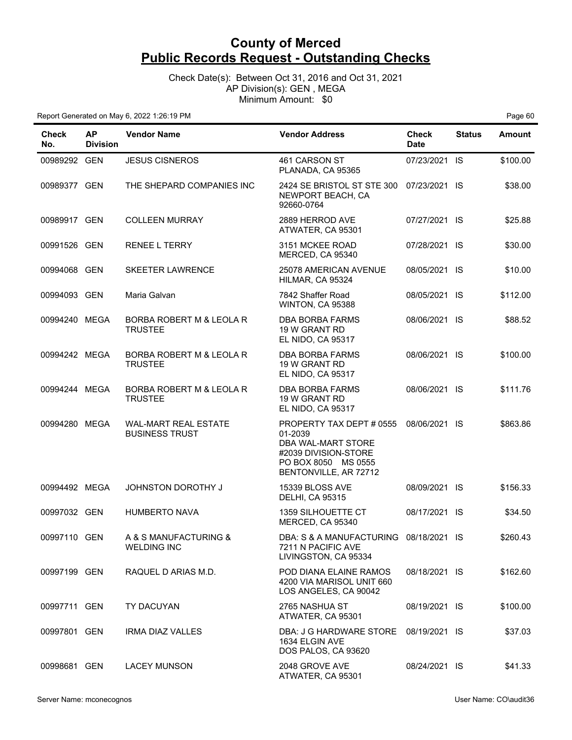# County of Merced
## Public Records Request - Outstanding Checks

Check Date(s): Between Oct 31, 2016 and Oct 31, 2021
AP Division(s): GEN , MEGA
Minimum Amount: $0

Report Generated on May 6, 2022 1:26:19 PM

| Check No. | AP Division | Vendor Name | Vendor Address | Check Date | Status | Amount |
|---|---|---|---|---|---|---|
| 00989292 | GEN | JESUS CISNEROS | 461 CARSON ST PLANADA, CA 95365 | 07/23/2021 | IS | $100.00 |
| 00989377 | GEN | THE SHEPARD COMPANIES INC | 2424 SE BRISTOL ST STE 300 NEWPORT BEACH, CA 92660-0764 | 07/23/2021 | IS | $38.00 |
| 00989917 | GEN | COLLEEN MURRAY | 2889 HERROD AVE ATWATER, CA 95301 | 07/27/2021 | IS | $25.88 |
| 00991526 | GEN | RENEE L TERRY | 3151 MCKEE ROAD MERCED, CA 95340 | 07/28/2021 | IS | $30.00 |
| 00994068 | GEN | SKEETER LAWRENCE | 25078 AMERICAN AVENUE HILMAR, CA 95324 | 08/05/2021 | IS | $10.00 |
| 00994093 | GEN | Maria Galvan | 7842 Shaffer Road WINTON, CA 95388 | 08/05/2021 | IS | $112.00 |
| 00994240 | MEGA | BORBA ROBERT M & LEOLA R TRUSTEE | DBA BORBA FARMS 19 W GRANT RD EL NIDO, CA 95317 | 08/06/2021 | IS | $88.52 |
| 00994242 | MEGA | BORBA ROBERT M & LEOLA R TRUSTEE | DBA BORBA FARMS 19 W GRANT RD EL NIDO, CA 95317 | 08/06/2021 | IS | $100.00 |
| 00994244 | MEGA | BORBA ROBERT M & LEOLA R TRUSTEE | DBA BORBA FARMS 19 W GRANT RD EL NIDO, CA 95317 | 08/06/2021 | IS | $111.76 |
| 00994280 | MEGA | WAL-MART REAL ESTATE BUSINESS TRUST | PROPERTY TAX DEPT # 0555 01-2039 DBA WAL-MART STORE #2039 DIVISION-STORE PO BOX 8050 MS 0555 BENTONVILLE, AR 72712 | 08/06/2021 | IS | $863.86 |
| 00994492 | MEGA | JOHNSTON DOROTHY J | 15339 BLOSS AVE DELHI, CA 95315 | 08/09/2021 | IS | $156.33 |
| 00997032 | GEN | HUMBERTO NAVA | 1359 SILHOUETTE CT MERCED, CA 95340 | 08/17/2021 | IS | $34.50 |
| 00997110 | GEN | A & S MANUFACTURING & WELDING INC | DBA: S & A MANUFACTURING 7211 N PACIFIC AVE LIVINGSTON, CA 95334 | 08/18/2021 | IS | $260.43 |
| 00997199 | GEN | RAQUEL D ARIAS M.D. | POD DIANA ELAINE RAMOS 4200 VIA MARISOL UNIT 660 LOS ANGELES, CA 90042 | 08/18/2021 | IS | $162.60 |
| 00997711 | GEN | TY DACUYAN | 2765 NASHUA ST ATWATER, CA 95301 | 08/19/2021 | IS | $100.00 |
| 00997801 | GEN | IRMA DIAZ VALLES | DBA: J G HARDWARE STORE 1634 ELGIN AVE DOS PALOS, CA 93620 | 08/19/2021 | IS | $37.03 |
| 00998681 | GEN | LACEY MUNSON | 2048 GROVE AVE ATWATER, CA 95301 | 08/24/2021 | IS | $41.33 |

Server Name: mconecognos

User Name: CO\audit36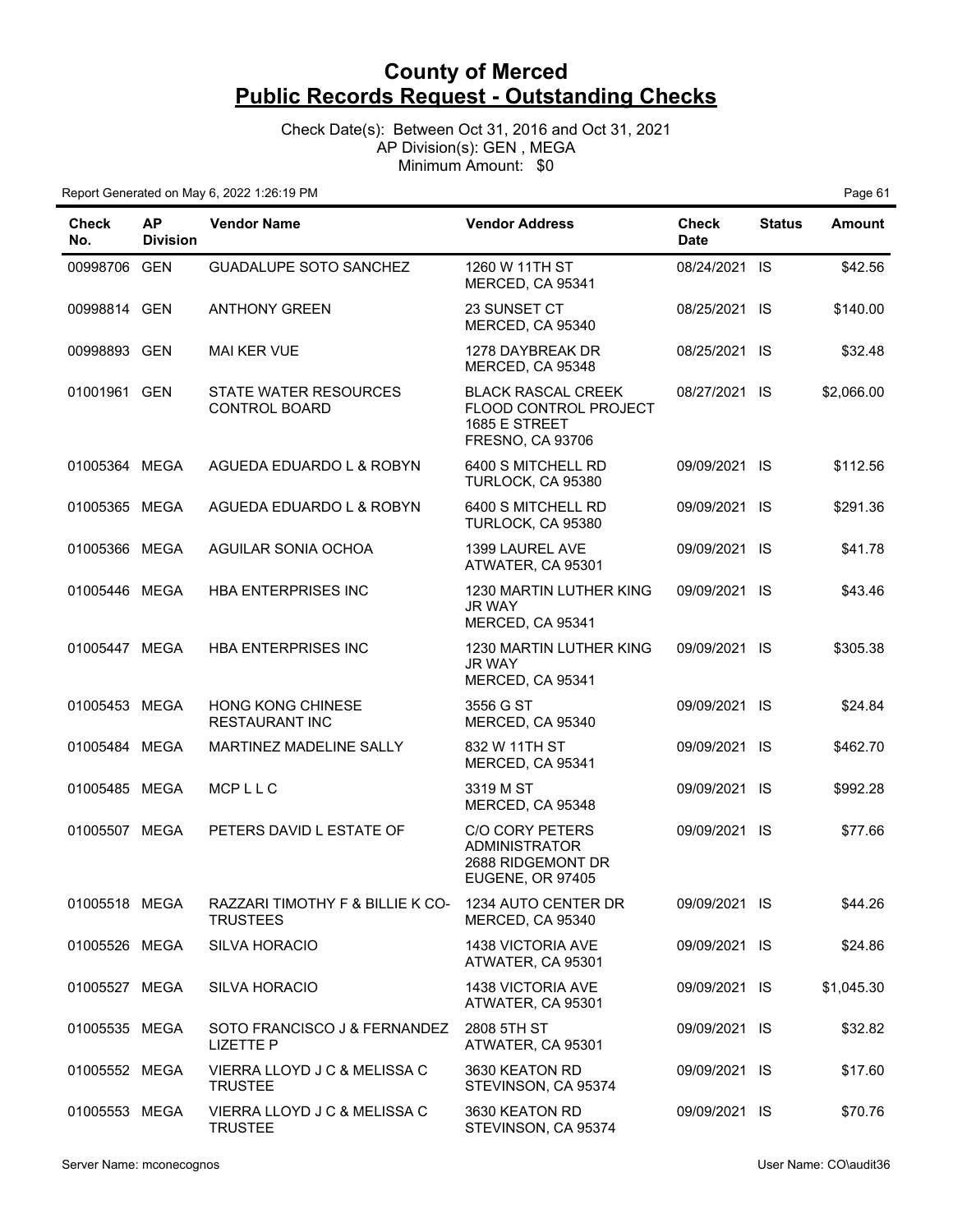# County of Merced
## Public Records Request - Outstanding Checks

Check Date(s): Between Oct 31, 2016 and Oct 31, 2021
AP Division(s): GEN , MEGA
Minimum Amount: $0

Report Generated on May 6, 2022 1:26:19 PM

| Check No. | AP Division | Vendor Name | Vendor Address | Check Date | Status | Amount |
|---|---|---|---|---|---|---|
| 00998706 | GEN | GUADALUPE SOTO SANCHEZ | 1260 W 11TH ST MERCED, CA 95341 | 08/24/2021 | IS | $42.56 |
| 00998814 | GEN | ANTHONY GREEN | 23 SUNSET CT MERCED, CA 95340 | 08/25/2021 | IS | $140.00 |
| 00998893 | GEN | MAI KER VUE | 1278 DAYBREAK DR MERCED, CA 95348 | 08/25/2021 | IS | $32.48 |
| 01001961 | GEN | STATE WATER RESOURCES CONTROL BOARD | BLACK RASCAL CREEK FLOOD CONTROL PROJECT 1685 E STREET FRESNO, CA 93706 | 08/27/2021 | IS | $2,066.00 |
| 01005364 | MEGA | AGUEDA EDUARDO L & ROBYN | 6400 S MITCHELL RD TURLOCK, CA 95380 | 09/09/2021 | IS | $112.56 |
| 01005365 | MEGA | AGUEDA EDUARDO L & ROBYN | 6400 S MITCHELL RD TURLOCK, CA 95380 | 09/09/2021 | IS | $291.36 |
| 01005366 | MEGA | AGUILAR SONIA OCHOA | 1399 LAUREL AVE ATWATER, CA 95301 | 09/09/2021 | IS | $41.78 |
| 01005446 | MEGA | HBA ENTERPRISES INC | 1230 MARTIN LUTHER KING JR WAY MERCED, CA 95341 | 09/09/2021 | IS | $43.46 |
| 01005447 | MEGA | HBA ENTERPRISES INC | 1230 MARTIN LUTHER KING JR WAY MERCED, CA 95341 | 09/09/2021 | IS | $305.38 |
| 01005453 | MEGA | HONG KONG CHINESE RESTAURANT INC | 3556 G ST MERCED, CA 95340 | 09/09/2021 | IS | $24.84 |
| 01005484 | MEGA | MARTINEZ MADELINE SALLY | 832 W 11TH ST MERCED, CA 95341 | 09/09/2021 | IS | $462.70 |
| 01005485 | MEGA | MCP L L C | 3319 M ST MERCED, CA 95348 | 09/09/2021 | IS | $992.28 |
| 01005507 | MEGA | PETERS DAVID L ESTATE OF | C/O CORY PETERS ADMINISTRATOR 2688 RIDGEMONT DR EUGENE, OR 97405 | 09/09/2021 | IS | $77.66 |
| 01005518 | MEGA | RAZZARI TIMOTHY F & BILLIE K CO-TRUSTEES | 1234 AUTO CENTER DR MERCED, CA 95340 | 09/09/2021 | IS | $44.26 |
| 01005526 | MEGA | SILVA HORACIO | 1438 VICTORIA AVE ATWATER, CA 95301 | 09/09/2021 | IS | $24.86 |
| 01005527 | MEGA | SILVA HORACIO | 1438 VICTORIA AVE ATWATER, CA 95301 | 09/09/2021 | IS | $1,045.30 |
| 01005535 | MEGA | SOTO FRANCISCO J & FERNANDEZ LIZETTE P | 2808 5TH ST ATWATER, CA 95301 | 09/09/2021 | IS | $32.82 |
| 01005552 | MEGA | VIERRA LLOYD J C & MELISSA C TRUSTEE | 3630 KEATON RD STEVINSON, CA 95374 | 09/09/2021 | IS | $17.60 |
| 01005553 | MEGA | VIERRA LLOYD J C & MELISSA C TRUSTEE | 3630 KEATON RD STEVINSON, CA 95374 | 09/09/2021 | IS | $70.76 |

Server Name: mconecognos

User Name: CO\audit36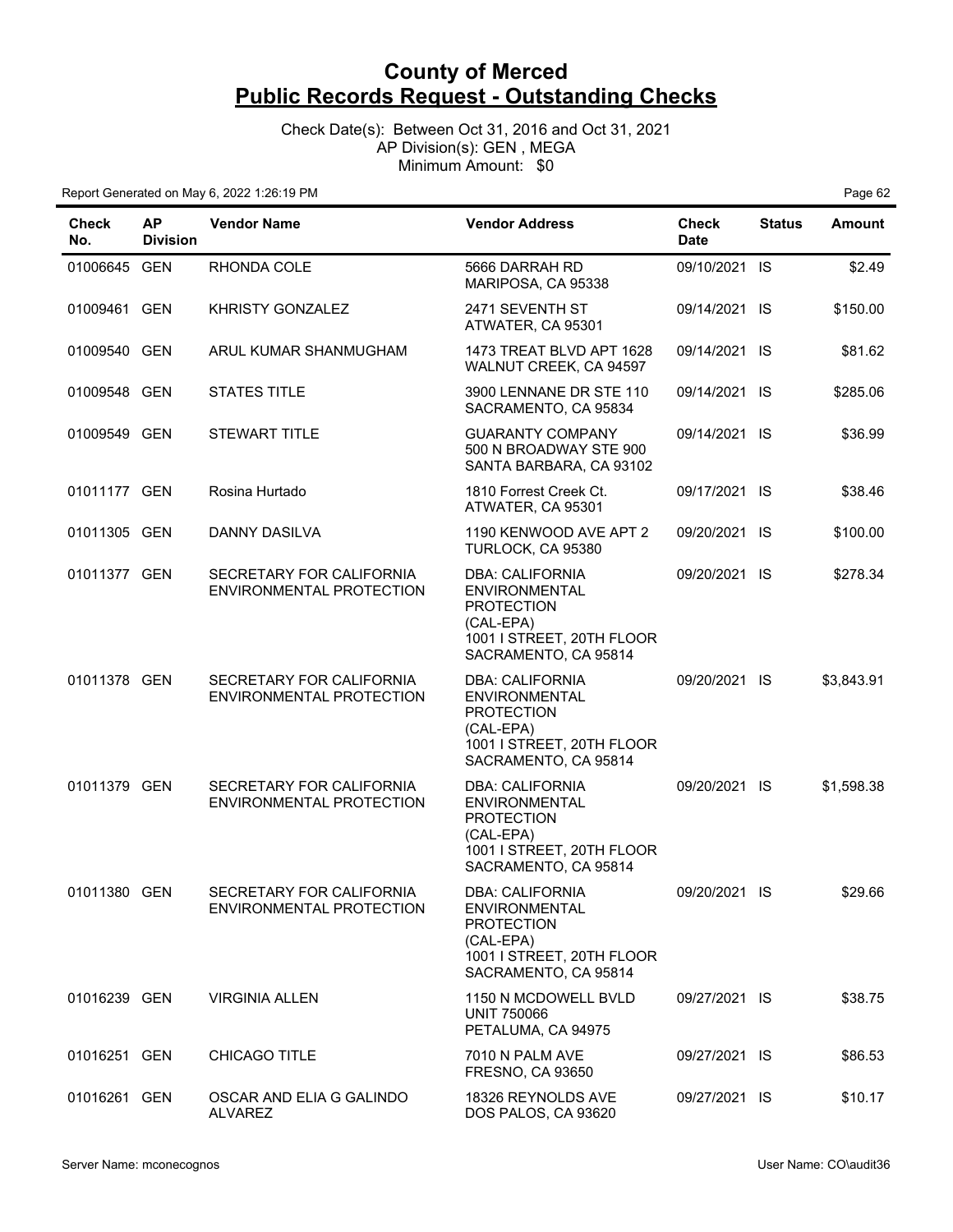# County of Merced

## Public Records Request - Outstanding Checks

Check Date(s): Between Oct 31, 2016 and Oct 31, 2021
AP Division(s): GEN , MEGA
Minimum Amount: $0

Report Generated on May 6, 2022 1:26:19 PM

| Check No. | AP Division | Vendor Name | Vendor Address | Check Date | Status | Amount |
|---|---|---|---|---|---|---|
| 01006645 | GEN | RHONDA COLE | 5666 DARRAH RD MARIPOSA, CA 95338 | 09/10/2021 | IS | $2.49 |
| 01009461 | GEN | KHRISTY GONZALEZ | 2471 SEVENTH ST ATWATER, CA 95301 | 09/14/2021 | IS | $150.00 |
| 01009540 | GEN | ARUL KUMAR SHANMUGHAM | 1473 TREAT BLVD APT 1628 WALNUT CREEK, CA 94597 | 09/14/2021 | IS | $81.62 |
| 01009548 | GEN | STATES TITLE | 3900 LENNANE DR STE 110 SACRAMENTO, CA 95834 | 09/14/2021 | IS | $285.06 |
| 01009549 | GEN | STEWART TITLE | GUARANTY COMPANY 500 N BROADWAY STE 900 SANTA BARBARA, CA 93102 | 09/14/2021 | IS | $36.99 |
| 01011177 | GEN | Rosina Hurtado | 1810 Forrest Creek Ct. ATWATER, CA 95301 | 09/17/2021 | IS | $38.46 |
| 01011305 | GEN | DANNY DASILVA | 1190 KENWOOD AVE APT 2 TURLOCK, CA 95380 | 09/20/2021 | IS | $100.00 |
| 01011377 | GEN | SECRETARY FOR CALIFORNIA ENVIRONMENTAL PROTECTION | DBA: CALIFORNIA ENVIRONMENTAL PROTECTION (CAL-EPA) 1001 I STREET, 20TH FLOOR SACRAMENTO, CA 95814 | 09/20/2021 | IS | $278.34 |
| 01011378 | GEN | SECRETARY FOR CALIFORNIA ENVIRONMENTAL PROTECTION | DBA: CALIFORNIA ENVIRONMENTAL PROTECTION (CAL-EPA) 1001 I STREET, 20TH FLOOR SACRAMENTO, CA 95814 | 09/20/2021 | IS | $3,843.91 |
| 01011379 | GEN | SECRETARY FOR CALIFORNIA ENVIRONMENTAL PROTECTION | DBA: CALIFORNIA ENVIRONMENTAL PROTECTION (CAL-EPA) 1001 I STREET, 20TH FLOOR SACRAMENTO, CA 95814 | 09/20/2021 | IS | $1,598.38 |
| 01011380 | GEN | SECRETARY FOR CALIFORNIA ENVIRONMENTAL PROTECTION | DBA: CALIFORNIA ENVIRONMENTAL PROTECTION (CAL-EPA) 1001 I STREET, 20TH FLOOR SACRAMENTO, CA 95814 | 09/20/2021 | IS | $29.66 |
| 01016239 | GEN | VIRGINIA ALLEN | 1150 N MCDOWELL BVLD UNIT 750066 PETALUMA, CA 94975 | 09/27/2021 | IS | $38.75 |
| 01016251 | GEN | CHICAGO TITLE | 7010 N PALM AVE FRESNO, CA 93650 | 09/27/2021 | IS | $86.53 |
| 01016261 | GEN | OSCAR AND ELIA G GALINDO ALVAREZ | 18326 REYNOLDS AVE DOS PALOS, CA 93620 | 09/27/2021 | IS | $10.17 |

Server Name: mconecognos

User Name: CO\audit36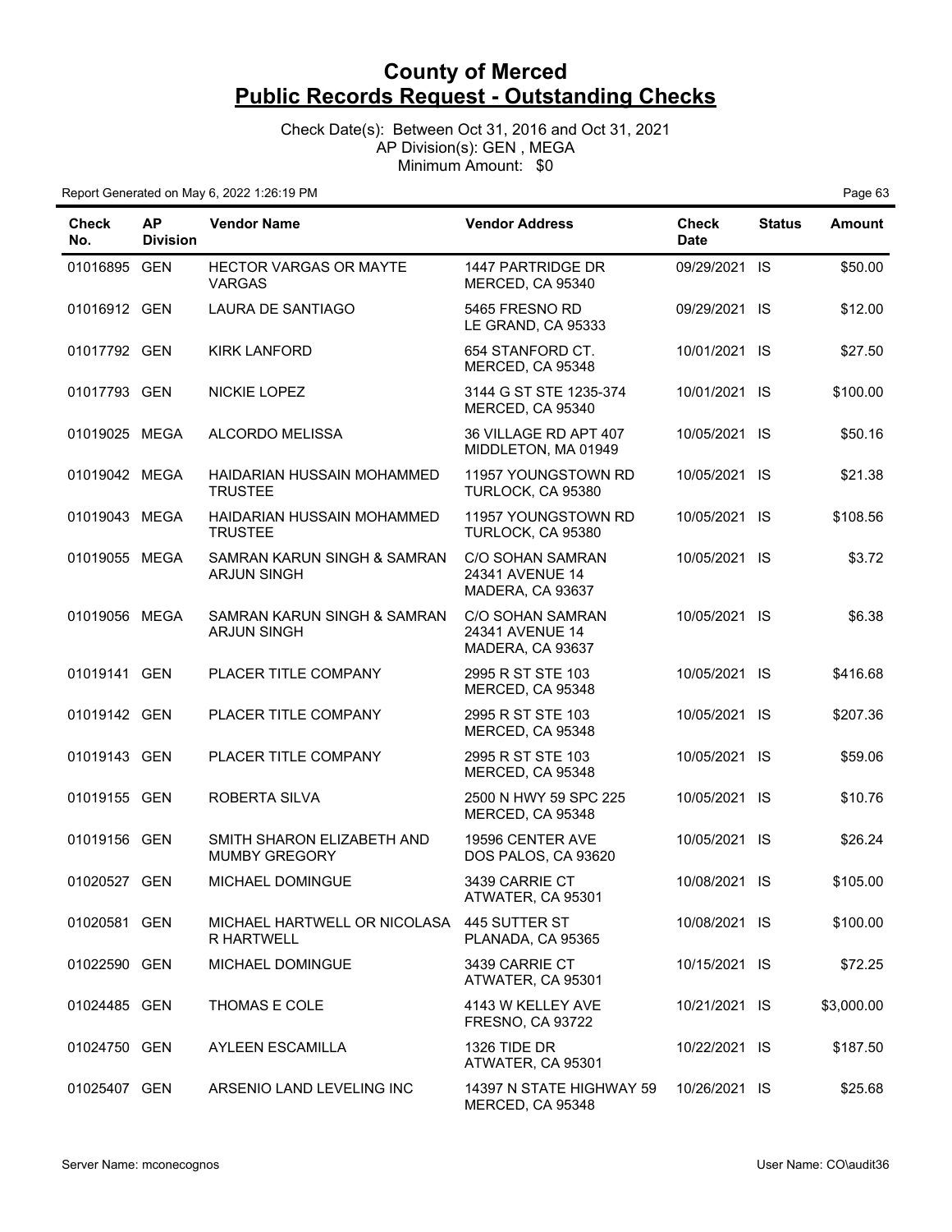# County of Merced
## Public Records Request - Outstanding Checks

Check Date(s): Between Oct 31, 2016 and Oct 31, 2021
AP Division(s): GEN , MEGA
Minimum Amount: $0

Report Generated on May 6, 2022 1:26:19 PM

| Check No. | AP Division | Vendor Name | Vendor Address | Check Date | Status | Amount |
|---|---|---|---|---|---|---|
| 01016895 | GEN | HECTOR VARGAS OR MAYTE VARGAS | 1447 PARTRIDGE DR MERCED, CA 95340 | 09/29/2021 | IS | $50.00 |
| 01016912 | GEN | LAURA DE SANTIAGO | 5465 FRESNO RD LE GRAND, CA 95333 | 09/29/2021 | IS | $12.00 |
| 01017792 | GEN | KIRK LANFORD | 654 STANFORD CT. MERCED, CA 95348 | 10/01/2021 | IS | $27.50 |
| 01017793 | GEN | NICKIE LOPEZ | 3144 G ST STE 1235-374 MERCED, CA 95340 | 10/01/2021 | IS | $100.00 |
| 01019025 | MEGA | ALCORDO MELISSA | 36 VILLAGE RD APT 407 MIDDLETON, MA 01949 | 10/05/2021 | IS | $50.16 |
| 01019042 | MEGA | HAIDARIAN HUSSAIN MOHAMMED TRUSTEE | 11957 YOUNGSTOWN RD TURLOCK, CA 95380 | 10/05/2021 | IS | $21.38 |
| 01019043 | MEGA | HAIDARIAN HUSSAIN MOHAMMED TRUSTEE | 11957 YOUNGSTOWN RD TURLOCK, CA 95380 | 10/05/2021 | IS | $108.56 |
| 01019055 | MEGA | SAMRAN KARUN SINGH & SAMRAN ARJUN SINGH | C/O SOHAN SAMRAN 24341 AVENUE 14 MADERA, CA 93637 | 10/05/2021 | IS | $3.72 |
| 01019056 | MEGA | SAMRAN KARUN SINGH & SAMRAN ARJUN SINGH | C/O SOHAN SAMRAN 24341 AVENUE 14 MADERA, CA 93637 | 10/05/2021 | IS | $6.38 |
| 01019141 | GEN | PLACER TITLE COMPANY | 2995 R ST STE 103 MERCED, CA 95348 | 10/05/2021 | IS | $416.68 |
| 01019142 | GEN | PLACER TITLE COMPANY | 2995 R ST STE 103 MERCED, CA 95348 | 10/05/2021 | IS | $207.36 |
| 01019143 | GEN | PLACER TITLE COMPANY | 2995 R ST STE 103 MERCED, CA 95348 | 10/05/2021 | IS | $59.06 |
| 01019155 | GEN | ROBERTA SILVA | 2500 N HWY 59 SPC 225 MERCED, CA 95348 | 10/05/2021 | IS | $10.76 |
| 01019156 | GEN | SMITH SHARON ELIZABETH AND MUMBY GREGORY | 19596 CENTER AVE DOS PALOS, CA 93620 | 10/05/2021 | IS | $26.24 |
| 01020527 | GEN | MICHAEL DOMINGUE | 3439 CARRIE CT ATWATER, CA 95301 | 10/08/2021 | IS | $105.00 |
| 01020581 | GEN | MICHAEL HARTWELL OR NICOLASA R HARTWELL | 445 SUTTER ST PLANADA, CA 95365 | 10/08/2021 | IS | $100.00 |
| 01022590 | GEN | MICHAEL DOMINGUE | 3439 CARRIE CT ATWATER, CA 95301 | 10/15/2021 | IS | $72.25 |
| 01024485 | GEN | THOMAS E COLE | 4143 W KELLEY AVE FRESNO, CA 93722 | 10/21/2021 | IS | $3,000.00 |
| 01024750 | GEN | AYLEEN ESCAMILLA | 1326 TIDE DR ATWATER, CA 95301 | 10/22/2021 | IS | $187.50 |
| 01025407 | GEN | ARSENIO LAND LEVELING INC | 14397 N STATE HIGHWAY 59 MERCED, CA 95348 | 10/26/2021 | IS | $25.68 |

Server Name: mconecognos

User Name: CO\audit36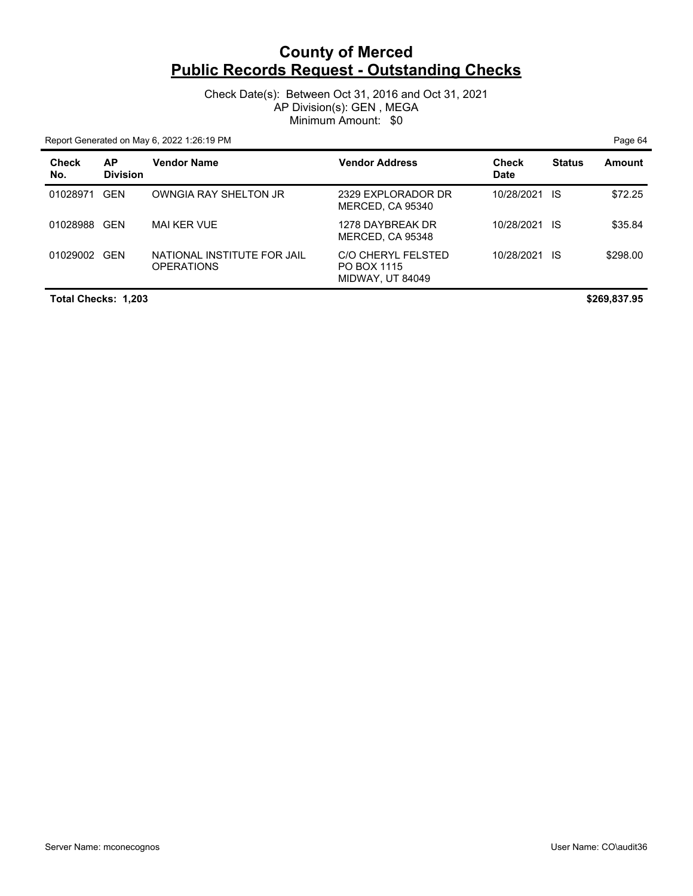# County of Merced
## Public Records Request - Outstanding Checks

Check Date(s): Between Oct 31, 2016 and Oct 31, 2021
AP Division(s): GEN , MEGA
Minimum Amount: $0

Report Generated on May 6, 2022 1:26:19 PM

| Check No. | AP Division | Vendor Name | Vendor Address | Check Date | Status | Amount |
|---|---|---|---|---|---|---|
| 01028971 | GEN | OWNGIA RAY SHELTON JR | 2329 EXPLORADOR DR MERCED, CA 95340 | 10/28/2021 | IS | $72.25 |
| 01028988 | GEN | MAI KER VUE | 1278 DAYBREAK DR MERCED, CA 95348 | 10/28/2021 | IS | $35.84 |
| 01029002 | GEN | NATIONAL INSTITUTE FOR JAIL OPERATIONS | C/O CHERYL FELSTED PO BOX 1115 MIDWAY, UT 84049 | 10/28/2021 | IS | $298.00 |

**Total Checks: 1,203** **$269,837.95**

Server Name: mconecognos User Name: CO\audit36